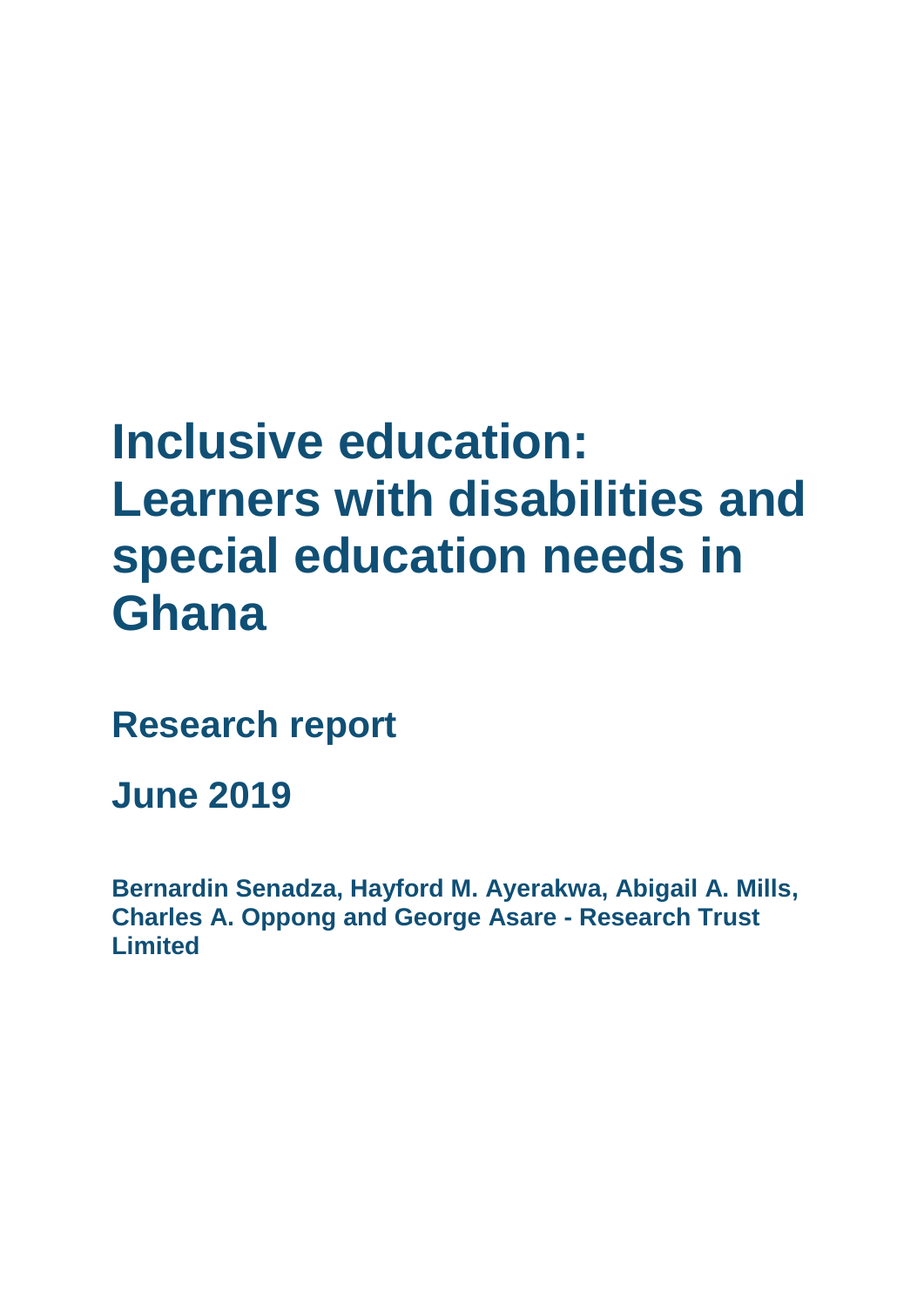# Inclusive education: Learners with disabilities and special education needs in Ghana

## Research report

## June 2019

**Bernardin Senadza, Hayford M. Ayerakwa, Abigail A. Mills, Charles A. Oppong and George Asare - Research Trust Limited**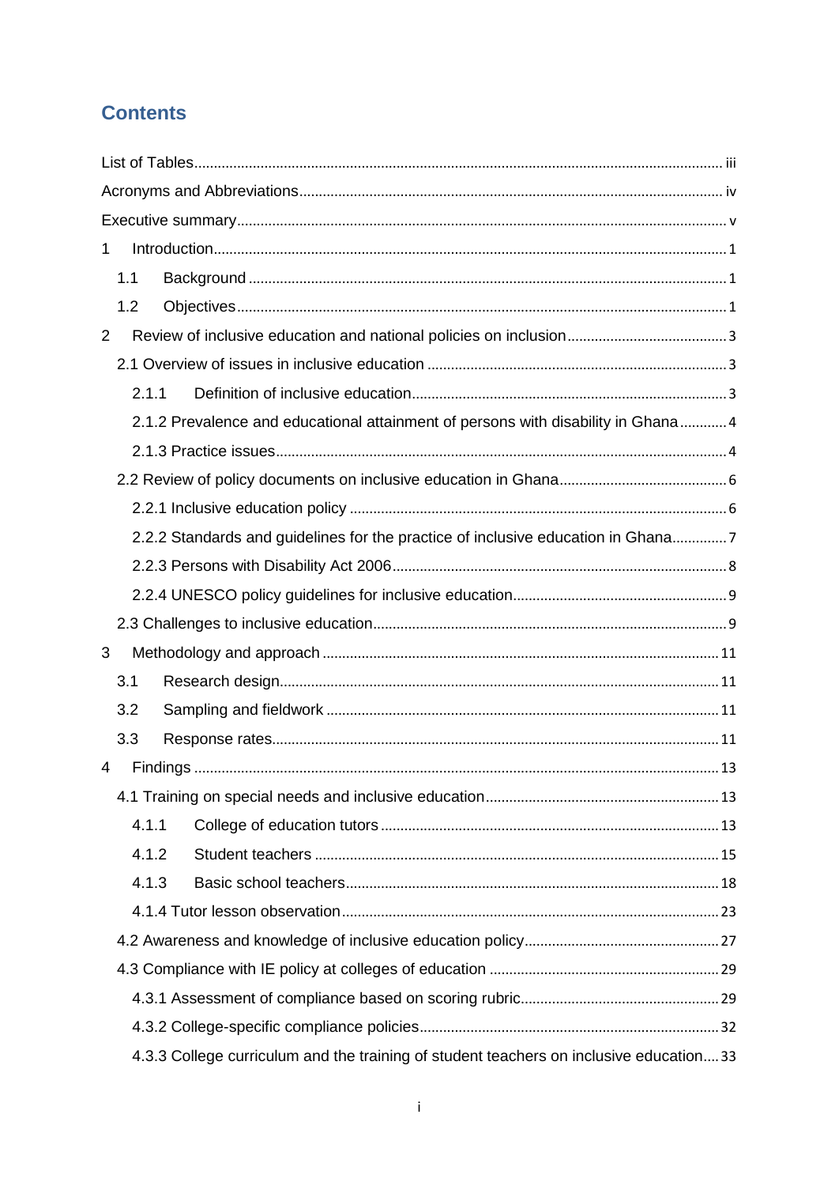# Contents

List of Tables ........ iii

Acronyms and Abbreviations ........ iv

Executive summary ........ v

1 Introduction ........ 1

- 1.1 Background ........ 1
- 1.2 Objectives ........ 1

2 Review of inclusive education and national policies on inclusion ........ 3

- 2.1 Overview of issues in inclusive education ........ 3
  - 2.1.1 Definition of inclusive education ........ 3
  - 2.1.2 Prevalence and educational attainment of persons with disability in Ghana ........ 4
  - 2.1.3 Practice issues ........ 4
- 2.2 Review of policy documents on inclusive education in Ghana ........ 6
  - 2.2.1 Inclusive education policy ........ 6
  - 2.2.2 Standards and guidelines for the practice of inclusive education in Ghana ........ 7
  - 2.2.3 Persons with Disability Act 2006 ........ 8
  - 2.2.4 UNESCO policy guidelines for inclusive education ........ 9
- 2.3 Challenges to inclusive education ........ 9

3 Methodology and approach ........ 11

- 3.1 Research design ........ 11
- 3.2 Sampling and fieldwork ........ 11
- 3.3 Response rates ........ 11

4 Findings ........ 13

- 4.1 Training on special needs and inclusive education ........ 13
  - 4.1.1 College of education tutors ........ 13
  - 4.1.2 Student teachers ........ 15
  - 4.1.3 Basic school teachers ........ 18
  - 4.1.4 Tutor lesson observation ........ 23
- 4.2 Awareness and knowledge of inclusive education policy ........ 27
- 4.3 Compliance with IE policy at colleges of education ........ 29
  - 4.3.1 Assessment of compliance based on scoring rubric ........ 29
  - 4.3.2 College-specific compliance policies ........ 32
  - 4.3.3 College curriculum and the training of student teachers on inclusive education ........ 33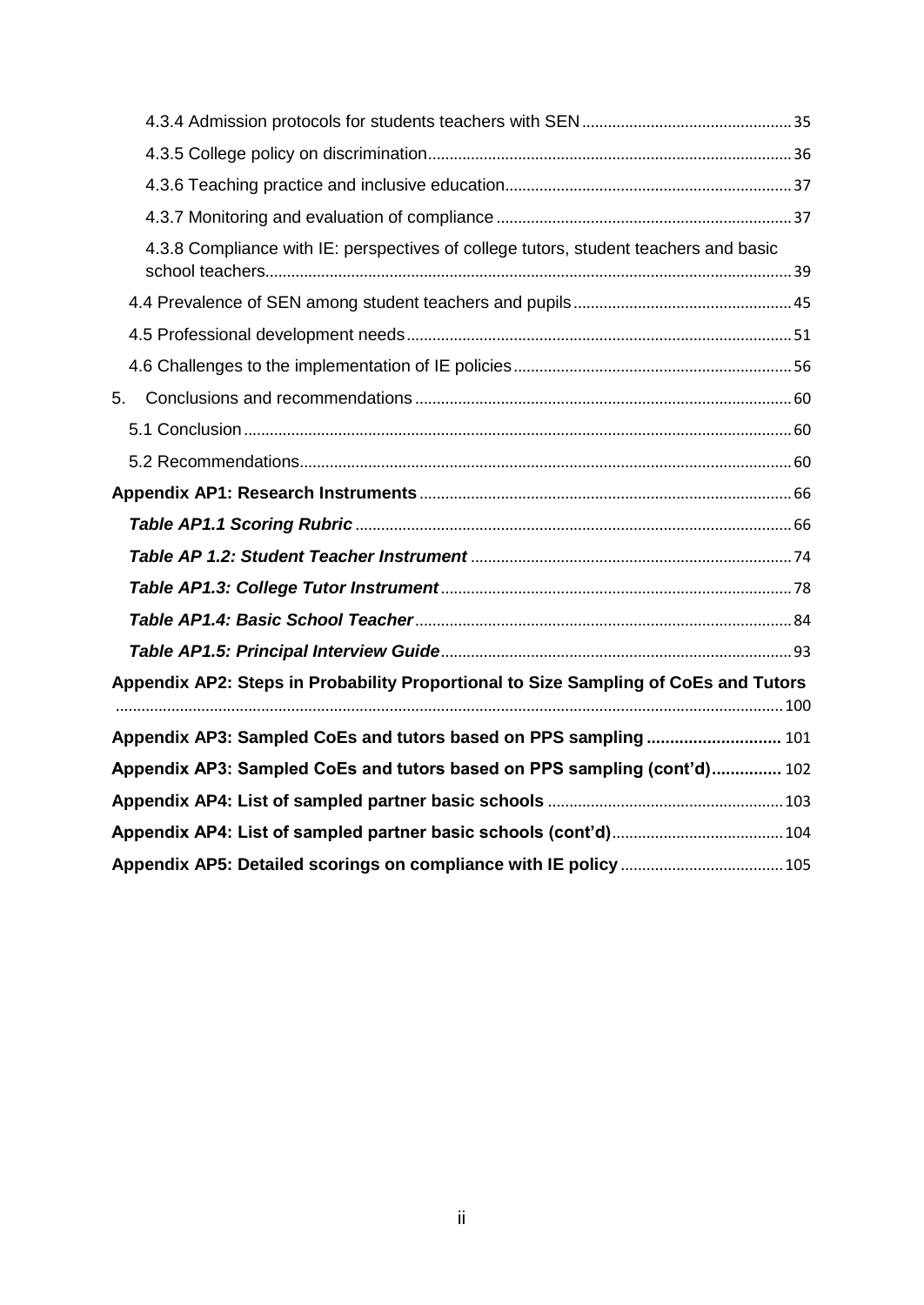4.3.4 Admission protocols for students teachers with SEN ........ 35

4.3.5 College policy on discrimination ........ 36

4.3.6 Teaching practice and inclusive education ........ 37

4.3.7 Monitoring and evaluation of compliance ........ 37

4.3.8 Compliance with IE: perspectives of college tutors, student teachers and basic school teachers ........ 39

4.4 Prevalence of SEN among student teachers and pupils ........ 45

4.5 Professional development needs ........ 51

4.6 Challenges to the implementation of IE policies ........ 56

5. Conclusions and recommendations ........ 60

5.1 Conclusion ........ 60

5.2 Recommendations ........ 60

**Appendix AP1: Research Instruments** ........ 66

***Table AP1.1 Scoring Rubric*** ........ 66

***Table AP 1.2: Student Teacher Instrument*** ........ 74

***Table AP1.3: College Tutor Instrument*** ........ 78

***Table AP1.4: Basic School Teacher*** ........ 84

***Table AP1.5: Principal Interview Guide*** ........ 93

**Appendix AP2: Steps in Probability Proportional to Size Sampling of CoEs and Tutors** ........ 100

**Appendix AP3: Sampled CoEs and tutors based on PPS sampling** ........ 101

**Appendix AP3: Sampled CoEs and tutors based on PPS sampling (cont'd)** ........ 102

**Appendix AP4: List of sampled partner basic schools** ........ 103

**Appendix AP4: List of sampled partner basic schools (cont'd)** ........ 104

**Appendix AP5: Detailed scorings on compliance with IE policy** ........ 105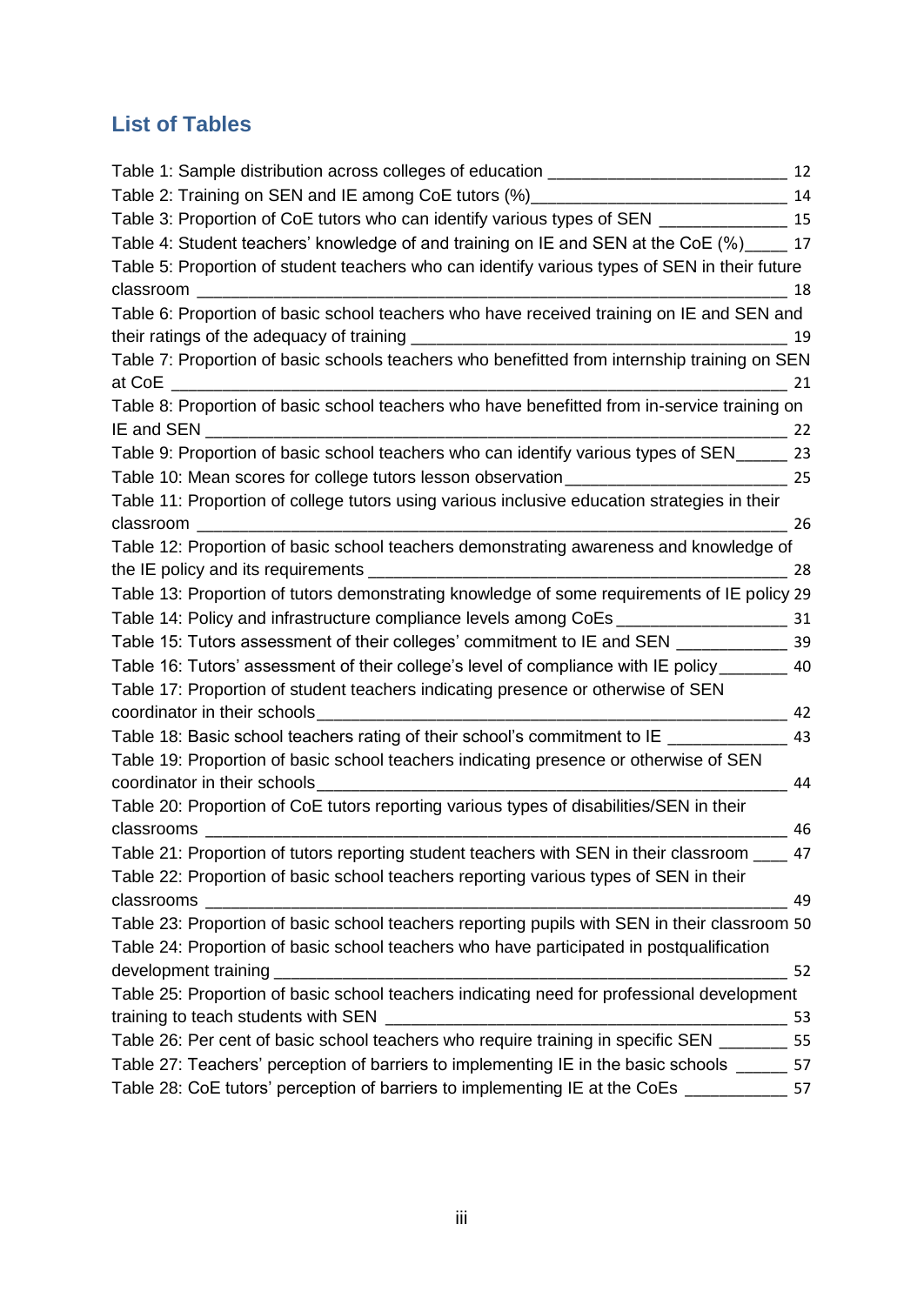## List of Tables

Table 1: Sample distribution across colleges of education ___ 12
Table 2: Training on SEN and IE among CoE tutors (%) ___ 14
Table 3: Proportion of CoE tutors who can identify various types of SEN ___ 15
Table 4: Student teachers' knowledge of and training on IE and SEN at the CoE (%) ___ 17
Table 5: Proportion of student teachers who can identify various types of SEN in their future classroom ___ 18
Table 6: Proportion of basic school teachers who have received training on IE and SEN and their ratings of the adequacy of training ___ 19
Table 7: Proportion of basic schools teachers who benefitted from internship training on SEN at CoE ___ 21
Table 8: Proportion of basic school teachers who have benefitted from in-service training on IE and SEN ___ 22
Table 9: Proportion of basic school teachers who can identify various types of SEN ___ 23
Table 10: Mean scores for college tutors lesson observation ___ 25
Table 11: Proportion of college tutors using various inclusive education strategies in their classroom ___ 26
Table 12: Proportion of basic school teachers demonstrating awareness and knowledge of the IE policy and its requirements ___ 28
Table 13: Proportion of tutors demonstrating knowledge of some requirements of IE policy 29
Table 14: Policy and infrastructure compliance levels among CoEs ___ 31
Table 15: Tutors assessment of their colleges' commitment to IE and SEN ___ 39
Table 16: Tutors' assessment of their college's level of compliance with IE policy ___ 40
Table 17: Proportion of student teachers indicating presence or otherwise of SEN coordinator in their schools ___ 42
Table 18: Basic school teachers rating of their school's commitment to IE ___ 43
Table 19: Proportion of basic school teachers indicating presence or otherwise of SEN coordinator in their schools ___ 44
Table 20: Proportion of CoE tutors reporting various types of disabilities/SEN in their classrooms ___ 46
Table 21: Proportion of tutors reporting student teachers with SEN in their classroom ___ 47
Table 22: Proportion of basic school teachers reporting various types of SEN in their classrooms ___ 49
Table 23: Proportion of basic school teachers reporting pupils with SEN in their classroom 50
Table 24: Proportion of basic school teachers who have participated in postqualification development training ___ 52
Table 25: Proportion of basic school teachers indicating need for professional development training to teach students with SEN ___ 53
Table 26: Per cent of basic school teachers who require training in specific SEN ___ 55
Table 27: Teachers' perception of barriers to implementing IE in the basic schools ___ 57
Table 28: CoE tutors' perception of barriers to implementing IE at the CoEs ___ 57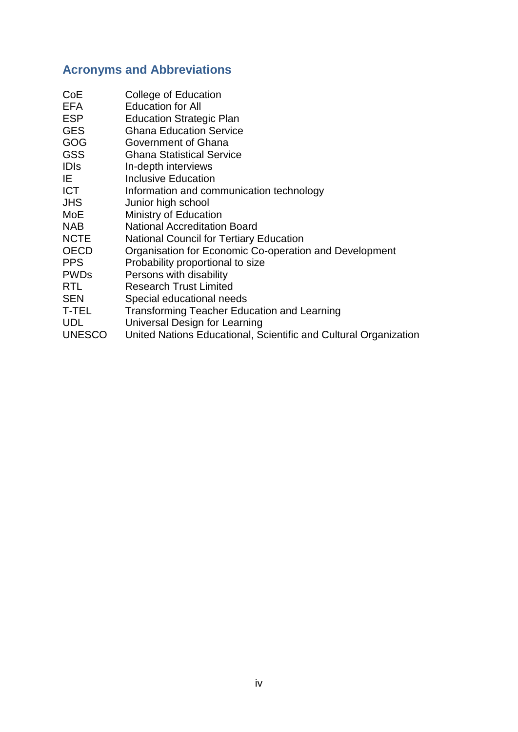## Acronyms and Abbreviations

| | |
|---|---|
| CoE | College of Education |
| EFA | Education for All |
| ESP | Education Strategic Plan |
| GES | Ghana Education Service |
| GOG | Government of Ghana |
| GSS | Ghana Statistical Service |
| IDIs | In-depth interviews |
| IE | Inclusive Education |
| ICT | Information and communication technology |
| JHS | Junior high school |
| MoE | Ministry of Education |
| NAB | National Accreditation Board |
| NCTE | National Council for Tertiary Education |
| OECD | Organisation for Economic Co-operation and Development |
| PPS | Probability proportional to size |
| PWDs | Persons with disability |
| RTL | Research Trust Limited |
| SEN | Special educational needs |
| T-TEL | Transforming Teacher Education and Learning |
| UDL | Universal Design for Learning |
| UNESCO | United Nations Educational, Scientific and Cultural Organization |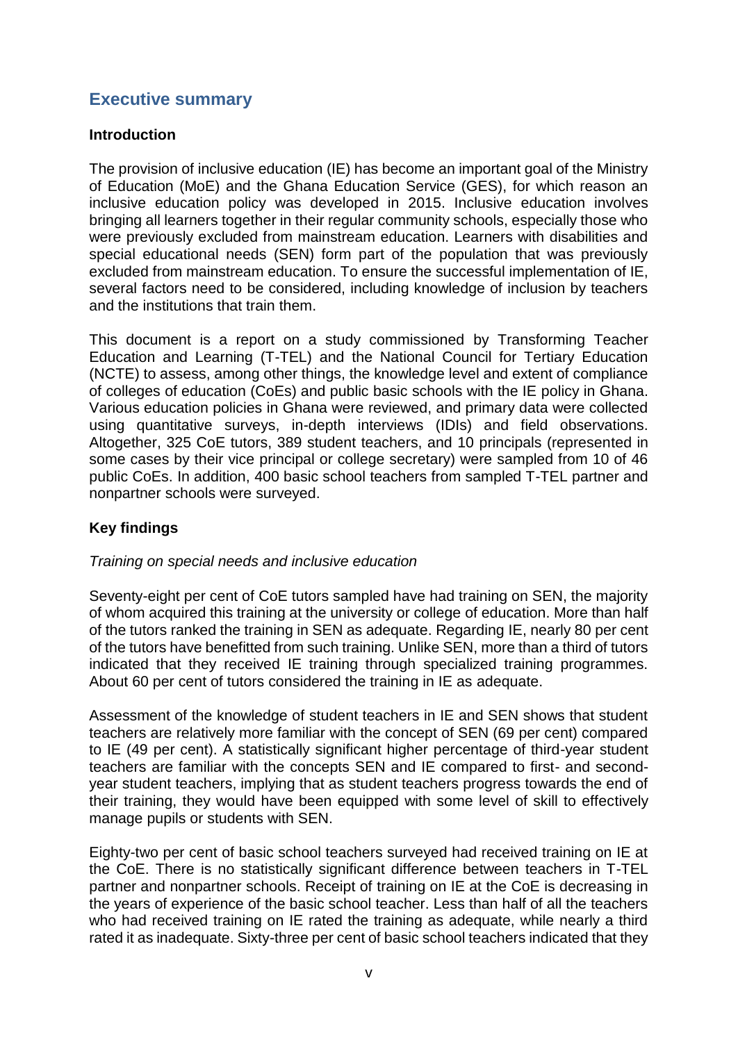## Executive summary

### Introduction

The provision of inclusive education (IE) has become an important goal of the Ministry of Education (MoE) and the Ghana Education Service (GES), for which reason an inclusive education policy was developed in 2015. Inclusive education involves bringing all learners together in their regular community schools, especially those who were previously excluded from mainstream education. Learners with disabilities and special educational needs (SEN) form part of the population that was previously excluded from mainstream education. To ensure the successful implementation of IE, several factors need to be considered, including knowledge of inclusion by teachers and the institutions that train them.

This document is a report on a study commissioned by Transforming Teacher Education and Learning (T-TEL) and the National Council for Tertiary Education (NCTE) to assess, among other things, the knowledge level and extent of compliance of colleges of education (CoEs) and public basic schools with the IE policy in Ghana. Various education policies in Ghana were reviewed, and primary data were collected using quantitative surveys, in-depth interviews (IDIs) and field observations. Altogether, 325 CoE tutors, 389 student teachers, and 10 principals (represented in some cases by their vice principal or college secretary) were sampled from 10 of 46 public CoEs. In addition, 400 basic school teachers from sampled T-TEL partner and nonpartner schools were surveyed.

### Key findings

*Training on special needs and inclusive education*

Seventy-eight per cent of CoE tutors sampled have had training on SEN, the majority of whom acquired this training at the university or college of education. More than half of the tutors ranked the training in SEN as adequate. Regarding IE, nearly 80 per cent of the tutors have benefitted from such training. Unlike SEN, more than a third of tutors indicated that they received IE training through specialized training programmes. About 60 per cent of tutors considered the training in IE as adequate.

Assessment of the knowledge of student teachers in IE and SEN shows that student teachers are relatively more familiar with the concept of SEN (69 per cent) compared to IE (49 per cent). A statistically significant higher percentage of third-year student teachers are familiar with the concepts SEN and IE compared to first- and second-year student teachers, implying that as student teachers progress towards the end of their training, they would have been equipped with some level of skill to effectively manage pupils or students with SEN.

Eighty-two per cent of basic school teachers surveyed had received training on IE at the CoE. There is no statistically significant difference between teachers in T-TEL partner and nonpartner schools. Receipt of training on IE at the CoE is decreasing in the years of experience of the basic school teacher. Less than half of all the teachers who had received training on IE rated the training as adequate, while nearly a third rated it as inadequate. Sixty-three per cent of basic school teachers indicated that they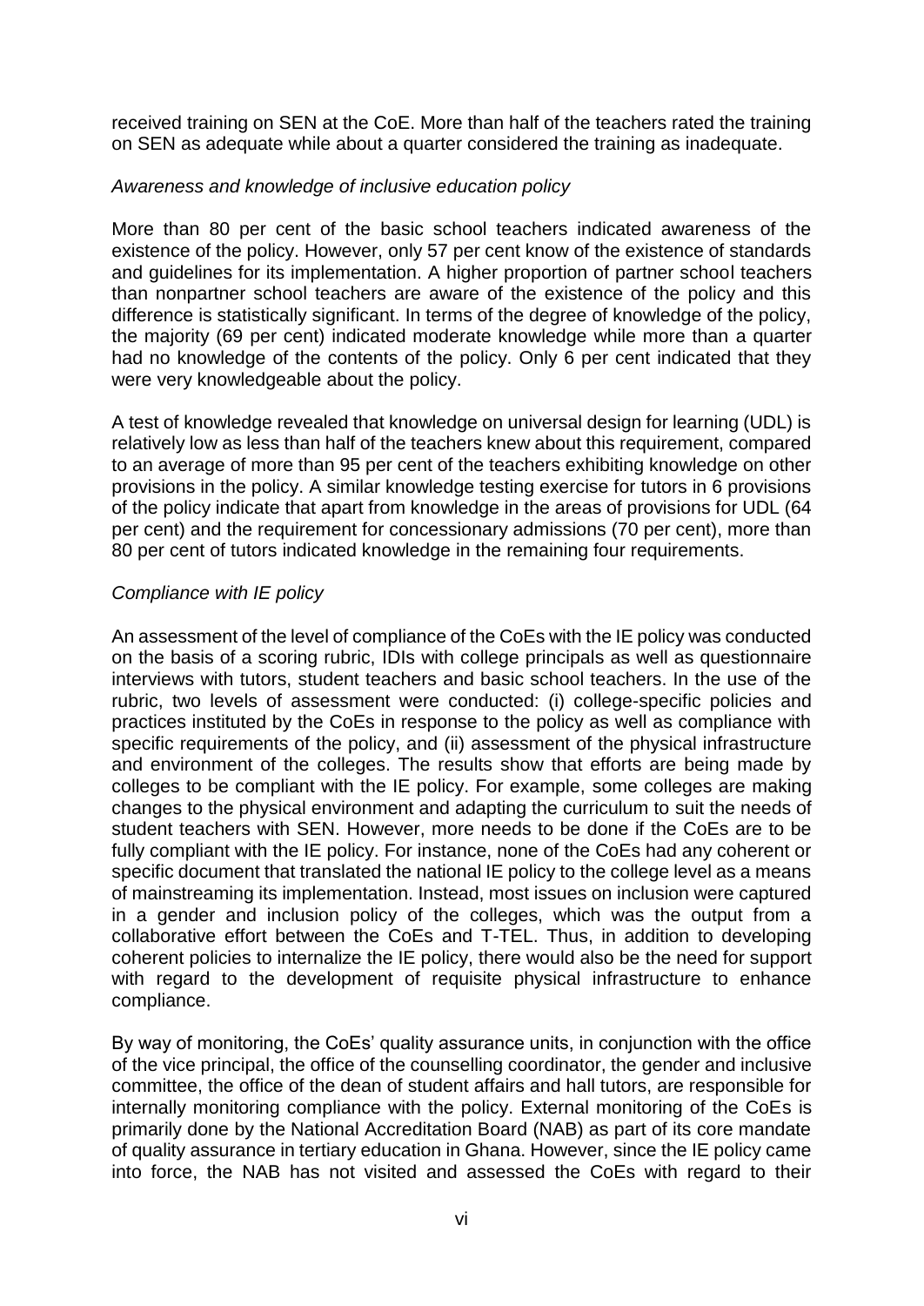received training on SEN at the CoE. More than half of the teachers rated the training on SEN as adequate while about a quarter considered the training as inadequate.

*Awareness and knowledge of inclusive education policy*

More than 80 per cent of the basic school teachers indicated awareness of the existence of the policy. However, only 57 per cent know of the existence of standards and guidelines for its implementation. A higher proportion of partner school teachers than nonpartner school teachers are aware of the existence of the policy and this difference is statistically significant. In terms of the degree of knowledge of the policy, the majority (69 per cent) indicated moderate knowledge while more than a quarter had no knowledge of the contents of the policy. Only 6 per cent indicated that they were very knowledgeable about the policy.

A test of knowledge revealed that knowledge on universal design for learning (UDL) is relatively low as less than half of the teachers knew about this requirement, compared to an average of more than 95 per cent of the teachers exhibiting knowledge on other provisions in the policy. A similar knowledge testing exercise for tutors in 6 provisions of the policy indicate that apart from knowledge in the areas of provisions for UDL (64 per cent) and the requirement for concessionary admissions (70 per cent), more than 80 per cent of tutors indicated knowledge in the remaining four requirements.

*Compliance with IE policy*

An assessment of the level of compliance of the CoEs with the IE policy was conducted on the basis of a scoring rubric, IDIs with college principals as well as questionnaire interviews with tutors, student teachers and basic school teachers. In the use of the rubric, two levels of assessment were conducted: (i) college-specific policies and practices instituted by the CoEs in response to the policy as well as compliance with specific requirements of the policy, and (ii) assessment of the physical infrastructure and environment of the colleges. The results show that efforts are being made by colleges to be compliant with the IE policy. For example, some colleges are making changes to the physical environment and adapting the curriculum to suit the needs of student teachers with SEN. However, more needs to be done if the CoEs are to be fully compliant with the IE policy. For instance, none of the CoEs had any coherent or specific document that translated the national IE policy to the college level as a means of mainstreaming its implementation. Instead, most issues on inclusion were captured in a gender and inclusion policy of the colleges, which was the output from a collaborative effort between the CoEs and T-TEL. Thus, in addition to developing coherent policies to internalize the IE policy, there would also be the need for support with regard to the development of requisite physical infrastructure to enhance compliance.

By way of monitoring, the CoEs' quality assurance units, in conjunction with the office of the vice principal, the office of the counselling coordinator, the gender and inclusive committee, the office of the dean of student affairs and hall tutors, are responsible for internally monitoring compliance with the policy. External monitoring of the CoEs is primarily done by the National Accreditation Board (NAB) as part of its core mandate of quality assurance in tertiary education in Ghana. However, since the IE policy came into force, the NAB has not visited and assessed the CoEs with regard to their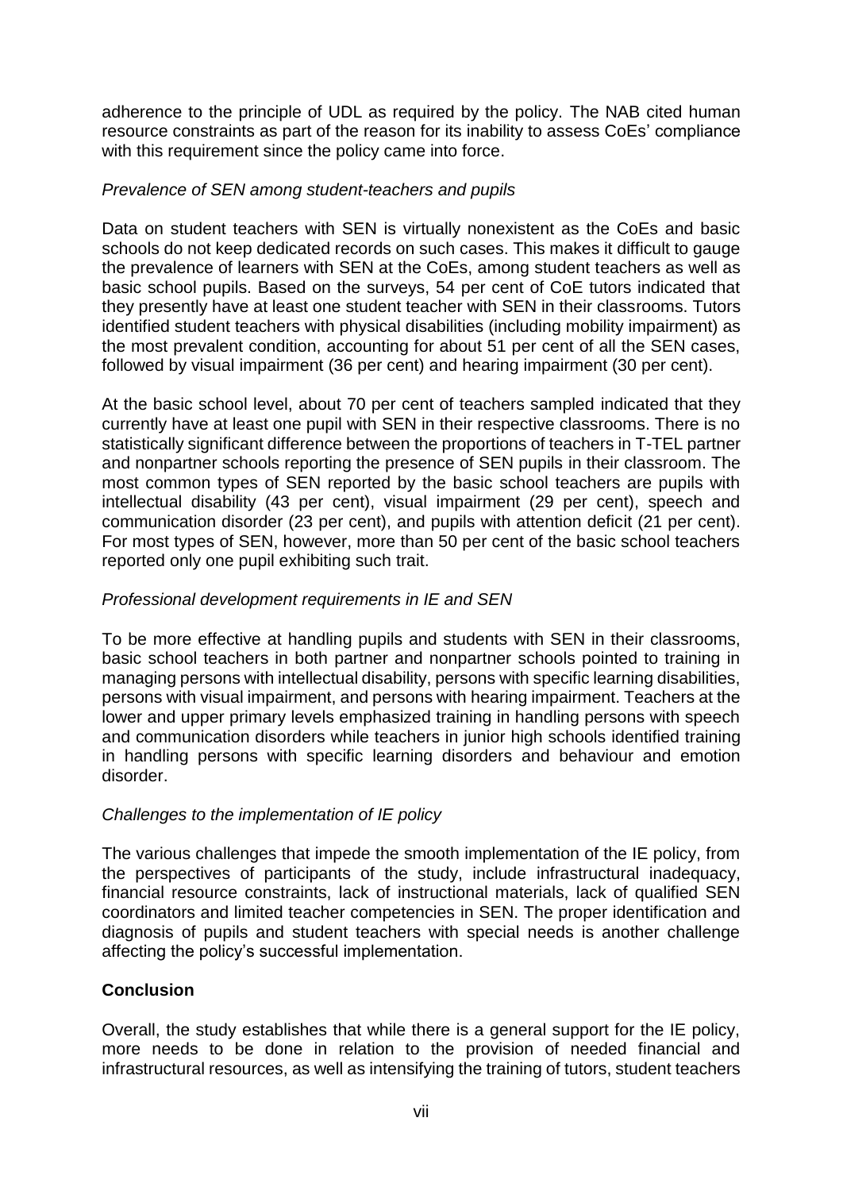adherence to the principle of UDL as required by the policy. The NAB cited human resource constraints as part of the reason for its inability to assess CoEs' compliance with this requirement since the policy came into force.

*Prevalence of SEN among student-teachers and pupils*

Data on student teachers with SEN is virtually nonexistent as the CoEs and basic schools do not keep dedicated records on such cases. This makes it difficult to gauge the prevalence of learners with SEN at the CoEs, among student teachers as well as basic school pupils. Based on the surveys, 54 per cent of CoE tutors indicated that they presently have at least one student teacher with SEN in their classrooms. Tutors identified student teachers with physical disabilities (including mobility impairment) as the most prevalent condition, accounting for about 51 per cent of all the SEN cases, followed by visual impairment (36 per cent) and hearing impairment (30 per cent).

At the basic school level, about 70 per cent of teachers sampled indicated that they currently have at least one pupil with SEN in their respective classrooms. There is no statistically significant difference between the proportions of teachers in T-TEL partner and nonpartner schools reporting the presence of SEN pupils in their classroom. The most common types of SEN reported by the basic school teachers are pupils with intellectual disability (43 per cent), visual impairment (29 per cent), speech and communication disorder (23 per cent), and pupils with attention deficit (21 per cent). For most types of SEN, however, more than 50 per cent of the basic school teachers reported only one pupil exhibiting such trait.

*Professional development requirements in IE and SEN*

To be more effective at handling pupils and students with SEN in their classrooms, basic school teachers in both partner and nonpartner schools pointed to training in managing persons with intellectual disability, persons with specific learning disabilities, persons with visual impairment, and persons with hearing impairment. Teachers at the lower and upper primary levels emphasized training in handling persons with speech and communication disorders while teachers in junior high schools identified training in handling persons with specific learning disorders and behaviour and emotion disorder.

*Challenges to the implementation of IE policy*

The various challenges that impede the smooth implementation of the IE policy, from the perspectives of participants of the study, include infrastructural inadequacy, financial resource constraints, lack of instructional materials, lack of qualified SEN coordinators and limited teacher competencies in SEN. The proper identification and diagnosis of pupils and student teachers with special needs is another challenge affecting the policy's successful implementation.

**Conclusion**

Overall, the study establishes that while there is a general support for the IE policy, more needs to be done in relation to the provision of needed financial and infrastructural resources, as well as intensifying the training of tutors, student teachers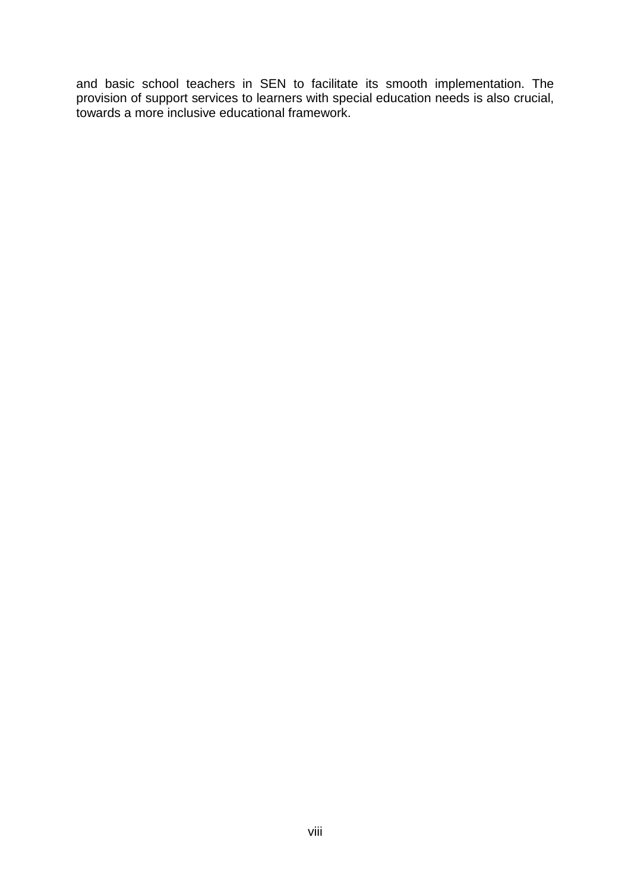and basic school teachers in SEN to facilitate its smooth implementation. The provision of support services to learners with special education needs is also crucial, towards a more inclusive educational framework.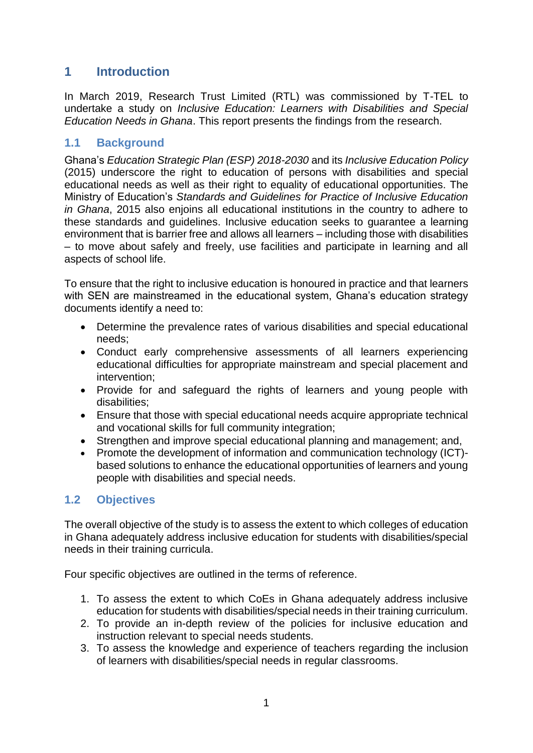# 1 Introduction

In March 2019, Research Trust Limited (RTL) was commissioned by T-TEL to undertake a study on *Inclusive Education: Learners with Disabilities and Special Education Needs in Ghana*. This report presents the findings from the research.

## 1.1 Background

Ghana's *Education Strategic Plan (ESP) 2018-2030* and its *Inclusive Education Policy* (2015) underscore the right to education of persons with disabilities and special educational needs as well as their right to equality of educational opportunities. The Ministry of Education's *Standards and Guidelines for Practice of Inclusive Education in Ghana*, 2015 also enjoins all educational institutions in the country to adhere to these standards and guidelines. Inclusive education seeks to guarantee a learning environment that is barrier free and allows all learners – including those with disabilities – to move about safely and freely, use facilities and participate in learning and all aspects of school life.

To ensure that the right to inclusive education is honoured in practice and that learners with SEN are mainstreamed in the educational system, Ghana's education strategy documents identify a need to:

- Determine the prevalence rates of various disabilities and special educational needs;
- Conduct early comprehensive assessments of all learners experiencing educational difficulties for appropriate mainstream and special placement and intervention;
- Provide for and safeguard the rights of learners and young people with disabilities;
- Ensure that those with special educational needs acquire appropriate technical and vocational skills for full community integration;
- Strengthen and improve special educational planning and management; and,
- Promote the development of information and communication technology (ICT)-based solutions to enhance the educational opportunities of learners and young people with disabilities and special needs.

## 1.2 Objectives

The overall objective of the study is to assess the extent to which colleges of education in Ghana adequately address inclusive education for students with disabilities/special needs in their training curricula.

Four specific objectives are outlined in the terms of reference.

1. To assess the extent to which CoEs in Ghana adequately address inclusive education for students with disabilities/special needs in their training curriculum.
2. To provide an in-depth review of the policies for inclusive education and instruction relevant to special needs students.
3. To assess the knowledge and experience of teachers regarding the inclusion of learners with disabilities/special needs in regular classrooms.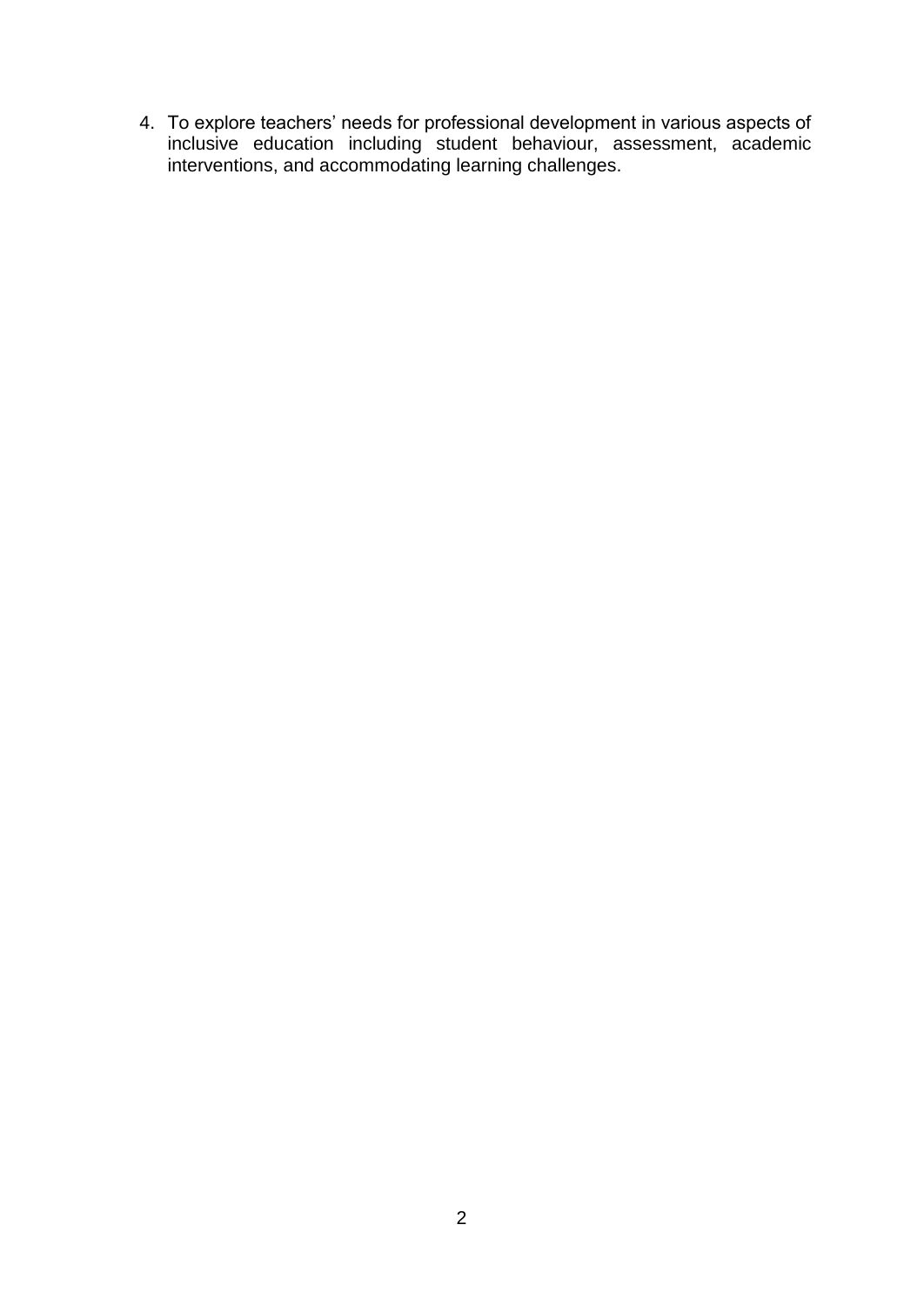4. To explore teachers’ needs for professional development in various aspects of inclusive education including student behaviour, assessment, academic interventions, and accommodating learning challenges.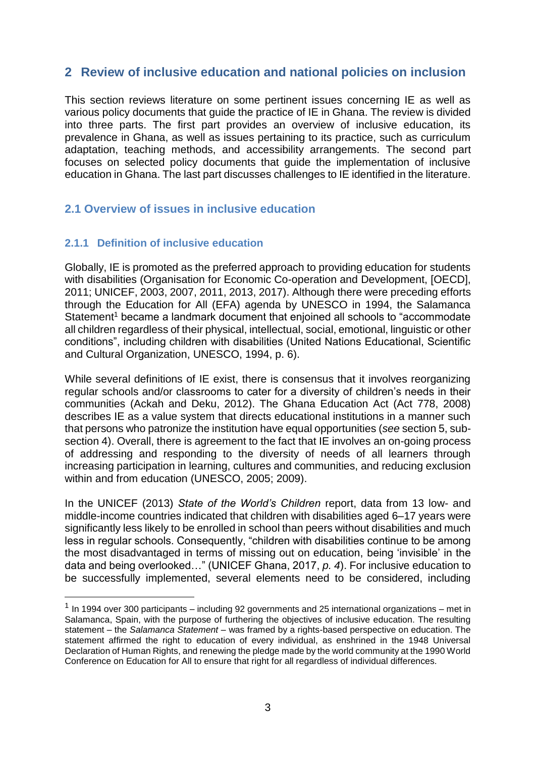# 2 Review of inclusive education and national policies on inclusion

This section reviews literature on some pertinent issues concerning IE as well as various policy documents that guide the practice of IE in Ghana. The review is divided into three parts. The first part provides an overview of inclusive education, its prevalence in Ghana, as well as issues pertaining to its practice, such as curriculum adaptation, teaching methods, and accessibility arrangements. The second part focuses on selected policy documents that guide the implementation of inclusive education in Ghana. The last part discusses challenges to IE identified in the literature.

## 2.1 Overview of issues in inclusive education

### 2.1.1 Definition of inclusive education

Globally, IE is promoted as the preferred approach to providing education for students with disabilities (Organisation for Economic Co-operation and Development, [OECD], 2011; UNICEF, 2003, 2007, 2011, 2013, 2017). Although there were preceding efforts through the Education for All (EFA) agenda by UNESCO in 1994, the Salamanca Statement[1] became a landmark document that enjoined all schools to "accommodate all children regardless of their physical, intellectual, social, emotional, linguistic or other conditions", including children with disabilities (United Nations Educational, Scientific and Cultural Organization, UNESCO, 1994, p. 6).

While several definitions of IE exist, there is consensus that it involves reorganizing regular schools and/or classrooms to cater for a diversity of children's needs in their communities (Ackah and Deku, 2012). The Ghana Education Act (Act 778, 2008) describes IE as a value system that directs educational institutions in a manner such that persons who patronize the institution have equal opportunities (*see* section 5, sub-section 4). Overall, there is agreement to the fact that IE involves an on-going process of addressing and responding to the diversity of needs of all learners through increasing participation in learning, cultures and communities, and reducing exclusion within and from education (UNESCO, 2005; 2009).

In the UNICEF (2013) *State of the World's Children* report, data from 13 low- and middle-income countries indicated that children with disabilities aged 6–17 years were significantly less likely to be enrolled in school than peers without disabilities and much less in regular schools. Consequently, "children with disabilities continue to be among the most disadvantaged in terms of missing out on education, being 'invisible' in the data and being overlooked…" (UNICEF Ghana, 2017, *p. 4*). For inclusive education to be successfully implemented, several elements need to be considered, including

[1] In 1994 over 300 participants – including 92 governments and 25 international organizations – met in Salamanca, Spain, with the purpose of furthering the objectives of inclusive education. The resulting statement – the *Salamanca Statement* – was framed by a rights-based perspective on education. The statement affirmed the right to education of every individual, as enshrined in the 1948 Universal Declaration of Human Rights, and renewing the pledge made by the world community at the 1990 World Conference on Education for All to ensure that right for all regardless of individual differences.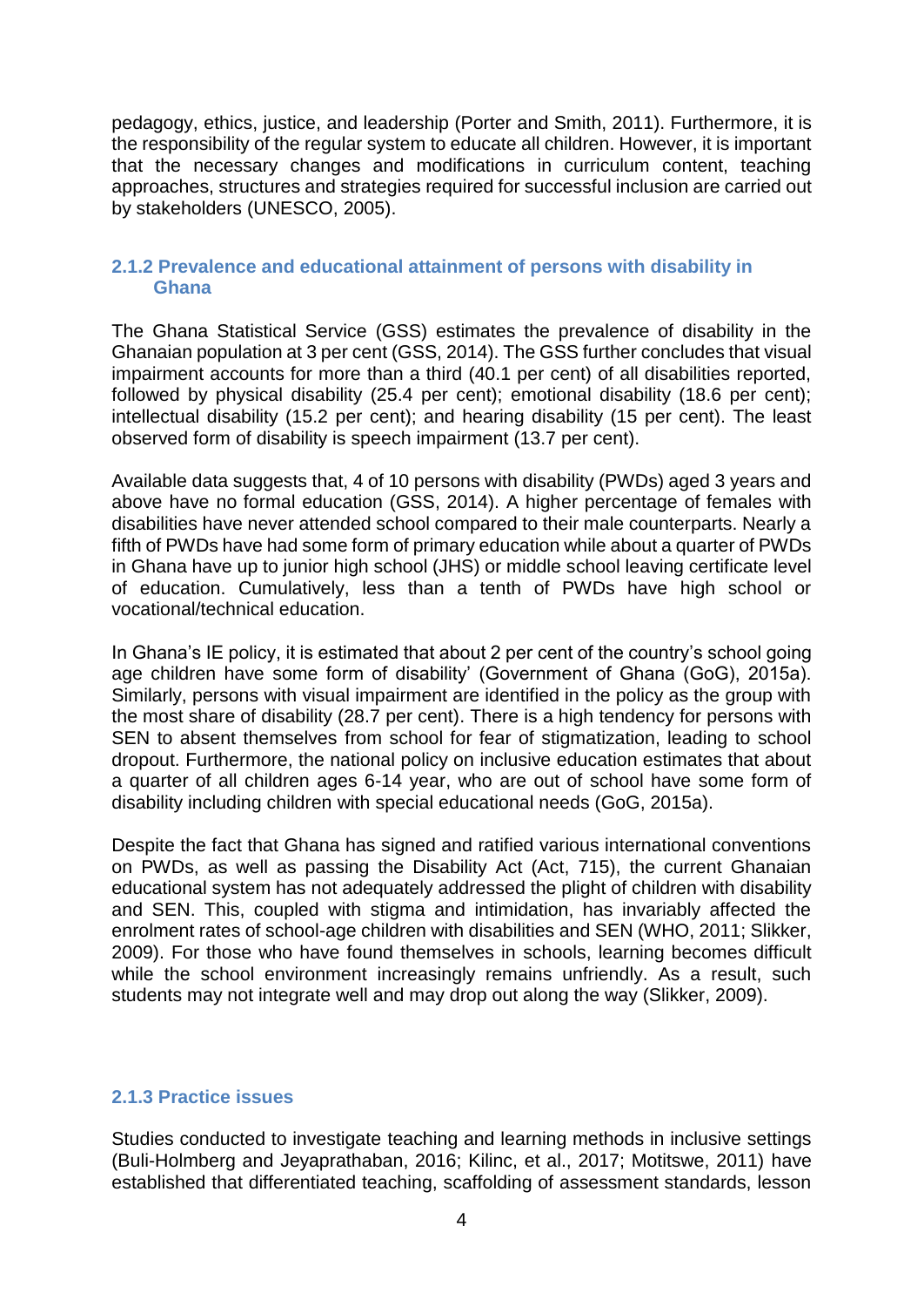pedagogy, ethics, justice, and leadership (Porter and Smith, 2011). Furthermore, it is the responsibility of the regular system to educate all children. However, it is important that the necessary changes and modifications in curriculum content, teaching approaches, structures and strategies required for successful inclusion are carried out by stakeholders (UNESCO, 2005).

### 2.1.2 Prevalence and educational attainment of persons with disability in Ghana

The Ghana Statistical Service (GSS) estimates the prevalence of disability in the Ghanaian population at 3 per cent (GSS, 2014). The GSS further concludes that visual impairment accounts for more than a third (40.1 per cent) of all disabilities reported, followed by physical disability (25.4 per cent); emotional disability (18.6 per cent); intellectual disability (15.2 per cent); and hearing disability (15 per cent). The least observed form of disability is speech impairment (13.7 per cent).

Available data suggests that, 4 of 10 persons with disability (PWDs) aged 3 years and above have no formal education (GSS, 2014). A higher percentage of females with disabilities have never attended school compared to their male counterparts. Nearly a fifth of PWDs have had some form of primary education while about a quarter of PWDs in Ghana have up to junior high school (JHS) or middle school leaving certificate level of education. Cumulatively, less than a tenth of PWDs have high school or vocational/technical education.

In Ghana's IE policy, it is estimated that about 2 per cent of the country's school going age children have some form of disability' (Government of Ghana (GoG), 2015a). Similarly, persons with visual impairment are identified in the policy as the group with the most share of disability (28.7 per cent). There is a high tendency for persons with SEN to absent themselves from school for fear of stigmatization, leading to school dropout. Furthermore, the national policy on inclusive education estimates that about a quarter of all children ages 6-14 year, who are out of school have some form of disability including children with special educational needs (GoG, 2015a).

Despite the fact that Ghana has signed and ratified various international conventions on PWDs, as well as passing the Disability Act (Act, 715), the current Ghanaian educational system has not adequately addressed the plight of children with disability and SEN. This, coupled with stigma and intimidation, has invariably affected the enrolment rates of school-age children with disabilities and SEN (WHO, 2011; Slikker, 2009). For those who have found themselves in schools, learning becomes difficult while the school environment increasingly remains unfriendly. As a result, such students may not integrate well and may drop out along the way (Slikker, 2009).

### 2.1.3 Practice issues

Studies conducted to investigate teaching and learning methods in inclusive settings (Buli-Holmberg and Jeyaprathaban, 2016; Kilinc, et al., 2017; Motitswe, 2011) have established that differentiated teaching, scaffolding of assessment standards, lesson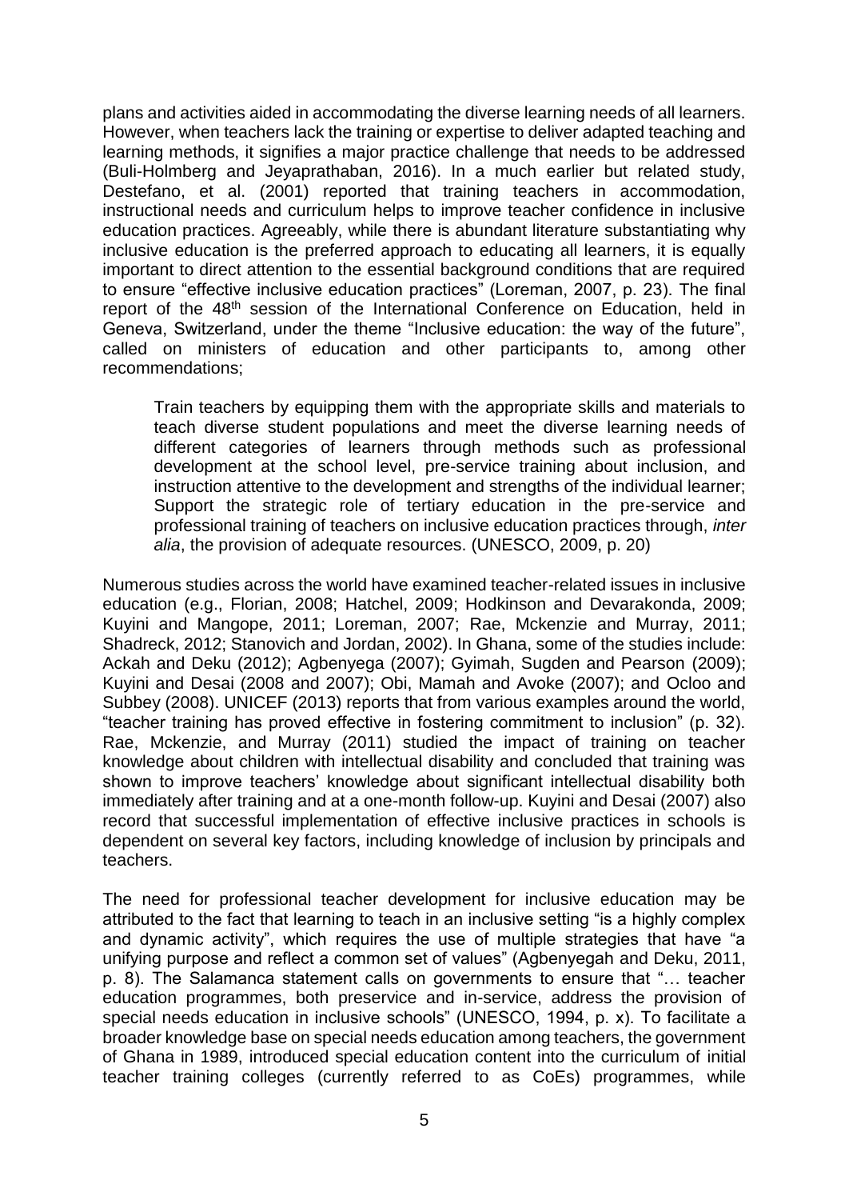plans and activities aided in accommodating the diverse learning needs of all learners. However, when teachers lack the training or expertise to deliver adapted teaching and learning methods, it signifies a major practice challenge that needs to be addressed (Buli-Holmberg and Jeyaprathaban, 2016). In a much earlier but related study, Destefano, et al. (2001) reported that training teachers in accommodation, instructional needs and curriculum helps to improve teacher confidence in inclusive education practices. Agreeably, while there is abundant literature substantiating why inclusive education is the preferred approach to educating all learners, it is equally important to direct attention to the essential background conditions that are required to ensure "effective inclusive education practices" (Loreman, 2007, p. 23). The final report of the 48th session of the International Conference on Education, held in Geneva, Switzerland, under the theme "Inclusive education: the way of the future", called on ministers of education and other participants to, among other recommendations;

> Train teachers by equipping them with the appropriate skills and materials to teach diverse student populations and meet the diverse learning needs of different categories of learners through methods such as professional development at the school level, pre-service training about inclusion, and instruction attentive to the development and strengths of the individual learner; Support the strategic role of tertiary education in the pre-service and professional training of teachers on inclusive education practices through, *inter alia*, the provision of adequate resources. (UNESCO, 2009, p. 20)

Numerous studies across the world have examined teacher-related issues in inclusive education (e.g., Florian, 2008; Hatchel, 2009; Hodkinson and Devarakonda, 2009; Kuyini and Mangope, 2011; Loreman, 2007; Rae, Mckenzie and Murray, 2011; Shadreck, 2012; Stanovich and Jordan, 2002). In Ghana, some of the studies include: Ackah and Deku (2012); Agbenyega (2007); Gyimah, Sugden and Pearson (2009); Kuyini and Desai (2008 and 2007); Obi, Mamah and Avoke (2007); and Ocloo and Subbey (2008). UNICEF (2013) reports that from various examples around the world, "teacher training has proved effective in fostering commitment to inclusion" (p. 32). Rae, Mckenzie, and Murray (2011) studied the impact of training on teacher knowledge about children with intellectual disability and concluded that training was shown to improve teachers' knowledge about significant intellectual disability both immediately after training and at a one-month follow-up. Kuyini and Desai (2007) also record that successful implementation of effective inclusive practices in schools is dependent on several key factors, including knowledge of inclusion by principals and teachers.

The need for professional teacher development for inclusive education may be attributed to the fact that learning to teach in an inclusive setting "is a highly complex and dynamic activity", which requires the use of multiple strategies that have "a unifying purpose and reflect a common set of values" (Agbenyegah and Deku, 2011, p. 8). The Salamanca statement calls on governments to ensure that "… teacher education programmes, both preservice and in-service, address the provision of special needs education in inclusive schools" (UNESCO, 1994, p. x). To facilitate a broader knowledge base on special needs education among teachers, the government of Ghana in 1989, introduced special education content into the curriculum of initial teacher training colleges (currently referred to as CoEs) programmes, while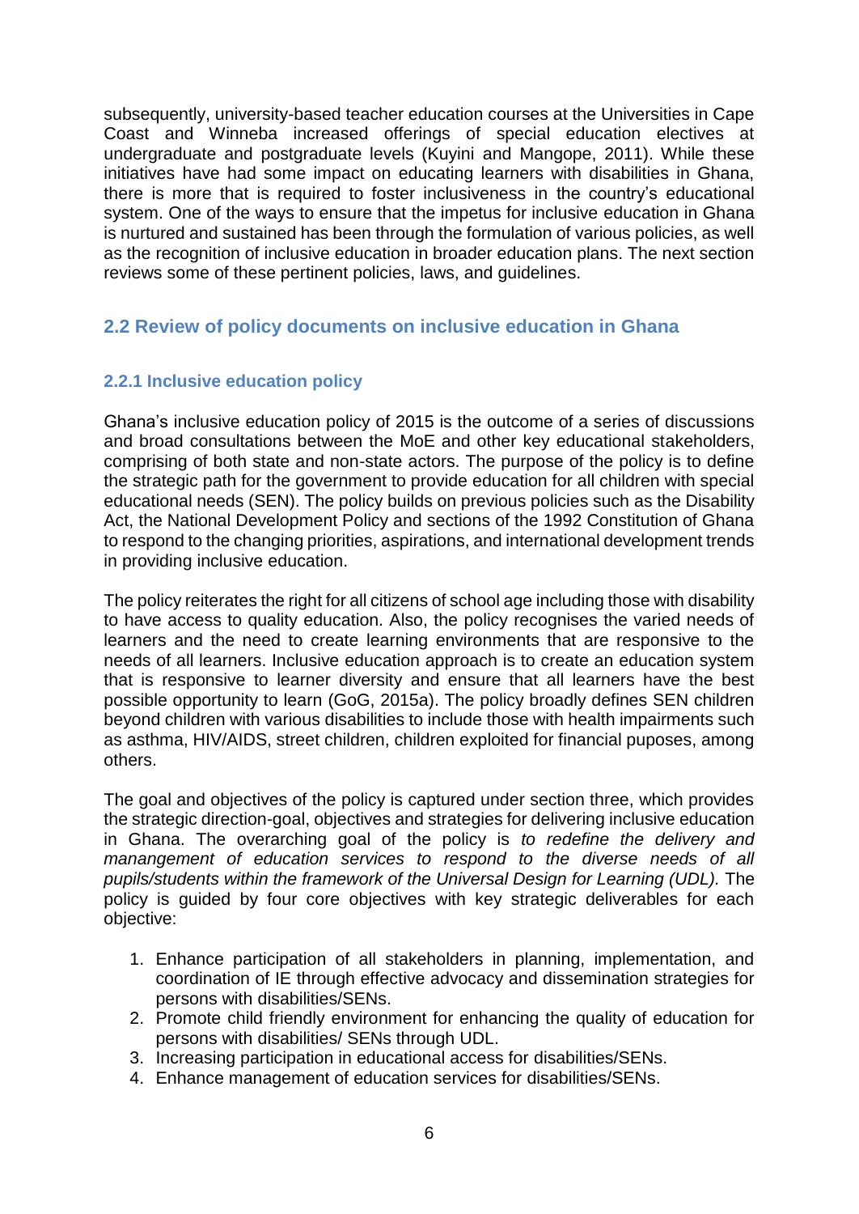subsequently, university-based teacher education courses at the Universities in Cape Coast and Winneba increased offerings of special education electives at undergraduate and postgraduate levels (Kuyini and Mangope, 2011). While these initiatives have had some impact on educating learners with disabilities in Ghana, there is more that is required to foster inclusiveness in the country's educational system. One of the ways to ensure that the impetus for inclusive education in Ghana is nurtured and sustained has been through the formulation of various policies, as well as the recognition of inclusive education in broader education plans. The next section reviews some of these pertinent policies, laws, and guidelines.

## 2.2 Review of policy documents on inclusive education in Ghana

### 2.2.1 Inclusive education policy

Ghana's inclusive education policy of 2015 is the outcome of a series of discussions and broad consultations between the MoE and other key educational stakeholders, comprising of both state and non-state actors. The purpose of the policy is to define the strategic path for the government to provide education for all children with special educational needs (SEN). The policy builds on previous policies such as the Disability Act, the National Development Policy and sections of the 1992 Constitution of Ghana to respond to the changing priorities, aspirations, and international development trends in providing inclusive education.

The policy reiterates the right for all citizens of school age including those with disability to have access to quality education. Also, the policy recognises the varied needs of learners and the need to create learning environments that are responsive to the needs of all learners. Inclusive education approach is to create an education system that is responsive to learner diversity and ensure that all learners have the best possible opportunity to learn (GoG, 2015a). The policy broadly defines SEN children beyond children with various disabilities to include those with health impairments such as asthma, HIV/AIDS, street children, children exploited for financial puposes, among others.

The goal and objectives of the policy is captured under section three, which provides the strategic direction-goal, objectives and strategies for delivering inclusive education in Ghana. The overarching goal of the policy is *to redefine the delivery and manangement of education services to respond to the diverse needs of all pupils/students within the framework of the Universal Design for Learning (UDL).* The policy is guided by four core objectives with key strategic deliverables for each objective:

1. Enhance participation of all stakeholders in planning, implementation, and coordination of IE through effective advocacy and dissemination strategies for persons with disabilities/SENs.
2. Promote child friendly environment for enhancing the quality of education for persons with disabilities/ SENs through UDL.
3. Increasing participation in educational access for disabilities/SENs.
4. Enhance management of education services for disabilities/SENs.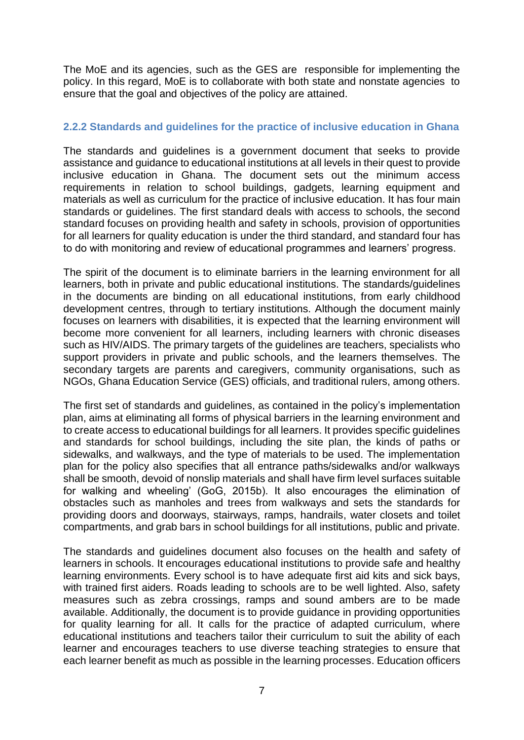The MoE and its agencies, such as the GES are responsible for implementing the policy. In this regard, MoE is to collaborate with both state and nonstate agencies to ensure that the goal and objectives of the policy are attained.

### 2.2.2 Standards and guidelines for the practice of inclusive education in Ghana

The standards and guidelines is a government document that seeks to provide assistance and guidance to educational institutions at all levels in their quest to provide inclusive education in Ghana. The document sets out the minimum access requirements in relation to school buildings, gadgets, learning equipment and materials as well as curriculum for the practice of inclusive education. It has four main standards or guidelines. The first standard deals with access to schools, the second standard focuses on providing health and safety in schools, provision of opportunities for all learners for quality education is under the third standard, and standard four has to do with monitoring and review of educational programmes and learners' progress.

The spirit of the document is to eliminate barriers in the learning environment for all learners, both in private and public educational institutions. The standards/guidelines in the documents are binding on all educational institutions, from early childhood development centres, through to tertiary institutions. Although the document mainly focuses on learners with disabilities, it is expected that the learning environment will become more convenient for all learners, including learners with chronic diseases such as HIV/AIDS. The primary targets of the guidelines are teachers, specialists who support providers in private and public schools, and the learners themselves. The secondary targets are parents and caregivers, community organisations, such as NGOs, Ghana Education Service (GES) officials, and traditional rulers, among others.

The first set of standards and guidelines, as contained in the policy's implementation plan, aims at eliminating all forms of physical barriers in the learning environment and to create access to educational buildings for all learners. It provides specific guidelines and standards for school buildings, including the site plan, the kinds of paths or sidewalks, and walkways, and the type of materials to be used. The implementation plan for the policy also specifies that all entrance paths/sidewalks and/or walkways shall be smooth, devoid of nonslip materials and shall have firm level surfaces suitable for walking and wheeling' (GoG, 2015b). It also encourages the elimination of obstacles such as manholes and trees from walkways and sets the standards for providing doors and doorways, stairways, ramps, handrails, water closets and toilet compartments, and grab bars in school buildings for all institutions, public and private.

The standards and guidelines document also focuses on the health and safety of learners in schools. It encourages educational institutions to provide safe and healthy learning environments. Every school is to have adequate first aid kits and sick bays, with trained first aiders. Roads leading to schools are to be well lighted. Also, safety measures such as zebra crossings, ramps and sound ambers are to be made available. Additionally, the document is to provide guidance in providing opportunities for quality learning for all. It calls for the practice of adapted curriculum, where educational institutions and teachers tailor their curriculum to suit the ability of each learner and encourages teachers to use diverse teaching strategies to ensure that each learner benefit as much as possible in the learning processes. Education officers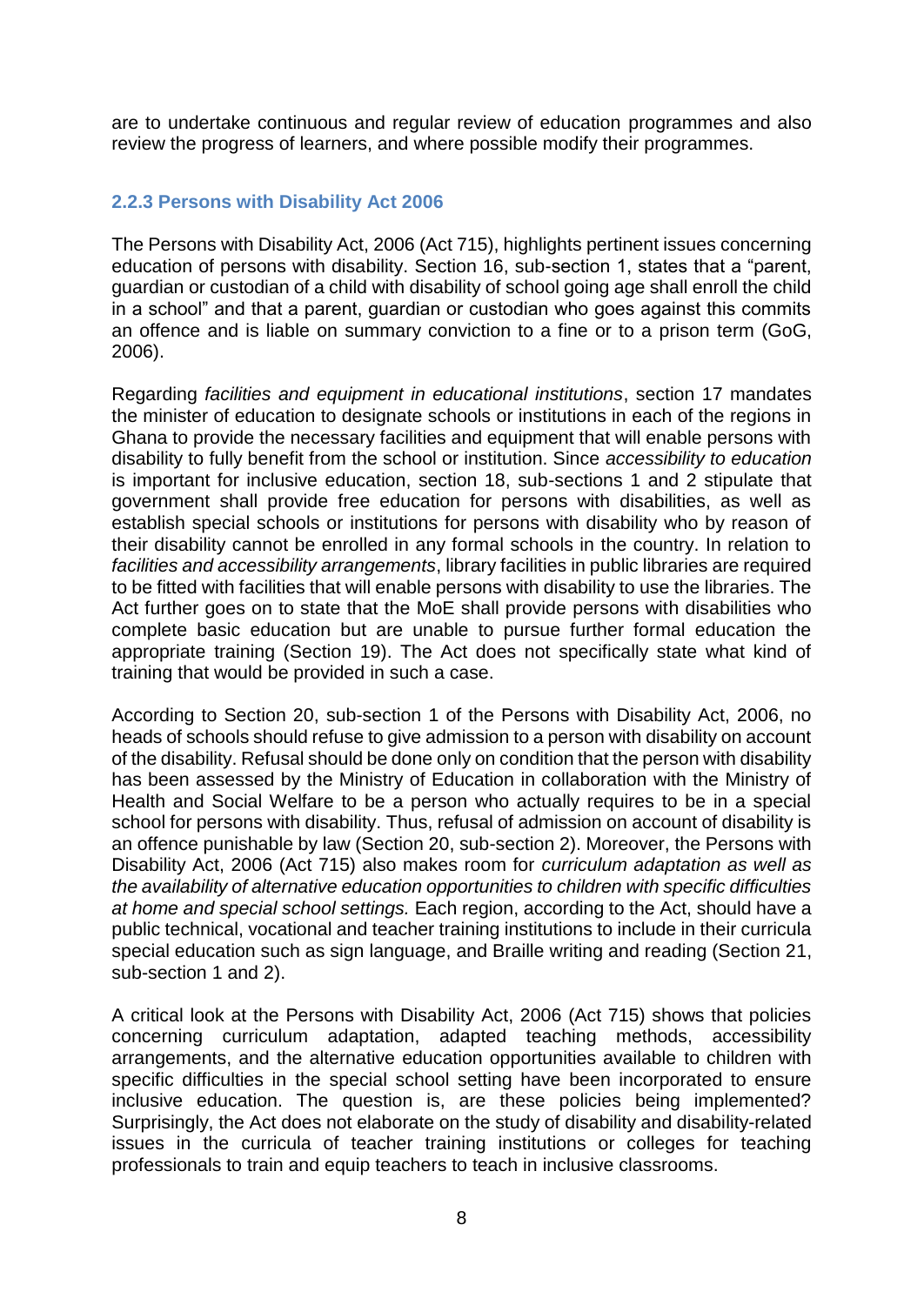are to undertake continuous and regular review of education programmes and also review the progress of learners, and where possible modify their programmes.

### 2.2.3 Persons with Disability Act 2006

The Persons with Disability Act, 2006 (Act 715), highlights pertinent issues concerning education of persons with disability. Section 16, sub-section 1, states that a "parent, guardian or custodian of a child with disability of school going age shall enroll the child in a school" and that a parent, guardian or custodian who goes against this commits an offence and is liable on summary conviction to a fine or to a prison term (GoG, 2006).

Regarding *facilities and equipment in educational institutions*, section 17 mandates the minister of education to designate schools or institutions in each of the regions in Ghana to provide the necessary facilities and equipment that will enable persons with disability to fully benefit from the school or institution. Since *accessibility to education* is important for inclusive education, section 18, sub-sections 1 and 2 stipulate that government shall provide free education for persons with disabilities, as well as establish special schools or institutions for persons with disability who by reason of their disability cannot be enrolled in any formal schools in the country. In relation to *facilities and accessibility arrangements*, library facilities in public libraries are required to be fitted with facilities that will enable persons with disability to use the libraries. The Act further goes on to state that the MoE shall provide persons with disabilities who complete basic education but are unable to pursue further formal education the appropriate training (Section 19). The Act does not specifically state what kind of training that would be provided in such a case.

According to Section 20, sub-section 1 of the Persons with Disability Act, 2006, no heads of schools should refuse to give admission to a person with disability on account of the disability. Refusal should be done only on condition that the person with disability has been assessed by the Ministry of Education in collaboration with the Ministry of Health and Social Welfare to be a person who actually requires to be in a special school for persons with disability. Thus, refusal of admission on account of disability is an offence punishable by law (Section 20, sub-section 2). Moreover, the Persons with Disability Act, 2006 (Act 715) also makes room for *curriculum adaptation as well as the availability of alternative education opportunities to children with specific difficulties at home and special school settings.* Each region, according to the Act, should have a public technical, vocational and teacher training institutions to include in their curricula special education such as sign language, and Braille writing and reading (Section 21, sub-section 1 and 2).

A critical look at the Persons with Disability Act, 2006 (Act 715) shows that policies concerning curriculum adaptation, adapted teaching methods, accessibility arrangements, and the alternative education opportunities available to children with specific difficulties in the special school setting have been incorporated to ensure inclusive education. The question is, are these policies being implemented? Surprisingly, the Act does not elaborate on the study of disability and disability-related issues in the curricula of teacher training institutions or colleges for teaching professionals to train and equip teachers to teach in inclusive classrooms.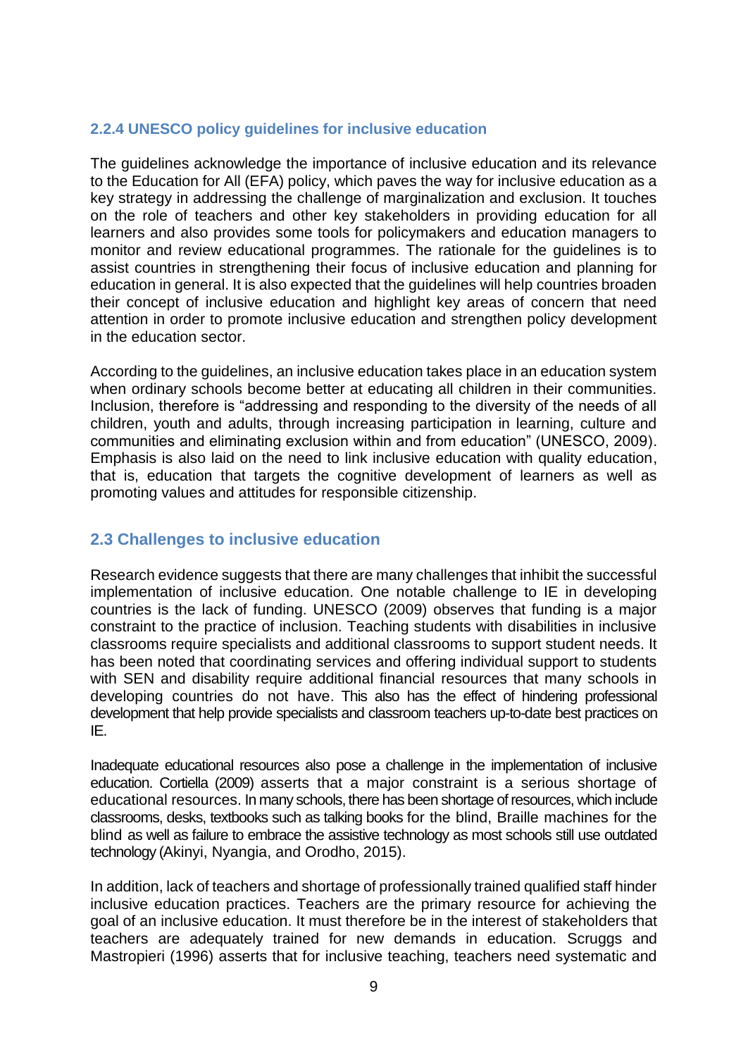### 2.2.4 UNESCO policy guidelines for inclusive education

The guidelines acknowledge the importance of inclusive education and its relevance to the Education for All (EFA) policy, which paves the way for inclusive education as a key strategy in addressing the challenge of marginalization and exclusion. It touches on the role of teachers and other key stakeholders in providing education for all learners and also provides some tools for policymakers and education managers to monitor and review educational programmes. The rationale for the guidelines is to assist countries in strengthening their focus of inclusive education and planning for education in general. It is also expected that the guidelines will help countries broaden their concept of inclusive education and highlight key areas of concern that need attention in order to promote inclusive education and strengthen policy development in the education sector.

According to the guidelines, an inclusive education takes place in an education system when ordinary schools become better at educating all children in their communities. Inclusion, therefore is "addressing and responding to the diversity of the needs of all children, youth and adults, through increasing participation in learning, culture and communities and eliminating exclusion within and from education" (UNESCO, 2009). Emphasis is also laid on the need to link inclusive education with quality education, that is, education that targets the cognitive development of learners as well as promoting values and attitudes for responsible citizenship.

## 2.3 Challenges to inclusive education

Research evidence suggests that there are many challenges that inhibit the successful implementation of inclusive education. One notable challenge to IE in developing countries is the lack of funding. UNESCO (2009) observes that funding is a major constraint to the practice of inclusion. Teaching students with disabilities in inclusive classrooms require specialists and additional classrooms to support student needs. It has been noted that coordinating services and offering individual support to students with SEN and disability require additional financial resources that many schools in developing countries do not have. This also has the effect of hindering professional development that help provide specialists and classroom teachers up-to-date best practices on IE.

Inadequate educational resources also pose a challenge in the implementation of inclusive education. Cortiella (2009) asserts that a major constraint is a serious shortage of educational resources. In many schools, there has been shortage of resources, which include classrooms, desks, textbooks such as talking books for the blind, Braille machines for the blind as well as failure to embrace the assistive technology as most schools still use outdated technology (Akinyi, Nyangia, and Orodho, 2015).

In addition, lack of teachers and shortage of professionally trained qualified staff hinder inclusive education practices. Teachers are the primary resource for achieving the goal of an inclusive education. It must therefore be in the interest of stakeholders that teachers are adequately trained for new demands in education. Scruggs and Mastropieri (1996) asserts that for inclusive teaching, teachers need systematic and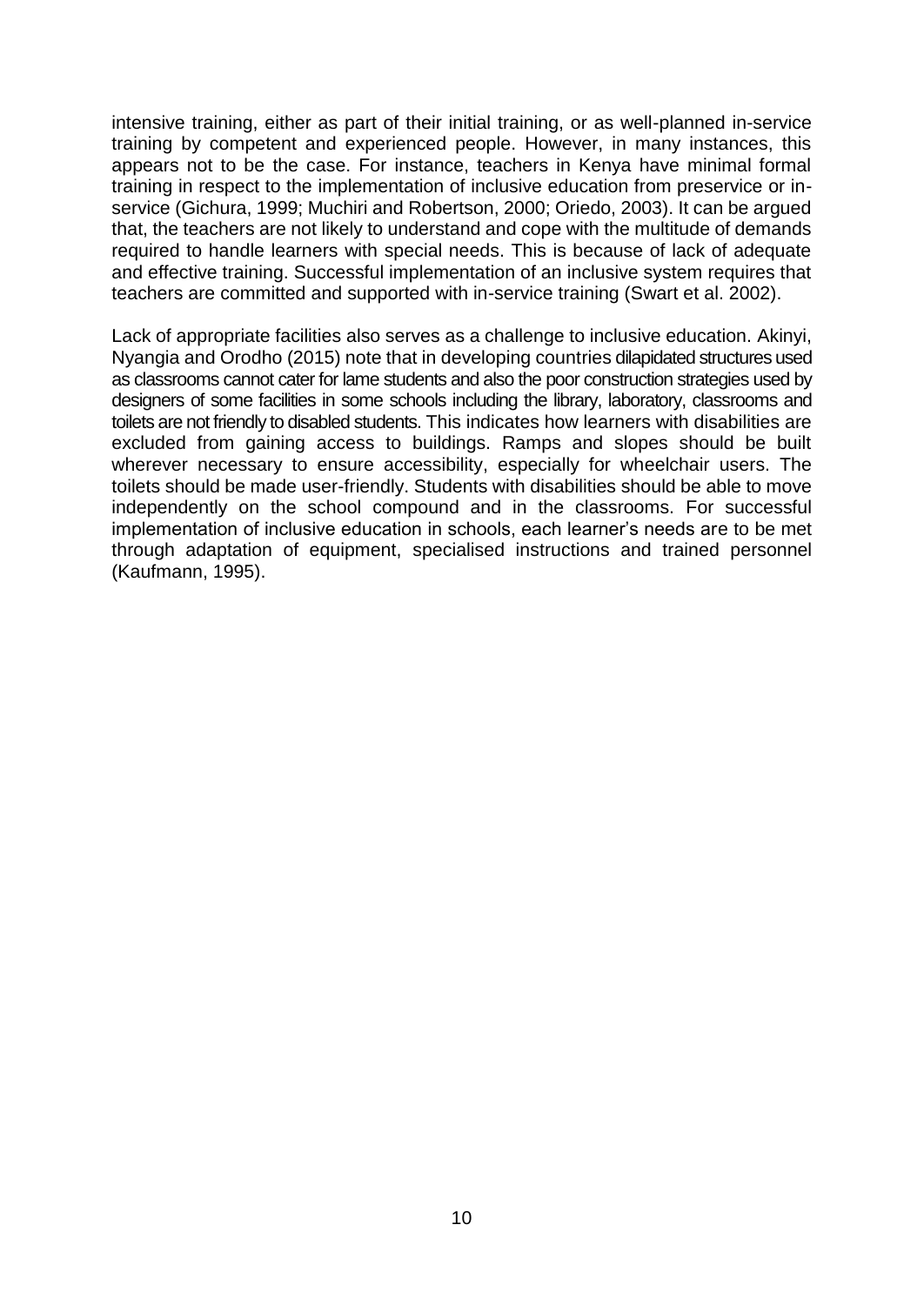intensive training, either as part of their initial training, or as well-planned in-service training by competent and experienced people. However, in many instances, this appears not to be the case. For instance, teachers in Kenya have minimal formal training in respect to the implementation of inclusive education from preservice or in-service (Gichura, 1999; Muchiri and Robertson, 2000; Oriedo, 2003). It can be argued that, the teachers are not likely to understand and cope with the multitude of demands required to handle learners with special needs. This is because of lack of adequate and effective training. Successful implementation of an inclusive system requires that teachers are committed and supported with in-service training (Swart et al. 2002).

Lack of appropriate facilities also serves as a challenge to inclusive education. Akinyi, Nyangia and Orodho (2015) note that in developing countries dilapidated structures used as classrooms cannot cater for lame students and also the poor construction strategies used by designers of some facilities in some schools including the library, laboratory, classrooms and toilets are not friendly to disabled students. This indicates how learners with disabilities are excluded from gaining access to buildings. Ramps and slopes should be built wherever necessary to ensure accessibility, especially for wheelchair users. The toilets should be made user-friendly. Students with disabilities should be able to move independently on the school compound and in the classrooms. For successful implementation of inclusive education in schools, each learner's needs are to be met through adaptation of equipment, specialised instructions and trained personnel (Kaufmann, 1995).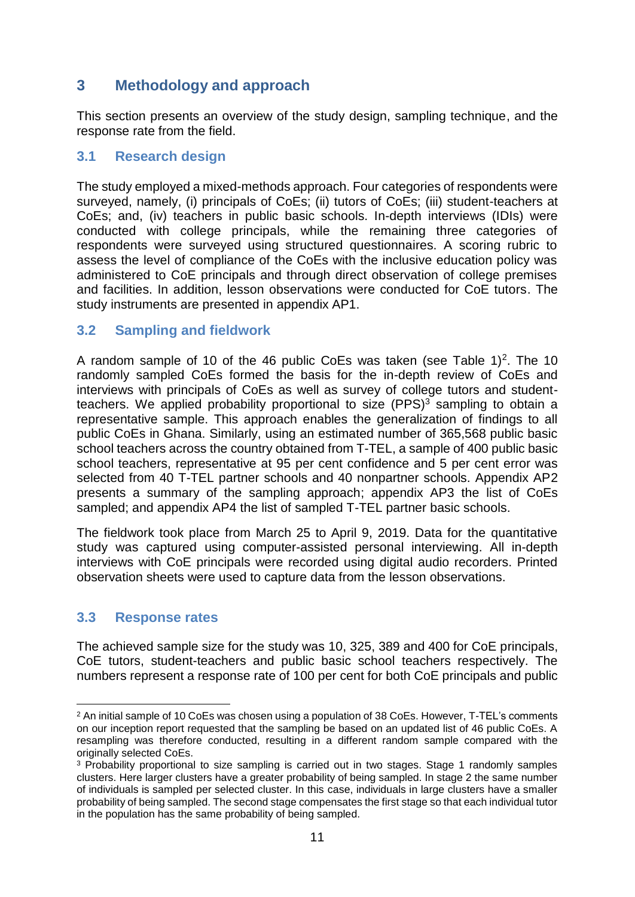# 3 Methodology and approach

This section presents an overview of the study design, sampling technique, and the response rate from the field.

## 3.1 Research design

The study employed a mixed-methods approach. Four categories of respondents were surveyed, namely, (i) principals of CoEs; (ii) tutors of CoEs; (iii) student-teachers at CoEs; and, (iv) teachers in public basic schools. In-depth interviews (IDIs) were conducted with college principals, while the remaining three categories of respondents were surveyed using structured questionnaires. A scoring rubric to assess the level of compliance of the CoEs with the inclusive education policy was administered to CoE principals and through direct observation of college premises and facilities. In addition, lesson observations were conducted for CoE tutors. The study instruments are presented in appendix AP1.

## 3.2 Sampling and fieldwork

A random sample of 10 of the 46 public CoEs was taken (see Table 1)[2]. The 10 randomly sampled CoEs formed the basis for the in-depth review of CoEs and interviews with principals of CoEs as well as survey of college tutors and student-teachers. We applied probability proportional to size (PPS)[3] sampling to obtain a representative sample. This approach enables the generalization of findings to all public CoEs in Ghana. Similarly, using an estimated number of 365,568 public basic school teachers across the country obtained from T-TEL, a sample of 400 public basic school teachers, representative at 95 per cent confidence and 5 per cent error was selected from 40 T-TEL partner schools and 40 nonpartner schools. Appendix AP2 presents a summary of the sampling approach; appendix AP3 the list of CoEs sampled; and appendix AP4 the list of sampled T-TEL partner basic schools.

The fieldwork took place from March 25 to April 9, 2019. Data for the quantitative study was captured using computer-assisted personal interviewing. All in-depth interviews with CoE principals were recorded using digital audio recorders. Printed observation sheets were used to capture data from the lesson observations.

## 3.3 Response rates

The achieved sample size for the study was 10, 325, 389 and 400 for CoE principals, CoE tutors, student-teachers and public basic school teachers respectively. The numbers represent a response rate of 100 per cent for both CoE principals and public

---

[2] An initial sample of 10 CoEs was chosen using a population of 38 CoEs. However, T-TEL's comments on our inception report requested that the sampling be based on an updated list of 46 public CoEs. A resampling was therefore conducted, resulting in a different random sample compared with the originally selected CoEs.

[3] Probability proportional to size sampling is carried out in two stages. Stage 1 randomly samples clusters. Here larger clusters have a greater probability of being sampled. In stage 2 the same number of individuals is sampled per selected cluster. In this case, individuals in large clusters have a smaller probability of being sampled. The second stage compensates the first stage so that each individual tutor in the population has the same probability of being sampled.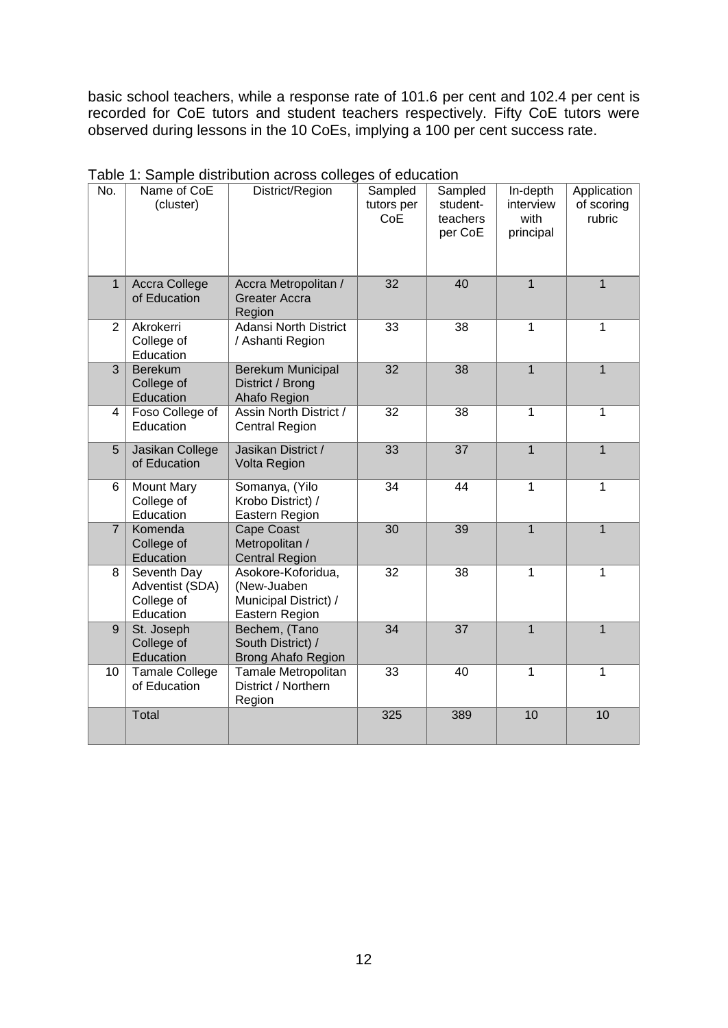basic school teachers, while a response rate of 101.6 per cent and 102.4 per cent is recorded for CoE tutors and student teachers respectively. Fifty CoE tutors were observed during lessons in the 10 CoEs, implying a 100 per cent success rate.

Table 1: Sample distribution across colleges of education

| No. | Name of CoE (cluster) | District/Region | Sampled tutors per CoE | Sampled student-teachers per CoE | In-depth interview with principal | Application of scoring rubric |
|---|---|---|---|---|---|---|
| 1 | Accra College of Education | Accra Metropolitan / Greater Accra Region | 32 | 40 | 1 | 1 |
| 2 | Akrokerri College of Education | Adansi North District / Ashanti Region | 33 | 38 | 1 | 1 |
| 3 | Berekum College of Education | Berekum Municipal District / Brong Ahafo Region | 32 | 38 | 1 | 1 |
| 4 | Foso College of Education | Assin North District / Central Region | 32 | 38 | 1 | 1 |
| 5 | Jasikan College of Education | Jasikan District / Volta Region | 33 | 37 | 1 | 1 |
| 6 | Mount Mary College of Education | Somanya, (Yilo Krobo District) / Eastern Region | 34 | 44 | 1 | 1 |
| 7 | Komenda College of Education | Cape Coast Metropolitan / Central Region | 30 | 39 | 1 | 1 |
| 8 | Seventh Day Adventist (SDA) College of Education | Asokore-Koforidua, (New-Juaben Municipal District) / Eastern Region | 32 | 38 | 1 | 1 |
| 9 | St. Joseph College of Education | Bechem, (Tano South District) / Brong Ahafo Region | 34 | 37 | 1 | 1 |
| 10 | Tamale College of Education | Tamale Metropolitan District / Northern Region | 33 | 40 | 1 | 1 |
| | Total | | 325 | 389 | 10 | 10 |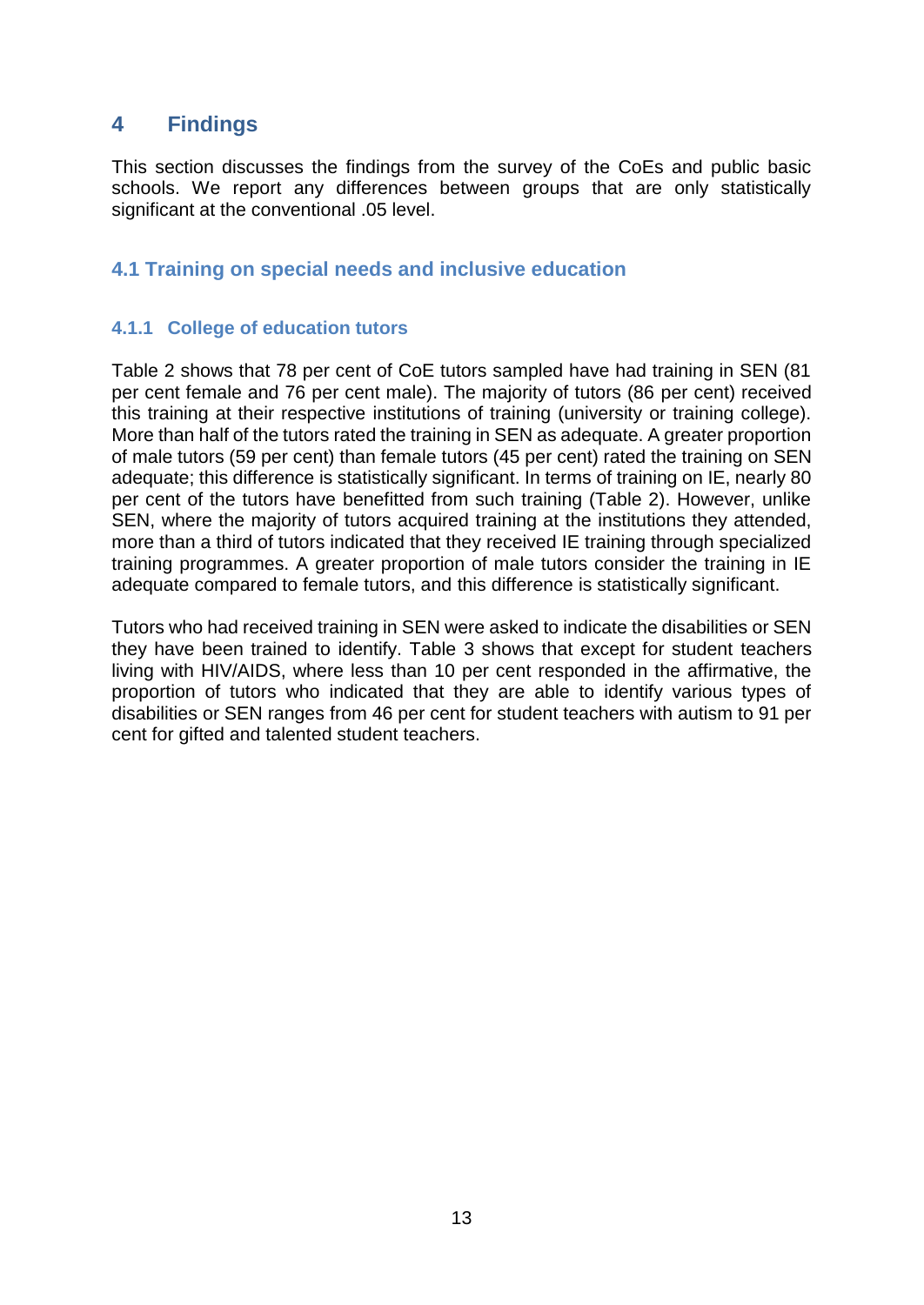# 4 Findings

This section discusses the findings from the survey of the CoEs and public basic schools. We report any differences between groups that are only statistically significant at the conventional .05 level.

## 4.1 Training on special needs and inclusive education

### 4.1.1 College of education tutors

Table 2 shows that 78 per cent of CoE tutors sampled have had training in SEN (81 per cent female and 76 per cent male). The majority of tutors (86 per cent) received this training at their respective institutions of training (university or training college). More than half of the tutors rated the training in SEN as adequate. A greater proportion of male tutors (59 per cent) than female tutors (45 per cent) rated the training on SEN adequate; this difference is statistically significant. In terms of training on IE, nearly 80 per cent of the tutors have benefitted from such training (Table 2). However, unlike SEN, where the majority of tutors acquired training at the institutions they attended, more than a third of tutors indicated that they received IE training through specialized training programmes. A greater proportion of male tutors consider the training in IE adequate compared to female tutors, and this difference is statistically significant.

Tutors who had received training in SEN were asked to indicate the disabilities or SEN they have been trained to identify. Table 3 shows that except for student teachers living with HIV/AIDS, where less than 10 per cent responded in the affirmative, the proportion of tutors who indicated that they are able to identify various types of disabilities or SEN ranges from 46 per cent for student teachers with autism to 91 per cent for gifted and talented student teachers.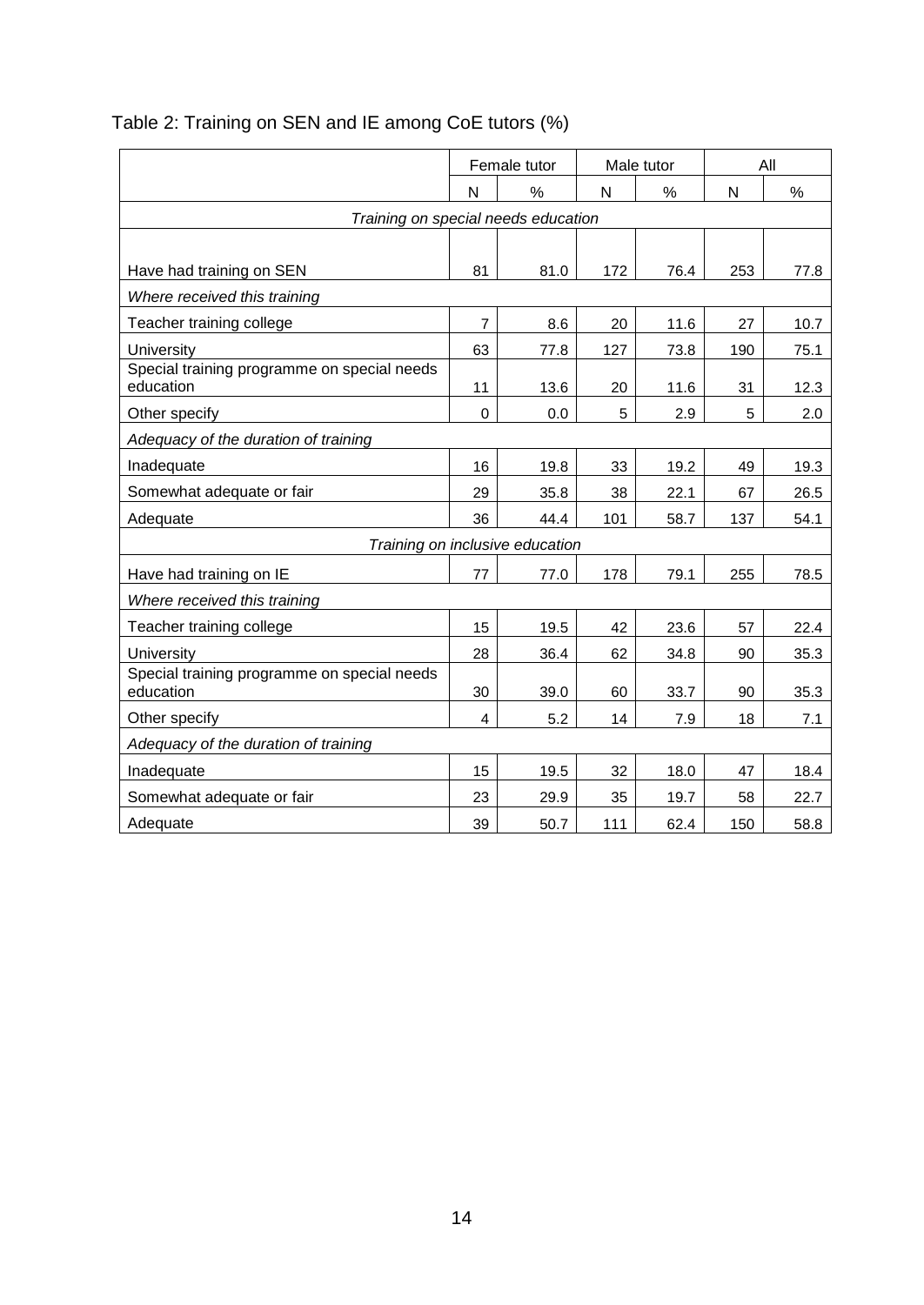Table 2: Training on SEN and IE among CoE tutors (%)

| | Female tutor | | Male tutor | | All | |
|---|---|---|---|---|---|---|
| | N | % | N | % | N | % |
| *Training on special needs education* | | | | | | |
| Have had training on SEN | 81 | 81.0 | 172 | 76.4 | 253 | 77.8 |
| *Where received this training* | | | | | | |
| Teacher training college | 7 | 8.6 | 20 | 11.6 | 27 | 10.7 |
| University | 63 | 77.8 | 127 | 73.8 | 190 | 75.1 |
| Special training programme on special needs education | 11 | 13.6 | 20 | 11.6 | 31 | 12.3 |
| Other specify | 0 | 0.0 | 5 | 2.9 | 5 | 2.0 |
| *Adequacy of the duration of training* | | | | | | |
| Inadequate | 16 | 19.8 | 33 | 19.2 | 49 | 19.3 |
| Somewhat adequate or fair | 29 | 35.8 | 38 | 22.1 | 67 | 26.5 |
| Adequate | 36 | 44.4 | 101 | 58.7 | 137 | 54.1 |
| *Training on inclusive education* | | | | | | |
| Have had training on IE | 77 | 77.0 | 178 | 79.1 | 255 | 78.5 |
| *Where received this training* | | | | | | |
| Teacher training college | 15 | 19.5 | 42 | 23.6 | 57 | 22.4 |
| University | 28 | 36.4 | 62 | 34.8 | 90 | 35.3 |
| Special training programme on special needs education | 30 | 39.0 | 60 | 33.7 | 90 | 35.3 |
| Other specify | 4 | 5.2 | 14 | 7.9 | 18 | 7.1 |
| *Adequacy of the duration of training* | | | | | | |
| Inadequate | 15 | 19.5 | 32 | 18.0 | 47 | 18.4 |
| Somewhat adequate or fair | 23 | 29.9 | 35 | 19.7 | 58 | 22.7 |
| Adequate | 39 | 50.7 | 111 | 62.4 | 150 | 58.8 |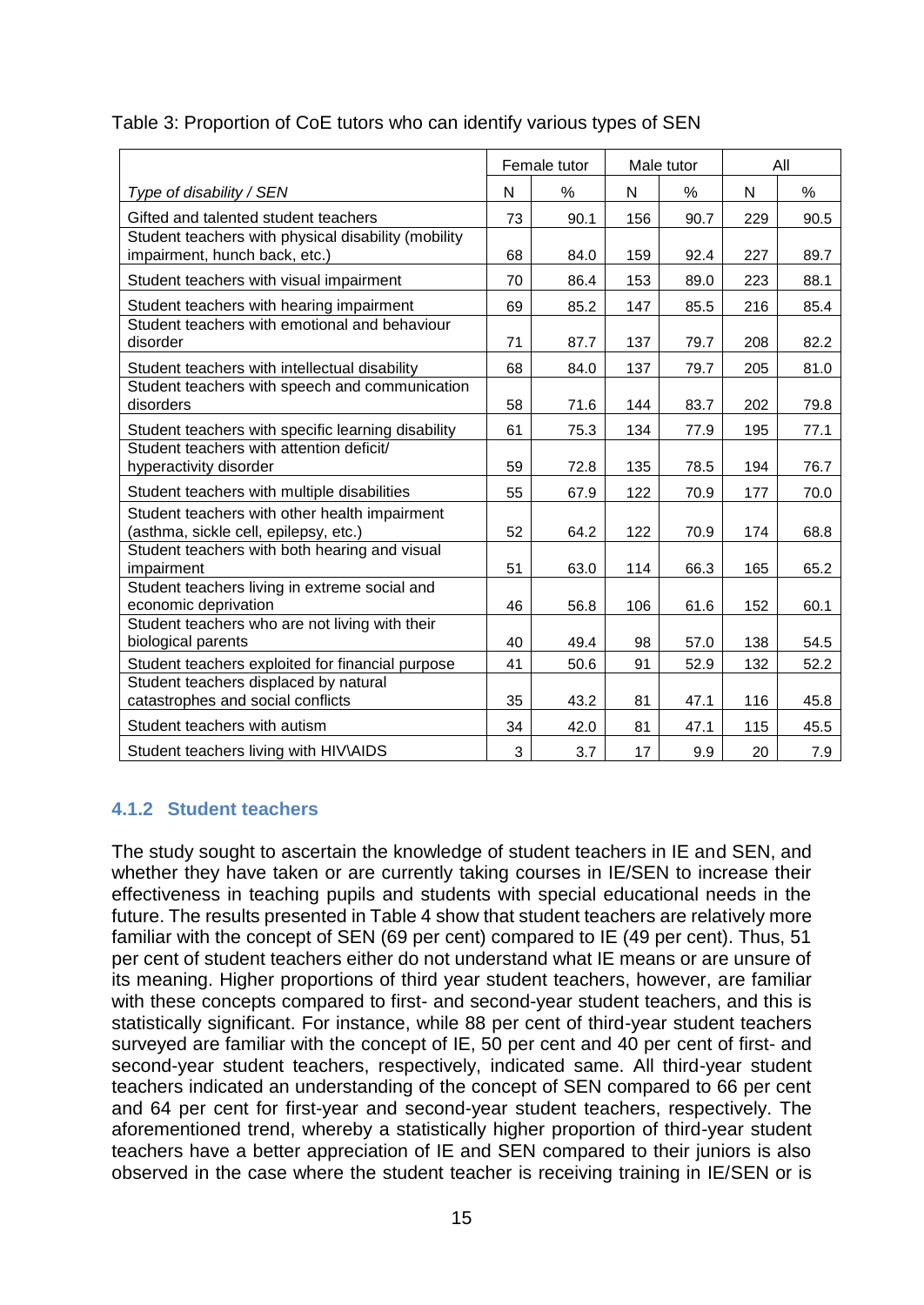Table 3: Proportion of CoE tutors who can identify various types of SEN

| | Female tutor | | Male tutor | | All | |
|---|---|---|---|---|---|---|
| *Type of disability / SEN* | N | % | N | % | N | % |
| Gifted and talented student teachers | 73 | 90.1 | 156 | 90.7 | 229 | 90.5 |
| Student teachers with physical disability (mobility impairment, hunch back, etc.) | 68 | 84.0 | 159 | 92.4 | 227 | 89.7 |
| Student teachers with visual impairment | 70 | 86.4 | 153 | 89.0 | 223 | 88.1 |
| Student teachers with hearing impairment | 69 | 85.2 | 147 | 85.5 | 216 | 85.4 |
| Student teachers with emotional and behaviour disorder | 71 | 87.7 | 137 | 79.7 | 208 | 82.2 |
| Student teachers with intellectual disability | 68 | 84.0 | 137 | 79.7 | 205 | 81.0 |
| Student teachers with speech and communication disorders | 58 | 71.6 | 144 | 83.7 | 202 | 79.8 |
| Student teachers with specific learning disability | 61 | 75.3 | 134 | 77.9 | 195 | 77.1 |
| Student teachers with attention deficit/ hyperactivity disorder | 59 | 72.8 | 135 | 78.5 | 194 | 76.7 |
| Student teachers with multiple disabilities | 55 | 67.9 | 122 | 70.9 | 177 | 70.0 |
| Student teachers with other health impairment (asthma, sickle cell, epilepsy, etc.) | 52 | 64.2 | 122 | 70.9 | 174 | 68.8 |
| Student teachers with both hearing and visual impairment | 51 | 63.0 | 114 | 66.3 | 165 | 65.2 |
| Student teachers living in extreme social and economic deprivation | 46 | 56.8 | 106 | 61.6 | 152 | 60.1 |
| Student teachers who are not living with their biological parents | 40 | 49.4 | 98 | 57.0 | 138 | 54.5 |
| Student teachers exploited for financial purpose | 41 | 50.6 | 91 | 52.9 | 132 | 52.2 |
| Student teachers displaced by natural catastrophes and social conflicts | 35 | 43.2 | 81 | 47.1 | 116 | 45.8 |
| Student teachers with autism | 34 | 42.0 | 81 | 47.1 | 115 | 45.5 |
| Student teachers living with HIV\AIDS | 3 | 3.7 | 17 | 9.9 | 20 | 7.9 |

### 4.1.2 Student teachers

The study sought to ascertain the knowledge of student teachers in IE and SEN, and whether they have taken or are currently taking courses in IE/SEN to increase their effectiveness in teaching pupils and students with special educational needs in the future. The results presented in Table 4 show that student teachers are relatively more familiar with the concept of SEN (69 per cent) compared to IE (49 per cent). Thus, 51 per cent of student teachers either do not understand what IE means or are unsure of its meaning. Higher proportions of third year student teachers, however, are familiar with these concepts compared to first- and second-year student teachers, and this is statistically significant. For instance, while 88 per cent of third-year student teachers surveyed are familiar with the concept of IE, 50 per cent and 40 per cent of first- and second-year student teachers, respectively, indicated same. All third-year student teachers indicated an understanding of the concept of SEN compared to 66 per cent and 64 per cent for first-year and second-year student teachers, respectively. The aforementioned trend, whereby a statistically higher proportion of third-year student teachers have a better appreciation of IE and SEN compared to their juniors is also observed in the case where the student teacher is receiving training in IE/SEN or is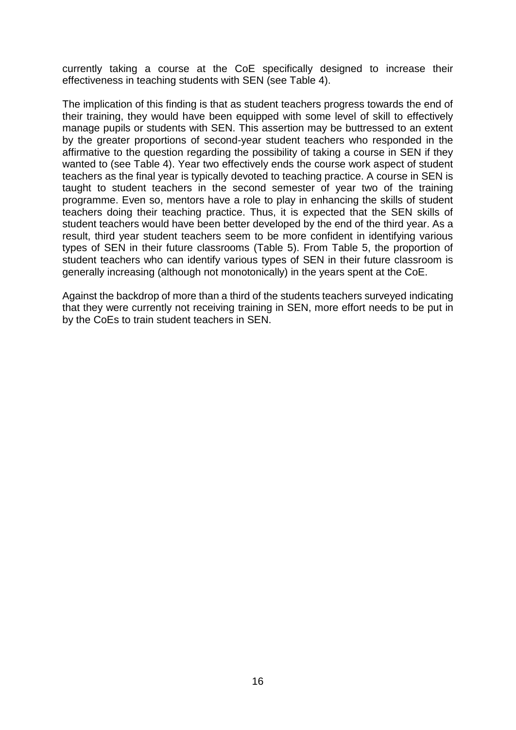currently taking a course at the CoE specifically designed to increase their effectiveness in teaching students with SEN (see Table 4).

The implication of this finding is that as student teachers progress towards the end of their training, they would have been equipped with some level of skill to effectively manage pupils or students with SEN. This assertion may be buttressed to an extent by the greater proportions of second-year student teachers who responded in the affirmative to the question regarding the possibility of taking a course in SEN if they wanted to (see Table 4). Year two effectively ends the course work aspect of student teachers as the final year is typically devoted to teaching practice. A course in SEN is taught to student teachers in the second semester of year two of the training programme. Even so, mentors have a role to play in enhancing the skills of student teachers doing their teaching practice. Thus, it is expected that the SEN skills of student teachers would have been better developed by the end of the third year. As a result, third year student teachers seem to be more confident in identifying various types of SEN in their future classrooms (Table 5). From Table 5, the proportion of student teachers who can identify various types of SEN in their future classroom is generally increasing (although not monotonically) in the years spent at the CoE.

Against the backdrop of more than a third of the students teachers surveyed indicating that they were currently not receiving training in SEN, more effort needs to be put in by the CoEs to train student teachers in SEN.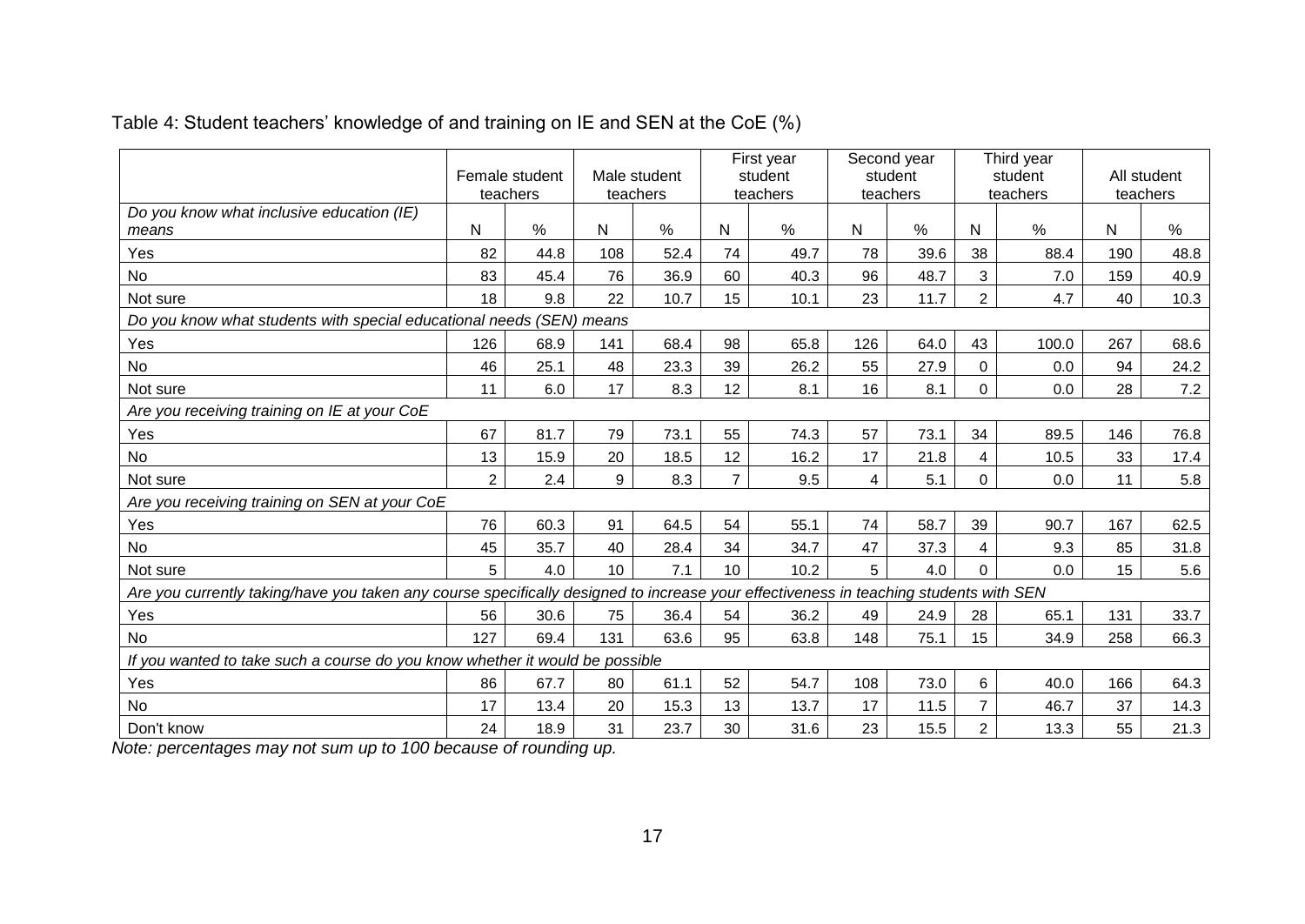Table 4: Student teachers' knowledge of and training on IE and SEN at the CoE (%)

| | Female student teachers | | Male student teachers | | First year student teachers | | Second year student teachers | | Third year student teachers | | All student teachers | |
|---|---|---|---|---|---|---|---|---|---|---|---|---|
| *Do you know what inclusive education (IE) means* | N | % | N | % | N | % | N | % | N | % | N | % |
| Yes | 82 | 44.8 | 108 | 52.4 | 74 | 49.7 | 78 | 39.6 | 38 | 88.4 | 190 | 48.8 |
| No | 83 | 45.4 | 76 | 36.9 | 60 | 40.3 | 96 | 48.7 | 3 | 7.0 | 159 | 40.9 |
| Not sure | 18 | 9.8 | 22 | 10.7 | 15 | 10.1 | 23 | 11.7 | 2 | 4.7 | 40 | 10.3 |
| *Do you know what students with special educational needs (SEN) means* | | | | | | | | | | | | |
| Yes | 126 | 68.9 | 141 | 68.4 | 98 | 65.8 | 126 | 64.0 | 43 | 100.0 | 267 | 68.6 |
| No | 46 | 25.1 | 48 | 23.3 | 39 | 26.2 | 55 | 27.9 | 0 | 0.0 | 94 | 24.2 |
| Not sure | 11 | 6.0 | 17 | 8.3 | 12 | 8.1 | 16 | 8.1 | 0 | 0.0 | 28 | 7.2 |
| *Are you receiving training on IE at your CoE* | | | | | | | | | | | | |
| Yes | 67 | 81.7 | 79 | 73.1 | 55 | 74.3 | 57 | 73.1 | 34 | 89.5 | 146 | 76.8 |
| No | 13 | 15.9 | 20 | 18.5 | 12 | 16.2 | 17 | 21.8 | 4 | 10.5 | 33 | 17.4 |
| Not sure | 2 | 2.4 | 9 | 8.3 | 7 | 9.5 | 4 | 5.1 | 0 | 0.0 | 11 | 5.8 |
| *Are you receiving training on SEN at your CoE* | | | | | | | | | | | | |
| Yes | 76 | 60.3 | 91 | 64.5 | 54 | 55.1 | 74 | 58.7 | 39 | 90.7 | 167 | 62.5 |
| No | 45 | 35.7 | 40 | 28.4 | 34 | 34.7 | 47 | 37.3 | 4 | 9.3 | 85 | 31.8 |
| Not sure | 5 | 4.0 | 10 | 7.1 | 10 | 10.2 | 5 | 4.0 | 0 | 0.0 | 15 | 5.6 |
| *Are you currently taking/have you taken any course specifically designed to increase your effectiveness in teaching students with SEN* | | | | | | | | | | | | |
| Yes | 56 | 30.6 | 75 | 36.4 | 54 | 36.2 | 49 | 24.9 | 28 | 65.1 | 131 | 33.7 |
| No | 127 | 69.4 | 131 | 63.6 | 95 | 63.8 | 148 | 75.1 | 15 | 34.9 | 258 | 66.3 |
| *If you wanted to take such a course do you know whether it would be possible* | | | | | | | | | | | | |
| Yes | 86 | 67.7 | 80 | 61.1 | 52 | 54.7 | 108 | 73.0 | 6 | 40.0 | 166 | 64.3 |
| No | 17 | 13.4 | 20 | 15.3 | 13 | 13.7 | 17 | 11.5 | 7 | 46.7 | 37 | 14.3 |
| Don't know | 24 | 18.9 | 31 | 23.7 | 30 | 31.6 | 23 | 15.5 | 2 | 13.3 | 55 | 21.3 |

*Note: percentages may not sum up to 100 because of rounding up.*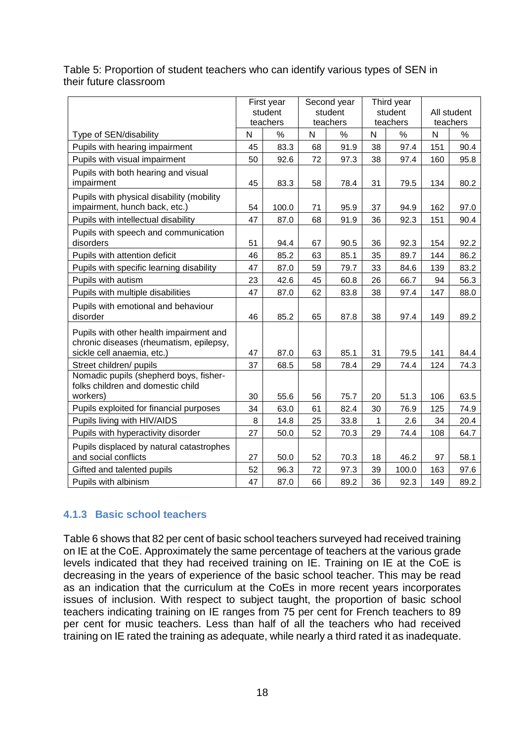Table 5: Proportion of student teachers who can identify various types of SEN in their future classroom

| | First year student teachers | | Second year student teachers | | Third year student teachers | | All student teachers | |
|---|---|---|---|---|---|---|---|---|
| Type of SEN/disability | N | % | N | % | N | % | N | % |
| Pupils with hearing impairment | 45 | 83.3 | 68 | 91.9 | 38 | 97.4 | 151 | 90.4 |
| Pupils with visual impairment | 50 | 92.6 | 72 | 97.3 | 38 | 97.4 | 160 | 95.8 |
| Pupils with both hearing and visual impairment | 45 | 83.3 | 58 | 78.4 | 31 | 79.5 | 134 | 80.2 |
| Pupils with physical disability (mobility impairment, hunch back, etc.) | 54 | 100.0 | 71 | 95.9 | 37 | 94.9 | 162 | 97.0 |
| Pupils with intellectual disability | 47 | 87.0 | 68 | 91.9 | 36 | 92.3 | 151 | 90.4 |
| Pupils with speech and communication disorders | 51 | 94.4 | 67 | 90.5 | 36 | 92.3 | 154 | 92.2 |
| Pupils with attention deficit | 46 | 85.2 | 63 | 85.1 | 35 | 89.7 | 144 | 86.2 |
| Pupils with specific learning disability | 47 | 87.0 | 59 | 79.7 | 33 | 84.6 | 139 | 83.2 |
| Pupils with autism | 23 | 42.6 | 45 | 60.8 | 26 | 66.7 | 94 | 56.3 |
| Pupils with multiple disabilities | 47 | 87.0 | 62 | 83.8 | 38 | 97.4 | 147 | 88.0 |
| Pupils with emotional and behaviour disorder | 46 | 85.2 | 65 | 87.8 | 38 | 97.4 | 149 | 89.2 |
| Pupils with other health impairment and chronic diseases (rheumatism, epilepsy, sickle cell anaemia, etc.) | 47 | 87.0 | 63 | 85.1 | 31 | 79.5 | 141 | 84.4 |
| Street children/ pupils | 37 | 68.5 | 58 | 78.4 | 29 | 74.4 | 124 | 74.3 |
| Nomadic pupils (shepherd boys, fisher-folks children and domestic child workers) | 30 | 55.6 | 56 | 75.7 | 20 | 51.3 | 106 | 63.5 |
| Pupils exploited for financial purposes | 34 | 63.0 | 61 | 82.4 | 30 | 76.9 | 125 | 74.9 |
| Pupils living with HIV/AIDS | 8 | 14.8 | 25 | 33.8 | 1 | 2.6 | 34 | 20.4 |
| Pupils with hyperactivity disorder | 27 | 50.0 | 52 | 70.3 | 29 | 74.4 | 108 | 64.7 |
| Pupils displaced by natural catastrophes and social conflicts | 27 | 50.0 | 52 | 70.3 | 18 | 46.2 | 97 | 58.1 |
| Gifted and talented pupils | 52 | 96.3 | 72 | 97.3 | 39 | 100.0 | 163 | 97.6 |
| Pupils with albinism | 47 | 87.0 | 66 | 89.2 | 36 | 92.3 | 149 | 89.2 |

### 4.1.3 Basic school teachers

Table 6 shows that 82 per cent of basic school teachers surveyed had received training on IE at the CoE. Approximately the same percentage of teachers at the various grade levels indicated that they had received training on IE. Training on IE at the CoE is decreasing in the years of experience of the basic school teacher. This may be read as an indication that the curriculum at the CoEs in more recent years incorporates issues of inclusion. With respect to subject taught, the proportion of basic school teachers indicating training on IE ranges from 75 per cent for French teachers to 89 per cent for music teachers. Less than half of all the teachers who had received training on IE rated the training as adequate, while nearly a third rated it as inadequate.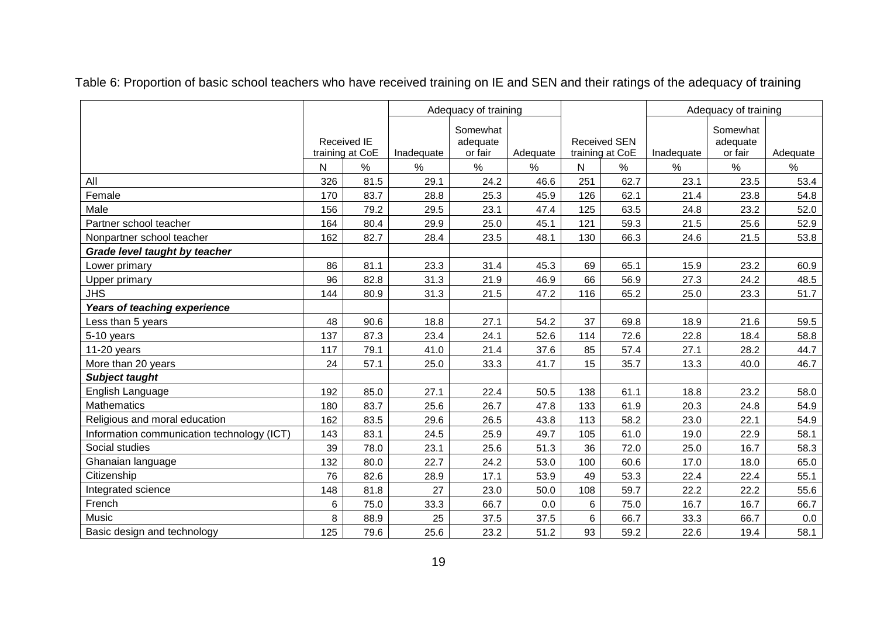Table 6: Proportion of basic school teachers who have received training on IE and SEN and their ratings of the adequacy of training

| | Received IE training at CoE | | Adequacy of training | | | Received SEN training at CoE | | Adequacy of training | | |
|---|---|---|---|---|---|---|---|---|---|---|
| | | | Inadequate | Somewhat adequate or fair | Adequate | | | Inadequate | Somewhat adequate or fair | Adequate |
| | N | % | % | % | % | N | % | % | % | % |
| All | 326 | 81.5 | 29.1 | 24.2 | 46.6 | 251 | 62.7 | 23.1 | 23.5 | 53.4 |
| Female | 170 | 83.7 | 28.8 | 25.3 | 45.9 | 126 | 62.1 | 21.4 | 23.8 | 54.8 |
| Male | 156 | 79.2 | 29.5 | 23.1 | 47.4 | 125 | 63.5 | 24.8 | 23.2 | 52.0 |
| Partner school teacher | 164 | 80.4 | 29.9 | 25.0 | 45.1 | 121 | 59.3 | 21.5 | 25.6 | 52.9 |
| Nonpartner school teacher | 162 | 82.7 | 28.4 | 23.5 | 48.1 | 130 | 66.3 | 24.6 | 21.5 | 53.8 |
| ***Grade level taught by teacher*** | | | | | | | | | | |
| Lower primary | 86 | 81.1 | 23.3 | 31.4 | 45.3 | 69 | 65.1 | 15.9 | 23.2 | 60.9 |
| Upper primary | 96 | 82.8 | 31.3 | 21.9 | 46.9 | 66 | 56.9 | 27.3 | 24.2 | 48.5 |
| JHS | 144 | 80.9 | 31.3 | 21.5 | 47.2 | 116 | 65.2 | 25.0 | 23.3 | 51.7 |
| ***Years of teaching experience*** | | | | | | | | | | |
| Less than 5 years | 48 | 90.6 | 18.8 | 27.1 | 54.2 | 37 | 69.8 | 18.9 | 21.6 | 59.5 |
| 5-10 years | 137 | 87.3 | 23.4 | 24.1 | 52.6 | 114 | 72.6 | 22.8 | 18.4 | 58.8 |
| 11-20 years | 117 | 79.1 | 41.0 | 21.4 | 37.6 | 85 | 57.4 | 27.1 | 28.2 | 44.7 |
| More than 20 years | 24 | 57.1 | 25.0 | 33.3 | 41.7 | 15 | 35.7 | 13.3 | 40.0 | 46.7 |
| ***Subject taught*** | | | | | | | | | | |
| English Language | 192 | 85.0 | 27.1 | 22.4 | 50.5 | 138 | 61.1 | 18.8 | 23.2 | 58.0 |
| Mathematics | 180 | 83.7 | 25.6 | 26.7 | 47.8 | 133 | 61.9 | 20.3 | 24.8 | 54.9 |
| Religious and moral education | 162 | 83.5 | 29.6 | 26.5 | 43.8 | 113 | 58.2 | 23.0 | 22.1 | 54.9 |
| Information communication technology (ICT) | 143 | 83.1 | 24.5 | 25.9 | 49.7 | 105 | 61.0 | 19.0 | 22.9 | 58.1 |
| Social studies | 39 | 78.0 | 23.1 | 25.6 | 51.3 | 36 | 72.0 | 25.0 | 16.7 | 58.3 |
| Ghanaian language | 132 | 80.0 | 22.7 | 24.2 | 53.0 | 100 | 60.6 | 17.0 | 18.0 | 65.0 |
| Citizenship | 76 | 82.6 | 28.9 | 17.1 | 53.9 | 49 | 53.3 | 22.4 | 22.4 | 55.1 |
| Integrated science | 148 | 81.8 | 27 | 23.0 | 50.0 | 108 | 59.7 | 22.2 | 22.2 | 55.6 |
| French | 6 | 75.0 | 33.3 | 66.7 | 0.0 | 6 | 75.0 | 16.7 | 16.7 | 66.7 |
| Music | 8 | 88.9 | 25 | 37.5 | 37.5 | 6 | 66.7 | 33.3 | 66.7 | 0.0 |
| Basic design and technology | 125 | 79.6 | 25.6 | 23.2 | 51.2 | 93 | 59.2 | 22.6 | 19.4 | 58.1 |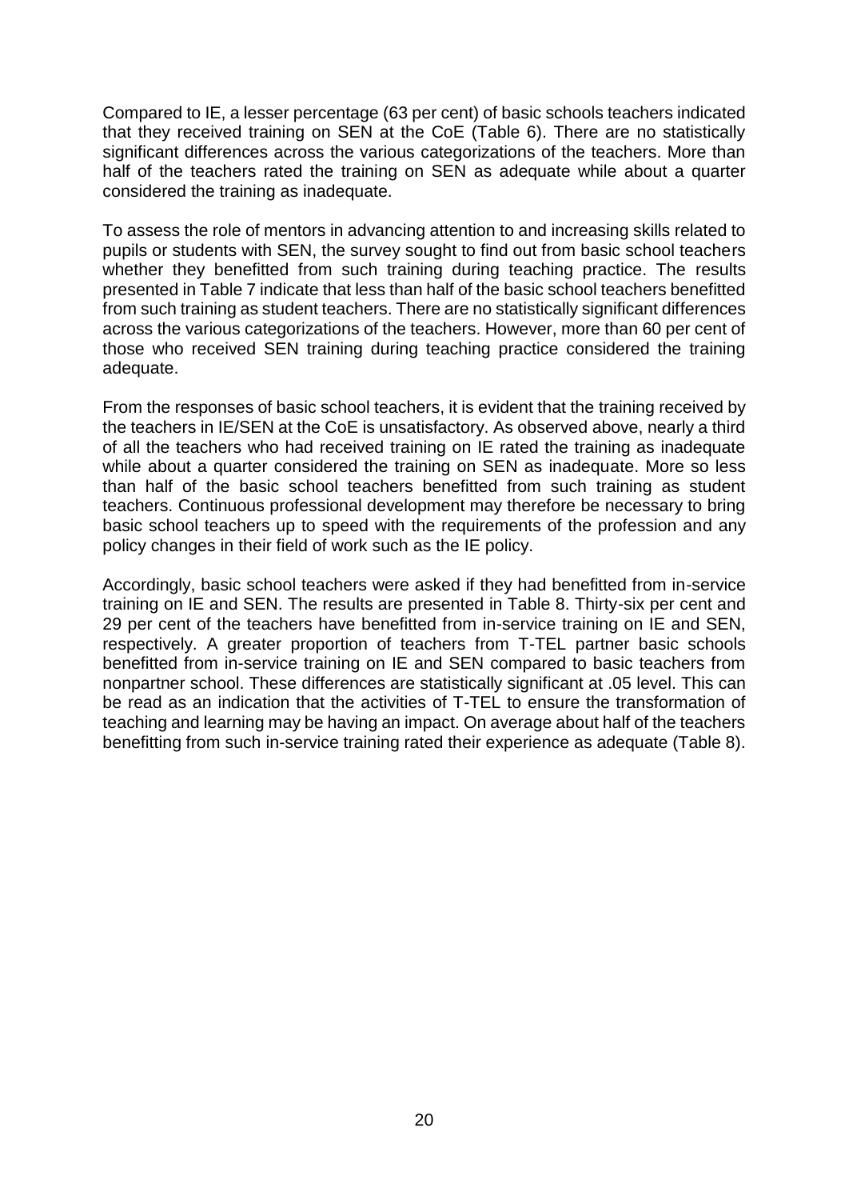Compared to IE, a lesser percentage (63 per cent) of basic schools teachers indicated that they received training on SEN at the CoE (Table 6). There are no statistically significant differences across the various categorizations of the teachers. More than half of the teachers rated the training on SEN as adequate while about a quarter considered the training as inadequate.

To assess the role of mentors in advancing attention to and increasing skills related to pupils or students with SEN, the survey sought to find out from basic school teachers whether they benefitted from such training during teaching practice. The results presented in Table 7 indicate that less than half of the basic school teachers benefitted from such training as student teachers. There are no statistically significant differences across the various categorizations of the teachers. However, more than 60 per cent of those who received SEN training during teaching practice considered the training adequate.

From the responses of basic school teachers, it is evident that the training received by the teachers in IE/SEN at the CoE is unsatisfactory. As observed above, nearly a third of all the teachers who had received training on IE rated the training as inadequate while about a quarter considered the training on SEN as inadequate. More so less than half of the basic school teachers benefitted from such training as student teachers. Continuous professional development may therefore be necessary to bring basic school teachers up to speed with the requirements of the profession and any policy changes in their field of work such as the IE policy.

Accordingly, basic school teachers were asked if they had benefitted from in-service training on IE and SEN. The results are presented in Table 8. Thirty-six per cent and 29 per cent of the teachers have benefitted from in-service training on IE and SEN, respectively. A greater proportion of teachers from T-TEL partner basic schools benefitted from in-service training on IE and SEN compared to basic teachers from nonpartner school. These differences are statistically significant at .05 level. This can be read as an indication that the activities of T-TEL to ensure the transformation of teaching and learning may be having an impact. On average about half of the teachers benefitting from such in-service training rated their experience as adequate (Table 8).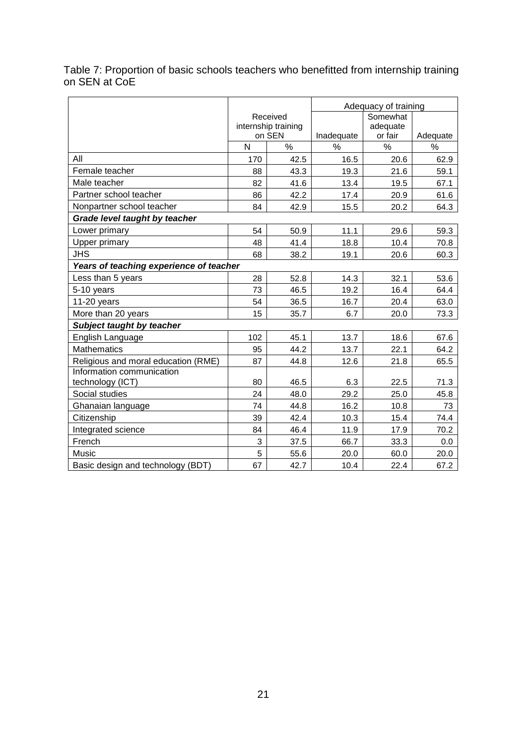Table 7: Proportion of basic schools teachers who benefitted from internship training on SEN at CoE

| | Received internship training on SEN | | Adequacy of training | | |
|---|---|---|---|---|---|
| | | | Inadequate | Somewhat adequate or fair | Adequate |
| | N | % | % | % | % |
| All | 170 | 42.5 | 16.5 | 20.6 | 62.9 |
| Female teacher | 88 | 43.3 | 19.3 | 21.6 | 59.1 |
| Male teacher | 82 | 41.6 | 13.4 | 19.5 | 67.1 |
| Partner school teacher | 86 | 42.2 | 17.4 | 20.9 | 61.6 |
| Nonpartner school teacher | 84 | 42.9 | 15.5 | 20.2 | 64.3 |
| ***Grade level taught by teacher*** | | | | | |
| Lower primary | 54 | 50.9 | 11.1 | 29.6 | 59.3 |
| Upper primary | 48 | 41.4 | 18.8 | 10.4 | 70.8 |
| JHS | 68 | 38.2 | 19.1 | 20.6 | 60.3 |
| ***Years of teaching experience of teacher*** | | | | | |
| Less than 5 years | 28 | 52.8 | 14.3 | 32.1 | 53.6 |
| 5-10 years | 73 | 46.5 | 19.2 | 16.4 | 64.4 |
| 11-20 years | 54 | 36.5 | 16.7 | 20.4 | 63.0 |
| More than 20 years | 15 | 35.7 | 6.7 | 20.0 | 73.3 |
| ***Subject taught by teacher*** | | | | | |
| English Language | 102 | 45.1 | 13.7 | 18.6 | 67.6 |
| Mathematics | 95 | 44.2 | 13.7 | 22.1 | 64.2 |
| Religious and moral education (RME) | 87 | 44.8 | 12.6 | 21.8 | 65.5 |
| Information communication technology (ICT) | 80 | 46.5 | 6.3 | 22.5 | 71.3 |
| Social studies | 24 | 48.0 | 29.2 | 25.0 | 45.8 |
| Ghanaian language | 74 | 44.8 | 16.2 | 10.8 | 73 |
| Citizenship | 39 | 42.4 | 10.3 | 15.4 | 74.4 |
| Integrated science | 84 | 46.4 | 11.9 | 17.9 | 70.2 |
| French | 3 | 37.5 | 66.7 | 33.3 | 0.0 |
| Music | 5 | 55.6 | 20.0 | 60.0 | 20.0 |
| Basic design and technology (BDT) | 67 | 42.7 | 10.4 | 22.4 | 67.2 |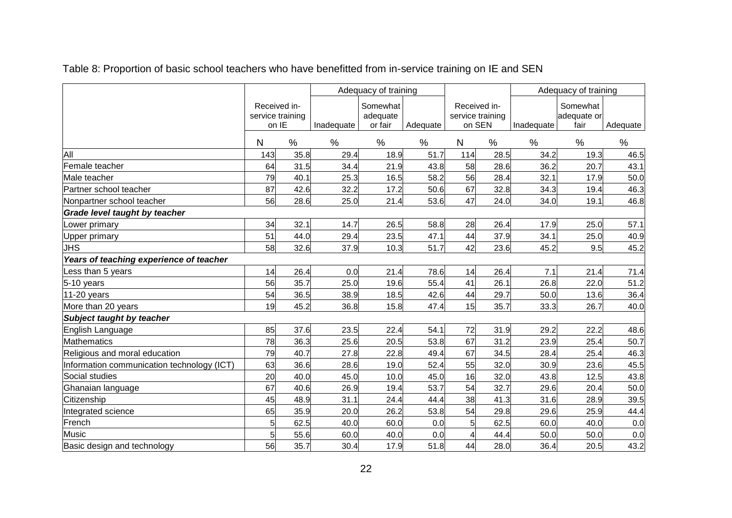Table 8: Proportion of basic school teachers who have benefitted from in-service training on IE and SEN

| | Received in-service training on IE | | Adequacy of training | | | Received in-service training on SEN | | Adequacy of training | | |
|---|---|---|---|---|---|---|---|---|---|---|
| | | | Inadequate | Somewhat adequate or fair | Adequate | | | Inadequate | Somewhat adequate or fair | Adequate |
| | N | % | % | % | % | N | % | % | % | % |
| All | 143 | 35.8 | 29.4 | 18.9 | 51.7 | 114 | 28.5 | 34.2 | 19.3 | 46.5 |
| Female teacher | 64 | 31.5 | 34.4 | 21.9 | 43.8 | 58 | 28.6 | 36.2 | 20.7 | 43.1 |
| Male teacher | 79 | 40.1 | 25.3 | 16.5 | 58.2 | 56 | 28.4 | 32.1 | 17.9 | 50.0 |
| Partner school teacher | 87 | 42.6 | 32.2 | 17.2 | 50.6 | 67 | 32.8 | 34.3 | 19.4 | 46.3 |
| Nonpartner school teacher | 56 | 28.6 | 25.0 | 21.4 | 53.6 | 47 | 24.0 | 34.0 | 19.1 | 46.8 |
| ***Grade level taught by teacher*** | | | | | | | | | | |
| Lower primary | 34 | 32.1 | 14.7 | 26.5 | 58.8 | 28 | 26.4 | 17.9 | 25.0 | 57.1 |
| Upper primary | 51 | 44.0 | 29.4 | 23.5 | 47.1 | 44 | 37.9 | 34.1 | 25.0 | 40.9 |
| JHS | 58 | 32.6 | 37.9 | 10.3 | 51.7 | 42 | 23.6 | 45.2 | 9.5 | 45.2 |
| ***Years of teaching experience of teacher*** | | | | | | | | | | |
| Less than 5 years | 14 | 26.4 | 0.0 | 21.4 | 78.6 | 14 | 26.4 | 7.1 | 21.4 | 71.4 |
| 5-10 years | 56 | 35.7 | 25.0 | 19.6 | 55.4 | 41 | 26.1 | 26.8 | 22.0 | 51.2 |
| 11-20 years | 54 | 36.5 | 38.9 | 18.5 | 42.6 | 44 | 29.7 | 50.0 | 13.6 | 36.4 |
| More than 20 years | 19 | 45.2 | 36.8 | 15.8 | 47.4 | 15 | 35.7 | 33.3 | 26.7 | 40.0 |
| ***Subject taught by teacher*** | | | | | | | | | | |
| English Language | 85 | 37.6 | 23.5 | 22.4 | 54.1 | 72 | 31.9 | 29.2 | 22.2 | 48.6 |
| Mathematics | 78 | 36.3 | 25.6 | 20.5 | 53.8 | 67 | 31.2 | 23.9 | 25.4 | 50.7 |
| Religious and moral education | 79 | 40.7 | 27.8 | 22.8 | 49.4 | 67 | 34.5 | 28.4 | 25.4 | 46.3 |
| Information communication technology (ICT) | 63 | 36.6 | 28.6 | 19.0 | 52.4 | 55 | 32.0 | 30.9 | 23.6 | 45.5 |
| Social studies | 20 | 40.0 | 45.0 | 10.0 | 45.0 | 16 | 32.0 | 43.8 | 12.5 | 43.8 |
| Ghanaian language | 67 | 40.6 | 26.9 | 19.4 | 53.7 | 54 | 32.7 | 29.6 | 20.4 | 50.0 |
| Citizenship | 45 | 48.9 | 31.1 | 24.4 | 44.4 | 38 | 41.3 | 31.6 | 28.9 | 39.5 |
| Integrated science | 65 | 35.9 | 20.0 | 26.2 | 53.8 | 54 | 29.8 | 29.6 | 25.9 | 44.4 |
| French | 5 | 62.5 | 40.0 | 60.0 | 0.0 | 5 | 62.5 | 60.0 | 40.0 | 0.0 |
| Music | 5 | 55.6 | 60.0 | 40.0 | 0.0 | 4 | 44.4 | 50.0 | 50.0 | 0.0 |
| Basic design and technology | 56 | 35.7 | 30.4 | 17.9 | 51.8 | 44 | 28.0 | 36.4 | 20.5 | 43.2 |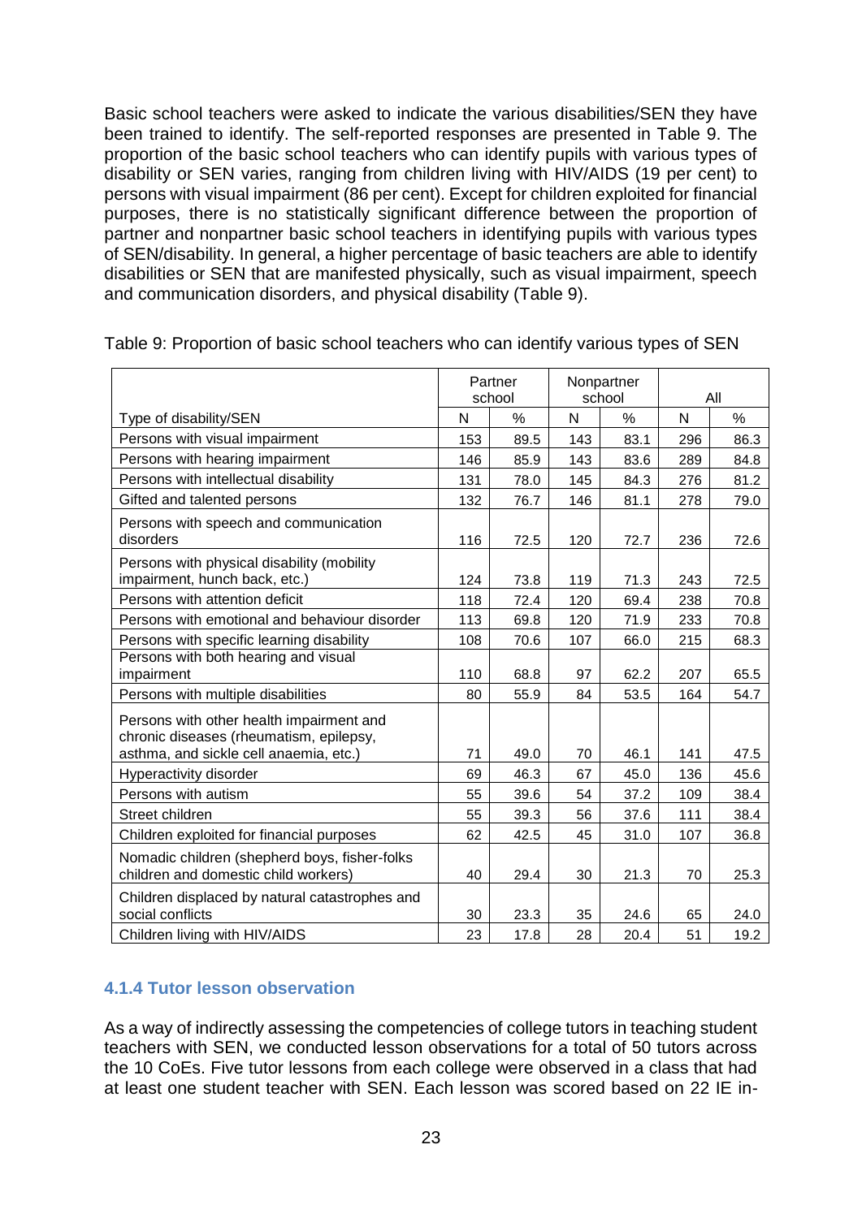Basic school teachers were asked to indicate the various disabilities/SEN they have been trained to identify. The self-reported responses are presented in Table 9. The proportion of the basic school teachers who can identify pupils with various types of disability or SEN varies, ranging from children living with HIV/AIDS (19 per cent) to persons with visual impairment (86 per cent). Except for children exploited for financial purposes, there is no statistically significant difference between the proportion of partner and nonpartner basic school teachers in identifying pupils with various types of SEN/disability. In general, a higher percentage of basic teachers are able to identify disabilities or SEN that are manifested physically, such as visual impairment, speech and communication disorders, and physical disability (Table 9).

Table 9: Proportion of basic school teachers who can identify various types of SEN

| | Partner school | | Nonpartner school | | All | |
|---|---|---|---|---|---|---|
| Type of disability/SEN | N | % | N | % | N | % |
| Persons with visual impairment | 153 | 89.5 | 143 | 83.1 | 296 | 86.3 |
| Persons with hearing impairment | 146 | 85.9 | 143 | 83.6 | 289 | 84.8 |
| Persons with intellectual disability | 131 | 78.0 | 145 | 84.3 | 276 | 81.2 |
| Gifted and talented persons | 132 | 76.7 | 146 | 81.1 | 278 | 79.0 |
| Persons with speech and communication disorders | 116 | 72.5 | 120 | 72.7 | 236 | 72.6 |
| Persons with physical disability (mobility impairment, hunch back, etc.) | 124 | 73.8 | 119 | 71.3 | 243 | 72.5 |
| Persons with attention deficit | 118 | 72.4 | 120 | 69.4 | 238 | 70.8 |
| Persons with emotional and behaviour disorder | 113 | 69.8 | 120 | 71.9 | 233 | 70.8 |
| Persons with specific learning disability | 108 | 70.6 | 107 | 66.0 | 215 | 68.3 |
| Persons with both hearing and visual impairment | 110 | 68.8 | 97 | 62.2 | 207 | 65.5 |
| Persons with multiple disabilities | 80 | 55.9 | 84 | 53.5 | 164 | 54.7 |
| Persons with other health impairment and chronic diseases (rheumatism, epilepsy, asthma, and sickle cell anaemia, etc.) | 71 | 49.0 | 70 | 46.1 | 141 | 47.5 |
| Hyperactivity disorder | 69 | 46.3 | 67 | 45.0 | 136 | 45.6 |
| Persons with autism | 55 | 39.6 | 54 | 37.2 | 109 | 38.4 |
| Street children | 55 | 39.3 | 56 | 37.6 | 111 | 38.4 |
| Children exploited for financial purposes | 62 | 42.5 | 45 | 31.0 | 107 | 36.8 |
| Nomadic children (shepherd boys, fisher-folks children and domestic child workers) | 40 | 29.4 | 30 | 21.3 | 70 | 25.3 |
| Children displaced by natural catastrophes and social conflicts | 30 | 23.3 | 35 | 24.6 | 65 | 24.0 |
| Children living with HIV/AIDS | 23 | 17.8 | 28 | 20.4 | 51 | 19.2 |

### 4.1.4 Tutor lesson observation

As a way of indirectly assessing the competencies of college tutors in teaching student teachers with SEN, we conducted lesson observations for a total of 50 tutors across the 10 CoEs. Five tutor lessons from each college were observed in a class that had at least one student teacher with SEN. Each lesson was scored based on 22 IE in-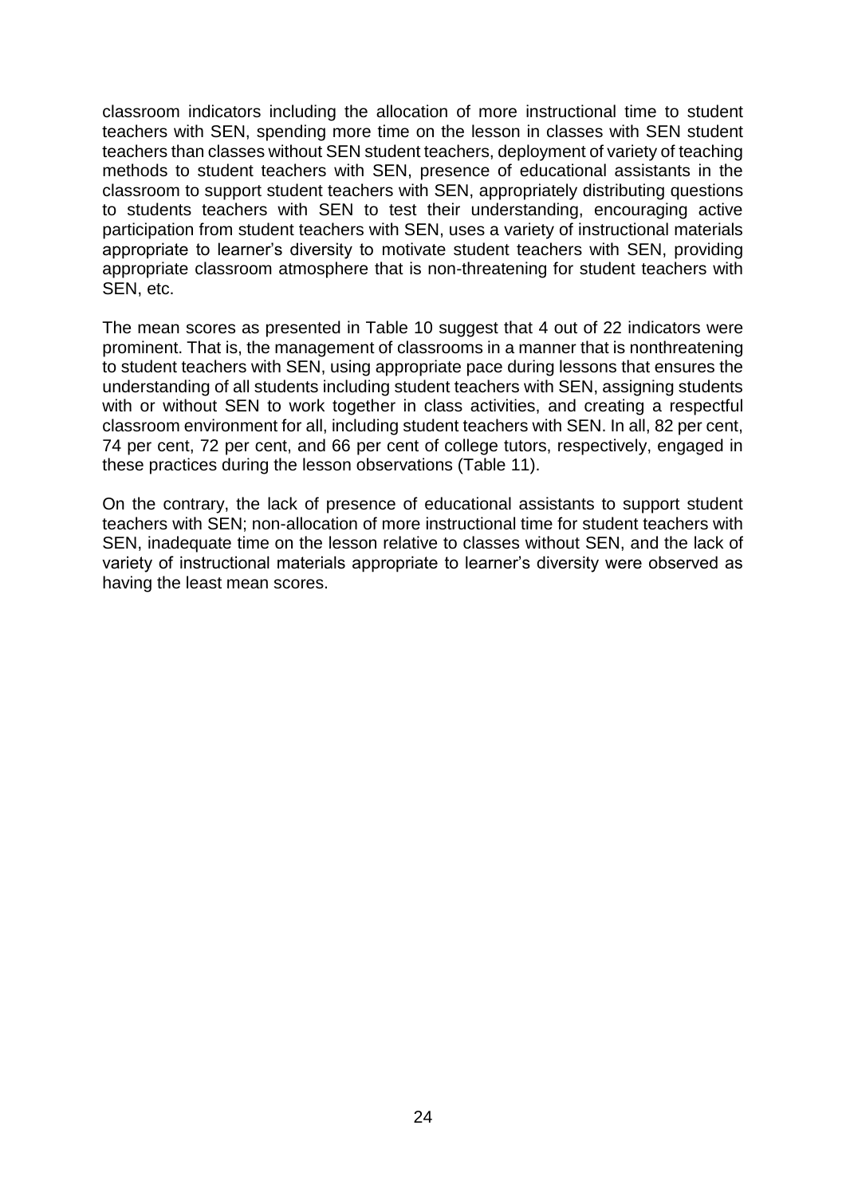classroom indicators including the allocation of more instructional time to student teachers with SEN, spending more time on the lesson in classes with SEN student teachers than classes without SEN student teachers, deployment of variety of teaching methods to student teachers with SEN, presence of educational assistants in the classroom to support student teachers with SEN, appropriately distributing questions to students teachers with SEN to test their understanding, encouraging active participation from student teachers with SEN, uses a variety of instructional materials appropriate to learner's diversity to motivate student teachers with SEN, providing appropriate classroom atmosphere that is non-threatening for student teachers with SEN, etc.

The mean scores as presented in Table 10 suggest that 4 out of 22 indicators were prominent. That is, the management of classrooms in a manner that is nonthreatening to student teachers with SEN, using appropriate pace during lessons that ensures the understanding of all students including student teachers with SEN, assigning students with or without SEN to work together in class activities, and creating a respectful classroom environment for all, including student teachers with SEN. In all, 82 per cent, 74 per cent, 72 per cent, and 66 per cent of college tutors, respectively, engaged in these practices during the lesson observations (Table 11).

On the contrary, the lack of presence of educational assistants to support student teachers with SEN; non-allocation of more instructional time for student teachers with SEN, inadequate time on the lesson relative to classes without SEN, and the lack of variety of instructional materials appropriate to learner's diversity were observed as having the least mean scores.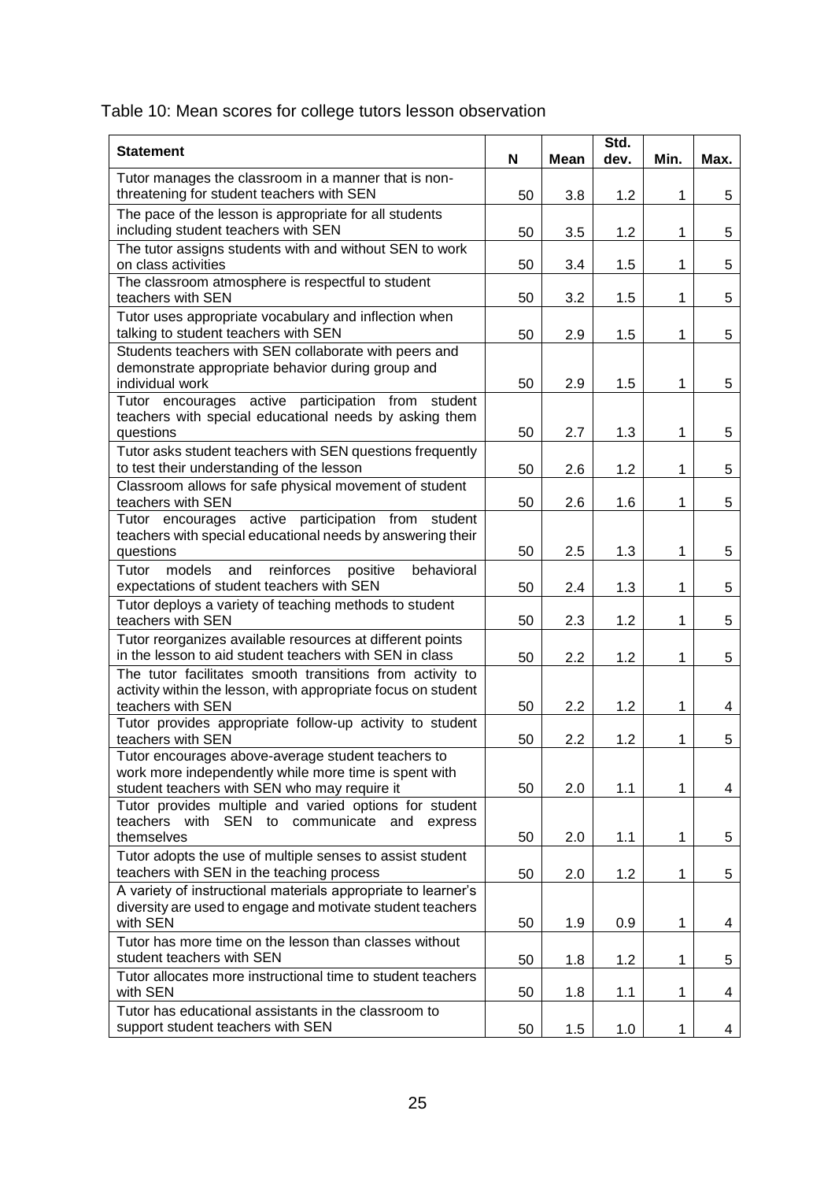Table 10: Mean scores for college tutors lesson observation

| Statement | N | Mean | Std. dev. | Min. | Max. |
|---|---|---|---|---|---|
| Tutor manages the classroom in a manner that is non-threatening for student teachers with SEN | 50 | 3.8 | 1.2 | 1 | 5 |
| The pace of the lesson is appropriate for all students including student teachers with SEN | 50 | 3.5 | 1.2 | 1 | 5 |
| The tutor assigns students with and without SEN to work on class activities | 50 | 3.4 | 1.5 | 1 | 5 |
| The classroom atmosphere is respectful to student teachers with SEN | 50 | 3.2 | 1.5 | 1 | 5 |
| Tutor uses appropriate vocabulary and inflection when talking to student teachers with SEN | 50 | 2.9 | 1.5 | 1 | 5 |
| Students teachers with SEN collaborate with peers and demonstrate appropriate behavior during group and individual work | 50 | 2.9 | 1.5 | 1 | 5 |
| Tutor encourages active participation from student teachers with special educational needs by asking them questions | 50 | 2.7 | 1.3 | 1 | 5 |
| Tutor asks student teachers with SEN questions frequently to test their understanding of the lesson | 50 | 2.6 | 1.2 | 1 | 5 |
| Classroom allows for safe physical movement of student teachers with SEN | 50 | 2.6 | 1.6 | 1 | 5 |
| Tutor encourages active participation from student teachers with special educational needs by answering their questions | 50 | 2.5 | 1.3 | 1 | 5 |
| Tutor models and reinforces positive behavioral expectations of student teachers with SEN | 50 | 2.4 | 1.3 | 1 | 5 |
| Tutor deploys a variety of teaching methods to student teachers with SEN | 50 | 2.3 | 1.2 | 1 | 5 |
| Tutor reorganizes available resources at different points in the lesson to aid student teachers with SEN in class | 50 | 2.2 | 1.2 | 1 | 5 |
| The tutor facilitates smooth transitions from activity to activity within the lesson, with appropriate focus on student teachers with SEN | 50 | 2.2 | 1.2 | 1 | 4 |
| Tutor provides appropriate follow-up activity to student teachers with SEN | 50 | 2.2 | 1.2 | 1 | 5 |
| Tutor encourages above-average student teachers to work more independently while more time is spent with student teachers with SEN who may require it | 50 | 2.0 | 1.1 | 1 | 4 |
| Tutor provides multiple and varied options for student teachers with SEN to communicate and express themselves | 50 | 2.0 | 1.1 | 1 | 5 |
| Tutor adopts the use of multiple senses to assist student teachers with SEN in the teaching process | 50 | 2.0 | 1.2 | 1 | 5 |
| A variety of instructional materials appropriate to learner's diversity are used to engage and motivate student teachers with SEN | 50 | 1.9 | 0.9 | 1 | 4 |
| Tutor has more time on the lesson than classes without student teachers with SEN | 50 | 1.8 | 1.2 | 1 | 5 |
| Tutor allocates more instructional time to student teachers with SEN | 50 | 1.8 | 1.1 | 1 | 4 |
| Tutor has educational assistants in the classroom to support student teachers with SEN | 50 | 1.5 | 1.0 | 1 | 4 |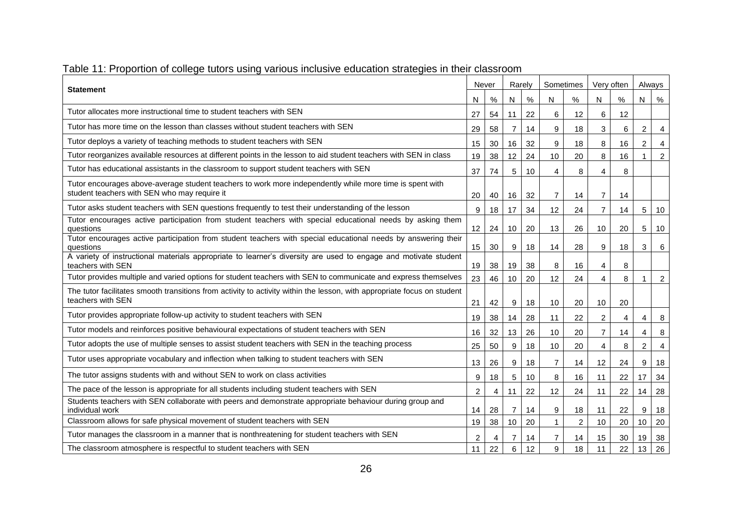Table 11: Proportion of college tutors using various inclusive education strategies in their classroom

| Statement | Never | | Rarely | | Sometimes | | Very often | | Always | |
|---|---|---|---|---|---|---|---|---|---|---|
| | N | % | N | % | N | % | N | % | N | % |
| Tutor allocates more instructional time to student teachers with SEN | 27 | 54 | 11 | 22 | 6 | 12 | 6 | 12 | | |
| Tutor has more time on the lesson than classes without student teachers with SEN | 29 | 58 | 7 | 14 | 9 | 18 | 3 | 6 | 2 | 4 |
| Tutor deploys a variety of teaching methods to student teachers with SEN | 15 | 30 | 16 | 32 | 9 | 18 | 8 | 16 | 2 | 4 |
| Tutor reorganizes available resources at different points in the lesson to aid student teachers with SEN in class | 19 | 38 | 12 | 24 | 10 | 20 | 8 | 16 | 1 | 2 |
| Tutor has educational assistants in the classroom to support student teachers with SEN | 37 | 74 | 5 | 10 | 4 | 8 | 4 | 8 | | |
| Tutor encourages above-average student teachers to work more independently while more time is spent with student teachers with SEN who may require it | 20 | 40 | 16 | 32 | 7 | 14 | 7 | 14 | | |
| Tutor asks student teachers with SEN questions frequently to test their understanding of the lesson | 9 | 18 | 17 | 34 | 12 | 24 | 7 | 14 | 5 | 10 |
| Tutor encourages active participation from student teachers with special educational needs by asking them questions | 12 | 24 | 10 | 20 | 13 | 26 | 10 | 20 | 5 | 10 |
| Tutor encourages active participation from student teachers with special educational needs by answering their questions | 15 | 30 | 9 | 18 | 14 | 28 | 9 | 18 | 3 | 6 |
| A variety of instructional materials appropriate to learner's diversity are used to engage and motivate student teachers with SEN | 19 | 38 | 19 | 38 | 8 | 16 | 4 | 8 | | |
| Tutor provides multiple and varied options for student teachers with SEN to communicate and express themselves | 23 | 46 | 10 | 20 | 12 | 24 | 4 | 8 | 1 | 2 |
| The tutor facilitates smooth transitions from activity to activity within the lesson, with appropriate focus on student teachers with SEN | 21 | 42 | 9 | 18 | 10 | 20 | 10 | 20 | | |
| Tutor provides appropriate follow-up activity to student teachers with SEN | 19 | 38 | 14 | 28 | 11 | 22 | 2 | 4 | 4 | 8 |
| Tutor models and reinforces positive behavioural expectations of student teachers with SEN | 16 | 32 | 13 | 26 | 10 | 20 | 7 | 14 | 4 | 8 |
| Tutor adopts the use of multiple senses to assist student teachers with SEN in the teaching process | 25 | 50 | 9 | 18 | 10 | 20 | 4 | 8 | 2 | 4 |
| Tutor uses appropriate vocabulary and inflection when talking to student teachers with SEN | 13 | 26 | 9 | 18 | 7 | 14 | 12 | 24 | 9 | 18 |
| The tutor assigns students with and without SEN to work on class activities | 9 | 18 | 5 | 10 | 8 | 16 | 11 | 22 | 17 | 34 |
| The pace of the lesson is appropriate for all students including student teachers with SEN | 2 | 4 | 11 | 22 | 12 | 24 | 11 | 22 | 14 | 28 |
| Students teachers with SEN collaborate with peers and demonstrate appropriate behaviour during group and individual work | 14 | 28 | 7 | 14 | 9 | 18 | 11 | 22 | 9 | 18 |
| Classroom allows for safe physical movement of student teachers with SEN | 19 | 38 | 10 | 20 | 1 | 2 | 10 | 20 | 10 | 20 |
| Tutor manages the classroom in a manner that is nonthreatening for student teachers with SEN | 2 | 4 | 7 | 14 | 7 | 14 | 15 | 30 | 19 | 38 |
| The classroom atmosphere is respectful to student teachers with SEN | 11 | 22 | 6 | 12 | 9 | 18 | 11 | 22 | 13 | 26 |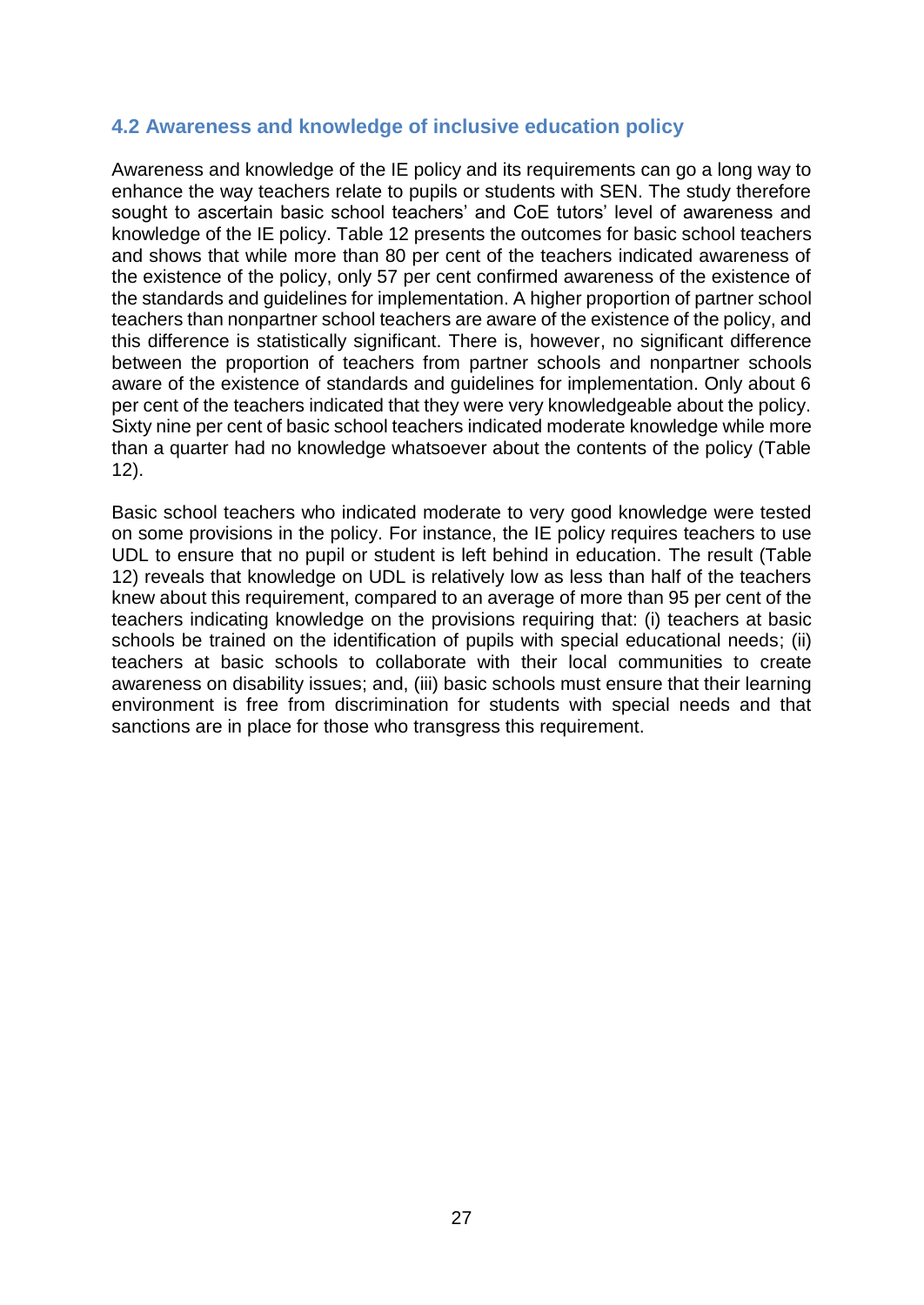## 4.2 Awareness and knowledge of inclusive education policy

Awareness and knowledge of the IE policy and its requirements can go a long way to enhance the way teachers relate to pupils or students with SEN. The study therefore sought to ascertain basic school teachers' and CoE tutors' level of awareness and knowledge of the IE policy. Table 12 presents the outcomes for basic school teachers and shows that while more than 80 per cent of the teachers indicated awareness of the existence of the policy, only 57 per cent confirmed awareness of the existence of the standards and guidelines for implementation. A higher proportion of partner school teachers than nonpartner school teachers are aware of the existence of the policy, and this difference is statistically significant. There is, however, no significant difference between the proportion of teachers from partner schools and nonpartner schools aware of the existence of standards and guidelines for implementation. Only about 6 per cent of the teachers indicated that they were very knowledgeable about the policy. Sixty nine per cent of basic school teachers indicated moderate knowledge while more than a quarter had no knowledge whatsoever about the contents of the policy (Table 12).

Basic school teachers who indicated moderate to very good knowledge were tested on some provisions in the policy. For instance, the IE policy requires teachers to use UDL to ensure that no pupil or student is left behind in education. The result (Table 12) reveals that knowledge on UDL is relatively low as less than half of the teachers knew about this requirement, compared to an average of more than 95 per cent of the teachers indicating knowledge on the provisions requiring that: (i) teachers at basic schools be trained on the identification of pupils with special educational needs; (ii) teachers at basic schools to collaborate with their local communities to create awareness on disability issues; and, (iii) basic schools must ensure that their learning environment is free from discrimination for students with special needs and that sanctions are in place for those who transgress this requirement.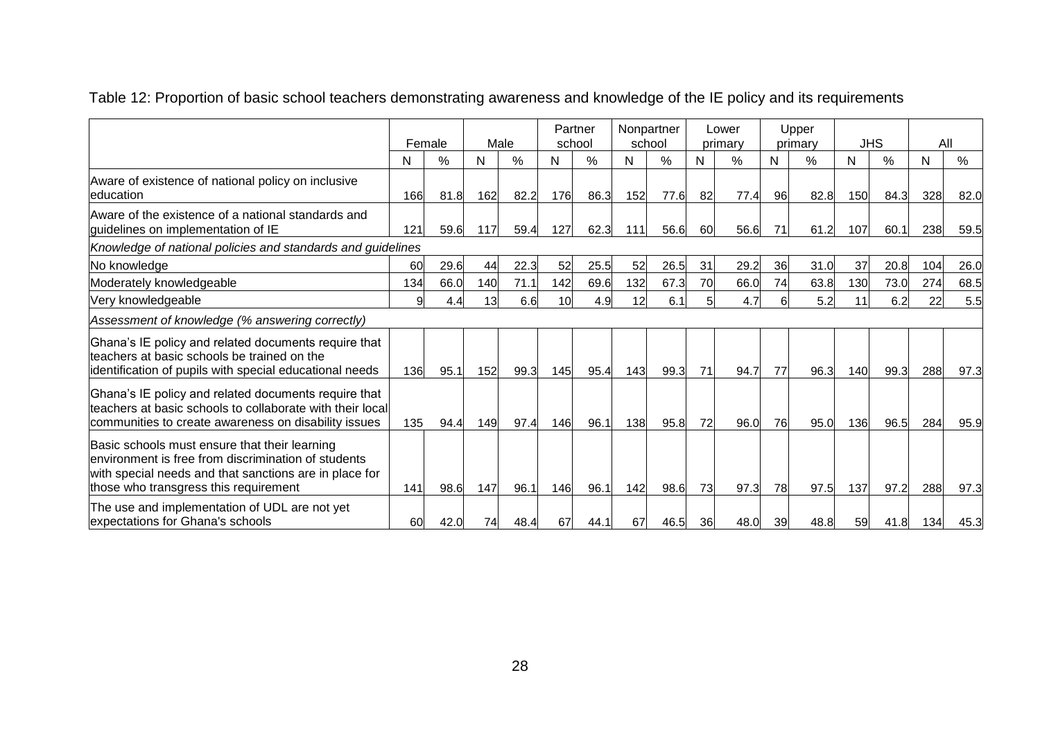Table 12: Proportion of basic school teachers demonstrating awareness and knowledge of the IE policy and its requirements

| | Female | | Male | | Partner school | | Nonpartner school | | Lower primary | | Upper primary | | JHS | | All | |
|---|---|---|---|---|---|---|---|---|---|---|---|---|---|---|---|---|
| | N | % | N | % | N | % | N | % | N | % | N | % | N | % | N | % |
| Aware of existence of national policy on inclusive education | 166 | 81.8 | 162 | 82.2 | 176 | 86.3 | 152 | 77.6 | 82 | 77.4 | 96 | 82.8 | 150 | 84.3 | 328 | 82.0 |
| Aware of the existence of a national standards and guidelines on implementation of IE | 121 | 59.6 | 117 | 59.4 | 127 | 62.3 | 111 | 56.6 | 60 | 56.6 | 71 | 61.2 | 107 | 60.1 | 238 | 59.5 |
| *Knowledge of national policies and standards and guidelines* | | | | | | | | | | | | | | | | |
| No knowledge | 60 | 29.6 | 44 | 22.3 | 52 | 25.5 | 52 | 26.5 | 31 | 29.2 | 36 | 31.0 | 37 | 20.8 | 104 | 26.0 |
| Moderately knowledgeable | 134 | 66.0 | 140 | 71.1 | 142 | 69.6 | 132 | 67.3 | 70 | 66.0 | 74 | 63.8 | 130 | 73.0 | 274 | 68.5 |
| Very knowledgeable | 9 | 4.4 | 13 | 6.6 | 10 | 4.9 | 12 | 6.1 | 5 | 4.7 | 6 | 5.2 | 11 | 6.2 | 22 | 5.5 |
| *Assessment of knowledge (% answering correctly)* | | | | | | | | | | | | | | | | |
| Ghana's IE policy and related documents require that teachers at basic schools be trained on the identification of pupils with special educational needs | 136 | 95.1 | 152 | 99.3 | 145 | 95.4 | 143 | 99.3 | 71 | 94.7 | 77 | 96.3 | 140 | 99.3 | 288 | 97.3 |
| Ghana's IE policy and related documents require that teachers at basic schools to collaborate with their local communities to create awareness on disability issues | 135 | 94.4 | 149 | 97.4 | 146 | 96.1 | 138 | 95.8 | 72 | 96.0 | 76 | 95.0 | 136 | 96.5 | 284 | 95.9 |
| Basic schools must ensure that their learning environment is free from discrimination of students with special needs and that sanctions are in place for those who transgress this requirement | 141 | 98.6 | 147 | 96.1 | 146 | 96.1 | 142 | 98.6 | 73 | 97.3 | 78 | 97.5 | 137 | 97.2 | 288 | 97.3 |
| The use and implementation of UDL are not yet expectations for Ghana's schools | 60 | 42.0 | 74 | 48.4 | 67 | 44.1 | 67 | 46.5 | 36 | 48.0 | 39 | 48.8 | 59 | 41.8 | 134 | 45.3 |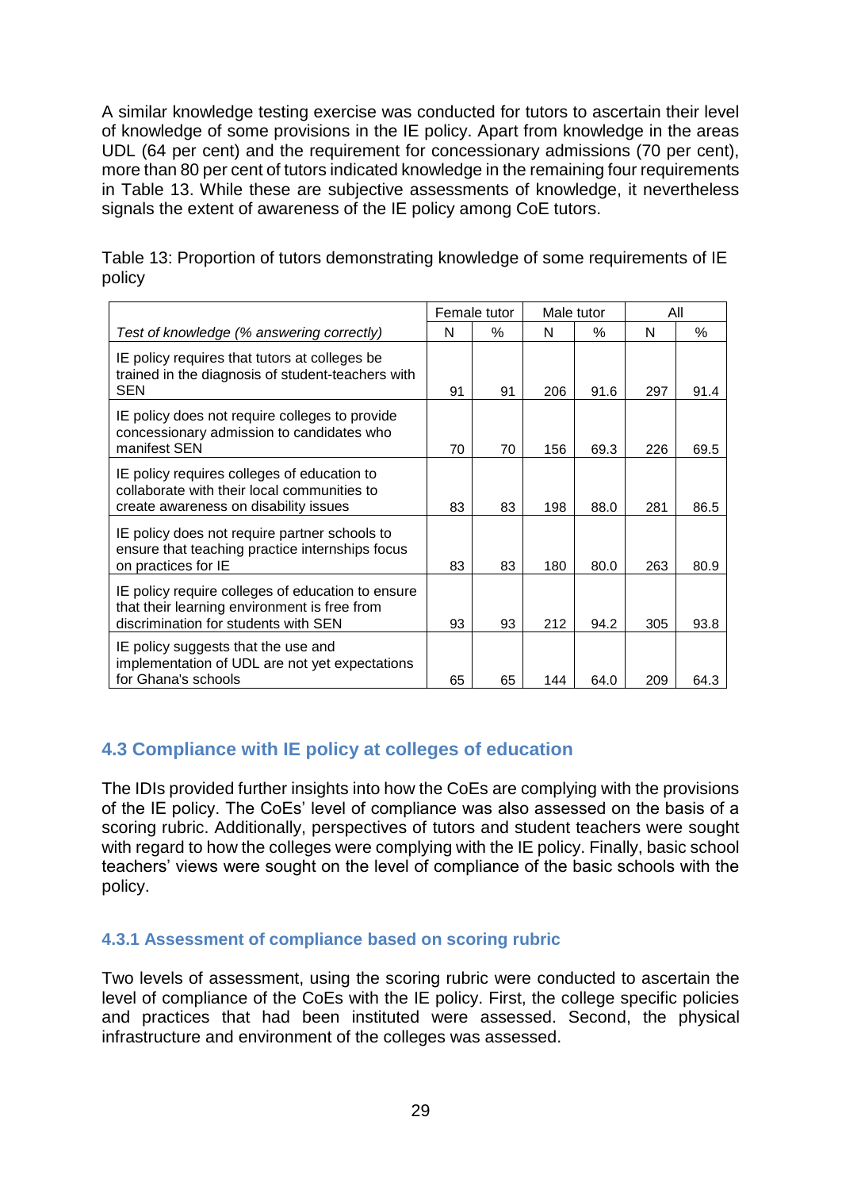A similar knowledge testing exercise was conducted for tutors to ascertain their level of knowledge of some provisions in the IE policy. Apart from knowledge in the areas UDL (64 per cent) and the requirement for concessionary admissions (70 per cent), more than 80 per cent of tutors indicated knowledge in the remaining four requirements in Table 13. While these are subjective assessments of knowledge, it nevertheless signals the extent of awareness of the IE policy among CoE tutors.

Table 13: Proportion of tutors demonstrating knowledge of some requirements of IE policy

| | Female tutor | | Male tutor | | All | |
|---|---|---|---|---|---|---|
| *Test of knowledge (% answering correctly)* | N | % | N | % | N | % |
| IE policy requires that tutors at colleges be trained in the diagnosis of student-teachers with SEN | 91 | 91 | 206 | 91.6 | 297 | 91.4 |
| IE policy does not require colleges to provide concessionary admission to candidates who manifest SEN | 70 | 70 | 156 | 69.3 | 226 | 69.5 |
| IE policy requires colleges of education to collaborate with their local communities to create awareness on disability issues | 83 | 83 | 198 | 88.0 | 281 | 86.5 |
| IE policy does not require partner schools to ensure that teaching practice internships focus on practices for IE | 83 | 83 | 180 | 80.0 | 263 | 80.9 |
| IE policy require colleges of education to ensure that their learning environment is free from discrimination for students with SEN | 93 | 93 | 212 | 94.2 | 305 | 93.8 |
| IE policy suggests that the use and implementation of UDL are not yet expectations for Ghana's schools | 65 | 65 | 144 | 64.0 | 209 | 64.3 |

## 4.3 Compliance with IE policy at colleges of education

The IDIs provided further insights into how the CoEs are complying with the provisions of the IE policy. The CoEs' level of compliance was also assessed on the basis of a scoring rubric. Additionally, perspectives of tutors and student teachers were sought with regard to how the colleges were complying with the IE policy. Finally, basic school teachers' views were sought on the level of compliance of the basic schools with the policy.

### 4.3.1 Assessment of compliance based on scoring rubric

Two levels of assessment, using the scoring rubric were conducted to ascertain the level of compliance of the CoEs with the IE policy. First, the college specific policies and practices that had been instituted were assessed. Second, the physical infrastructure and environment of the colleges was assessed.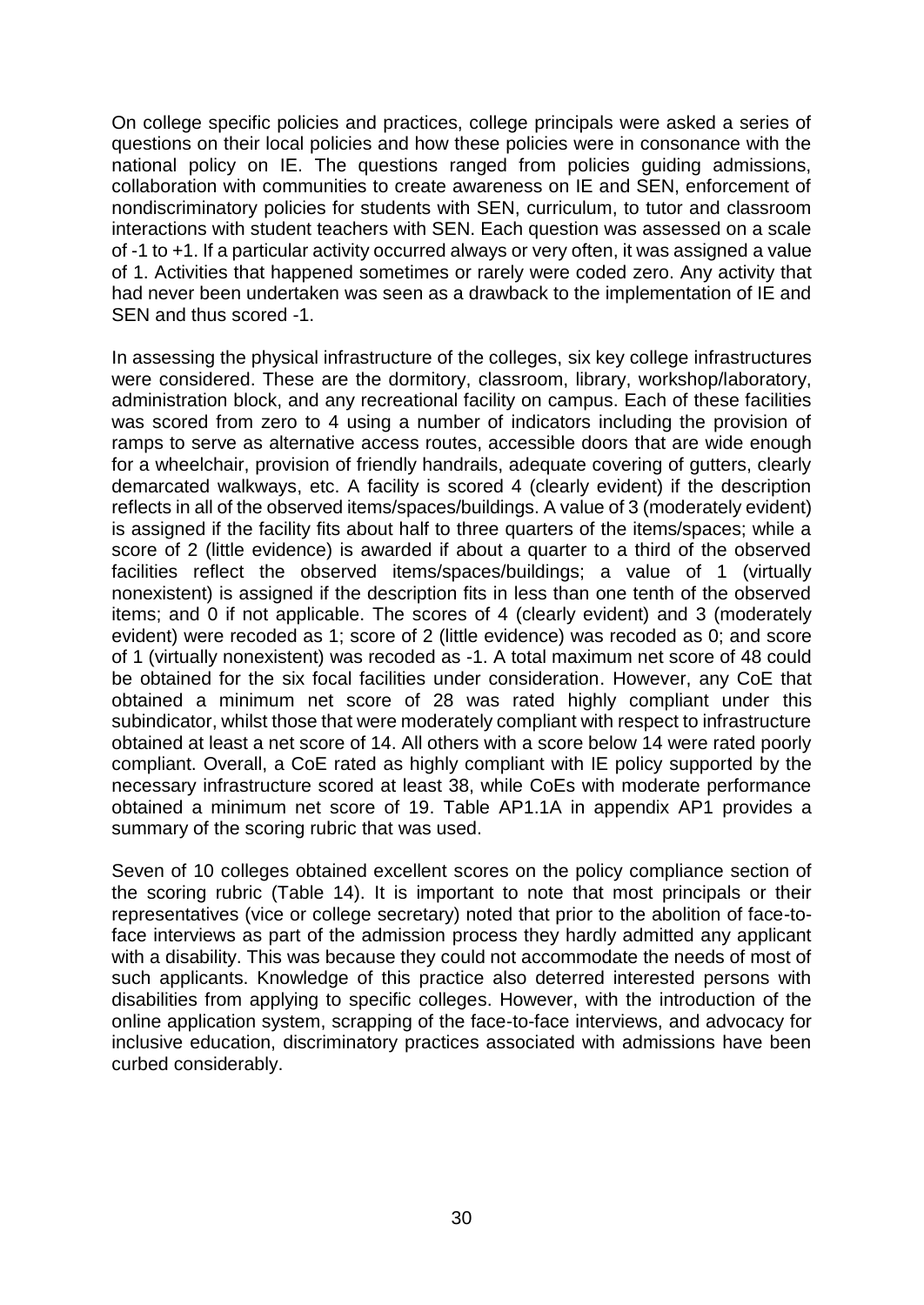On college specific policies and practices, college principals were asked a series of questions on their local policies and how these policies were in consonance with the national policy on IE. The questions ranged from policies guiding admissions, collaboration with communities to create awareness on IE and SEN, enforcement of nondiscriminatory policies for students with SEN, curriculum, to tutor and classroom interactions with student teachers with SEN. Each question was assessed on a scale of -1 to +1. If a particular activity occurred always or very often, it was assigned a value of 1. Activities that happened sometimes or rarely were coded zero. Any activity that had never been undertaken was seen as a drawback to the implementation of IE and SEN and thus scored -1.

In assessing the physical infrastructure of the colleges, six key college infrastructures were considered. These are the dormitory, classroom, library, workshop/laboratory, administration block, and any recreational facility on campus. Each of these facilities was scored from zero to 4 using a number of indicators including the provision of ramps to serve as alternative access routes, accessible doors that are wide enough for a wheelchair, provision of friendly handrails, adequate covering of gutters, clearly demarcated walkways, etc. A facility is scored 4 (clearly evident) if the description reflects in all of the observed items/spaces/buildings. A value of 3 (moderately evident) is assigned if the facility fits about half to three quarters of the items/spaces; while a score of 2 (little evidence) is awarded if about a quarter to a third of the observed facilities reflect the observed items/spaces/buildings; a value of 1 (virtually nonexistent) is assigned if the description fits in less than one tenth of the observed items; and 0 if not applicable. The scores of 4 (clearly evident) and 3 (moderately evident) were recoded as 1; score of 2 (little evidence) was recoded as 0; and score of 1 (virtually nonexistent) was recoded as -1. A total maximum net score of 48 could be obtained for the six focal facilities under consideration. However, any CoE that obtained a minimum net score of 28 was rated highly compliant under this subindicator, whilst those that were moderately compliant with respect to infrastructure obtained at least a net score of 14. All others with a score below 14 were rated poorly compliant. Overall, a CoE rated as highly compliant with IE policy supported by the necessary infrastructure scored at least 38, while CoEs with moderate performance obtained a minimum net score of 19. Table AP1.1A in appendix AP1 provides a summary of the scoring rubric that was used.

Seven of 10 colleges obtained excellent scores on the policy compliance section of the scoring rubric (Table 14). It is important to note that most principals or their representatives (vice or college secretary) noted that prior to the abolition of face-to-face interviews as part of the admission process they hardly admitted any applicant with a disability. This was because they could not accommodate the needs of most of such applicants. Knowledge of this practice also deterred interested persons with disabilities from applying to specific colleges. However, with the introduction of the online application system, scrapping of the face-to-face interviews, and advocacy for inclusive education, discriminatory practices associated with admissions have been curbed considerably.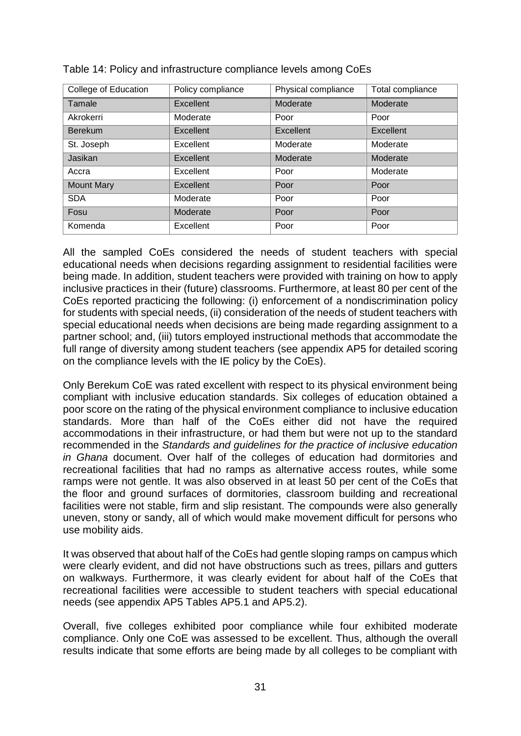Table 14: Policy and infrastructure compliance levels among CoEs

| College of Education | Policy compliance | Physical compliance | Total compliance |
| --- | --- | --- | --- |
| Tamale | Excellent | Moderate | Moderate |
| Akrokerri | Moderate | Poor | Poor |
| Berekum | Excellent | Excellent | Excellent |
| St. Joseph | Excellent | Moderate | Moderate |
| Jasikan | Excellent | Moderate | Moderate |
| Accra | Excellent | Poor | Moderate |
| Mount Mary | Excellent | Poor | Poor |
| SDA | Moderate | Poor | Poor |
| Fosu | Moderate | Poor | Poor |
| Komenda | Excellent | Poor | Poor |

All the sampled CoEs considered the needs of student teachers with special educational needs when decisions regarding assignment to residential facilities were being made. In addition, student teachers were provided with training on how to apply inclusive practices in their (future) classrooms. Furthermore, at least 80 per cent of the CoEs reported practicing the following: (i) enforcement of a nondiscrimination policy for students with special needs, (ii) consideration of the needs of student teachers with special educational needs when decisions are being made regarding assignment to a partner school; and, (iii) tutors employed instructional methods that accommodate the full range of diversity among student teachers (see appendix AP5 for detailed scoring on the compliance levels with the IE policy by the CoEs).

Only Berekum CoE was rated excellent with respect to its physical environment being compliant with inclusive education standards. Six colleges of education obtained a poor score on the rating of the physical environment compliance to inclusive education standards. More than half of the CoEs either did not have the required accommodations in their infrastructure, or had them but were not up to the standard recommended in the *Standards and guidelines for the practice of inclusive education in Ghana* document. Over half of the colleges of education had dormitories and recreational facilities that had no ramps as alternative access routes, while some ramps were not gentle. It was also observed in at least 50 per cent of the CoEs that the floor and ground surfaces of dormitories, classroom building and recreational facilities were not stable, firm and slip resistant. The compounds were also generally uneven, stony or sandy, all of which would make movement difficult for persons who use mobility aids.

It was observed that about half of the CoEs had gentle sloping ramps on campus which were clearly evident, and did not have obstructions such as trees, pillars and gutters on walkways. Furthermore, it was clearly evident for about half of the CoEs that recreational facilities were accessible to student teachers with special educational needs (see appendix AP5 Tables AP5.1 and AP5.2).

Overall, five colleges exhibited poor compliance while four exhibited moderate compliance. Only one CoE was assessed to be excellent. Thus, although the overall results indicate that some efforts are being made by all colleges to be compliant with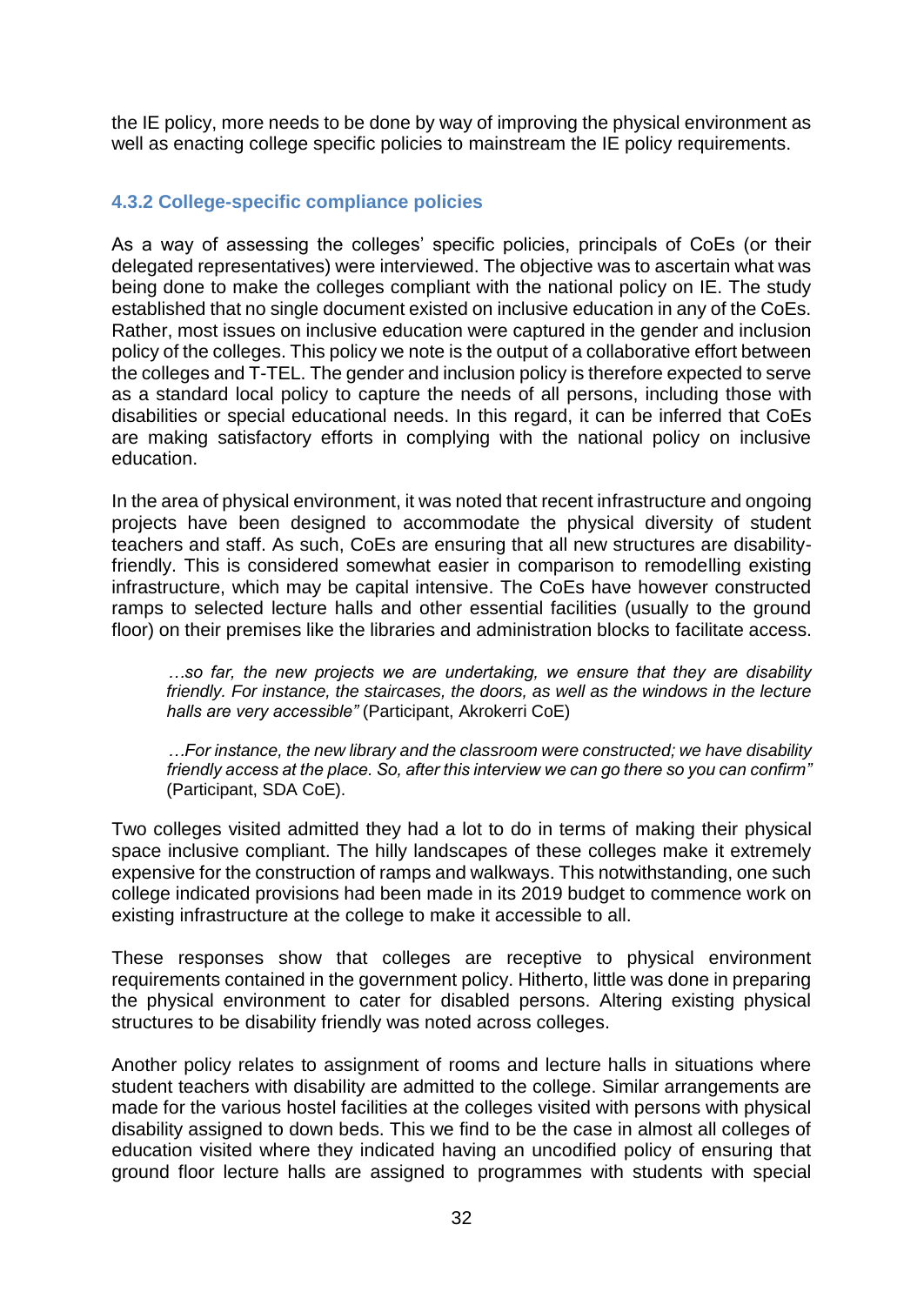the IE policy, more needs to be done by way of improving the physical environment as well as enacting college specific policies to mainstream the IE policy requirements.

### 4.3.2 College-specific compliance policies

As a way of assessing the colleges' specific policies, principals of CoEs (or their delegated representatives) were interviewed. The objective was to ascertain what was being done to make the colleges compliant with the national policy on IE. The study established that no single document existed on inclusive education in any of the CoEs. Rather, most issues on inclusive education were captured in the gender and inclusion policy of the colleges. This policy we note is the output of a collaborative effort between the colleges and T-TEL. The gender and inclusion policy is therefore expected to serve as a standard local policy to capture the needs of all persons, including those with disabilities or special educational needs. In this regard, it can be inferred that CoEs are making satisfactory efforts in complying with the national policy on inclusive education.

In the area of physical environment, it was noted that recent infrastructure and ongoing projects have been designed to accommodate the physical diversity of student teachers and staff. As such, CoEs are ensuring that all new structures are disability-friendly. This is considered somewhat easier in comparison to remodelling existing infrastructure, which may be capital intensive. The CoEs have however constructed ramps to selected lecture halls and other essential facilities (usually to the ground floor) on their premises like the libraries and administration blocks to facilitate access.

> *…so far, the new projects we are undertaking, we ensure that they are disability friendly. For instance, the staircases, the doors, as well as the windows in the lecture halls are very accessible"* (Participant, Akrokerri CoE)

> *…For instance, the new library and the classroom were constructed; we have disability friendly access at the place. So, after this interview we can go there so you can confirm"* (Participant, SDA CoE).

Two colleges visited admitted they had a lot to do in terms of making their physical space inclusive compliant. The hilly landscapes of these colleges make it extremely expensive for the construction of ramps and walkways. This notwithstanding, one such college indicated provisions had been made in its 2019 budget to commence work on existing infrastructure at the college to make it accessible to all.

These responses show that colleges are receptive to physical environment requirements contained in the government policy. Hitherto, little was done in preparing the physical environment to cater for disabled persons. Altering existing physical structures to be disability friendly was noted across colleges.

Another policy relates to assignment of rooms and lecture halls in situations where student teachers with disability are admitted to the college. Similar arrangements are made for the various hostel facilities at the colleges visited with persons with physical disability assigned to down beds. This we find to be the case in almost all colleges of education visited where they indicated having an uncodified policy of ensuring that ground floor lecture halls are assigned to programmes with students with special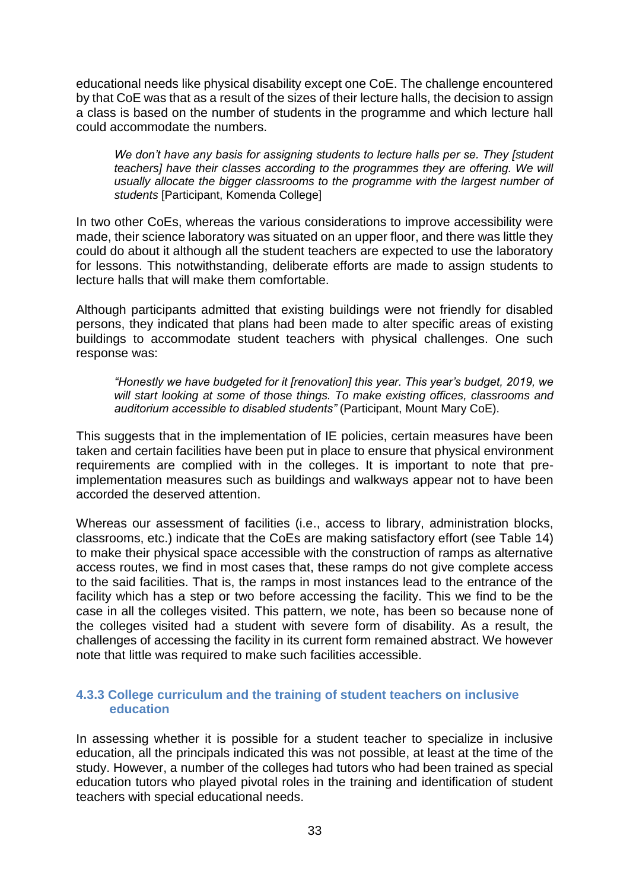educational needs like physical disability except one CoE. The challenge encountered by that CoE was that as a result of the sizes of their lecture halls, the decision to assign a class is based on the number of students in the programme and which lecture hall could accommodate the numbers.

> *We don't have any basis for assigning students to lecture halls per se. They [student teachers] have their classes according to the programmes they are offering. We will usually allocate the bigger classrooms to the programme with the largest number of students* [Participant, Komenda College]

In two other CoEs, whereas the various considerations to improve accessibility were made, their science laboratory was situated on an upper floor, and there was little they could do about it although all the student teachers are expected to use the laboratory for lessons. This notwithstanding, deliberate efforts are made to assign students to lecture halls that will make them comfortable.

Although participants admitted that existing buildings were not friendly for disabled persons, they indicated that plans had been made to alter specific areas of existing buildings to accommodate student teachers with physical challenges. One such response was:

> *"Honestly we have budgeted for it [renovation] this year. This year's budget, 2019, we will start looking at some of those things. To make existing offices, classrooms and auditorium accessible to disabled students"* (Participant, Mount Mary CoE).

This suggests that in the implementation of IE policies, certain measures have been taken and certain facilities have been put in place to ensure that physical environment requirements are complied with in the colleges. It is important to note that pre-implementation measures such as buildings and walkways appear not to have been accorded the deserved attention.

Whereas our assessment of facilities (i.e., access to library, administration blocks, classrooms, etc.) indicate that the CoEs are making satisfactory effort (see Table 14) to make their physical space accessible with the construction of ramps as alternative access routes, we find in most cases that, these ramps do not give complete access to the said facilities. That is, the ramps in most instances lead to the entrance of the facility which has a step or two before accessing the facility. This we find to be the case in all the colleges visited. This pattern, we note, has been so because none of the colleges visited had a student with severe form of disability. As a result, the challenges of accessing the facility in its current form remained abstract. We however note that little was required to make such facilities accessible.

### 4.3.3 College curriculum and the training of student teachers on inclusive education

In assessing whether it is possible for a student teacher to specialize in inclusive education, all the principals indicated this was not possible, at least at the time of the study. However, a number of the colleges had tutors who had been trained as special education tutors who played pivotal roles in the training and identification of student teachers with special educational needs.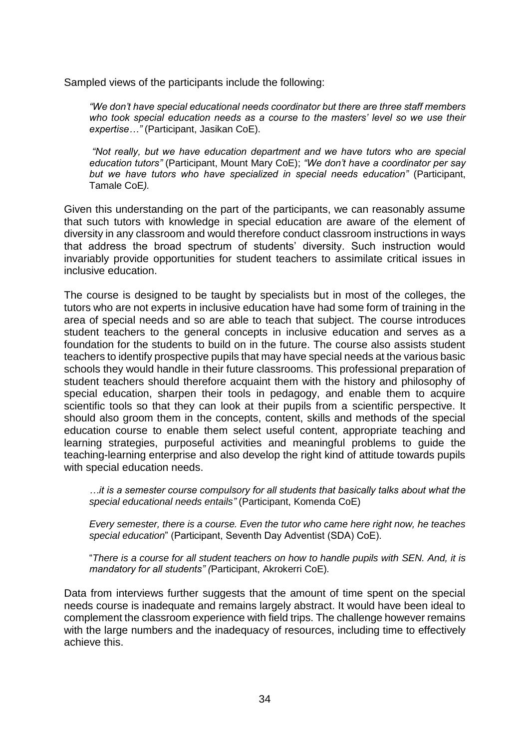Sampled views of the participants include the following:

> *"We don't have special educational needs coordinator but there are three staff members who took special education needs as a course to the masters' level so we use their expertise…"* (Participant, Jasikan CoE).
>
> *"Not really, but we have education department and we have tutors who are special education tutors"* (Participant, Mount Mary CoE); *"We don't have a coordinator per say but we have tutors who have specialized in special needs education"* (Participant, Tamale CoE*).*

Given this understanding on the part of the participants, we can reasonably assume that such tutors with knowledge in special education are aware of the element of diversity in any classroom and would therefore conduct classroom instructions in ways that address the broad spectrum of students' diversity. Such instruction would invariably provide opportunities for student teachers to assimilate critical issues in inclusive education.

The course is designed to be taught by specialists but in most of the colleges, the tutors who are not experts in inclusive education have had some form of training in the area of special needs and so are able to teach that subject. The course introduces student teachers to the general concepts in inclusive education and serves as a foundation for the students to build on in the future. The course also assists student teachers to identify prospective pupils that may have special needs at the various basic schools they would handle in their future classrooms. This professional preparation of student teachers should therefore acquaint them with the history and philosophy of special education, sharpen their tools in pedagogy, and enable them to acquire scientific tools so that they can look at their pupils from a scientific perspective. It should also groom them in the concepts, content, skills and methods of the special education course to enable them select useful content, appropriate teaching and learning strategies, purposeful activities and meaningful problems to guide the teaching-learning enterprise and also develop the right kind of attitude towards pupils with special education needs.

> *…it is a semester course compulsory for all students that basically talks about what the special educational needs entails"* (Participant, Komenda CoE)
>
> *Every semester, there is a course. Even the tutor who came here right now, he teaches special education*" (Participant, Seventh Day Adventist (SDA) CoE).
>
> "*There is a course for all student teachers on how to handle pupils with SEN. And, it is mandatory for all students" (*Participant, Akrokerri CoE).

Data from interviews further suggests that the amount of time spent on the special needs course is inadequate and remains largely abstract. It would have been ideal to complement the classroom experience with field trips. The challenge however remains with the large numbers and the inadequacy of resources, including time to effectively achieve this.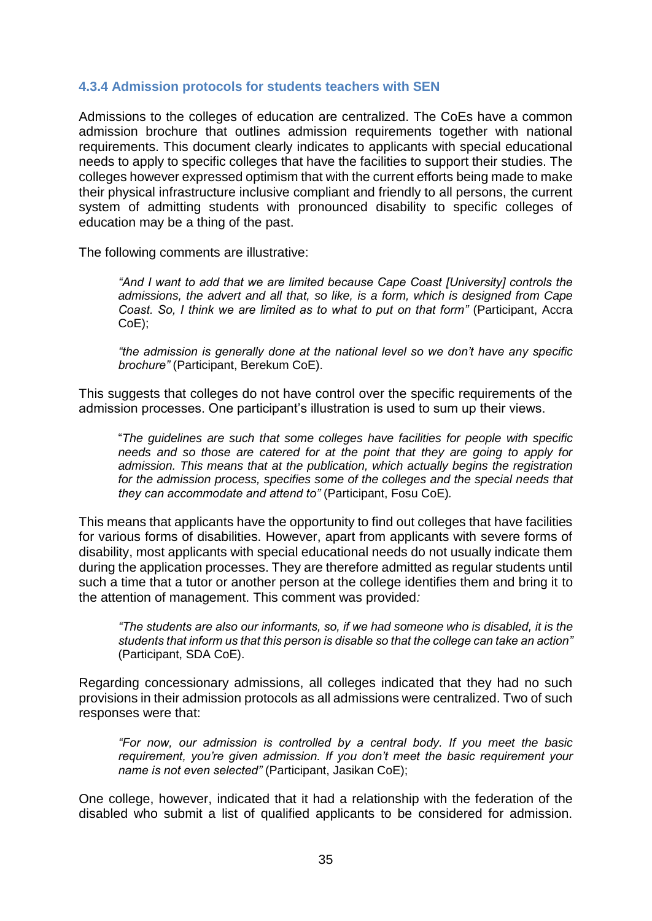### 4.3.4 Admission protocols for students teachers with SEN

Admissions to the colleges of education are centralized. The CoEs have a common admission brochure that outlines admission requirements together with national requirements. This document clearly indicates to applicants with special educational needs to apply to specific colleges that have the facilities to support their studies. The colleges however expressed optimism that with the current efforts being made to make their physical infrastructure inclusive compliant and friendly to all persons, the current system of admitting students with pronounced disability to specific colleges of education may be a thing of the past.

The following comments are illustrative:

> *"And I want to add that we are limited because Cape Coast [University] controls the admissions, the advert and all that, so like, is a form, which is designed from Cape Coast. So, I think we are limited as to what to put on that form"* (Participant, Accra CoE);
>
> *"the admission is generally done at the national level so we don't have any specific brochure"* (Participant, Berekum CoE).

This suggests that colleges do not have control over the specific requirements of the admission processes. One participant's illustration is used to sum up their views.

> "*The guidelines are such that some colleges have facilities for people with specific needs and so those are catered for at the point that they are going to apply for admission. This means that at the publication, which actually begins the registration for the admission process, specifies some of the colleges and the special needs that they can accommodate and attend to"* (Participant, Fosu CoE).

This means that applicants have the opportunity to find out colleges that have facilities for various forms of disabilities. However, apart from applicants with severe forms of disability, most applicants with special educational needs do not usually indicate them during the application processes. They are therefore admitted as regular students until such a time that a tutor or another person at the college identifies them and bring it to the attention of management. This comment was provided*:*

> *"The students are also our informants, so, if we had someone who is disabled, it is the students that inform us that this person is disable so that the college can take an action"* (Participant, SDA CoE).

Regarding concessionary admissions, all colleges indicated that they had no such provisions in their admission protocols as all admissions were centralized. Two of such responses were that:

> *"For now, our admission is controlled by a central body. If you meet the basic requirement, you're given admission. If you don't meet the basic requirement your name is not even selected"* (Participant, Jasikan CoE);

One college, however, indicated that it had a relationship with the federation of the disabled who submit a list of qualified applicants to be considered for admission.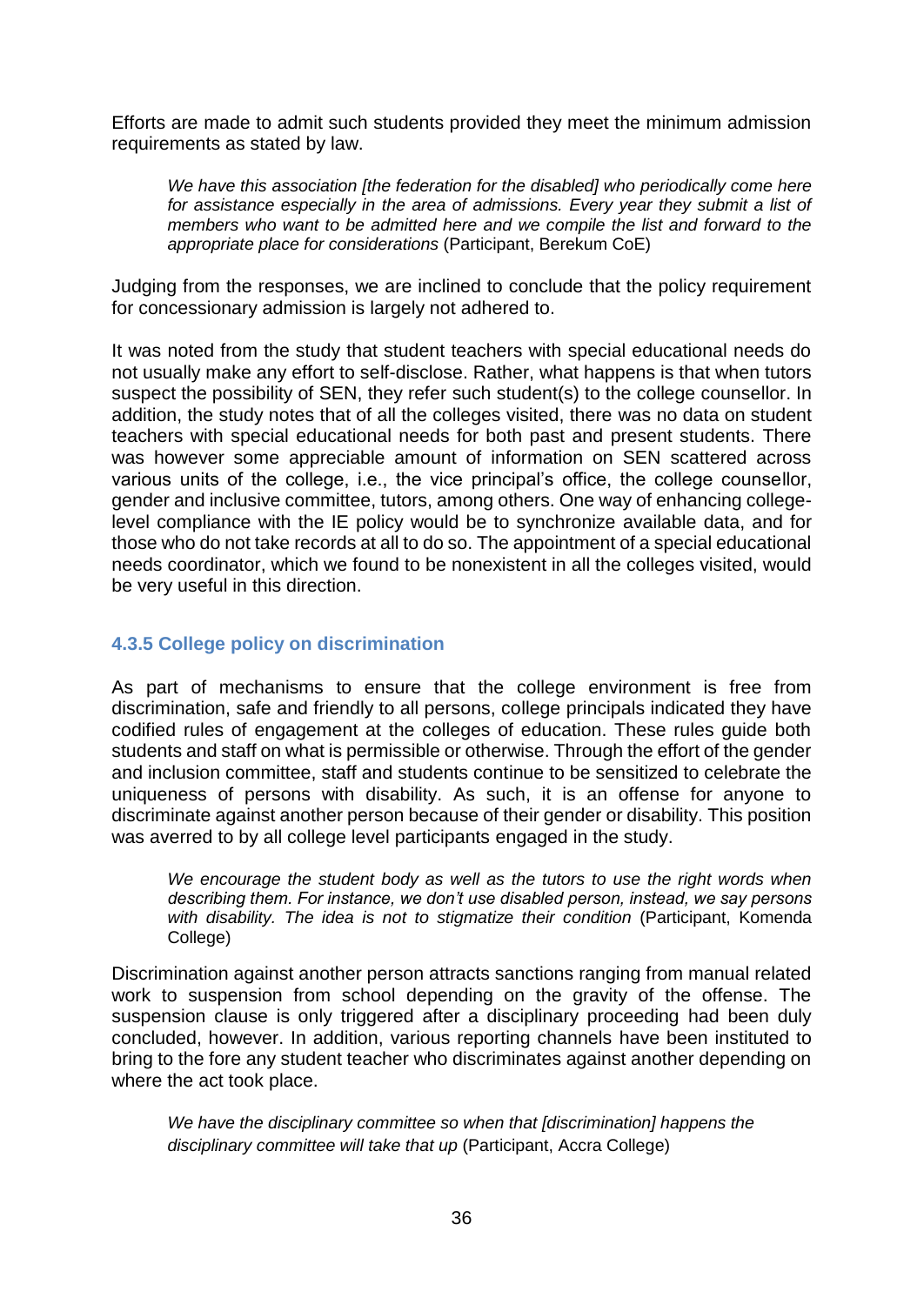Efforts are made to admit such students provided they meet the minimum admission requirements as stated by law.

> *We have this association [the federation for the disabled] who periodically come here for assistance especially in the area of admissions. Every year they submit a list of members who want to be admitted here and we compile the list and forward to the appropriate place for considerations* (Participant, Berekum CoE)

Judging from the responses, we are inclined to conclude that the policy requirement for concessionary admission is largely not adhered to.

It was noted from the study that student teachers with special educational needs do not usually make any effort to self-disclose. Rather, what happens is that when tutors suspect the possibility of SEN, they refer such student(s) to the college counsellor. In addition, the study notes that of all the colleges visited, there was no data on student teachers with special educational needs for both past and present students. There was however some appreciable amount of information on SEN scattered across various units of the college, i.e., the vice principal's office, the college counsellor, gender and inclusive committee, tutors, among others. One way of enhancing college-level compliance with the IE policy would be to synchronize available data, and for those who do not take records at all to do so. The appointment of a special educational needs coordinator, which we found to be nonexistent in all the colleges visited, would be very useful in this direction.

### 4.3.5 College policy on discrimination

As part of mechanisms to ensure that the college environment is free from discrimination, safe and friendly to all persons, college principals indicated they have codified rules of engagement at the colleges of education. These rules guide both students and staff on what is permissible or otherwise. Through the effort of the gender and inclusion committee, staff and students continue to be sensitized to celebrate the uniqueness of persons with disability. As such, it is an offense for anyone to discriminate against another person because of their gender or disability. This position was averred to by all college level participants engaged in the study.

> *We encourage the student body as well as the tutors to use the right words when describing them. For instance, we don't use disabled person, instead, we say persons with disability. The idea is not to stigmatize their condition* (Participant, Komenda College)

Discrimination against another person attracts sanctions ranging from manual related work to suspension from school depending on the gravity of the offense. The suspension clause is only triggered after a disciplinary proceeding had been duly concluded, however. In addition, various reporting channels have been instituted to bring to the fore any student teacher who discriminates against another depending on where the act took place.

> *We have the disciplinary committee so when that [discrimination] happens the disciplinary committee will take that up* (Participant, Accra College)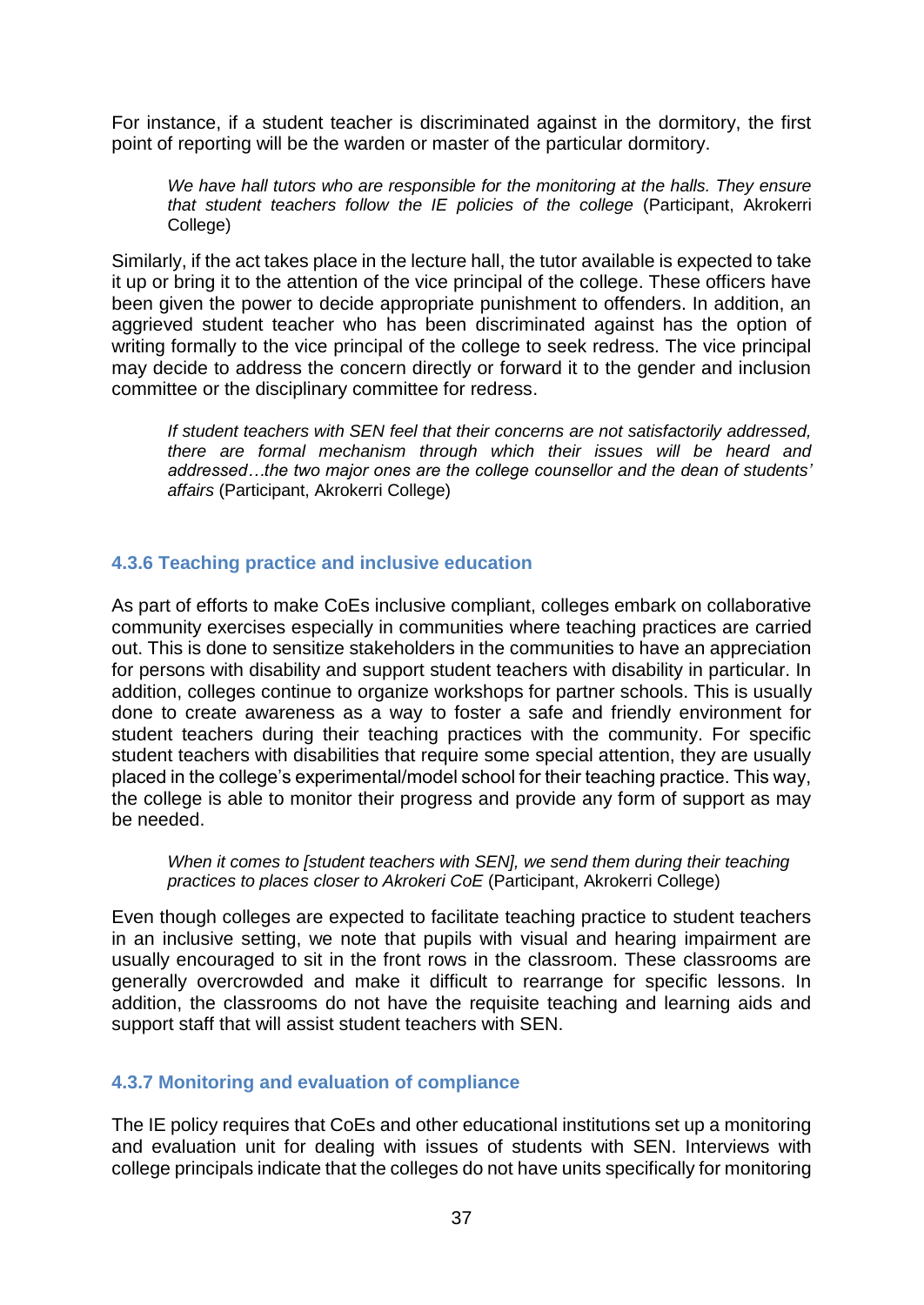For instance, if a student teacher is discriminated against in the dormitory, the first point of reporting will be the warden or master of the particular dormitory.

> *We have hall tutors who are responsible for the monitoring at the halls. They ensure that student teachers follow the IE policies of the college* (Participant, Akrokerri College)

Similarly, if the act takes place in the lecture hall, the tutor available is expected to take it up or bring it to the attention of the vice principal of the college. These officers have been given the power to decide appropriate punishment to offenders. In addition, an aggrieved student teacher who has been discriminated against has the option of writing formally to the vice principal of the college to seek redress. The vice principal may decide to address the concern directly or forward it to the gender and inclusion committee or the disciplinary committee for redress.

> *If student teachers with SEN feel that their concerns are not satisfactorily addressed, there are formal mechanism through which their issues will be heard and addressed…the two major ones are the college counsellor and the dean of students' affairs* (Participant, Akrokerri College)

### 4.3.6 Teaching practice and inclusive education

As part of efforts to make CoEs inclusive compliant, colleges embark on collaborative community exercises especially in communities where teaching practices are carried out. This is done to sensitize stakeholders in the communities to have an appreciation for persons with disability and support student teachers with disability in particular. In addition, colleges continue to organize workshops for partner schools. This is usually done to create awareness as a way to foster a safe and friendly environment for student teachers during their teaching practices with the community. For specific student teachers with disabilities that require some special attention, they are usually placed in the college's experimental/model school for their teaching practice. This way, the college is able to monitor their progress and provide any form of support as may be needed.

> *When it comes to [student teachers with SEN], we send them during their teaching practices to places closer to Akrokeri CoE* (Participant, Akrokerri College)

Even though colleges are expected to facilitate teaching practice to student teachers in an inclusive setting, we note that pupils with visual and hearing impairment are usually encouraged to sit in the front rows in the classroom. These classrooms are generally overcrowded and make it difficult to rearrange for specific lessons. In addition, the classrooms do not have the requisite teaching and learning aids and support staff that will assist student teachers with SEN.

### 4.3.7 Monitoring and evaluation of compliance

The IE policy requires that CoEs and other educational institutions set up a monitoring and evaluation unit for dealing with issues of students with SEN. Interviews with college principals indicate that the colleges do not have units specifically for monitoring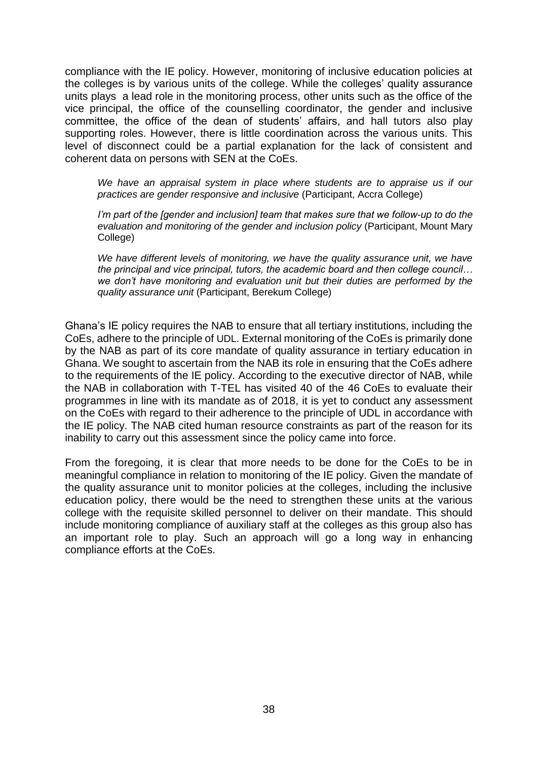compliance with the IE policy. However, monitoring of inclusive education policies at the colleges is by various units of the college. While the colleges' quality assurance units plays a lead role in the monitoring process, other units such as the office of the vice principal, the office of the counselling coordinator, the gender and inclusive committee, the office of the dean of students' affairs, and hall tutors also play supporting roles. However, there is little coordination across the various units. This level of disconnect could be a partial explanation for the lack of consistent and coherent data on persons with SEN at the CoEs.

> *We have an appraisal system in place where students are to appraise us if our practices are gender responsive and inclusive* (Participant, Accra College)
>
> *I'm part of the [gender and inclusion] team that makes sure that we follow-up to do the evaluation and monitoring of the gender and inclusion policy* (Participant, Mount Mary College)
>
> *We have different levels of monitoring, we have the quality assurance unit, we have the principal and vice principal, tutors, the academic board and then college council… we don't have monitoring and evaluation unit but their duties are performed by the quality assurance unit* (Participant, Berekum College)

Ghana's IE policy requires the NAB to ensure that all tertiary institutions, including the CoEs, adhere to the principle of UDL. External monitoring of the CoEs is primarily done by the NAB as part of its core mandate of quality assurance in tertiary education in Ghana. We sought to ascertain from the NAB its role in ensuring that the CoEs adhere to the requirements of the IE policy. According to the executive director of NAB, while the NAB in collaboration with T-TEL has visited 40 of the 46 CoEs to evaluate their programmes in line with its mandate as of 2018, it is yet to conduct any assessment on the CoEs with regard to their adherence to the principle of UDL in accordance with the IE policy. The NAB cited human resource constraints as part of the reason for its inability to carry out this assessment since the policy came into force.

From the foregoing, it is clear that more needs to be done for the CoEs to be in meaningful compliance in relation to monitoring of the IE policy. Given the mandate of the quality assurance unit to monitor policies at the colleges, including the inclusive education policy, there would be the need to strengthen these units at the various college with the requisite skilled personnel to deliver on their mandate. This should include monitoring compliance of auxiliary staff at the colleges as this group also has an important role to play. Such an approach will go a long way in enhancing compliance efforts at the CoEs.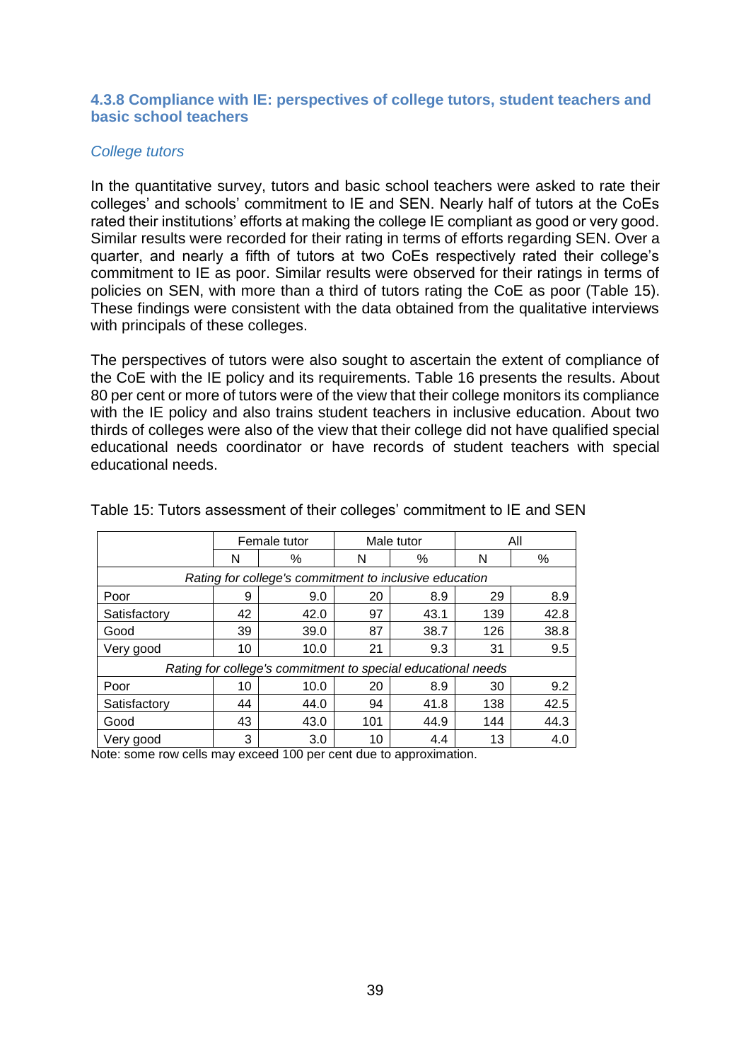### 4.3.8 Compliance with IE: perspectives of college tutors, student teachers and basic school teachers

*College tutors*

In the quantitative survey, tutors and basic school teachers were asked to rate their colleges' and schools' commitment to IE and SEN. Nearly half of tutors at the CoEs rated their institutions' efforts at making the college IE compliant as good or very good. Similar results were recorded for their rating in terms of efforts regarding SEN. Over a quarter, and nearly a fifth of tutors at two CoEs respectively rated their college's commitment to IE as poor. Similar results were observed for their ratings in terms of policies on SEN, with more than a third of tutors rating the CoE as poor (Table 15). These findings were consistent with the data obtained from the qualitative interviews with principals of these colleges.

The perspectives of tutors were also sought to ascertain the extent of compliance of the CoE with the IE policy and its requirements. Table 16 presents the results. About 80 per cent or more of tutors were of the view that their college monitors its compliance with the IE policy and also trains student teachers in inclusive education. About two thirds of colleges were also of the view that their college did not have qualified special educational needs coordinator or have records of student teachers with special educational needs.

Table 15: Tutors assessment of their colleges' commitment to IE and SEN

| | Female tutor | | Male tutor | | All | |
|---|---|---|---|---|---|---|
| | N | % | N | % | N | % |
| *Rating for college's commitment to inclusive education* | | | | | | |
| Poor | 9 | 9.0 | 20 | 8.9 | 29 | 8.9 |
| Satisfactory | 42 | 42.0 | 97 | 43.1 | 139 | 42.8 |
| Good | 39 | 39.0 | 87 | 38.7 | 126 | 38.8 |
| Very good | 10 | 10.0 | 21 | 9.3 | 31 | 9.5 |
| *Rating for college's commitment to special educational needs* | | | | | | |
| Poor | 10 | 10.0 | 20 | 8.9 | 30 | 9.2 |
| Satisfactory | 44 | 44.0 | 94 | 41.8 | 138 | 42.5 |
| Good | 43 | 43.0 | 101 | 44.9 | 144 | 44.3 |
| Very good | 3 | 3.0 | 10 | 4.4 | 13 | 4.0 |

Note: some row cells may exceed 100 per cent due to approximation.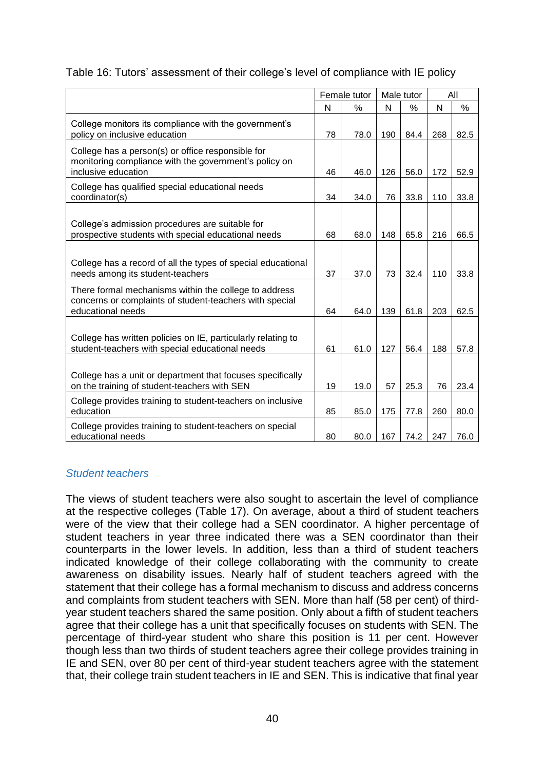Table 16: Tutors' assessment of their college's level of compliance with IE policy

| | Female tutor | | Male tutor | | All | |
|---|---|---|---|---|---|---|
| | N | % | N | % | N | % |
| College monitors its compliance with the government's policy on inclusive education | 78 | 78.0 | 190 | 84.4 | 268 | 82.5 |
| College has a person(s) or office responsible for monitoring compliance with the government's policy on inclusive education | 46 | 46.0 | 126 | 56.0 | 172 | 52.9 |
| College has qualified special educational needs coordinator(s) | 34 | 34.0 | 76 | 33.8 | 110 | 33.8 |
| College's admission procedures are suitable for prospective students with special educational needs | 68 | 68.0 | 148 | 65.8 | 216 | 66.5 |
| College has a record of all the types of special educational needs among its student-teachers | 37 | 37.0 | 73 | 32.4 | 110 | 33.8 |
| There formal mechanisms within the college to address concerns or complaints of student-teachers with special educational needs | 64 | 64.0 | 139 | 61.8 | 203 | 62.5 |
| College has written policies on IE, particularly relating to student-teachers with special educational needs | 61 | 61.0 | 127 | 56.4 | 188 | 57.8 |
| College has a unit or department that focuses specifically on the training of student-teachers with SEN | 19 | 19.0 | 57 | 25.3 | 76 | 23.4 |
| College provides training to student-teachers on inclusive education | 85 | 85.0 | 175 | 77.8 | 260 | 80.0 |
| College provides training to student-teachers on special educational needs | 80 | 80.0 | 167 | 74.2 | 247 | 76.0 |

### *Student teachers*

The views of student teachers were also sought to ascertain the level of compliance at the respective colleges (Table 17). On average, about a third of student teachers were of the view that their college had a SEN coordinator. A higher percentage of student teachers in year three indicated there was a SEN coordinator than their counterparts in the lower levels. In addition, less than a third of student teachers indicated knowledge of their college collaborating with the community to create awareness on disability issues. Nearly half of student teachers agreed with the statement that their college has a formal mechanism to discuss and address concerns and complaints from student teachers with SEN. More than half (58 per cent) of third-year student teachers shared the same position. Only about a fifth of student teachers agree that their college has a unit that specifically focuses on students with SEN. The percentage of third-year student who share this position is 11 per cent. However though less than two thirds of student teachers agree their college provides training in IE and SEN, over 80 per cent of third-year student teachers agree with the statement that, their college train student teachers in IE and SEN. This is indicative that final year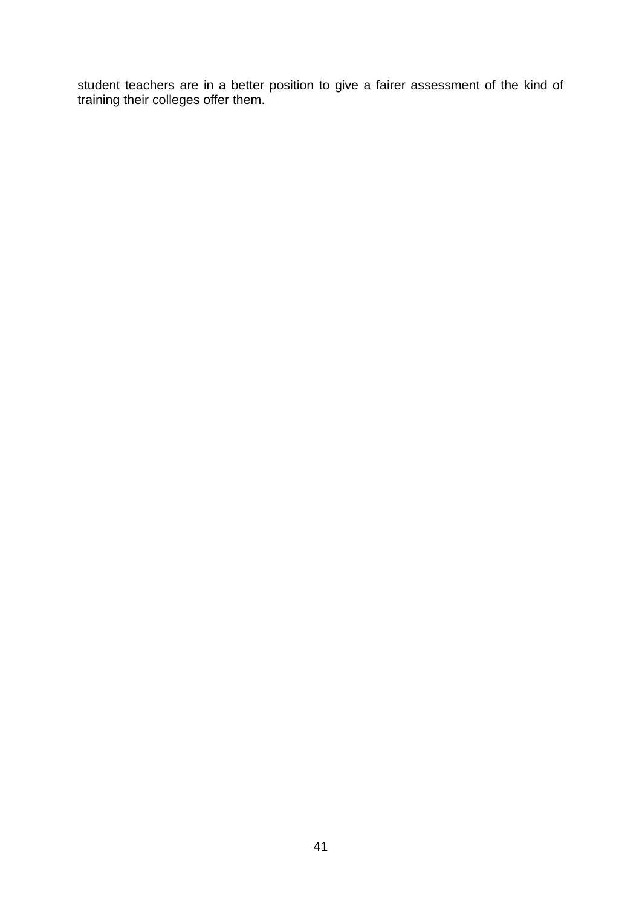student teachers are in a better position to give a fairer assessment of the kind of training their colleges offer them.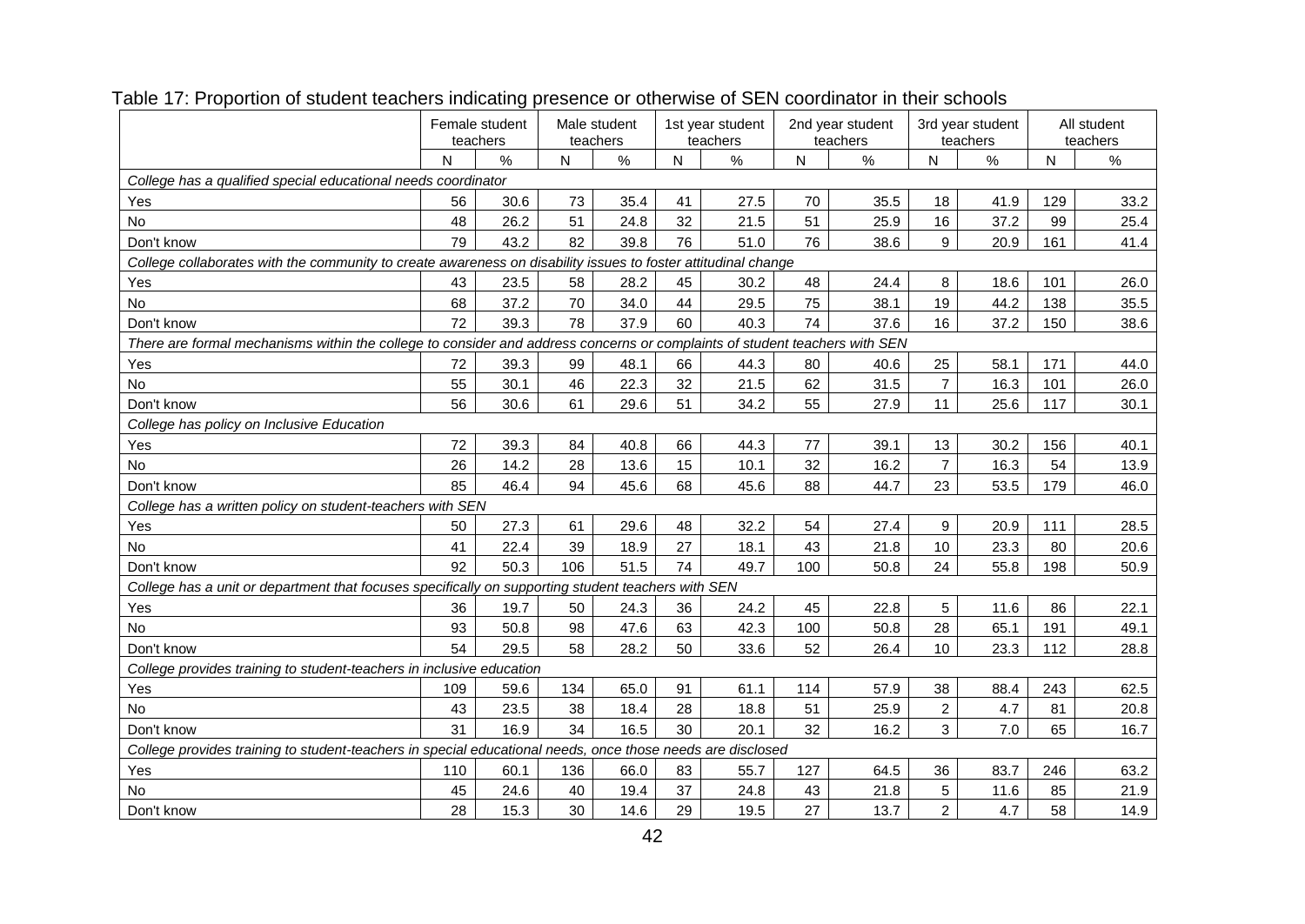Table 17: Proportion of student teachers indicating presence or otherwise of SEN coordinator in their schools

| | Female student teachers | | Male student teachers | | 1st year student teachers | | 2nd year student teachers | | 3rd year student teachers | | All student teachers | |
|---|---|---|---|---|---|---|---|---|---|---|---|---|
| | N | % | N | % | N | % | N | % | N | % | N | % |
| *College has a qualified special educational needs coordinator* | | | | | | | | | | | | |
| Yes | 56 | 30.6 | 73 | 35.4 | 41 | 27.5 | 70 | 35.5 | 18 | 41.9 | 129 | 33.2 |
| No | 48 | 26.2 | 51 | 24.8 | 32 | 21.5 | 51 | 25.9 | 16 | 37.2 | 99 | 25.4 |
| Don't know | 79 | 43.2 | 82 | 39.8 | 76 | 51.0 | 76 | 38.6 | 9 | 20.9 | 161 | 41.4 |
| *College collaborates with the community to create awareness on disability issues to foster attitudinal change* | | | | | | | | | | | | |
| Yes | 43 | 23.5 | 58 | 28.2 | 45 | 30.2 | 48 | 24.4 | 8 | 18.6 | 101 | 26.0 |
| No | 68 | 37.2 | 70 | 34.0 | 44 | 29.5 | 75 | 38.1 | 19 | 44.2 | 138 | 35.5 |
| Don't know | 72 | 39.3 | 78 | 37.9 | 60 | 40.3 | 74 | 37.6 | 16 | 37.2 | 150 | 38.6 |
| *There are formal mechanisms within the college to consider and address concerns or complaints of student teachers with SEN* | | | | | | | | | | | | |
| Yes | 72 | 39.3 | 99 | 48.1 | 66 | 44.3 | 80 | 40.6 | 25 | 58.1 | 171 | 44.0 |
| No | 55 | 30.1 | 46 | 22.3 | 32 | 21.5 | 62 | 31.5 | 7 | 16.3 | 101 | 26.0 |
| Don't know | 56 | 30.6 | 61 | 29.6 | 51 | 34.2 | 55 | 27.9 | 11 | 25.6 | 117 | 30.1 |
| *College has policy on Inclusive Education* | | | | | | | | | | | | |
| Yes | 72 | 39.3 | 84 | 40.8 | 66 | 44.3 | 77 | 39.1 | 13 | 30.2 | 156 | 40.1 |
| No | 26 | 14.2 | 28 | 13.6 | 15 | 10.1 | 32 | 16.2 | 7 | 16.3 | 54 | 13.9 |
| Don't know | 85 | 46.4 | 94 | 45.6 | 68 | 45.6 | 88 | 44.7 | 23 | 53.5 | 179 | 46.0 |
| *College has a written policy on student-teachers with SEN* | | | | | | | | | | | | |
| Yes | 50 | 27.3 | 61 | 29.6 | 48 | 32.2 | 54 | 27.4 | 9 | 20.9 | 111 | 28.5 |
| No | 41 | 22.4 | 39 | 18.9 | 27 | 18.1 | 43 | 21.8 | 10 | 23.3 | 80 | 20.6 |
| Don't know | 92 | 50.3 | 106 | 51.5 | 74 | 49.7 | 100 | 50.8 | 24 | 55.8 | 198 | 50.9 |
| *College has a unit or department that focuses specifically on supporting student teachers with SEN* | | | | | | | | | | | | |
| Yes | 36 | 19.7 | 50 | 24.3 | 36 | 24.2 | 45 | 22.8 | 5 | 11.6 | 86 | 22.1 |
| No | 93 | 50.8 | 98 | 47.6 | 63 | 42.3 | 100 | 50.8 | 28 | 65.1 | 191 | 49.1 |
| Don't know | 54 | 29.5 | 58 | 28.2 | 50 | 33.6 | 52 | 26.4 | 10 | 23.3 | 112 | 28.8 |
| *College provides training to student-teachers in inclusive education* | | | | | | | | | | | | |
| Yes | 109 | 59.6 | 134 | 65.0 | 91 | 61.1 | 114 | 57.9 | 38 | 88.4 | 243 | 62.5 |
| No | 43 | 23.5 | 38 | 18.4 | 28 | 18.8 | 51 | 25.9 | 2 | 4.7 | 81 | 20.8 |
| Don't know | 31 | 16.9 | 34 | 16.5 | 30 | 20.1 | 32 | 16.2 | 3 | 7.0 | 65 | 16.7 |
| *College provides training to student-teachers in special educational needs, once those needs are disclosed* | | | | | | | | | | | | |
| Yes | 110 | 60.1 | 136 | 66.0 | 83 | 55.7 | 127 | 64.5 | 36 | 83.7 | 246 | 63.2 |
| No | 45 | 24.6 | 40 | 19.4 | 37 | 24.8 | 43 | 21.8 | 5 | 11.6 | 85 | 21.9 |
| Don't know | 28 | 15.3 | 30 | 14.6 | 29 | 19.5 | 27 | 13.7 | 2 | 4.7 | 58 | 14.9 |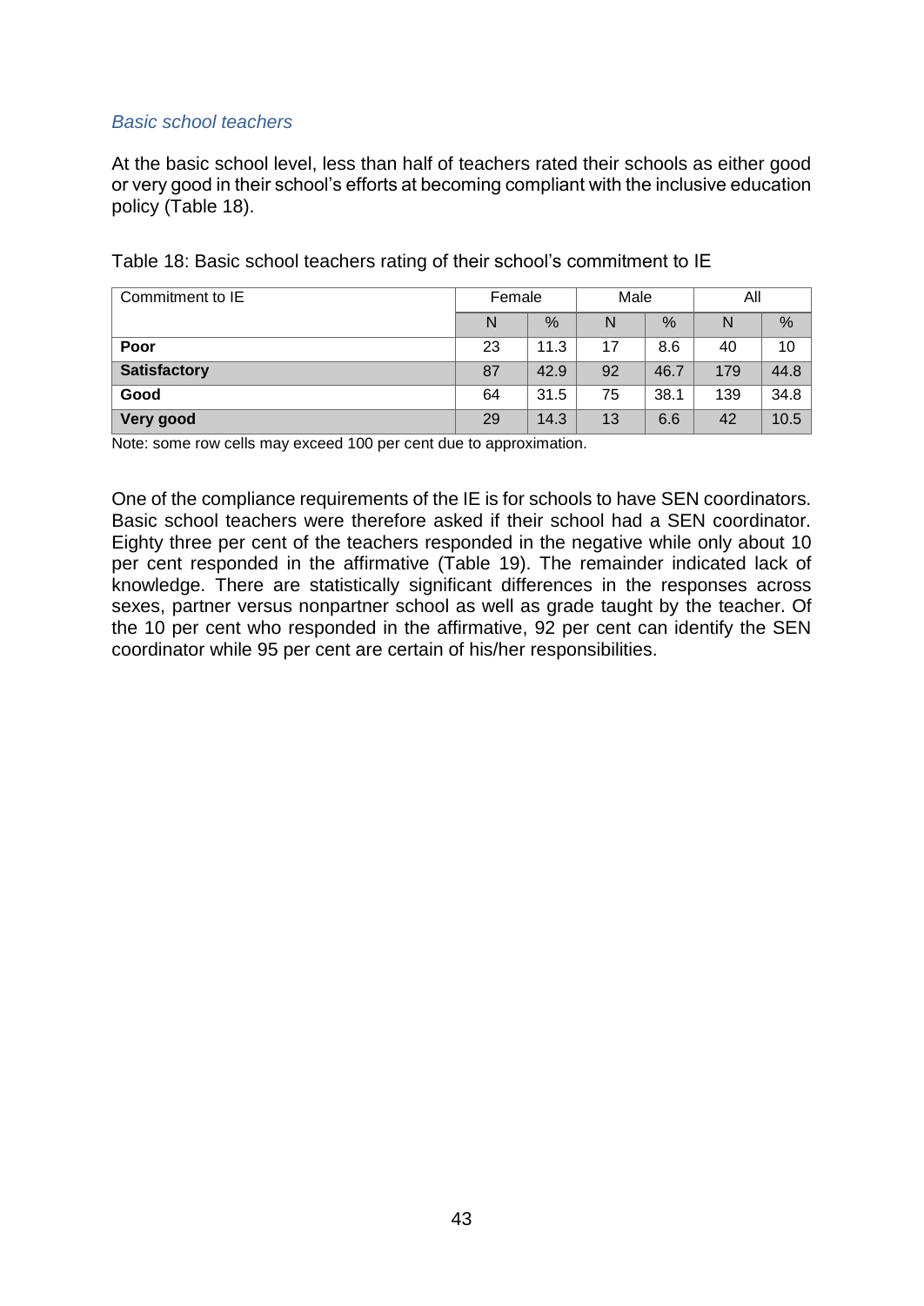### *Basic school teachers*

At the basic school level, less than half of teachers rated their schools as either good or very good in their school's efforts at becoming compliant with the inclusive education policy (Table 18).

Table 18: Basic school teachers rating of their school's commitment to IE

| Commitment to IE | Female | | Male | | All | |
|---|---|---|---|---|---|---|
| | N | % | N | % | N | % |
| **Poor** | 23 | 11.3 | 17 | 8.6 | 40 | 10 |
| **Satisfactory** | 87 | 42.9 | 92 | 46.7 | 179 | 44.8 |
| **Good** | 64 | 31.5 | 75 | 38.1 | 139 | 34.8 |
| **Very good** | 29 | 14.3 | 13 | 6.6 | 42 | 10.5 |

Note: some row cells may exceed 100 per cent due to approximation.

One of the compliance requirements of the IE is for schools to have SEN coordinators. Basic school teachers were therefore asked if their school had a SEN coordinator. Eighty three per cent of the teachers responded in the negative while only about 10 per cent responded in the affirmative (Table 19). The remainder indicated lack of knowledge. There are statistically significant differences in the responses across sexes, partner versus nonpartner school as well as grade taught by the teacher. Of the 10 per cent who responded in the affirmative, 92 per cent can identify the SEN coordinator while 95 per cent are certain of his/her responsibilities.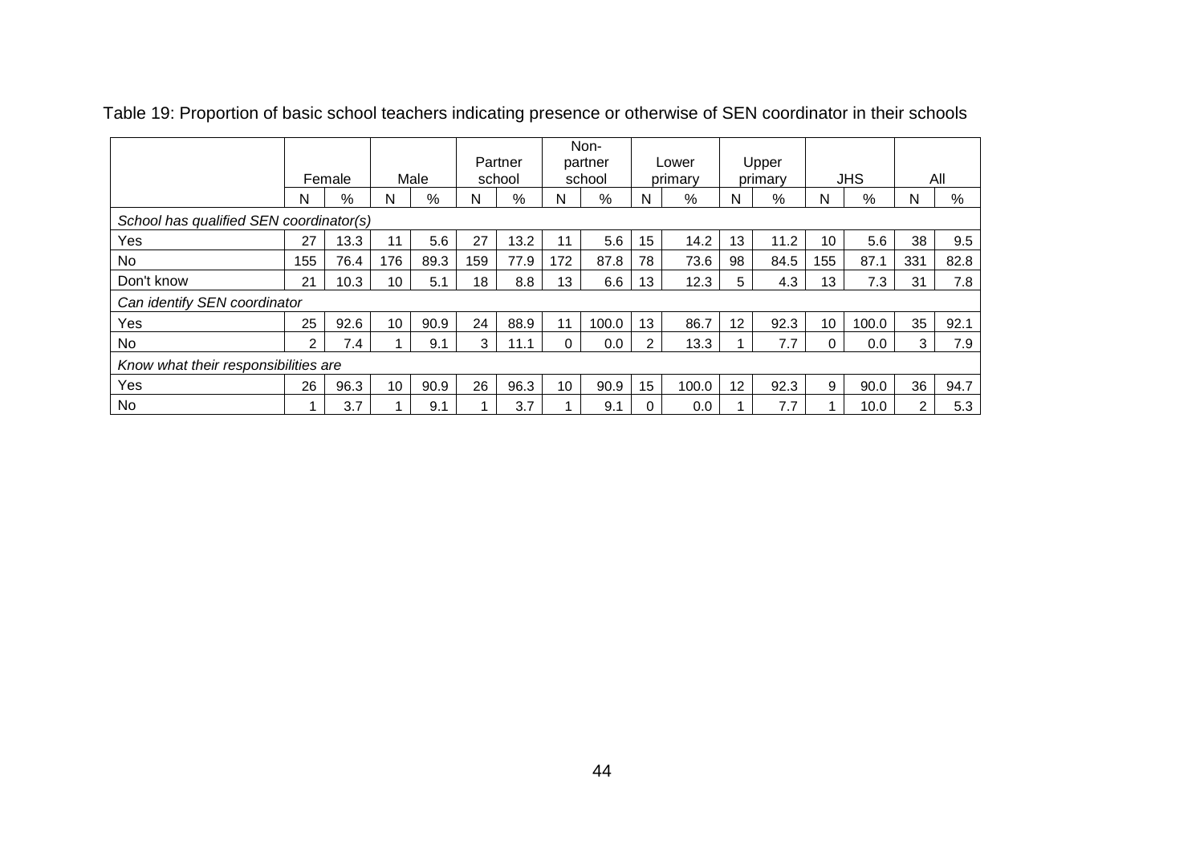Table 19: Proportion of basic school teachers indicating presence or otherwise of SEN coordinator in their schools

| | Female | | Male | | Partner school | | Non-partner school | | Lower primary | | Upper primary | | JHS | | All | |
|---|---|---|---|---|---|---|---|---|---|---|---|---|---|---|---|---|
| | N | % | N | % | N | % | N | % | N | % | N | % | N | % | N | % |
| *School has qualified SEN coordinator(s)* | | | | | | | | | | | | | | | | |
| Yes | 27 | 13.3 | 11 | 5.6 | 27 | 13.2 | 11 | 5.6 | 15 | 14.2 | 13 | 11.2 | 10 | 5.6 | 38 | 9.5 |
| No | 155 | 76.4 | 176 | 89.3 | 159 | 77.9 | 172 | 87.8 | 78 | 73.6 | 98 | 84.5 | 155 | 87.1 | 331 | 82.8 |
| Don't know | 21 | 10.3 | 10 | 5.1 | 18 | 8.8 | 13 | 6.6 | 13 | 12.3 | 5 | 4.3 | 13 | 7.3 | 31 | 7.8 |
| *Can identify SEN coordinator* | | | | | | | | | | | | | | | | |
| Yes | 25 | 92.6 | 10 | 90.9 | 24 | 88.9 | 11 | 100.0 | 13 | 86.7 | 12 | 92.3 | 10 | 100.0 | 35 | 92.1 |
| No | 2 | 7.4 | 1 | 9.1 | 3 | 11.1 | 0 | 0.0 | 2 | 13.3 | 1 | 7.7 | 0 | 0.0 | 3 | 7.9 |
| *Know what their responsibilities are* | | | | | | | | | | | | | | | | |
| Yes | 26 | 96.3 | 10 | 90.9 | 26 | 96.3 | 10 | 90.9 | 15 | 100.0 | 12 | 92.3 | 9 | 90.0 | 36 | 94.7 |
| No | 1 | 3.7 | 1 | 9.1 | 1 | 3.7 | 1 | 9.1 | 0 | 0.0 | 1 | 7.7 | 1 | 10.0 | 2 | 5.3 |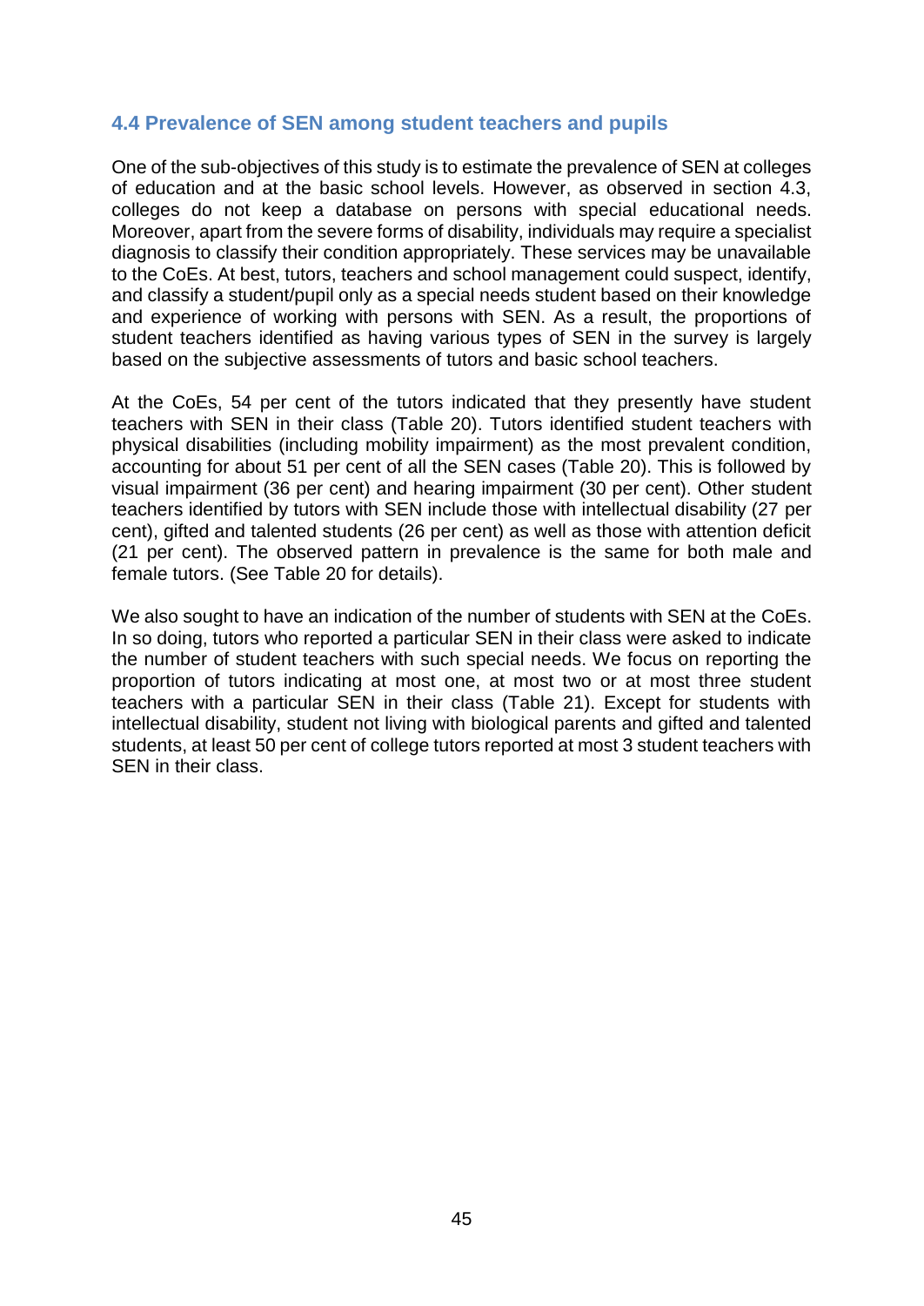### 4.4 Prevalence of SEN among student teachers and pupils

One of the sub-objectives of this study is to estimate the prevalence of SEN at colleges of education and at the basic school levels. However, as observed in section 4.3, colleges do not keep a database on persons with special educational needs. Moreover, apart from the severe forms of disability, individuals may require a specialist diagnosis to classify their condition appropriately. These services may be unavailable to the CoEs. At best, tutors, teachers and school management could suspect, identify, and classify a student/pupil only as a special needs student based on their knowledge and experience of working with persons with SEN. As a result, the proportions of student teachers identified as having various types of SEN in the survey is largely based on the subjective assessments of tutors and basic school teachers.

At the CoEs, 54 per cent of the tutors indicated that they presently have student teachers with SEN in their class (Table 20). Tutors identified student teachers with physical disabilities (including mobility impairment) as the most prevalent condition, accounting for about 51 per cent of all the SEN cases (Table 20). This is followed by visual impairment (36 per cent) and hearing impairment (30 per cent). Other student teachers identified by tutors with SEN include those with intellectual disability (27 per cent), gifted and talented students (26 per cent) as well as those with attention deficit (21 per cent). The observed pattern in prevalence is the same for both male and female tutors. (See Table 20 for details).

We also sought to have an indication of the number of students with SEN at the CoEs. In so doing, tutors who reported a particular SEN in their class were asked to indicate the number of student teachers with such special needs. We focus on reporting the proportion of tutors indicating at most one, at most two or at most three student teachers with a particular SEN in their class (Table 21). Except for students with intellectual disability, student not living with biological parents and gifted and talented students, at least 50 per cent of college tutors reported at most 3 student teachers with SEN in their class.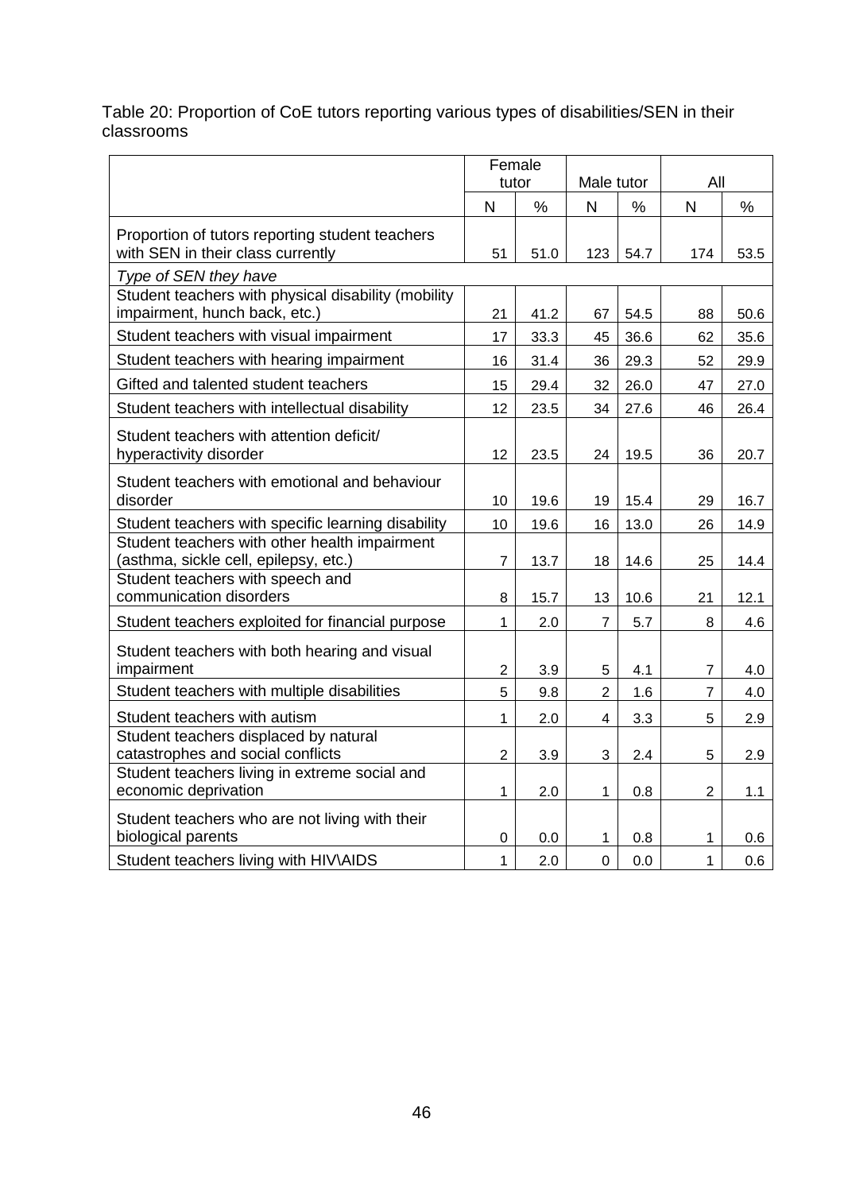Table 20: Proportion of CoE tutors reporting various types of disabilities/SEN in their classrooms

| | Female tutor | | Male tutor | | All | |
|---|---|---|---|---|---|---|
| | N | % | N | % | N | % |
| Proportion of tutors reporting student teachers with SEN in their class currently | 51 | 51.0 | 123 | 54.7 | 174 | 53.5 |
| *Type of SEN they have* | | | | | | |
| Student teachers with physical disability (mobility impairment, hunch back, etc.) | 21 | 41.2 | 67 | 54.5 | 88 | 50.6 |
| Student teachers with visual impairment | 17 | 33.3 | 45 | 36.6 | 62 | 35.6 |
| Student teachers with hearing impairment | 16 | 31.4 | 36 | 29.3 | 52 | 29.9 |
| Gifted and talented student teachers | 15 | 29.4 | 32 | 26.0 | 47 | 27.0 |
| Student teachers with intellectual disability | 12 | 23.5 | 34 | 27.6 | 46 | 26.4 |
| Student teachers with attention deficit/ hyperactivity disorder | 12 | 23.5 | 24 | 19.5 | 36 | 20.7 |
| Student teachers with emotional and behaviour disorder | 10 | 19.6 | 19 | 15.4 | 29 | 16.7 |
| Student teachers with specific learning disability | 10 | 19.6 | 16 | 13.0 | 26 | 14.9 |
| Student teachers with other health impairment (asthma, sickle cell, epilepsy, etc.) | 7 | 13.7 | 18 | 14.6 | 25 | 14.4 |
| Student teachers with speech and communication disorders | 8 | 15.7 | 13 | 10.6 | 21 | 12.1 |
| Student teachers exploited for financial purpose | 1 | 2.0 | 7 | 5.7 | 8 | 4.6 |
| Student teachers with both hearing and visual impairment | 2 | 3.9 | 5 | 4.1 | 7 | 4.0 |
| Student teachers with multiple disabilities | 5 | 9.8 | 2 | 1.6 | 7 | 4.0 |
| Student teachers with autism | 1 | 2.0 | 4 | 3.3 | 5 | 2.9 |
| Student teachers displaced by natural catastrophes and social conflicts | 2 | 3.9 | 3 | 2.4 | 5 | 2.9 |
| Student teachers living in extreme social and economic deprivation | 1 | 2.0 | 1 | 0.8 | 2 | 1.1 |
| Student teachers who are not living with their biological parents | 0 | 0.0 | 1 | 0.8 | 1 | 0.6 |
| Student teachers living with HIV\AIDS | 1 | 2.0 | 0 | 0.0 | 1 | 0.6 |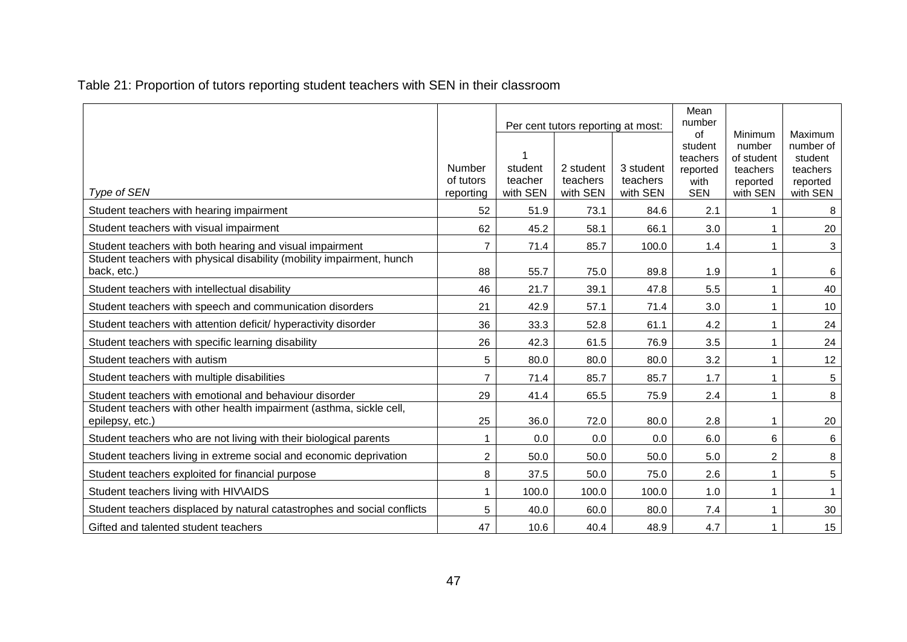Table 21: Proportion of tutors reporting student teachers with SEN in their classroom

| *Type of SEN* | Number of tutors reporting | Per cent tutors reporting at most: 1 student teacher with SEN | 2 student teachers with SEN | 3 student teachers with SEN | Mean number of student teachers reported with SEN | Minimum number of student teachers reported with SEN | Maximum number of student teachers reported with SEN |
|---|---|---|---|---|---|---|---|
| Student teachers with hearing impairment | 52 | 51.9 | 73.1 | 84.6 | 2.1 | 1 | 8 |
| Student teachers with visual impairment | 62 | 45.2 | 58.1 | 66.1 | 3.0 | 1 | 20 |
| Student teachers with both hearing and visual impairment | 7 | 71.4 | 85.7 | 100.0 | 1.4 | 1 | 3 |
| Student teachers with physical disability (mobility impairment, hunch back, etc.) | 88 | 55.7 | 75.0 | 89.8 | 1.9 | 1 | 6 |
| Student teachers with intellectual disability | 46 | 21.7 | 39.1 | 47.8 | 5.5 | 1 | 40 |
| Student teachers with speech and communication disorders | 21 | 42.9 | 57.1 | 71.4 | 3.0 | 1 | 10 |
| Student teachers with attention deficit/ hyperactivity disorder | 36 | 33.3 | 52.8 | 61.1 | 4.2 | 1 | 24 |
| Student teachers with specific learning disability | 26 | 42.3 | 61.5 | 76.9 | 3.5 | 1 | 24 |
| Student teachers with autism | 5 | 80.0 | 80.0 | 80.0 | 3.2 | 1 | 12 |
| Student teachers with multiple disabilities | 7 | 71.4 | 85.7 | 85.7 | 1.7 | 1 | 5 |
| Student teachers with emotional and behaviour disorder | 29 | 41.4 | 65.5 | 75.9 | 2.4 | 1 | 8 |
| Student teachers with other health impairment (asthma, sickle cell, epilepsy, etc.) | 25 | 36.0 | 72.0 | 80.0 | 2.8 | 1 | 20 |
| Student teachers who are not living with their biological parents | 1 | 0.0 | 0.0 | 0.0 | 6.0 | 6 | 6 |
| Student teachers living in extreme social and economic deprivation | 2 | 50.0 | 50.0 | 50.0 | 5.0 | 2 | 8 |
| Student teachers exploited for financial purpose | 8 | 37.5 | 50.0 | 75.0 | 2.6 | 1 | 5 |
| Student teachers living with HIV\AIDS | 1 | 100.0 | 100.0 | 100.0 | 1.0 | 1 | 1 |
| Student teachers displaced by natural catastrophes and social conflicts | 5 | 40.0 | 60.0 | 80.0 | 7.4 | 1 | 30 |
| Gifted and talented student teachers | 47 | 10.6 | 40.4 | 48.9 | 4.7 | 1 | 15 |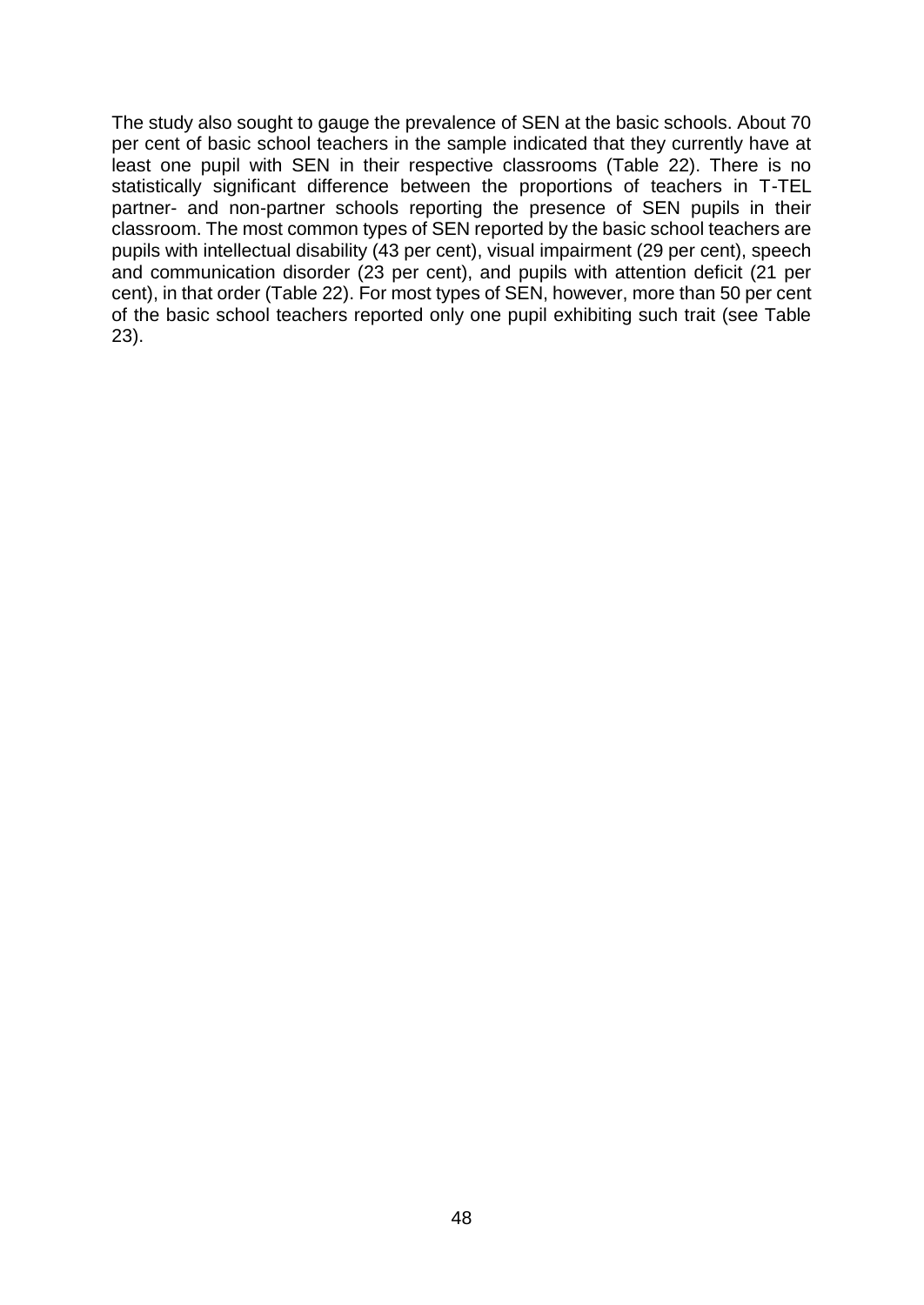The study also sought to gauge the prevalence of SEN at the basic schools. About 70 per cent of basic school teachers in the sample indicated that they currently have at least one pupil with SEN in their respective classrooms (Table 22). There is no statistically significant difference between the proportions of teachers in T-TEL partner- and non-partner schools reporting the presence of SEN pupils in their classroom. The most common types of SEN reported by the basic school teachers are pupils with intellectual disability (43 per cent), visual impairment (29 per cent), speech and communication disorder (23 per cent), and pupils with attention deficit (21 per cent), in that order (Table 22). For most types of SEN, however, more than 50 per cent of the basic school teachers reported only one pupil exhibiting such trait (see Table 23).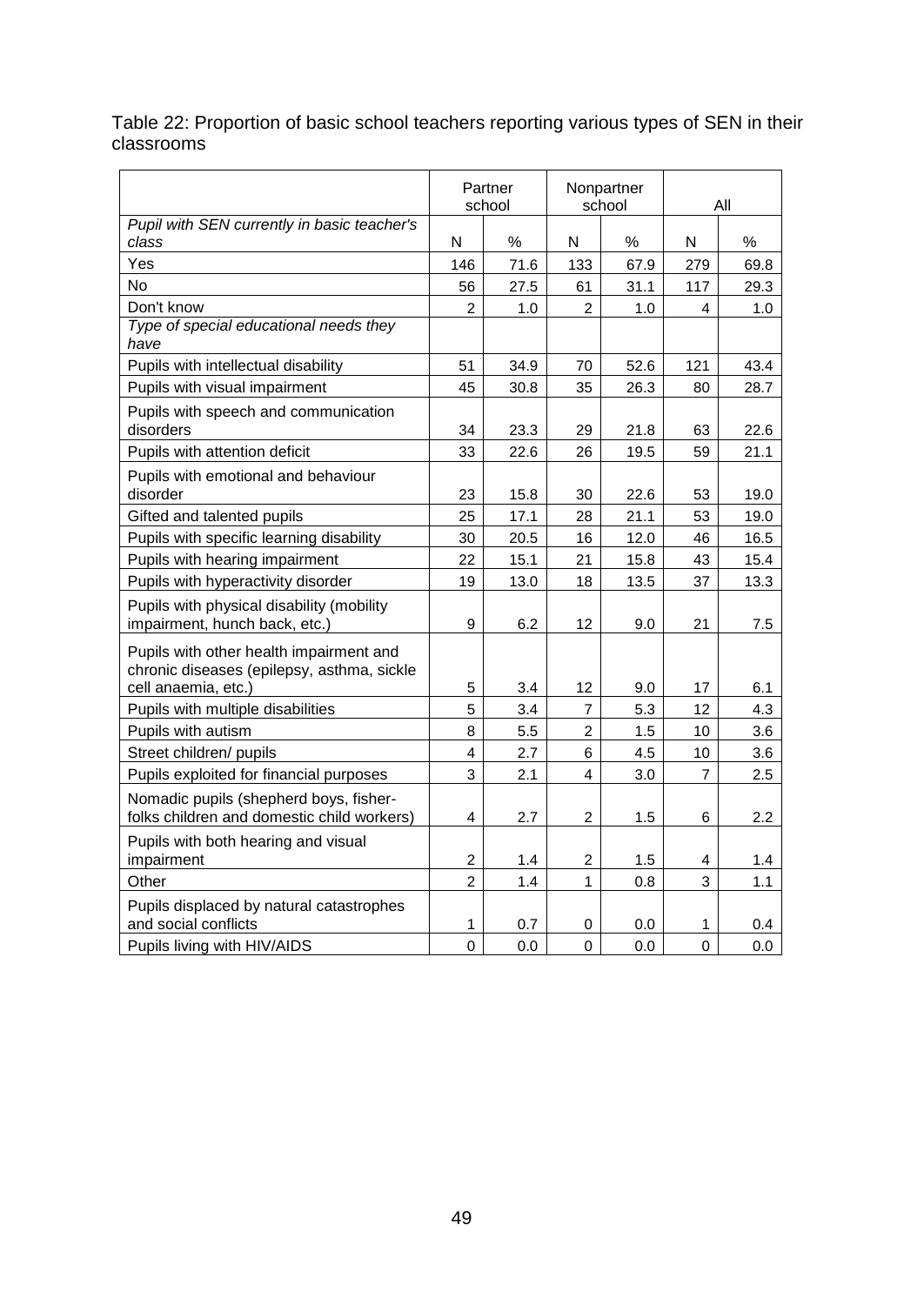Table 22: Proportion of basic school teachers reporting various types of SEN in their classrooms

| | Partner school | | Nonpartner school | | All | |
|---|---|---|---|---|---|---|
| *Pupil with SEN currently in basic teacher's class* | N | % | N | % | N | % |
| Yes | 146 | 71.6 | 133 | 67.9 | 279 | 69.8 |
| No | 56 | 27.5 | 61 | 31.1 | 117 | 29.3 |
| Don't know | 2 | 1.0 | 2 | 1.0 | 4 | 1.0 |
| *Type of special educational needs they have* | | | | | | |
| Pupils with intellectual disability | 51 | 34.9 | 70 | 52.6 | 121 | 43.4 |
| Pupils with visual impairment | 45 | 30.8 | 35 | 26.3 | 80 | 28.7 |
| Pupils with speech and communication disorders | 34 | 23.3 | 29 | 21.8 | 63 | 22.6 |
| Pupils with attention deficit | 33 | 22.6 | 26 | 19.5 | 59 | 21.1 |
| Pupils with emotional and behaviour disorder | 23 | 15.8 | 30 | 22.6 | 53 | 19.0 |
| Gifted and talented pupils | 25 | 17.1 | 28 | 21.1 | 53 | 19.0 |
| Pupils with specific learning disability | 30 | 20.5 | 16 | 12.0 | 46 | 16.5 |
| Pupils with hearing impairment | 22 | 15.1 | 21 | 15.8 | 43 | 15.4 |
| Pupils with hyperactivity disorder | 19 | 13.0 | 18 | 13.5 | 37 | 13.3 |
| Pupils with physical disability (mobility impairment, hunch back, etc.) | 9 | 6.2 | 12 | 9.0 | 21 | 7.5 |
| Pupils with other health impairment and chronic diseases (epilepsy, asthma, sickle cell anaemia, etc.) | 5 | 3.4 | 12 | 9.0 | 17 | 6.1 |
| Pupils with multiple disabilities | 5 | 3.4 | 7 | 5.3 | 12 | 4.3 |
| Pupils with autism | 8 | 5.5 | 2 | 1.5 | 10 | 3.6 |
| Street children/ pupils | 4 | 2.7 | 6 | 4.5 | 10 | 3.6 |
| Pupils exploited for financial purposes | 3 | 2.1 | 4 | 3.0 | 7 | 2.5 |
| Nomadic pupils (shepherd boys, fisher-folks children and domestic child workers) | 4 | 2.7 | 2 | 1.5 | 6 | 2.2 |
| Pupils with both hearing and visual impairment | 2 | 1.4 | 2 | 1.5 | 4 | 1.4 |
| Other | 2 | 1.4 | 1 | 0.8 | 3 | 1.1 |
| Pupils displaced by natural catastrophes and social conflicts | 1 | 0.7 | 0 | 0.0 | 1 | 0.4 |
| Pupils living with HIV/AIDS | 0 | 0.0 | 0 | 0.0 | 0 | 0.0 |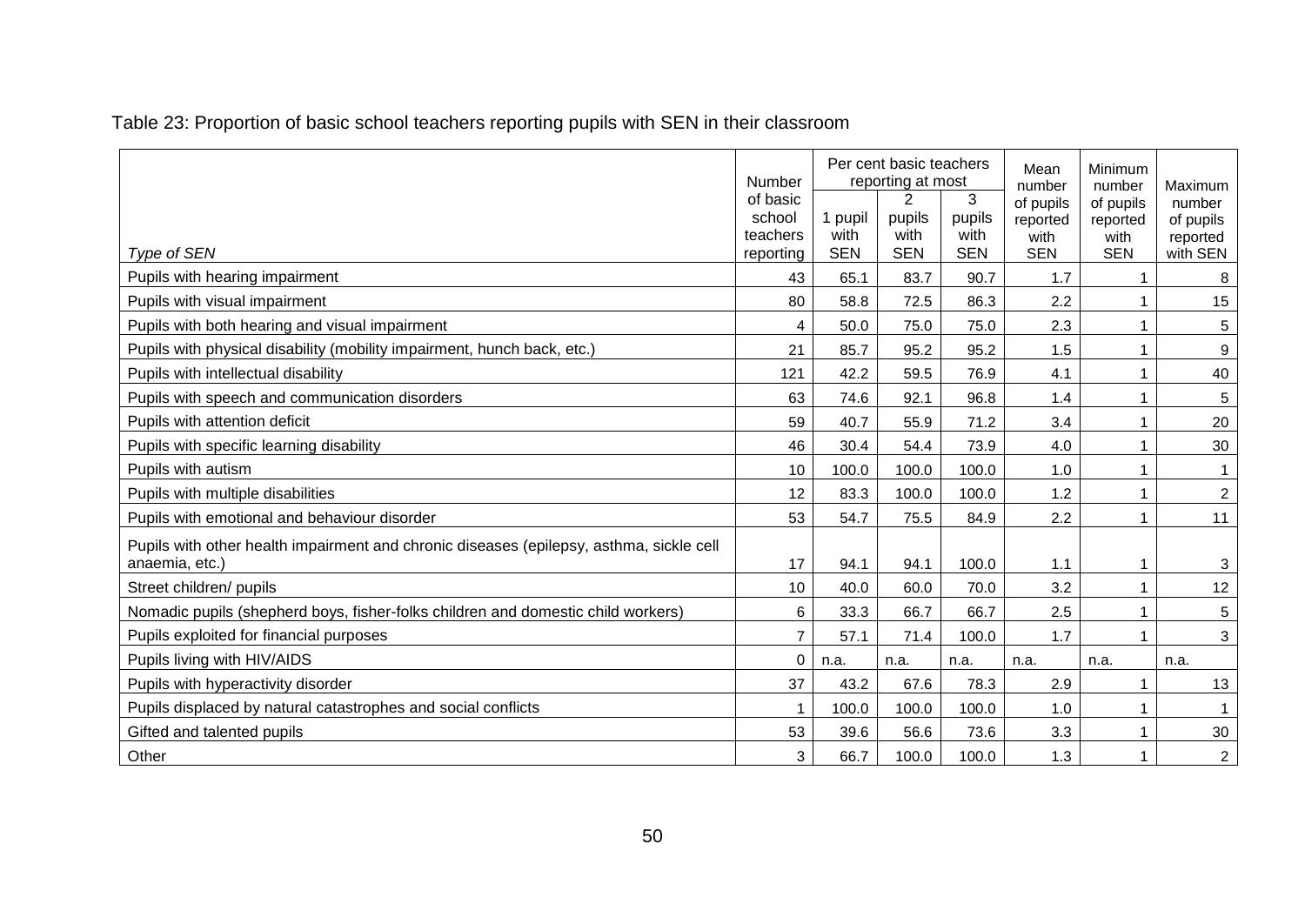Table 23: Proportion of basic school teachers reporting pupils with SEN in their classroom

| *Type of SEN* | Number of basic school teachers reporting | Per cent basic teachers reporting at most | | | Mean number of pupils reported with SEN | Minimum number of pupils reported with SEN | Maximum number of pupils reported with SEN |
|---|---|---|---|---|---|---|---|
| | | 1 pupil with SEN | 2 pupils with SEN | 3 pupils with SEN | | | |
| Pupils with hearing impairment | 43 | 65.1 | 83.7 | 90.7 | 1.7 | 1 | 8 |
| Pupils with visual impairment | 80 | 58.8 | 72.5 | 86.3 | 2.2 | 1 | 15 |
| Pupils with both hearing and visual impairment | 4 | 50.0 | 75.0 | 75.0 | 2.3 | 1 | 5 |
| Pupils with physical disability (mobility impairment, hunch back, etc.) | 21 | 85.7 | 95.2 | 95.2 | 1.5 | 1 | 9 |
| Pupils with intellectual disability | 121 | 42.2 | 59.5 | 76.9 | 4.1 | 1 | 40 |
| Pupils with speech and communication disorders | 63 | 74.6 | 92.1 | 96.8 | 1.4 | 1 | 5 |
| Pupils with attention deficit | 59 | 40.7 | 55.9 | 71.2 | 3.4 | 1 | 20 |
| Pupils with specific learning disability | 46 | 30.4 | 54.4 | 73.9 | 4.0 | 1 | 30 |
| Pupils with autism | 10 | 100.0 | 100.0 | 100.0 | 1.0 | 1 | 1 |
| Pupils with multiple disabilities | 12 | 83.3 | 100.0 | 100.0 | 1.2 | 1 | 2 |
| Pupils with emotional and behaviour disorder | 53 | 54.7 | 75.5 | 84.9 | 2.2 | 1 | 11 |
| Pupils with other health impairment and chronic diseases (epilepsy, asthma, sickle cell anaemia, etc.) | 17 | 94.1 | 94.1 | 100.0 | 1.1 | 1 | 3 |
| Street children/ pupils | 10 | 40.0 | 60.0 | 70.0 | 3.2 | 1 | 12 |
| Nomadic pupils (shepherd boys, fisher-folks children and domestic child workers) | 6 | 33.3 | 66.7 | 66.7 | 2.5 | 1 | 5 |
| Pupils exploited for financial purposes | 7 | 57.1 | 71.4 | 100.0 | 1.7 | 1 | 3 |
| Pupils living with HIV/AIDS | 0 | n.a. | n.a. | n.a. | n.a. | n.a. | n.a. |
| Pupils with hyperactivity disorder | 37 | 43.2 | 67.6 | 78.3 | 2.9 | 1 | 13 |
| Pupils displaced by natural catastrophes and social conflicts | 1 | 100.0 | 100.0 | 100.0 | 1.0 | 1 | 1 |
| Gifted and talented pupils | 53 | 39.6 | 56.6 | 73.6 | 3.3 | 1 | 30 |
| Other | 3 | 66.7 | 100.0 | 100.0 | 1.3 | 1 | 2 |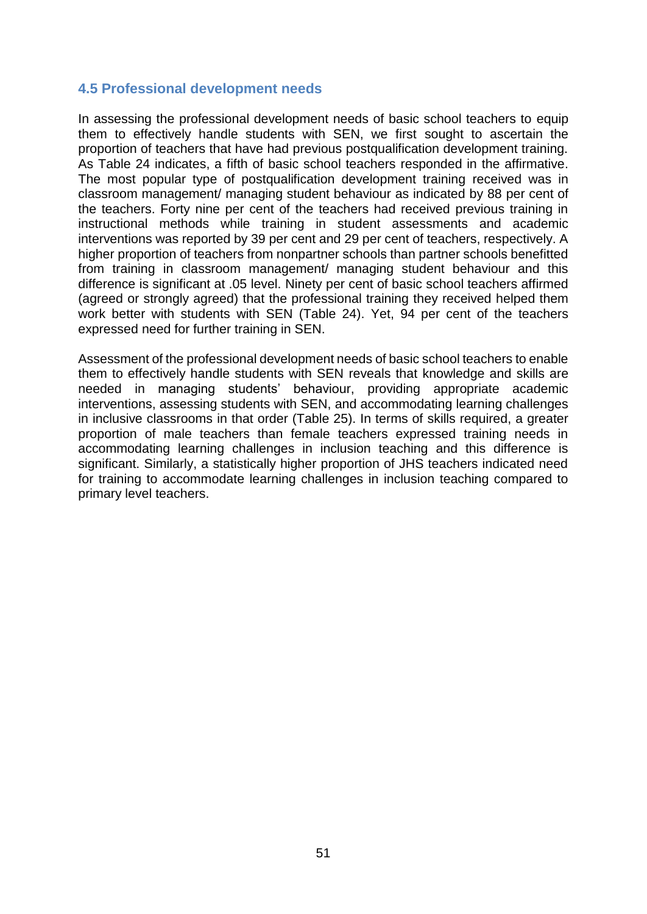## 4.5 Professional development needs

In assessing the professional development needs of basic school teachers to equip them to effectively handle students with SEN, we first sought to ascertain the proportion of teachers that have had previous postqualification development training. As Table 24 indicates, a fifth of basic school teachers responded in the affirmative. The most popular type of postqualification development training received was in classroom management/ managing student behaviour as indicated by 88 per cent of the teachers. Forty nine per cent of the teachers had received previous training in instructional methods while training in student assessments and academic interventions was reported by 39 per cent and 29 per cent of teachers, respectively. A higher proportion of teachers from nonpartner schools than partner schools benefitted from training in classroom management/ managing student behaviour and this difference is significant at .05 level. Ninety per cent of basic school teachers affirmed (agreed or strongly agreed) that the professional training they received helped them work better with students with SEN (Table 24). Yet, 94 per cent of the teachers expressed need for further training in SEN.

Assessment of the professional development needs of basic school teachers to enable them to effectively handle students with SEN reveals that knowledge and skills are needed in managing students' behaviour, providing appropriate academic interventions, assessing students with SEN, and accommodating learning challenges in inclusive classrooms in that order (Table 25). In terms of skills required, a greater proportion of male teachers than female teachers expressed training needs in accommodating learning challenges in inclusion teaching and this difference is significant. Similarly, a statistically higher proportion of JHS teachers indicated need for training to accommodate learning challenges in inclusion teaching compared to primary level teachers.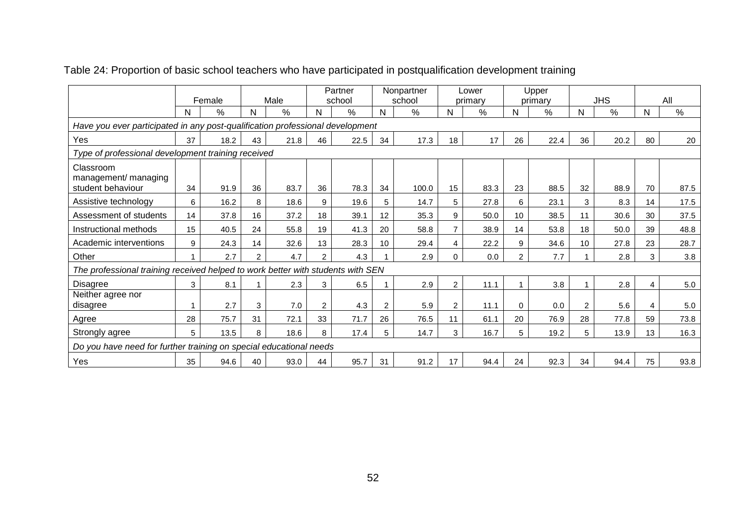Table 24: Proportion of basic school teachers who have participated in postqualification development training

| | Female | | Male | | Partner school | | Nonpartner school | | Lower primary | | Upper primary | | JHS | | All | |
|---|---|---|---|---|---|---|---|---|---|---|---|---|---|---|---|---|
| | N | % | N | % | N | % | N | % | N | % | N | % | N | % | N | % |
| *Have you ever participated in any post-qualification professional development* | | | | | | | | | | | | | | | | |
| Yes | 37 | 18.2 | 43 | 21.8 | 46 | 22.5 | 34 | 17.3 | 18 | 17 | 26 | 22.4 | 36 | 20.2 | 80 | 20 |
| *Type of professional development training received* | | | | | | | | | | | | | | | | |
| Classroom management/ managing student behaviour | 34 | 91.9 | 36 | 83.7 | 36 | 78.3 | 34 | 100.0 | 15 | 83.3 | 23 | 88.5 | 32 | 88.9 | 70 | 87.5 |
| Assistive technology | 6 | 16.2 | 8 | 18.6 | 9 | 19.6 | 5 | 14.7 | 5 | 27.8 | 6 | 23.1 | 3 | 8.3 | 14 | 17.5 |
| Assessment of students | 14 | 37.8 | 16 | 37.2 | 18 | 39.1 | 12 | 35.3 | 9 | 50.0 | 10 | 38.5 | 11 | 30.6 | 30 | 37.5 |
| Instructional methods | 15 | 40.5 | 24 | 55.8 | 19 | 41.3 | 20 | 58.8 | 7 | 38.9 | 14 | 53.8 | 18 | 50.0 | 39 | 48.8 |
| Academic interventions | 9 | 24.3 | 14 | 32.6 | 13 | 28.3 | 10 | 29.4 | 4 | 22.2 | 9 | 34.6 | 10 | 27.8 | 23 | 28.7 |
| Other | 1 | 2.7 | 2 | 4.7 | 2 | 4.3 | 1 | 2.9 | 0 | 0.0 | 2 | 7.7 | 1 | 2.8 | 3 | 3.8 |
| *The professional training received helped to work better with students with SEN* | | | | | | | | | | | | | | | | |
| Disagree | 3 | 8.1 | 1 | 2.3 | 3 | 6.5 | 1 | 2.9 | 2 | 11.1 | 1 | 3.8 | 1 | 2.8 | 4 | 5.0 |
| Neither agree nor disagree | 1 | 2.7 | 3 | 7.0 | 2 | 4.3 | 2 | 5.9 | 2 | 11.1 | 0 | 0.0 | 2 | 5.6 | 4 | 5.0 |
| Agree | 28 | 75.7 | 31 | 72.1 | 33 | 71.7 | 26 | 76.5 | 11 | 61.1 | 20 | 76.9 | 28 | 77.8 | 59 | 73.8 |
| Strongly agree | 5 | 13.5 | 8 | 18.6 | 8 | 17.4 | 5 | 14.7 | 3 | 16.7 | 5 | 19.2 | 5 | 13.9 | 13 | 16.3 |
| *Do you have need for further training on special educational needs* | | | | | | | | | | | | | | | | |
| Yes | 35 | 94.6 | 40 | 93.0 | 44 | 95.7 | 31 | 91.2 | 17 | 94.4 | 24 | 92.3 | 34 | 94.4 | 75 | 93.8 |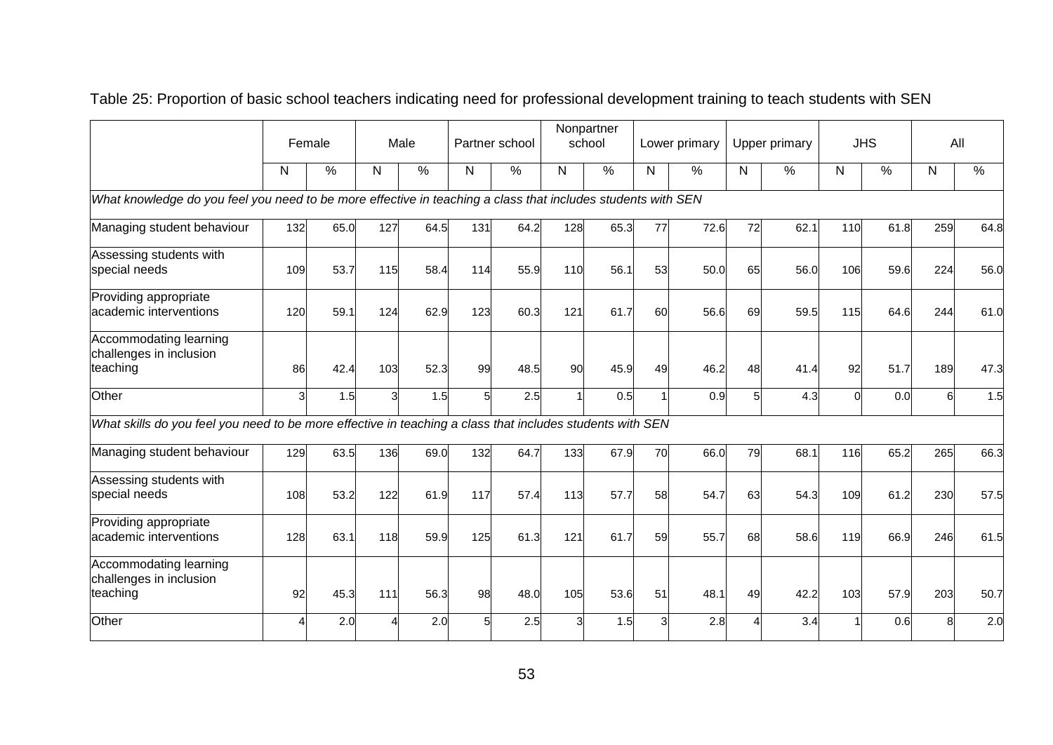Table 25: Proportion of basic school teachers indicating need for professional development training to teach students with SEN

| | Female | | Male | | Partner school | | Nonpartner school | | Lower primary | | Upper primary | | JHS | | All | |
|---|---|---|---|---|---|---|---|---|---|---|---|---|---|---|---|---|
| | N | % | N | % | N | % | N | % | N | % | N | % | N | % | N | % |
| *What knowledge do you feel you need to be more effective in teaching a class that includes students with SEN* | | | | | | | | | | | | | | | | |
| Managing student behaviour | 132 | 65.0 | 127 | 64.5 | 131 | 64.2 | 128 | 65.3 | 77 | 72.6 | 72 | 62.1 | 110 | 61.8 | 259 | 64.8 |
| Assessing students with special needs | 109 | 53.7 | 115 | 58.4 | 114 | 55.9 | 110 | 56.1 | 53 | 50.0 | 65 | 56.0 | 106 | 59.6 | 224 | 56.0 |
| Providing appropriate academic interventions | 120 | 59.1 | 124 | 62.9 | 123 | 60.3 | 121 | 61.7 | 60 | 56.6 | 69 | 59.5 | 115 | 64.6 | 244 | 61.0 |
| Accommodating learning challenges in inclusion teaching | 86 | 42.4 | 103 | 52.3 | 99 | 48.5 | 90 | 45.9 | 49 | 46.2 | 48 | 41.4 | 92 | 51.7 | 189 | 47.3 |
| Other | 3 | 1.5 | 3 | 1.5 | 5 | 2.5 | 1 | 0.5 | 1 | 0.9 | 5 | 4.3 | 0 | 0.0 | 6 | 1.5 |
| *What skills do you feel you need to be more effective in teaching a class that includes students with SEN* | | | | | | | | | | | | | | | | |
| Managing student behaviour | 129 | 63.5 | 136 | 69.0 | 132 | 64.7 | 133 | 67.9 | 70 | 66.0 | 79 | 68.1 | 116 | 65.2 | 265 | 66.3 |
| Assessing students with special needs | 108 | 53.2 | 122 | 61.9 | 117 | 57.4 | 113 | 57.7 | 58 | 54.7 | 63 | 54.3 | 109 | 61.2 | 230 | 57.5 |
| Providing appropriate academic interventions | 128 | 63.1 | 118 | 59.9 | 125 | 61.3 | 121 | 61.7 | 59 | 55.7 | 68 | 58.6 | 119 | 66.9 | 246 | 61.5 |
| Accommodating learning challenges in inclusion teaching | 92 | 45.3 | 111 | 56.3 | 98 | 48.0 | 105 | 53.6 | 51 | 48.1 | 49 | 42.2 | 103 | 57.9 | 203 | 50.7 |
| Other | 4 | 2.0 | 4 | 2.0 | 5 | 2.5 | 3 | 1.5 | 3 | 2.8 | 4 | 3.4 | 1 | 0.6 | 8 | 2.0 |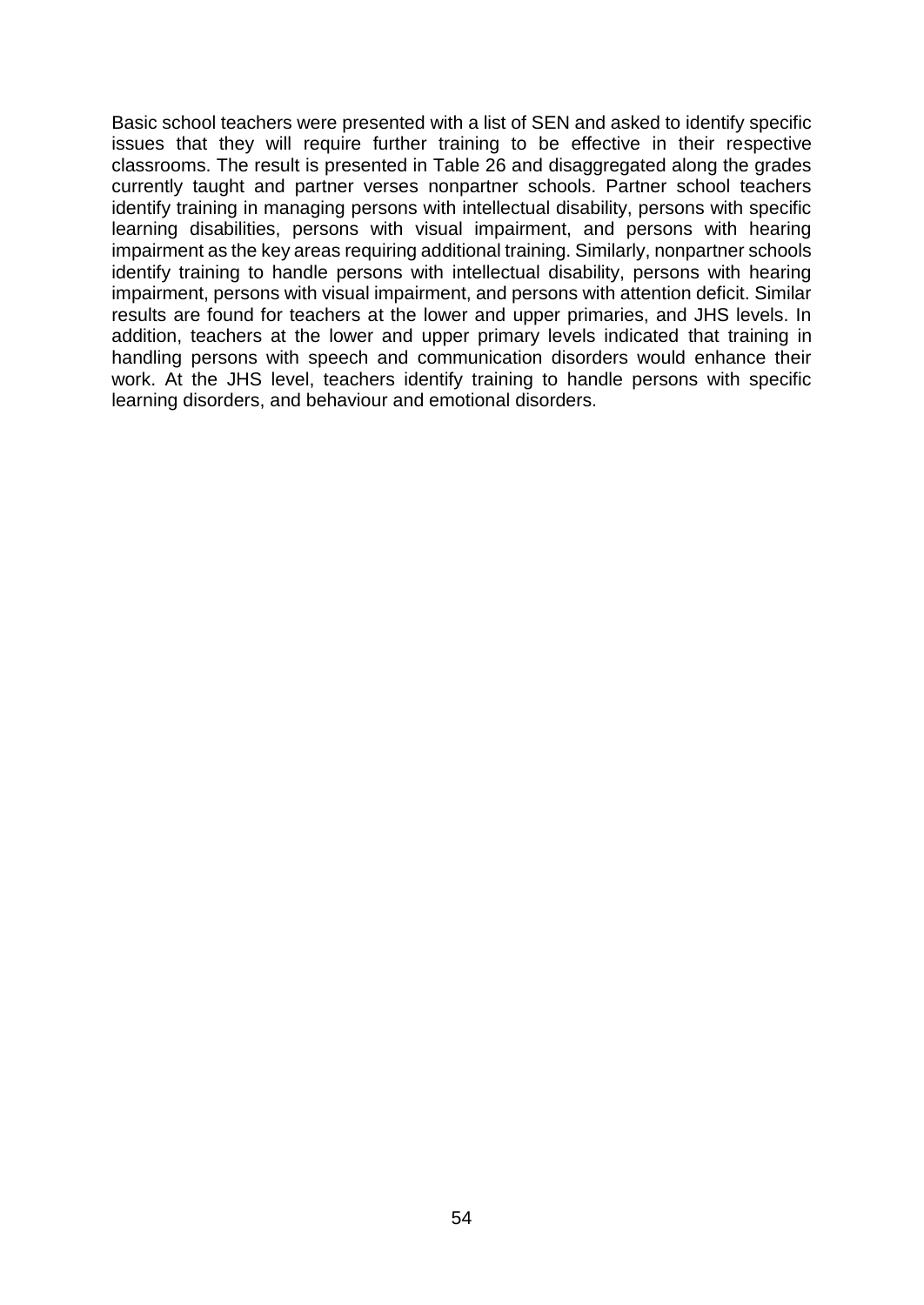Basic school teachers were presented with a list of SEN and asked to identify specific issues that they will require further training to be effective in their respective classrooms. The result is presented in Table 26 and disaggregated along the grades currently taught and partner verses nonpartner schools. Partner school teachers identify training in managing persons with intellectual disability, persons with specific learning disabilities, persons with visual impairment, and persons with hearing impairment as the key areas requiring additional training. Similarly, nonpartner schools identify training to handle persons with intellectual disability, persons with hearing impairment, persons with visual impairment, and persons with attention deficit. Similar results are found for teachers at the lower and upper primaries, and JHS levels. In addition, teachers at the lower and upper primary levels indicated that training in handling persons with speech and communication disorders would enhance their work. At the JHS level, teachers identify training to handle persons with specific learning disorders, and behaviour and emotional disorders.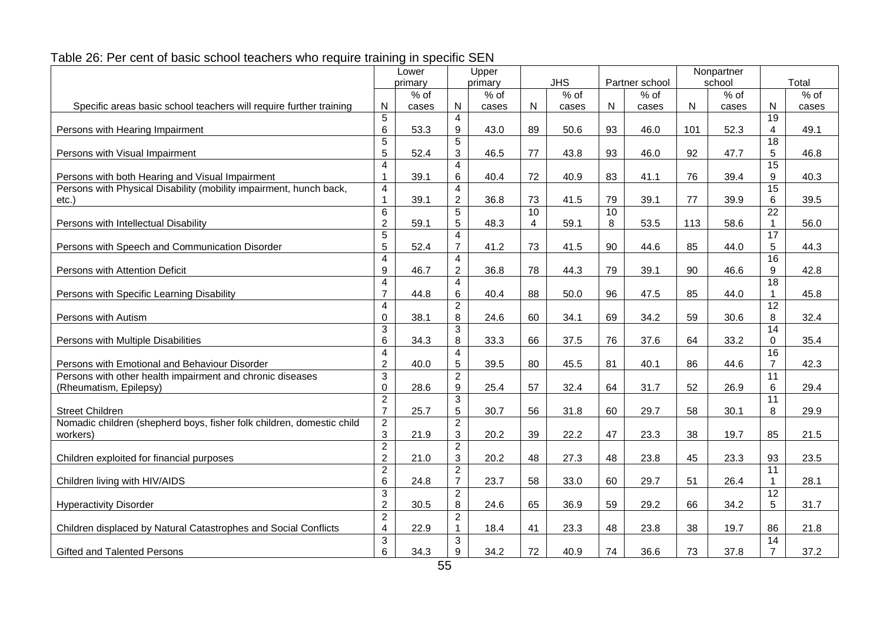Table 26: Per cent of basic school teachers who require training in specific SEN

| | Lower primary | | Upper primary | | JHS | | Partner school | | Nonpartner school | | Total | |
|---|---|---|---|---|---|---|---|---|---|---|---|---|
| Specific areas basic school teachers will require further training | N | % of cases | N | % of cases | N | % of cases | N | % of cases | N | % of cases | N | % of cases |
| Persons with Hearing Impairment | 56 | 53.3 | 49 | 43.0 | 89 | 50.6 | 93 | 46.0 | 101 | 52.3 | 194 | 49.1 |
| Persons with Visual Impairment | 55 | 52.4 | 53 | 46.5 | 77 | 43.8 | 93 | 46.0 | 92 | 47.7 | 185 | 46.8 |
| Persons with both Hearing and Visual Impairment | 41 | 39.1 | 46 | 40.4 | 72 | 40.9 | 83 | 41.1 | 76 | 39.4 | 159 | 40.3 |
| Persons with Physical Disability (mobility impairment, hunch back, etc.) | 41 | 39.1 | 42 | 36.8 | 73 | 41.5 | 79 | 39.1 | 77 | 39.9 | 156 | 39.5 |
| Persons with Intellectual Disability | 62 | 59.1 | 55 | 48.3 | 104 | 59.1 | 108 | 53.5 | 113 | 58.6 | 221 | 56.0 |
| Persons with Speech and Communication Disorder | 55 | 52.4 | 47 | 41.2 | 73 | 41.5 | 90 | 44.6 | 85 | 44.0 | 175 | 44.3 |
| Persons with Attention Deficit | 49 | 46.7 | 42 | 36.8 | 78 | 44.3 | 79 | 39.1 | 90 | 46.6 | 169 | 42.8 |
| Persons with Specific Learning Disability | 47 | 44.8 | 46 | 40.4 | 88 | 50.0 | 96 | 47.5 | 85 | 44.0 | 181 | 45.8 |
| Persons with Autism | 40 | 38.1 | 28 | 24.6 | 60 | 34.1 | 69 | 34.2 | 59 | 30.6 | 128 | 32.4 |
| Persons with Multiple Disabilities | 36 | 34.3 | 38 | 33.3 | 66 | 37.5 | 76 | 37.6 | 64 | 33.2 | 140 | 35.4 |
| Persons with Emotional and Behaviour Disorder | 42 | 40.0 | 45 | 39.5 | 80 | 45.5 | 81 | 40.1 | 86 | 44.6 | 167 | 42.3 |
| Persons with other health impairment and chronic diseases (Rheumatism, Epilepsy) | 30 | 28.6 | 29 | 25.4 | 57 | 32.4 | 64 | 31.7 | 52 | 26.9 | 116 | 29.4 |
| Street Children | 27 | 25.7 | 35 | 30.7 | 56 | 31.8 | 60 | 29.7 | 58 | 30.1 | 118 | 29.9 |
| Nomadic children (shepherd boys, fisher folk children, domestic child workers) | 23 | 21.9 | 23 | 20.2 | 39 | 22.2 | 47 | 23.3 | 38 | 19.7 | 85 | 21.5 |
| Children exploited for financial purposes | 22 | 21.0 | 23 | 20.2 | 48 | 27.3 | 48 | 23.8 | 45 | 23.3 | 93 | 23.5 |
| Children living with HIV/AIDS | 26 | 24.8 | 27 | 23.7 | 58 | 33.0 | 60 | 29.7 | 51 | 26.4 | 111 | 28.1 |
| Hyperactivity Disorder | 32 | 30.5 | 28 | 24.6 | 65 | 36.9 | 59 | 29.2 | 66 | 34.2 | 125 | 31.7 |
| Children displaced by Natural Catastrophes and Social Conflicts | 24 | 22.9 | 21 | 18.4 | 41 | 23.3 | 48 | 23.8 | 38 | 19.7 | 86 | 21.8 |
| Gifted and Talented Persons | 36 | 34.3 | 39 | 34.2 | 72 | 40.9 | 74 | 36.6 | 73 | 37.8 | 147 | 37.2 |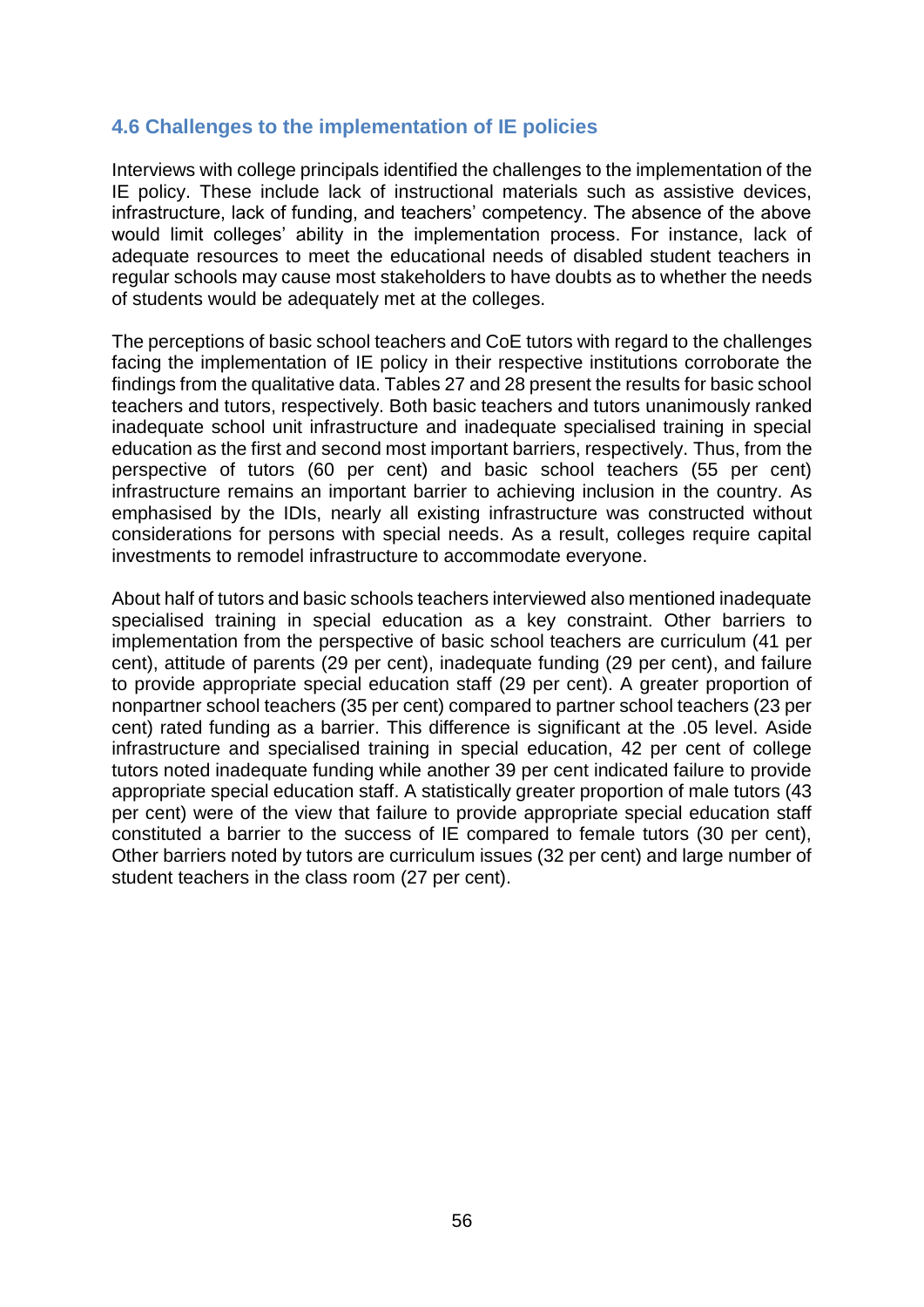## 4.6 Challenges to the implementation of IE policies

Interviews with college principals identified the challenges to the implementation of the IE policy. These include lack of instructional materials such as assistive devices, infrastructure, lack of funding, and teachers' competency. The absence of the above would limit colleges' ability in the implementation process. For instance, lack of adequate resources to meet the educational needs of disabled student teachers in regular schools may cause most stakeholders to have doubts as to whether the needs of students would be adequately met at the colleges.

The perceptions of basic school teachers and CoE tutors with regard to the challenges facing the implementation of IE policy in their respective institutions corroborate the findings from the qualitative data. Tables 27 and 28 present the results for basic school teachers and tutors, respectively. Both basic teachers and tutors unanimously ranked inadequate school unit infrastructure and inadequate specialised training in special education as the first and second most important barriers, respectively. Thus, from the perspective of tutors (60 per cent) and basic school teachers (55 per cent) infrastructure remains an important barrier to achieving inclusion in the country. As emphasised by the IDIs, nearly all existing infrastructure was constructed without considerations for persons with special needs. As a result, colleges require capital investments to remodel infrastructure to accommodate everyone.

About half of tutors and basic schools teachers interviewed also mentioned inadequate specialised training in special education as a key constraint. Other barriers to implementation from the perspective of basic school teachers are curriculum (41 per cent), attitude of parents (29 per cent), inadequate funding (29 per cent), and failure to provide appropriate special education staff (29 per cent). A greater proportion of nonpartner school teachers (35 per cent) compared to partner school teachers (23 per cent) rated funding as a barrier. This difference is significant at the .05 level. Aside infrastructure and specialised training in special education, 42 per cent of college tutors noted inadequate funding while another 39 per cent indicated failure to provide appropriate special education staff. A statistically greater proportion of male tutors (43 per cent) were of the view that failure to provide appropriate special education staff constituted a barrier to the success of IE compared to female tutors (30 per cent), Other barriers noted by tutors are curriculum issues (32 per cent) and large number of student teachers in the class room (27 per cent).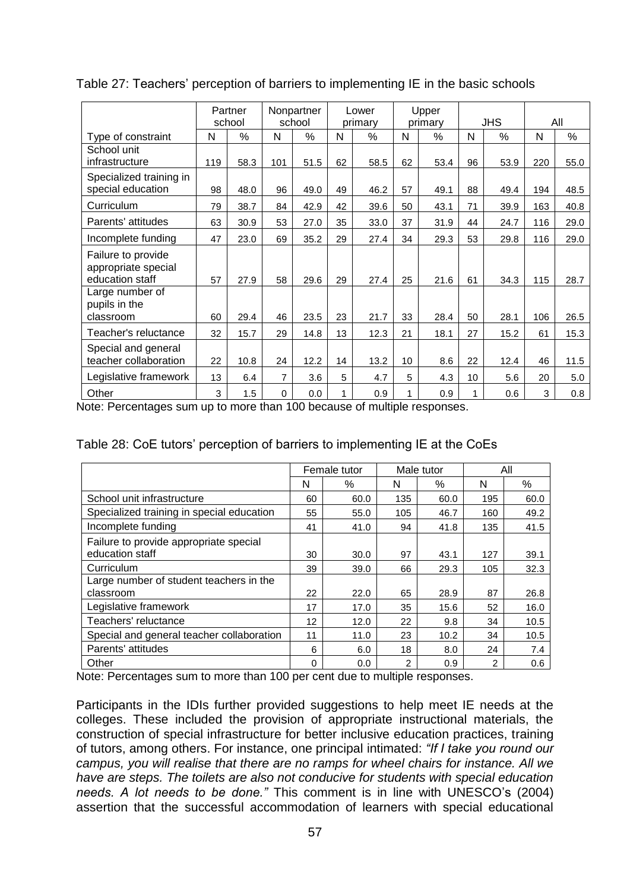Table 27: Teachers' perception of barriers to implementing IE in the basic schools

| | Partner school | | Nonpartner school | | Lower primary | | Upper primary | | JHS | | All | |
|---|---|---|---|---|---|---|---|---|---|---|---|---|
| Type of constraint | N | % | N | % | N | % | N | % | N | % | N | % |
| School unit infrastructure | 119 | 58.3 | 101 | 51.5 | 62 | 58.5 | 62 | 53.4 | 96 | 53.9 | 220 | 55.0 |
| Specialized training in special education | 98 | 48.0 | 96 | 49.0 | 49 | 46.2 | 57 | 49.1 | 88 | 49.4 | 194 | 48.5 |
| Curriculum | 79 | 38.7 | 84 | 42.9 | 42 | 39.6 | 50 | 43.1 | 71 | 39.9 | 163 | 40.8 |
| Parents' attitudes | 63 | 30.9 | 53 | 27.0 | 35 | 33.0 | 37 | 31.9 | 44 | 24.7 | 116 | 29.0 |
| Incomplete funding | 47 | 23.0 | 69 | 35.2 | 29 | 27.4 | 34 | 29.3 | 53 | 29.8 | 116 | 29.0 |
| Failure to provide appropriate special education staff | 57 | 27.9 | 58 | 29.6 | 29 | 27.4 | 25 | 21.6 | 61 | 34.3 | 115 | 28.7 |
| Large number of pupils in the classroom | 60 | 29.4 | 46 | 23.5 | 23 | 21.7 | 33 | 28.4 | 50 | 28.1 | 106 | 26.5 |
| Teacher's reluctance | 32 | 15.7 | 29 | 14.8 | 13 | 12.3 | 21 | 18.1 | 27 | 15.2 | 61 | 15.3 |
| Special and general teacher collaboration | 22 | 10.8 | 24 | 12.2 | 14 | 13.2 | 10 | 8.6 | 22 | 12.4 | 46 | 11.5 |
| Legislative framework | 13 | 6.4 | 7 | 3.6 | 5 | 4.7 | 5 | 4.3 | 10 | 5.6 | 20 | 5.0 |
| Other | 3 | 1.5 | 0 | 0.0 | 1 | 0.9 | 1 | 0.9 | 1 | 0.6 | 3 | 0.8 |

Note: Percentages sum up to more than 100 because of multiple responses.

Table 28: CoE tutors' perception of barriers to implementing IE at the CoEs

| | Female tutor | | Male tutor | | All | |
|---|---|---|---|---|---|---|
| | N | % | N | % | N | % |
| School unit infrastructure | 60 | 60.0 | 135 | 60.0 | 195 | 60.0 |
| Specialized training in special education | 55 | 55.0 | 105 | 46.7 | 160 | 49.2 |
| Incomplete funding | 41 | 41.0 | 94 | 41.8 | 135 | 41.5 |
| Failure to provide appropriate special education staff | 30 | 30.0 | 97 | 43.1 | 127 | 39.1 |
| Curriculum | 39 | 39.0 | 66 | 29.3 | 105 | 32.3 |
| Large number of student teachers in the classroom | 22 | 22.0 | 65 | 28.9 | 87 | 26.8 |
| Legislative framework | 17 | 17.0 | 35 | 15.6 | 52 | 16.0 |
| Teachers' reluctance | 12 | 12.0 | 22 | 9.8 | 34 | 10.5 |
| Special and general teacher collaboration | 11 | 11.0 | 23 | 10.2 | 34 | 10.5 |
| Parents' attitudes | 6 | 6.0 | 18 | 8.0 | 24 | 7.4 |
| Other | 0 | 0.0 | 2 | 0.9 | 2 | 0.6 |

Note: Percentages sum to more than 100 per cent due to multiple responses.

Participants in the IDIs further provided suggestions to help meet IE needs at the colleges. These included the provision of appropriate instructional materials, the construction of special infrastructure for better inclusive education practices, training of tutors, among others. For instance, one principal intimated: *"If I take you round our campus, you will realise that there are no ramps for wheel chairs for instance. All we have are steps. The toilets are also not conducive for students with special education needs. A lot needs to be done."* This comment is in line with UNESCO's (2004) assertion that the successful accommodation of learners with special educational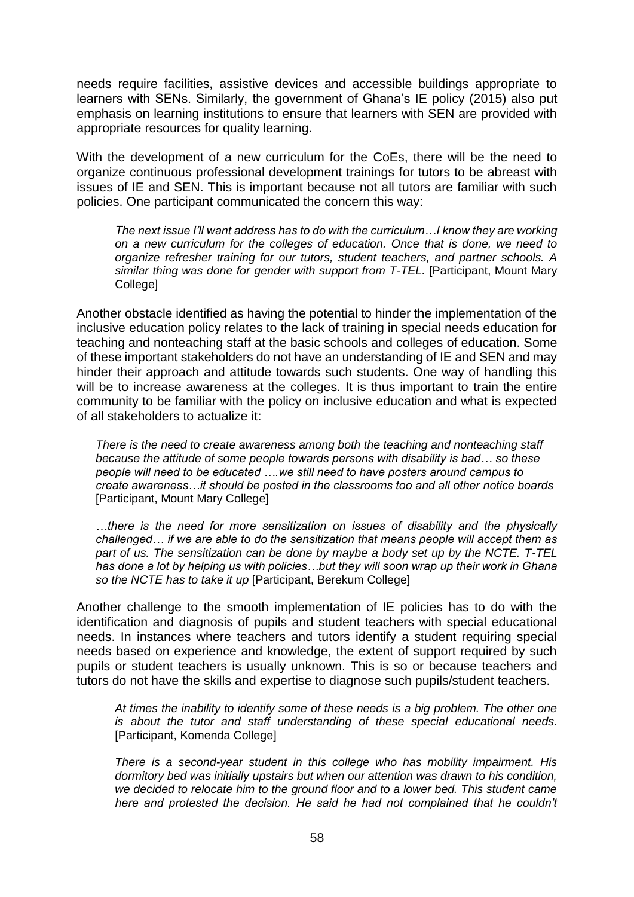needs require facilities, assistive devices and accessible buildings appropriate to learners with SENs. Similarly, the government of Ghana's IE policy (2015) also put emphasis on learning institutions to ensure that learners with SEN are provided with appropriate resources for quality learning.

With the development of a new curriculum for the CoEs, there will be the need to organize continuous professional development trainings for tutors to be abreast with issues of IE and SEN. This is important because not all tutors are familiar with such policies. One participant communicated the concern this way:

> *The next issue I'll want address has to do with the curriculum…I know they are working on a new curriculum for the colleges of education. Once that is done, we need to organize refresher training for our tutors, student teachers, and partner schools. A similar thing was done for gender with support from T-TEL.* [Participant, Mount Mary College]

Another obstacle identified as having the potential to hinder the implementation of the inclusive education policy relates to the lack of training in special needs education for teaching and nonteaching staff at the basic schools and colleges of education. Some of these important stakeholders do not have an understanding of IE and SEN and may hinder their approach and attitude towards such students. One way of handling this will be to increase awareness at the colleges. It is thus important to train the entire community to be familiar with the policy on inclusive education and what is expected of all stakeholders to actualize it:

> *There is the need to create awareness among both the teaching and nonteaching staff because the attitude of some people towards persons with disability is bad… so these people will need to be educated ….we still need to have posters around campus to create awareness…it should be posted in the classrooms too and all other notice boards* [Participant, Mount Mary College]

> *…there is the need for more sensitization on issues of disability and the physically challenged… if we are able to do the sensitization that means people will accept them as part of us. The sensitization can be done by maybe a body set up by the NCTE. T-TEL has done a lot by helping us with policies…but they will soon wrap up their work in Ghana so the NCTE has to take it up* [Participant, Berekum College]

Another challenge to the smooth implementation of IE policies has to do with the identification and diagnosis of pupils and student teachers with special educational needs. In instances where teachers and tutors identify a student requiring special needs based on experience and knowledge, the extent of support required by such pupils or student teachers is usually unknown. This is so or because teachers and tutors do not have the skills and expertise to diagnose such pupils/student teachers.

> *At times the inability to identify some of these needs is a big problem. The other one is about the tutor and staff understanding of these special educational needs.* [Participant, Komenda College]

> *There is a second-year student in this college who has mobility impairment. His dormitory bed was initially upstairs but when our attention was drawn to his condition, we decided to relocate him to the ground floor and to a lower bed. This student came here and protested the decision. He said he had not complained that he couldn't*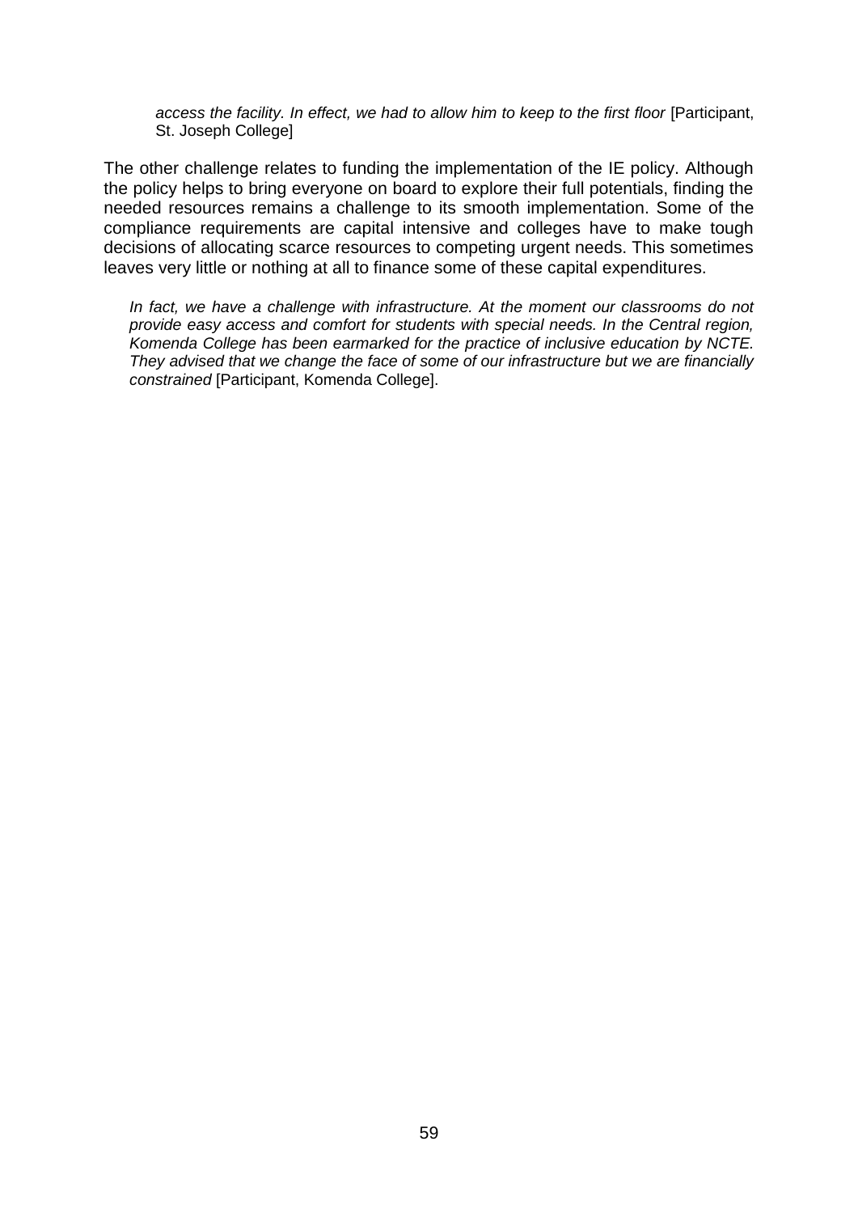> *access the facility. In effect, we had to allow him to keep to the first floor* [Participant, St. Joseph College]

The other challenge relates to funding the implementation of the IE policy. Although the policy helps to bring everyone on board to explore their full potentials, finding the needed resources remains a challenge to its smooth implementation. Some of the compliance requirements are capital intensive and colleges have to make tough decisions of allocating scarce resources to competing urgent needs. This sometimes leaves very little or nothing at all to finance some of these capital expenditures.

> *In fact, we have a challenge with infrastructure. At the moment our classrooms do not provide easy access and comfort for students with special needs. In the Central region, Komenda College has been earmarked for the practice of inclusive education by NCTE. They advised that we change the face of some of our infrastructure but we are financially constrained* [Participant, Komenda College].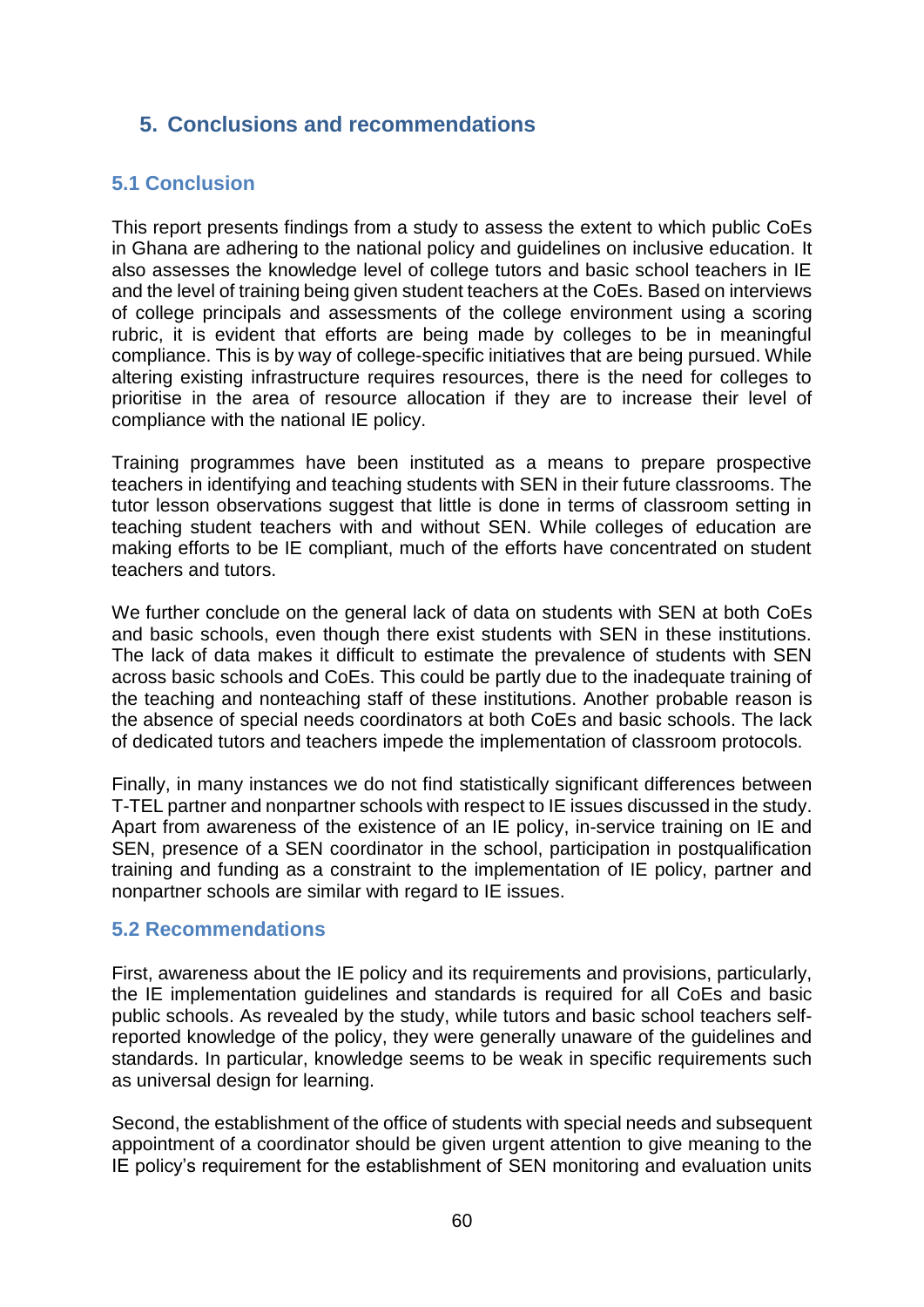# 5. Conclusions and recommendations

## 5.1 Conclusion

This report presents findings from a study to assess the extent to which public CoEs in Ghana are adhering to the national policy and guidelines on inclusive education. It also assesses the knowledge level of college tutors and basic school teachers in IE and the level of training being given student teachers at the CoEs. Based on interviews of college principals and assessments of the college environment using a scoring rubric, it is evident that efforts are being made by colleges to be in meaningful compliance. This is by way of college-specific initiatives that are being pursued. While altering existing infrastructure requires resources, there is the need for colleges to prioritise in the area of resource allocation if they are to increase their level of compliance with the national IE policy.

Training programmes have been instituted as a means to prepare prospective teachers in identifying and teaching students with SEN in their future classrooms. The tutor lesson observations suggest that little is done in terms of classroom setting in teaching student teachers with and without SEN. While colleges of education are making efforts to be IE compliant, much of the efforts have concentrated on student teachers and tutors.

We further conclude on the general lack of data on students with SEN at both CoEs and basic schools, even though there exist students with SEN in these institutions. The lack of data makes it difficult to estimate the prevalence of students with SEN across basic schools and CoEs. This could be partly due to the inadequate training of the teaching and nonteaching staff of these institutions. Another probable reason is the absence of special needs coordinators at both CoEs and basic schools. The lack of dedicated tutors and teachers impede the implementation of classroom protocols.

Finally, in many instances we do not find statistically significant differences between T-TEL partner and nonpartner schools with respect to IE issues discussed in the study. Apart from awareness of the existence of an IE policy, in-service training on IE and SEN, presence of a SEN coordinator in the school, participation in postqualification training and funding as a constraint to the implementation of IE policy, partner and nonpartner schools are similar with regard to IE issues.

## 5.2 Recommendations

First, awareness about the IE policy and its requirements and provisions, particularly, the IE implementation guidelines and standards is required for all CoEs and basic public schools. As revealed by the study, while tutors and basic school teachers self-reported knowledge of the policy, they were generally unaware of the guidelines and standards. In particular, knowledge seems to be weak in specific requirements such as universal design for learning.

Second, the establishment of the office of students with special needs and subsequent appointment of a coordinator should be given urgent attention to give meaning to the IE policy's requirement for the establishment of SEN monitoring and evaluation units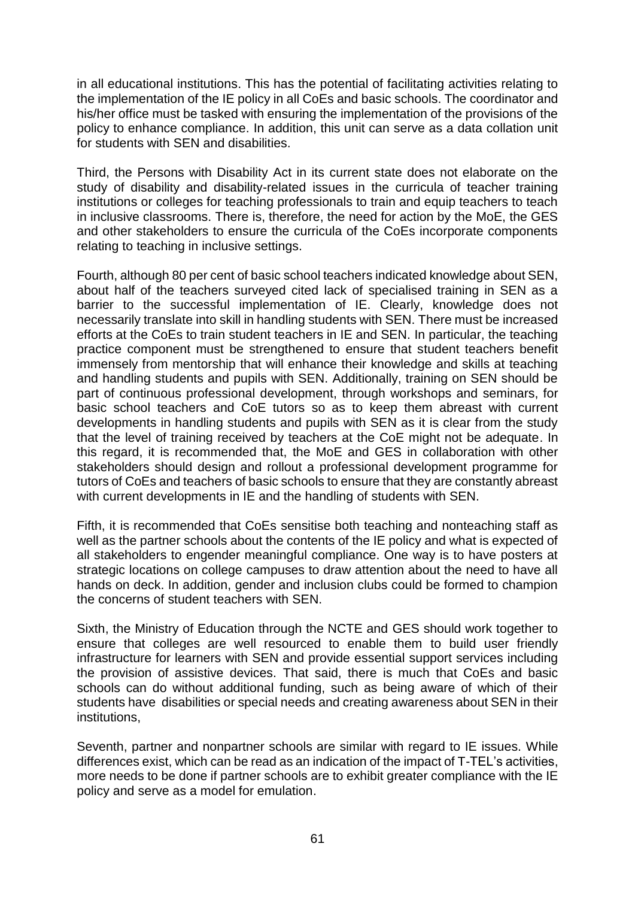in all educational institutions. This has the potential of facilitating activities relating to the implementation of the IE policy in all CoEs and basic schools. The coordinator and his/her office must be tasked with ensuring the implementation of the provisions of the policy to enhance compliance. In addition, this unit can serve as a data collation unit for students with SEN and disabilities.

Third, the Persons with Disability Act in its current state does not elaborate on the study of disability and disability-related issues in the curricula of teacher training institutions or colleges for teaching professionals to train and equip teachers to teach in inclusive classrooms. There is, therefore, the need for action by the MoE, the GES and other stakeholders to ensure the curricula of the CoEs incorporate components relating to teaching in inclusive settings.

Fourth, although 80 per cent of basic school teachers indicated knowledge about SEN, about half of the teachers surveyed cited lack of specialised training in SEN as a barrier to the successful implementation of IE. Clearly, knowledge does not necessarily translate into skill in handling students with SEN. There must be increased efforts at the CoEs to train student teachers in IE and SEN. In particular, the teaching practice component must be strengthened to ensure that student teachers benefit immensely from mentorship that will enhance their knowledge and skills at teaching and handling students and pupils with SEN. Additionally, training on SEN should be part of continuous professional development, through workshops and seminars, for basic school teachers and CoE tutors so as to keep them abreast with current developments in handling students and pupils with SEN as it is clear from the study that the level of training received by teachers at the CoE might not be adequate. In this regard, it is recommended that, the MoE and GES in collaboration with other stakeholders should design and rollout a professional development programme for tutors of CoEs and teachers of basic schools to ensure that they are constantly abreast with current developments in IE and the handling of students with SEN.

Fifth, it is recommended that CoEs sensitise both teaching and nonteaching staff as well as the partner schools about the contents of the IE policy and what is expected of all stakeholders to engender meaningful compliance. One way is to have posters at strategic locations on college campuses to draw attention about the need to have all hands on deck. In addition, gender and inclusion clubs could be formed to champion the concerns of student teachers with SEN.

Sixth, the Ministry of Education through the NCTE and GES should work together to ensure that colleges are well resourced to enable them to build user friendly infrastructure for learners with SEN and provide essential support services including the provision of assistive devices. That said, there is much that CoEs and basic schools can do without additional funding, such as being aware of which of their students have disabilities or special needs and creating awareness about SEN in their institutions,

Seventh, partner and nonpartner schools are similar with regard to IE issues. While differences exist, which can be read as an indication of the impact of T-TEL's activities, more needs to be done if partner schools are to exhibit greater compliance with the IE policy and serve as a model for emulation.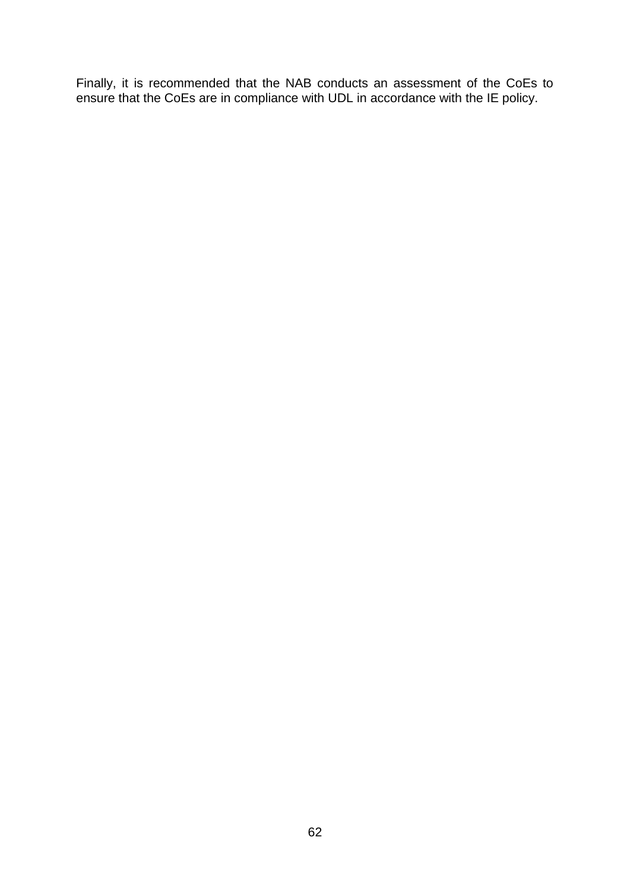Finally, it is recommended that the NAB conducts an assessment of the CoEs to ensure that the CoEs are in compliance with UDL in accordance with the IE policy.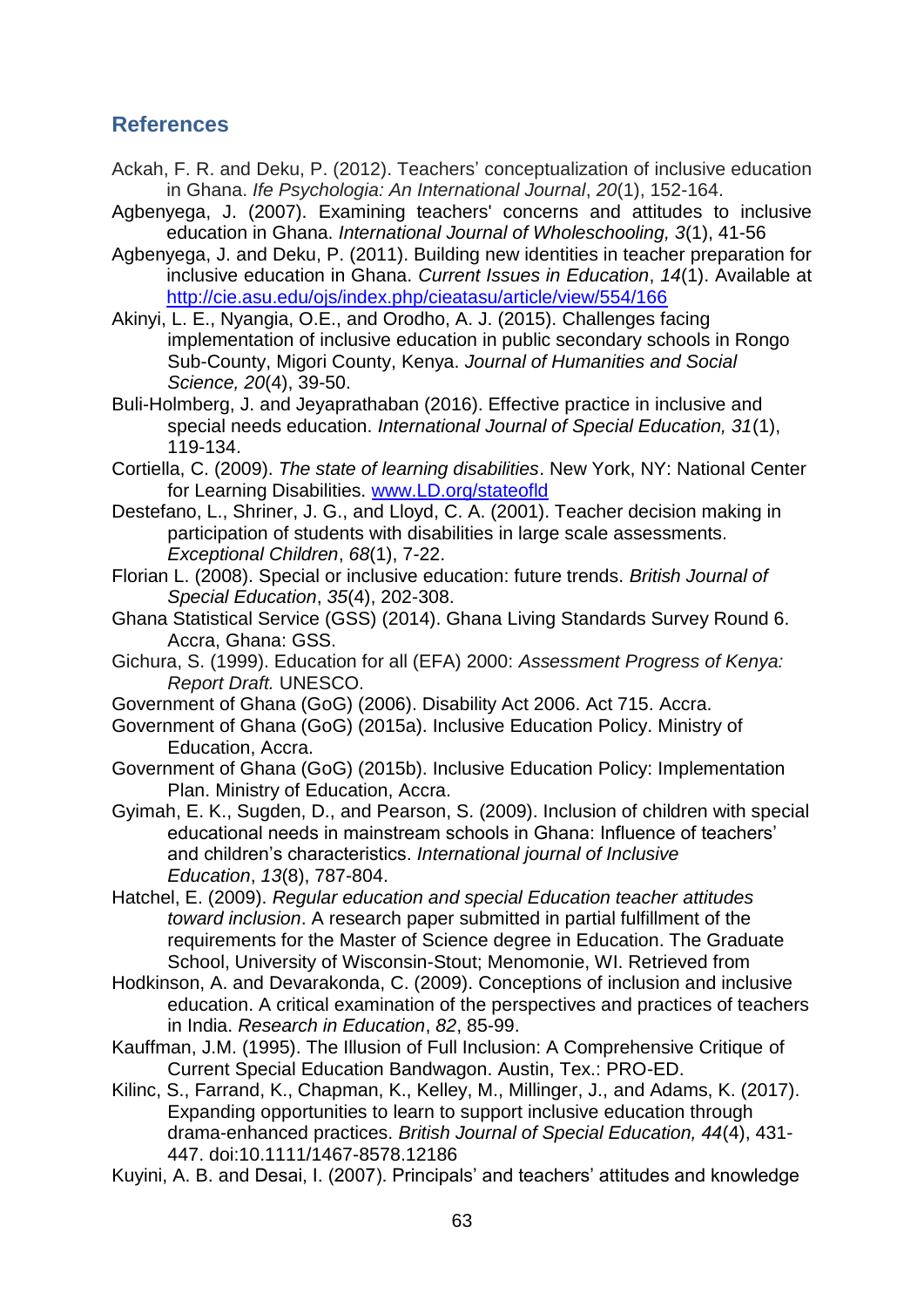## References

Ackah, F. R. and Deku, P. (2012). Teachers' conceptualization of inclusive education in Ghana. *Ife Psychologia: An International Journal*, *20*(1), 152-164.

Agbenyega, J. (2007). Examining teachers' concerns and attitudes to inclusive education in Ghana. *International Journal of Wholeschooling, 3*(1), 41-56

Agbenyega, J. and Deku, P. (2011). Building new identities in teacher preparation for inclusive education in Ghana. *Current Issues in Education*, *14*(1). Available at http://cie.asu.edu/ojs/index.php/cieatasu/article/view/554/166

Akinyi, L. E., Nyangia, O.E., and Orodho, A. J. (2015). Challenges facing implementation of inclusive education in public secondary schools in Rongo Sub-County, Migori County, Kenya. *Journal of Humanities and Social Science, 20*(4), 39-50.

Buli-Holmberg, J. and Jeyaprathaban (2016). Effective practice in inclusive and special needs education. *International Journal of Special Education, 31*(1), 119-134.

Cortiella, C. (2009). *The state of learning disabilities*. New York, NY: National Center for Learning Disabilities. www.LD.org/stateofld

Destefano, L., Shriner, J. G., and Lloyd, C. A. (2001). Teacher decision making in participation of students with disabilities in large scale assessments. *Exceptional Children*, *68*(1), 7-22.

Florian L. (2008). Special or inclusive education: future trends. *British Journal of Special Education*, *35*(4), 202-308.

Ghana Statistical Service (GSS) (2014). Ghana Living Standards Survey Round 6. Accra, Ghana: GSS.

Gichura, S. (1999). Education for all (EFA) 2000: *Assessment Progress of Kenya: Report Draft.* UNESCO.

Government of Ghana (GoG) (2006). Disability Act 2006. Act 715. Accra.

Government of Ghana (GoG) (2015a). Inclusive Education Policy. Ministry of Education, Accra.

Government of Ghana (GoG) (2015b). Inclusive Education Policy: Implementation Plan. Ministry of Education, Accra.

Gyimah, E. K., Sugden, D., and Pearson, S. (2009). Inclusion of children with special educational needs in mainstream schools in Ghana: Influence of teachers' and children's characteristics. *International journal of Inclusive Education*, *13*(8), 787-804.

Hatchel, E. (2009). *Regular education and special Education teacher attitudes toward inclusion*. A research paper submitted in partial fulfillment of the requirements for the Master of Science degree in Education. The Graduate School, University of Wisconsin-Stout; Menomonie, WI. Retrieved from

Hodkinson, A. and Devarakonda, C. (2009). Conceptions of inclusion and inclusive education. A critical examination of the perspectives and practices of teachers in India. *Research in Education*, *82*, 85-99.

Kauffman, J.M. (1995). The Illusion of Full Inclusion: A Comprehensive Critique of Current Special Education Bandwagon. Austin, Tex.: PRO-ED.

Kilinc, S., Farrand, K., Chapman, K., Kelley, M., Millinger, J., and Adams, K. (2017). Expanding opportunities to learn to support inclusive education through drama-enhanced practices. *British Journal of Special Education, 44*(4), 431-447. doi:10.1111/1467-8578.12186

Kuyini, A. B. and Desai, I. (2007). Principals' and teachers' attitudes and knowledge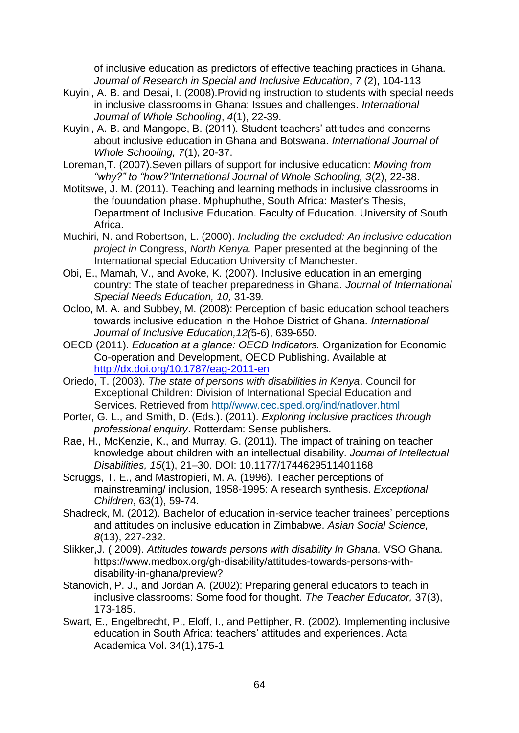of inclusive education as predictors of effective teaching practices in Ghana. *Journal of Research in Special and Inclusive Education*, *7* (2), 104-113

Kuyini, A. B. and Desai, I. (2008).Providing instruction to students with special needs in inclusive classrooms in Ghana: Issues and challenges. *International Journal of Whole Schooling*, *4*(1), 22-39.

Kuyini, A. B. and Mangope, B. (2011). Student teachers' attitudes and concerns about inclusive education in Ghana and Botswana. *International Journal of Whole Schooling, 7*(1), 20-37.

Loreman,T. (2007).Seven pillars of support for inclusive education: *Moving from "why?" to "how?"International Journal of Whole Schooling, 3*(2), 22-38.

Motitswe, J. M. (2011). Teaching and learning methods in inclusive classrooms in the fouundation phase. Mphuphuthe, South Africa: Master's Thesis, Department of Inclusive Education. Faculty of Education. University of South Africa.

Muchiri, N. and Robertson, L. (2000). *Including the excluded: An inclusive education project in* Congress, *North Kenya.* Paper presented at the beginning of the International special Education University of Manchester.

Obi, E., Mamah, V., and Avoke, K. (2007). Inclusive education in an emerging country: The state of teacher preparedness in Ghana. *Journal of International Special Needs Education, 10,* 31-39*.*

Ocloo, M. A. and Subbey, M. (2008): Perception of basic education school teachers towards inclusive education in the Hohoe District of Ghana. *International Journal of Inclusive Education,12(*5-6), 639-650.

OECD (2011). *Education at a glance: OECD Indicators.* Organization for Economic Co-operation and Development, OECD Publishing. Available at http://dx.doi.org/10.1787/eag-2011-en

Oriedo, T. (2003). *The state of persons with disabilities in Kenya*. Council for Exceptional Children: Division of International Special Education and Services. Retrieved from http//www.cec.sped.org/ind/natlover.html

Porter, G. L., and Smith, D. (Eds.). (2011). *Exploring inclusive practices through professional enquiry*. Rotterdam: Sense publishers.

Rae, H., McKenzie, K., and Murray, G. (2011). The impact of training on teacher knowledge about children with an intellectual disability. *Journal of Intellectual Disabilities, 15*(1), 21–30. DOI: 10.1177/1744629511401168

Scruggs, T. E., and Mastropieri, M. A. (1996). Teacher perceptions of mainstreaming/ inclusion, 1958-1995: A research synthesis. *Exceptional Children*, 63(1), 59-74.

Shadreck, M. (2012). Bachelor of education in-service teacher trainees' perceptions and attitudes on inclusive education in Zimbabwe. *Asian Social Science, 8*(13), 227-232.

Slikker,J. ( 2009). *Attitudes towards persons with disability In Ghana.* VSO Ghana*.* https://www.medbox.org/gh-disability/attitudes-towards-persons-with-disability-in-ghana/preview?

Stanovich, P. J., and Jordan A. (2002): Preparing general educators to teach in inclusive classrooms: Some food for thought. *The Teacher Educator,* 37(3), 173-185.

Swart, E., Engelbrecht, P., Eloff, I., and Pettipher, R. (2002). Implementing inclusive education in South Africa: teachers' attitudes and experiences. Acta Academica Vol. 34(1),175-1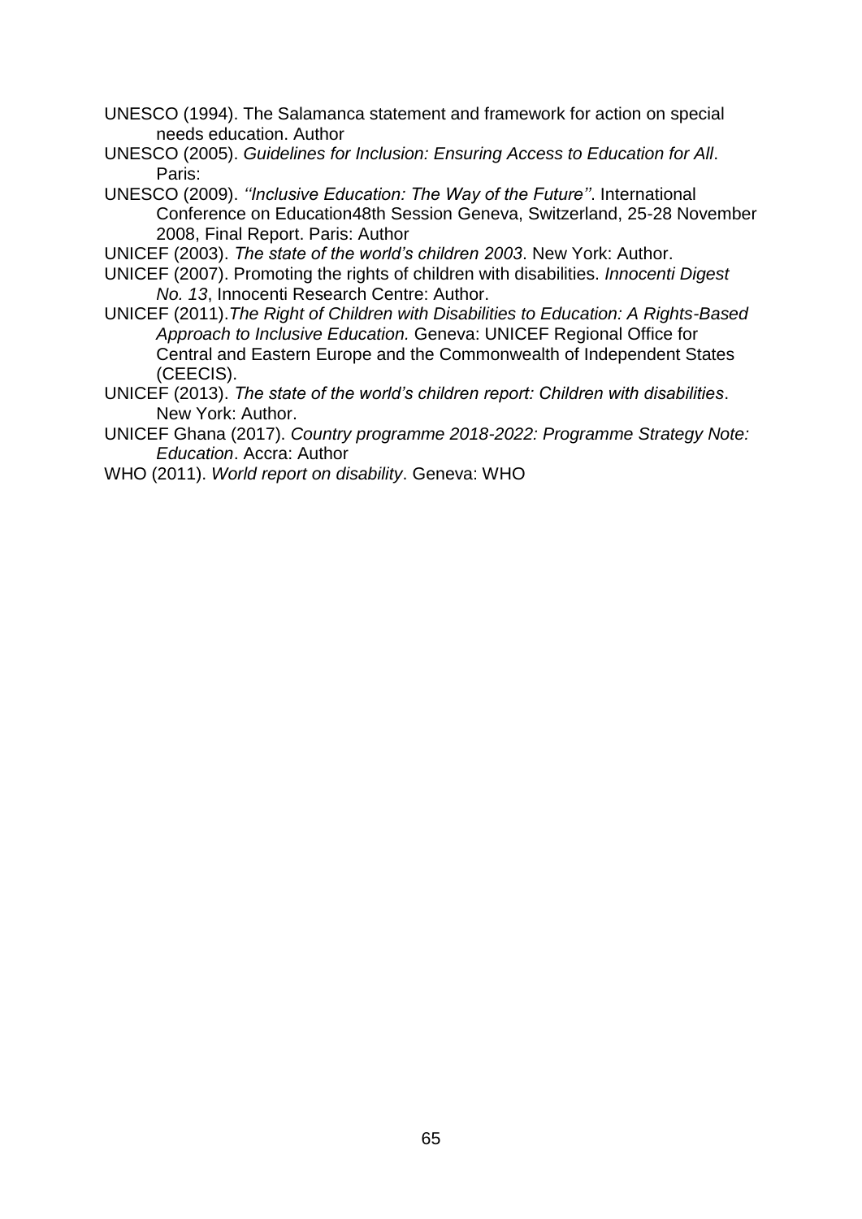UNESCO (1994). The Salamanca statement and framework for action on special needs education. Author

UNESCO (2005). *Guidelines for Inclusion: Ensuring Access to Education for All*. Paris:

UNESCO (2009). *''Inclusive Education: The Way of the Future''*. International Conference on Education48th Session Geneva, Switzerland, 25-28 November 2008, Final Report. Paris: Author

UNICEF (2003). *The state of the world's children 2003*. New York: Author.

UNICEF (2007). Promoting the rights of children with disabilities. *Innocenti Digest No. 13*, Innocenti Research Centre: Author.

UNICEF (2011).*The Right of Children with Disabilities to Education: A Rights-Based Approach to Inclusive Education.* Geneva: UNICEF Regional Office for Central and Eastern Europe and the Commonwealth of Independent States (CEECIS).

UNICEF (2013). *The state of the world's children report: Children with disabilities*. New York: Author.

UNICEF Ghana (2017). *Country programme 2018-2022: Programme Strategy Note: Education*. Accra: Author

WHO (2011). *World report on disability*. Geneva: WHO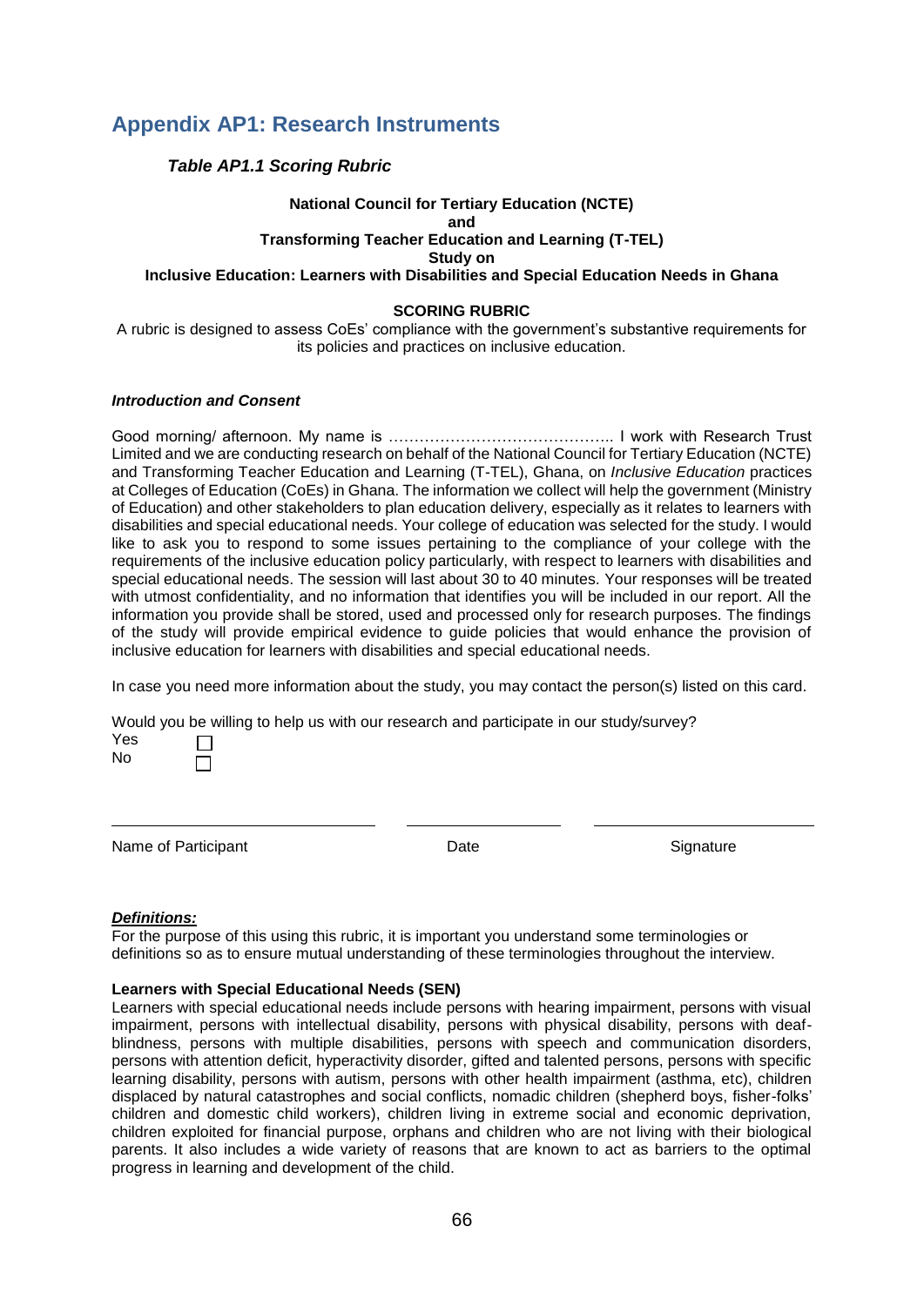## Appendix AP1: Research Instruments

### *Table AP1.1 Scoring Rubric*

**National Council for Tertiary Education (NCTE)**
**and**
**Transforming Teacher Education and Learning (T-TEL)**
**Study on**
**Inclusive Education: Learners with Disabilities and Special Education Needs in Ghana**

**SCORING RUBRIC**

A rubric is designed to assess CoEs' compliance with the government's substantive requirements for its policies and practices on inclusive education.

***Introduction and Consent***

Good morning/ afternoon. My name is ……………………………………... I work with Research Trust Limited and we are conducting research on behalf of the National Council for Tertiary Education (NCTE) and Transforming Teacher Education and Learning (T-TEL), Ghana, on *Inclusive Education* practices at Colleges of Education (CoEs) in Ghana. The information we collect will help the government (Ministry of Education) and other stakeholders to plan education delivery, especially as it relates to learners with disabilities and special educational needs. Your college of education was selected for the study. I would like to ask you to respond to some issues pertaining to the compliance of your college with the requirements of the inclusive education policy particularly, with respect to learners with disabilities and special educational needs. The session will last about 30 to 40 minutes. Your responses will be treated with utmost confidentiality, and no information that identifies you will be included in our report. All the information you provide shall be stored, used and processed only for research purposes. The findings of the study will provide empirical evidence to guide policies that would enhance the provision of inclusive education for learners with disabilities and special educational needs.

In case you need more information about the study, you may contact the person(s) listed on this card.

Would you be willing to help us with our research and participate in our study/survey?

Yes ☐
No ☐

| Name of Participant | Date | Signature |
|---|---|---|

***Definitions:***

For the purpose of this using this rubric, it is important you understand some terminologies or definitions so as to ensure mutual understanding of these terminologies throughout the interview.

**Learners with Special Educational Needs (SEN)**

Learners with special educational needs include persons with hearing impairment, persons with visual impairment, persons with intellectual disability, persons with physical disability, persons with deaf-blindness, persons with multiple disabilities, persons with speech and communication disorders, persons with attention deficit, hyperactivity disorder, gifted and talented persons, persons with specific learning disability, persons with autism, persons with other health impairment (asthma, etc), children displaced by natural catastrophes and social conflicts, nomadic children (shepherd boys, fisher-folks' children and domestic child workers), children living in extreme social and economic deprivation, children exploited for financial purpose, orphans and children who are not living with their biological parents. It also includes a wide variety of reasons that are known to act as barriers to the optimal progress in learning and development of the child.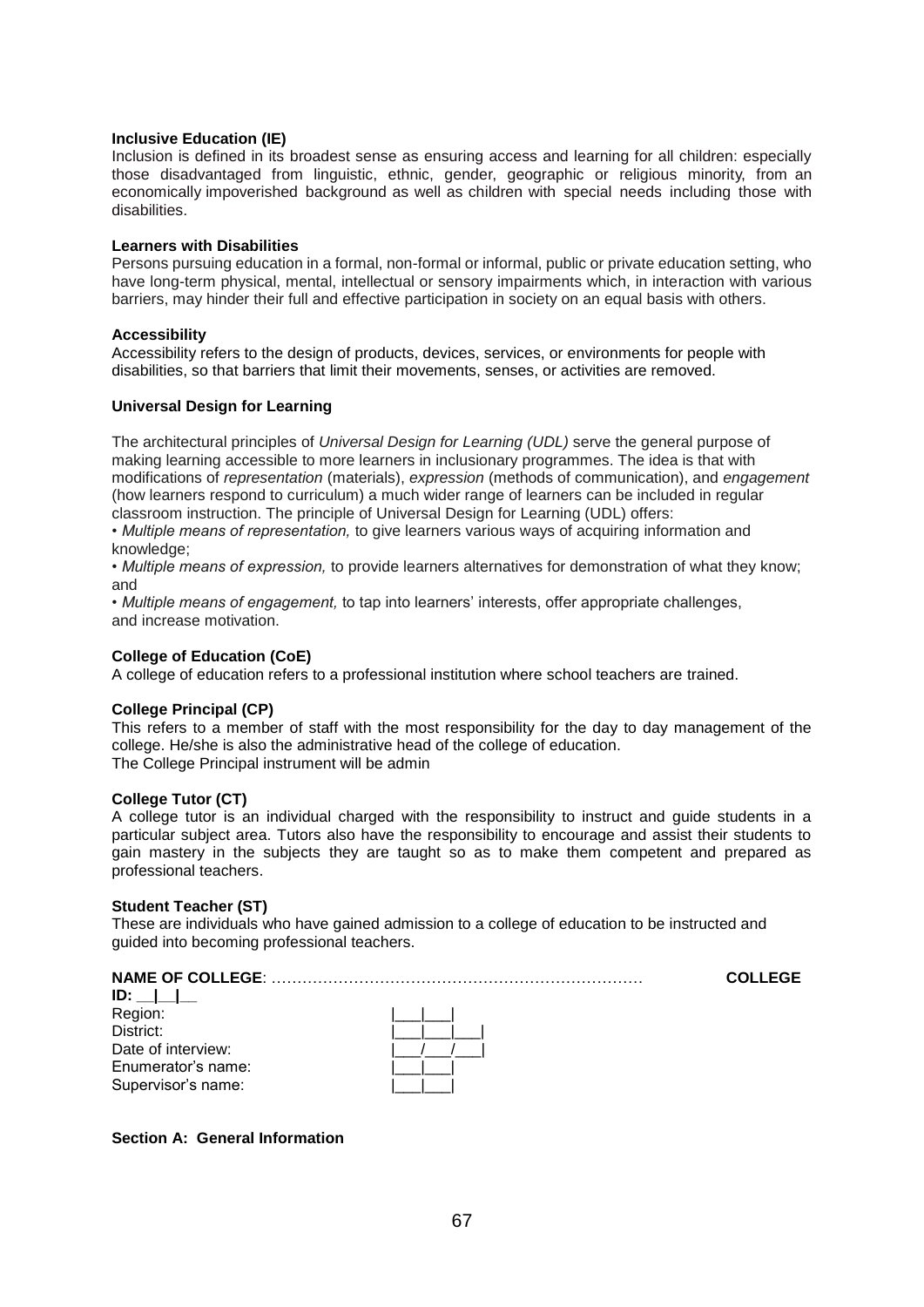**Inclusive Education (IE)**

Inclusion is defined in its broadest sense as ensuring access and learning for all children: especially those disadvantaged from linguistic, ethnic, gender, geographic or religious minority, from an economically impoverished background as well as children with special needs including those with disabilities.

**Learners with Disabilities**

Persons pursuing education in a formal, non-formal or informal, public or private education setting, who have long-term physical, mental, intellectual or sensory impairments which, in interaction with various barriers, may hinder their full and effective participation in society on an equal basis with others.

**Accessibility**

Accessibility refers to the design of products, devices, services, or environments for people with disabilities, so that barriers that limit their movements, senses, or activities are removed.

**Universal Design for Learning**

The architectural principles of *Universal Design for Learning (UDL)* serve the general purpose of making learning accessible to more learners in inclusionary programmes. The idea is that with modifications of *representation* (materials), *expression* (methods of communication), and *engagement* (how learners respond to curriculum) a much wider range of learners can be included in regular classroom instruction. The principle of Universal Design for Learning (UDL) offers:

- *Multiple means of representation,* to give learners various ways of acquiring information and knowledge;
- *Multiple means of expression,* to provide learners alternatives for demonstration of what they know; and
- *Multiple means of engagement,* to tap into learners' interests, offer appropriate challenges, and increase motivation.

**College of Education (CoE)**

A college of education refers to a professional institution where school teachers are trained.

**College Principal (CP)**

This refers to a member of staff with the most responsibility for the day to day management of the college. He/she is also the administrative head of the college of education.
The College Principal instrument will be admin

**College Tutor (CT)**

A college tutor is an individual charged with the responsibility to instruct and guide students in a particular subject area. Tutors also have the responsibility to encourage and assist their students to gain mastery in the subjects they are taught so as to make them competent and prepared as professional teachers.

**Student Teacher (ST)**

These are individuals who have gained admission to a college of education to be instructed and guided into becoming professional teachers.

**NAME OF COLLEGE**: ……………………………………………………………… **COLLEGE ID: __|__|__**

| | |
|---|---|
| Region: | \|___\|___\| |
| District: | \|___\|___\|___\| |
| Date of interview: | \|___/___/___\| |
| Enumerator's name: | \|___\|___\| |
| Supervisor's name: | \|___\|___\| |

**Section A: General Information**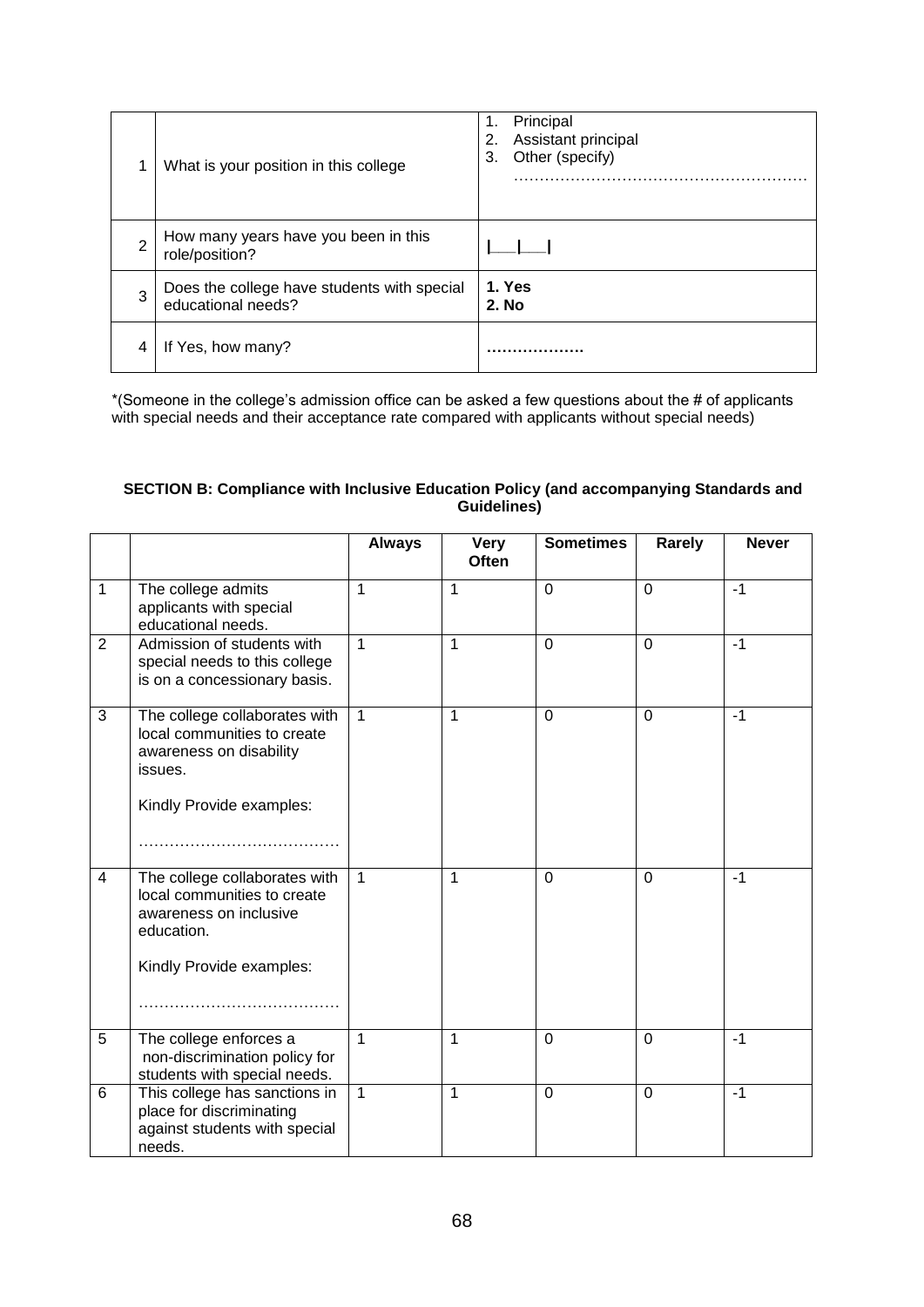| | | |
|---|---|---|
| 1 | What is your position in this college | 1. Principal<br>2. Assistant principal<br>3. Other (specify)<br>……………………………………………… |
| 2 | How many years have you been in this role/position? | \|\_\_\|\_\_\| |
| 3 | Does the college have students with special educational needs? | **1. Yes**<br>**2. No** |
| 4 | If Yes, how many? | **……………….** |

*(Someone in the college's admission office can be asked a few questions about the # of applicants with special needs and their acceptance rate compared with applicants without special needs)

**SECTION B: Compliance with Inclusive Education Policy (and accompanying Standards and Guidelines)**

| | | Always | Very Often | Sometimes | Rarely | Never |
|---|---|---|---|---|---|---|
| 1 | The college admits applicants with special educational needs. | 1 | 1 | 0 | 0 | -1 |
| 2 | Admission of students with special needs to this college is on a concessionary basis. | 1 | 1 | 0 | 0 | -1 |
| 3 | The college collaborates with local communities to create awareness on disability issues.<br><br>Kindly Provide examples:<br><br>………………………………. | 1 | 1 | 0 | 0 | -1 |
| 4 | The college collaborates with local communities to create awareness on inclusive education.<br><br>Kindly Provide examples:<br><br>………………………………. | 1 | 1 | 0 | 0 | -1 |
| 5 | The college enforces a non-discrimination policy for students with special needs. | 1 | 1 | 0 | 0 | -1 |
| 6 | This college has sanctions in place for discriminating against students with special needs. | 1 | 1 | 0 | 0 | -1 |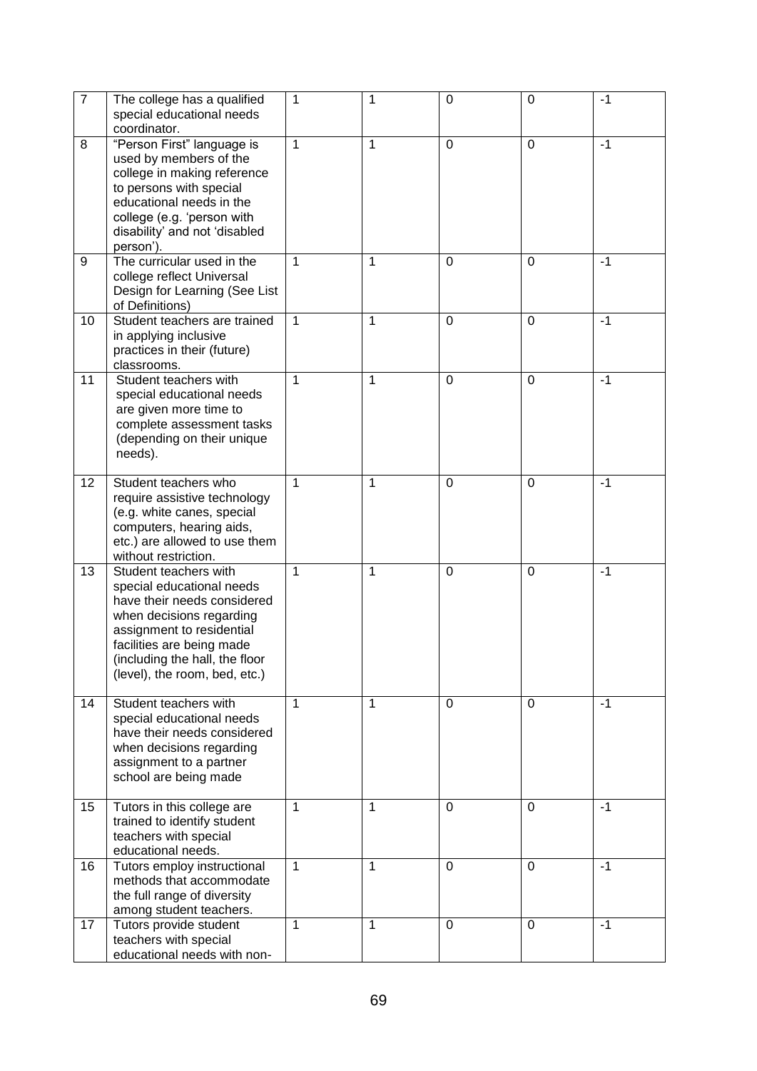| | | | | | | |
|---|---|---|---|---|---|---|
| 7 | The college has a qualified special educational needs coordinator. | 1 | 1 | 0 | 0 | -1 |
| 8 | "Person First" language is used by members of the college in making reference to persons with special educational needs in the college (e.g. 'person with disability' and not 'disabled person'). | 1 | 1 | 0 | 0 | -1 |
| 9 | The curricular used in the college reflect Universal Design for Learning (See List of Definitions) | 1 | 1 | 0 | 0 | -1 |
| 10 | Student teachers are trained in applying inclusive practices in their (future) classrooms. | 1 | 1 | 0 | 0 | -1 |
| 11 | Student teachers with special educational needs are given more time to complete assessment tasks (depending on their unique needs). | 1 | 1 | 0 | 0 | -1 |
| 12 | Student teachers who require assistive technology (e.g. white canes, special computers, hearing aids, etc.) are allowed to use them without restriction. | 1 | 1 | 0 | 0 | -1 |
| 13 | Student teachers with special educational needs have their needs considered when decisions regarding assignment to residential facilities are being made (including the hall, the floor (level), the room, bed, etc.) | 1 | 1 | 0 | 0 | -1 |
| 14 | Student teachers with special educational needs have their needs considered when decisions regarding assignment to a partner school are being made | 1 | 1 | 0 | 0 | -1 |
| 15 | Tutors in this college are trained to identify student teachers with special educational needs. | 1 | 1 | 0 | 0 | -1 |
| 16 | Tutors employ instructional methods that accommodate the full range of diversity among student teachers. | 1 | 1 | 0 | 0 | -1 |
| 17 | Tutors provide student teachers with special educational needs with non- | 1 | 1 | 0 | 0 | -1 |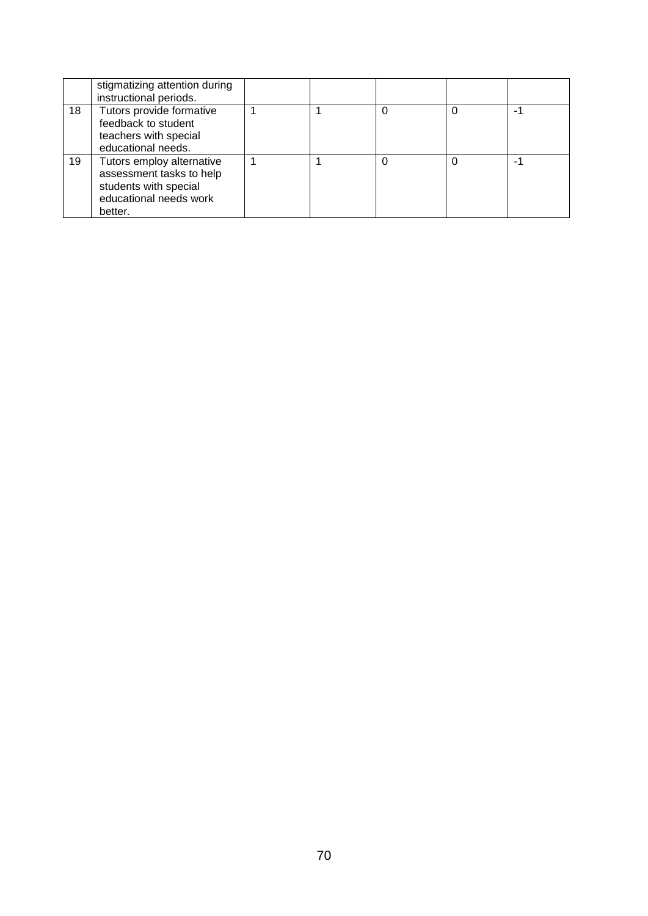| | | | | | | |
|---|---|---|---|---|---|---|
| | stigmatizing attention during instructional periods. | | | | | |
| 18 | Tutors provide formative feedback to student teachers with special educational needs. | 1 | 1 | 0 | 0 | -1 |
| 19 | Tutors employ alternative assessment tasks to help students with special educational needs work better. | 1 | 1 | 0 | 0 | -1 |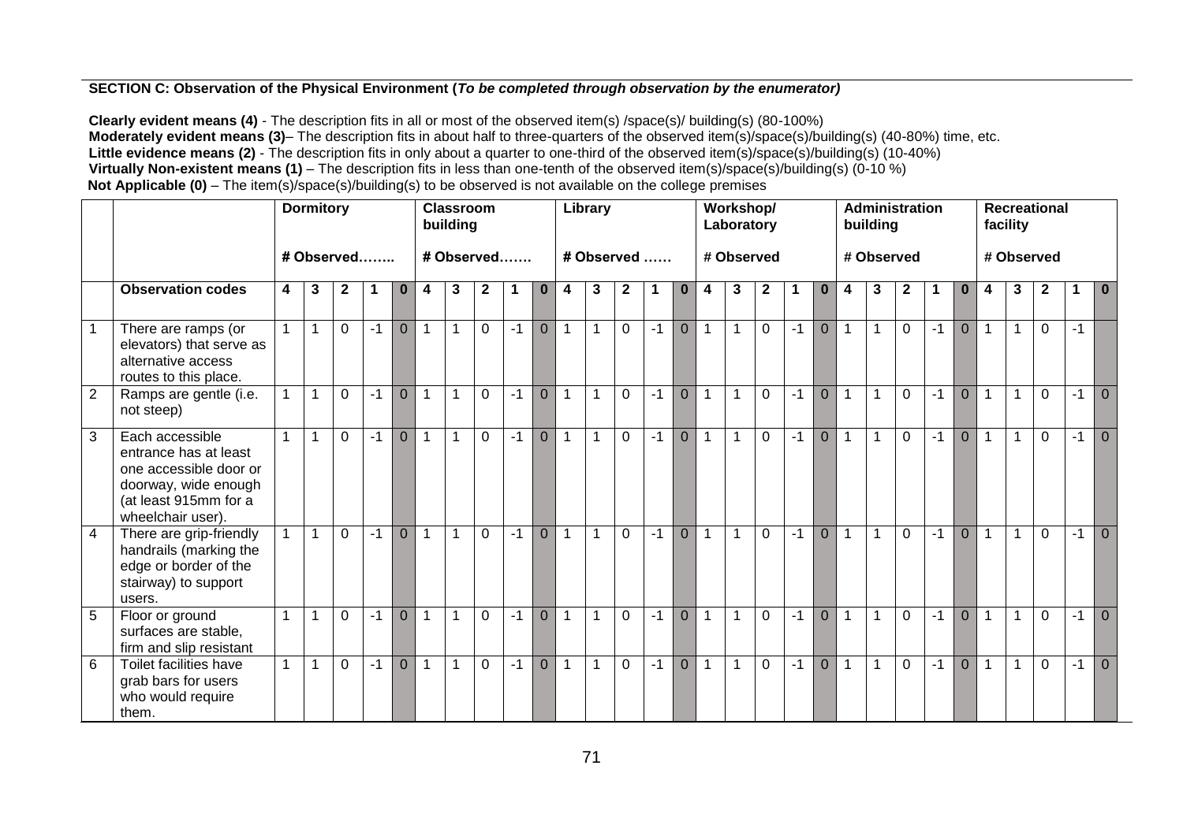**SECTION C: Observation of the Physical Environment (*To be completed through observation by the enumerator)***

**Clearly evident means (4)** - The description fits in all or most of the observed item(s) /space(s)/ building(s) (80-100%)
**Moderately evident means (3)**– The description fits in about half to three-quarters of the observed item(s)/space(s)/building(s) (40-80%) time, etc.
**Little evidence means (2)** - The description fits in only about a quarter to one-third of the observed item(s)/space(s)/building(s) (10-40%)
**Virtually Non-existent means (1)** – The description fits in less than one-tenth of the observed item(s)/space(s)/building(s) (0-10 %)
**Not Applicable (0)** – The item(s)/space(s)/building(s) to be observed is not available on the college premises

| | | **Dormitory** | | | | | **Classroom building** | | | | | **Library** | | | | | **Workshop/ Laboratory** | | | | | **Administration building** | | | | | **Recreational facility** | | | | |
|---|---|---|---|---|---|---|---|---|---|---|---|---|---|---|---|---|---|---|---|---|---|---|---|---|---|---|---|---|---|---|---|
| | | **# Observed……..** | | | | | **# Observed…….** | | | | | **# Observed ……** | | | | | **# Observed** | | | | | **# Observed** | | | | | **# Observed** | | | | |
| | **Observation codes** | **4** | **3** | **2** | **1** | **0** | **4** | **3** | **2** | **1** | **0** | **4** | **3** | **2** | **1** | **0** | **4** | **3** | **2** | **1** | **0** | **4** | **3** | **2** | **1** | **0** | **4** | **3** | **2** | **1** | **0** |
| 1 | There are ramps (or elevators) that serve as alternative access routes to this place. | 1 | 1 | 0 | -1 | 0 | 1 | 1 | 0 | -1 | 0 | 1 | 1 | 0 | -1 | 0 | 1 | 1 | 0 | -1 | 0 | 1 | 1 | 0 | -1 | 0 | 1 | 1 | 0 | -1 | |
| 2 | Ramps are gentle (i.e. not steep) | 1 | 1 | 0 | -1 | 0 | 1 | 1 | 0 | -1 | 0 | 1 | 1 | 0 | -1 | 0 | 1 | 1 | 0 | -1 | 0 | 1 | 1 | 0 | -1 | 0 | 1 | 1 | 0 | -1 | 0 |
| 3 | Each accessible entrance has at least one accessible door or doorway, wide enough (at least 915mm for a wheelchair user). | 1 | 1 | 0 | -1 | 0 | 1 | 1 | 0 | -1 | 0 | 1 | 1 | 0 | -1 | 0 | 1 | 1 | 0 | -1 | 0 | 1 | 1 | 0 | -1 | 0 | 1 | 1 | 0 | -1 | 0 |
| 4 | There are grip-friendly handrails (marking the edge or border of the stairway) to support users. | 1 | 1 | 0 | -1 | 0 | 1 | 1 | 0 | -1 | 0 | 1 | 1 | 0 | -1 | 0 | 1 | 1 | 0 | -1 | 0 | 1 | 1 | 0 | -1 | 0 | 1 | 1 | 0 | -1 | 0 |
| 5 | Floor or ground surfaces are stable, firm and slip resistant | 1 | 1 | 0 | -1 | 0 | 1 | 1 | 0 | -1 | 0 | 1 | 1 | 0 | -1 | 0 | 1 | 1 | 0 | -1 | 0 | 1 | 1 | 0 | -1 | 0 | 1 | 1 | 0 | -1 | 0 |
| 6 | Toilet facilities have grab bars for users who would require them. | 1 | 1 | 0 | -1 | 0 | 1 | 1 | 0 | -1 | 0 | 1 | 1 | 0 | -1 | 0 | 1 | 1 | 0 | -1 | 0 | 1 | 1 | 0 | -1 | 0 | 1 | 1 | 0 | -1 | 0 |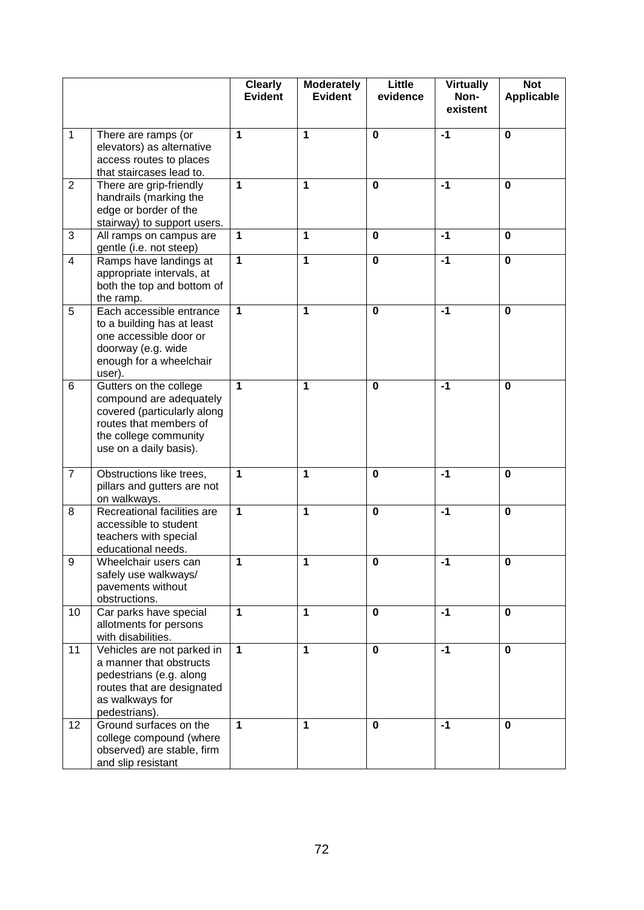| | | Clearly Evident | Moderately Evident | Little evidence | Virtually Non-existent | Not Applicable |
|---|---|---|---|---|---|---|
| 1 | There are ramps (or elevators) as alternative access routes to places that staircases lead to. | **1** | **1** | **0** | **-1** | **0** |
| 2 | There are grip-friendly handrails (marking the edge or border of the stairway) to support users. | **1** | **1** | **0** | **-1** | **0** |
| 3 | All ramps on campus are gentle (i.e. not steep) | **1** | **1** | **0** | **-1** | **0** |
| 4 | Ramps have landings at appropriate intervals, at both the top and bottom of the ramp. | **1** | **1** | **0** | **-1** | **0** |
| 5 | Each accessible entrance to a building has at least one accessible door or doorway (e.g. wide enough for a wheelchair user). | **1** | **1** | **0** | **-1** | **0** |
| 6 | Gutters on the college compound are adequately covered (particularly along routes that members of the college community use on a daily basis). | **1** | **1** | **0** | **-1** | **0** |
| 7 | Obstructions like trees, pillars and gutters are not on walkways. | **1** | **1** | **0** | **-1** | **0** |
| 8 | Recreational facilities are accessible to student teachers with special educational needs. | **1** | **1** | **0** | **-1** | **0** |
| 9 | Wheelchair users can safely use walkways/ pavements without obstructions. | **1** | **1** | **0** | **-1** | **0** |
| 10 | Car parks have special allotments for persons with disabilities. | **1** | **1** | **0** | **-1** | **0** |
| 11 | Vehicles are not parked in a manner that obstructs pedestrians (e.g. along routes that are designated as walkways for pedestrians). | **1** | **1** | **0** | **-1** | **0** |
| 12 | Ground surfaces on the college compound (where observed) are stable, firm and slip resistant | **1** | **1** | **0** | **-1** | **0** |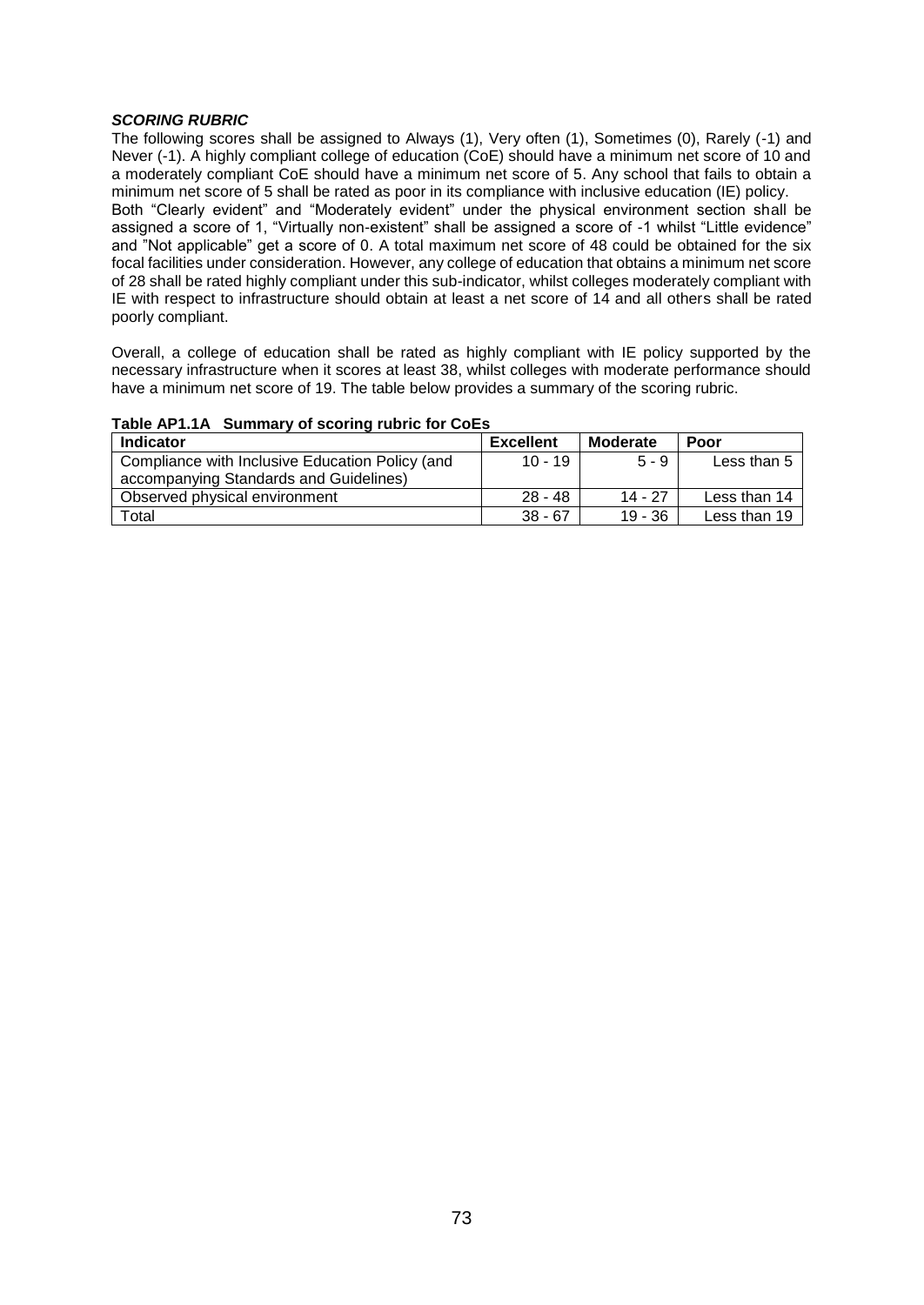***SCORING RUBRIC***

The following scores shall be assigned to Always (1), Very often (1), Sometimes (0), Rarely (-1) and Never (-1). A highly compliant college of education (CoE) should have a minimum net score of 10 and a moderately compliant CoE should have a minimum net score of 5. Any school that fails to obtain a minimum net score of 5 shall be rated as poor in its compliance with inclusive education (IE) policy.

Both "Clearly evident" and "Moderately evident" under the physical environment section shall be assigned a score of 1, "Virtually non-existent" shall be assigned a score of -1 whilst "Little evidence" and "Not applicable" get a score of 0. A total maximum net score of 48 could be obtained for the six focal facilities under consideration. However, any college of education that obtains a minimum net score of 28 shall be rated highly compliant under this sub-indicator, whilst colleges moderately compliant with IE with respect to infrastructure should obtain at least a net score of 14 and all others shall be rated poorly compliant.

Overall, a college of education shall be rated as highly compliant with IE policy supported by the necessary infrastructure when it scores at least 38, whilst colleges with moderate performance should have a minimum net score of 19. The table below provides a summary of the scoring rubric.

**Table AP1.1A Summary of scoring rubric for CoEs**

| Indicator | Excellent | Moderate | Poor |
|---|---|---|---|
| Compliance with Inclusive Education Policy (and accompanying Standards and Guidelines) | 10 - 19 | 5 - 9 | Less than 5 |
| Observed physical environment | 28 - 48 | 14 - 27 | Less than 14 |
| Total | 38 - 67 | 19 - 36 | Less than 19 |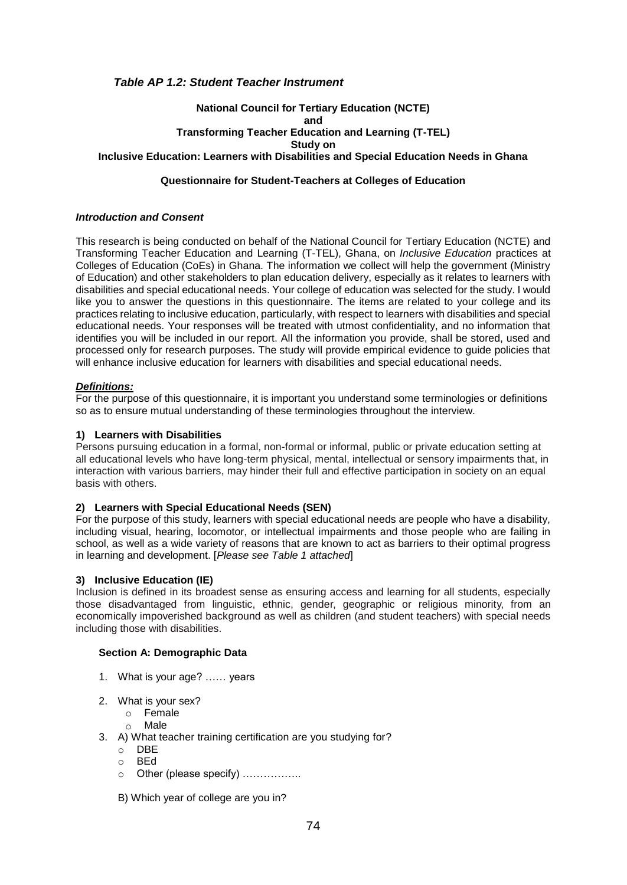***Table AP 1.2: Student Teacher Instrument***

**National Council for Tertiary Education (NCTE)**
**and**
**Transforming Teacher Education and Learning (T-TEL)**
**Study on**
**Inclusive Education: Learners with Disabilities and Special Education Needs in Ghana**

**Questionnaire for Student-Teachers at Colleges of Education**

***Introduction and Consent***

This research is being conducted on behalf of the National Council for Tertiary Education (NCTE) and Transforming Teacher Education and Learning (T-TEL), Ghana, on *Inclusive Education* practices at Colleges of Education (CoEs) in Ghana. The information we collect will help the government (Ministry of Education) and other stakeholders to plan education delivery, especially as it relates to learners with disabilities and special educational needs. Your college of education was selected for the study. I would like you to answer the questions in this questionnaire. The items are related to your college and its practices relating to inclusive education, particularly, with respect to learners with disabilities and special educational needs. Your responses will be treated with utmost confidentiality, and no information that identifies you will be included in our report. All the information you provide, shall be stored, used and processed only for research purposes. The study will provide empirical evidence to guide policies that will enhance inclusive education for learners with disabilities and special educational needs.

***Definitions:***

For the purpose of this questionnaire, it is important you understand some terminologies or definitions so as to ensure mutual understanding of these terminologies throughout the interview.

**1) Learners with Disabilities**

Persons pursuing education in a formal, non-formal or informal, public or private education setting at all educational levels who have long-term physical, mental, intellectual or sensory impairments that, in interaction with various barriers, may hinder their full and effective participation in society on an equal basis with others.

**2) Learners with Special Educational Needs (SEN)**

For the purpose of this study, learners with special educational needs are people who have a disability, including visual, hearing, locomotor, or intellectual impairments and those people who are failing in school, as well as a wide variety of reasons that are known to act as barriers to their optimal progress in learning and development. [*Please see Table 1 attached*]

**3) Inclusive Education (IE)**

Inclusion is defined in its broadest sense as ensuring access and learning for all students, especially those disadvantaged from linguistic, ethnic, gender, geographic or religious minority, from an economically impoverished background as well as children (and student teachers) with special needs including those with disabilities.

**Section A: Demographic Data**

1. What is your age? …… years

2. What is your sex?
   - Female
   - Male

3. A) What teacher training certification are you studying for?
   - DBE
   - BEd
   - Other (please specify) ……………..

   B) Which year of college are you in?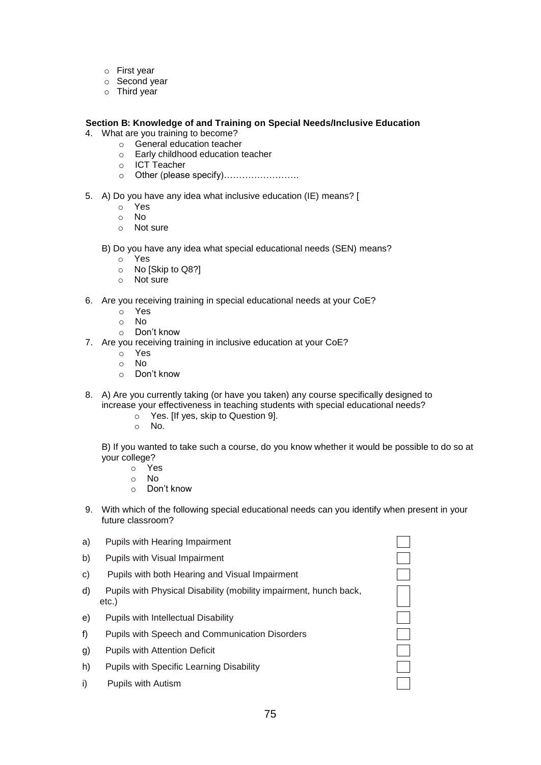- First year
- Second year
- Third year

**Section B: Knowledge of and Training on Special Needs/Inclusive Education**

4. What are you training to become?
   - General education teacher
   - Early childhood education teacher
   - ICT Teacher
   - Other (please specify)…………………….

5. A) Do you have any idea what inclusive education (IE) means? [
   - Yes
   - No
   - Not sure

   B) Do you have any idea what special educational needs (SEN) means?
   - Yes
   - No [Skip to Q8?]
   - Not sure

6. Are you receiving training in special educational needs at your CoE?
   - Yes
   - No
   - Don't know

7. Are you receiving training in inclusive education at your CoE?
   - Yes
   - No
   - Don't know

8. A) Are you currently taking (or have you taken) any course specifically designed to increase your effectiveness in teaching students with special educational needs?
   - Yes. [If yes, skip to Question 9].
   - No.

   B) If you wanted to take such a course, do you know whether it would be possible to do so at your college?
   - Yes
   - No
   - Don't know

9. With which of the following special educational needs can you identify when present in your future classroom?

| | | |
|---|---|---|
| a) | Pupils with Hearing Impairment | ☐ |
| b) | Pupils with Visual Impairment | ☐ |
| c) | Pupils with both Hearing and Visual Impairment | ☐ |
| d) | Pupils with Physical Disability (mobility impairment, hunch back, etc.) | ☐ |
| e) | Pupils with Intellectual Disability | ☐ |
| f) | Pupils with Speech and Communication Disorders | ☐ |
| g) | Pupils with Attention Deficit | ☐ |
| h) | Pupils with Specific Learning Disability | ☐ |
| i) | Pupils with Autism | ☐ |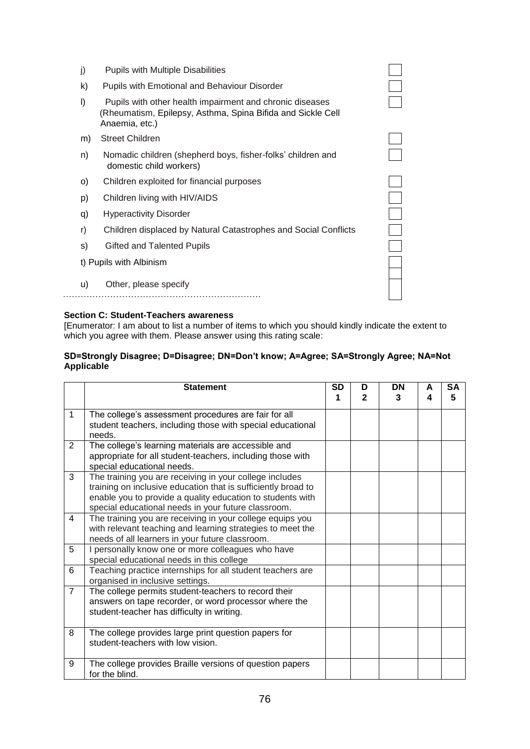j) Pupils with Multiple Disabilities ☐

k) Pupils with Emotional and Behaviour Disorder ☐

l) Pupils with other health impairment and chronic diseases (Rheumatism, Epilepsy, Asthma, Spina Bifida and Sickle Cell Anaemia, etc.) ☐

m) Street Children ☐

n) Nomadic children (shepherd boys, fisher-folks' children and domestic child workers) ☐

o) Children exploited for financial purposes ☐

p) Children living with HIV/AIDS ☐

q) Hyperactivity Disorder ☐

r) Children displaced by Natural Catastrophes and Social Conflicts ☐

s) Gifted and Talented Pupils ☐

t) Pupils with Albinism ☐

u) Other, please specify ☐

…………………………………………………………

**Section C: Student-Teachers awareness**

[Enumerator: I am about to list a number of items to which you should kindly indicate the extent to which you agree with them. Please answer using this rating scale:

**SD=Strongly Disagree; D=Disagree; DN=Don't know; A=Agree; SA=Strongly Agree; NA=Not Applicable**

| | Statement | SD 1 | D 2 | DN 3 | A 4 | SA 5 |
|---|---|---|---|---|---|---|
| 1 | The college's assessment procedures are fair for all student teachers, including those with special educational needs. | | | | | |
| 2 | The college's learning materials are accessible and appropriate for all student-teachers, including those with special educational needs. | | | | | |
| 3 | The training you are receiving in your college includes training on inclusive education that is sufficiently broad to enable you to provide a quality education to students with special educational needs in your future classroom. | | | | | |
| 4 | The training you are receiving in your college equips you with relevant teaching and learning strategies to meet the needs of all learners in your future classroom. | | | | | |
| 5 | I personally know one or more colleagues who have special educational needs in this college | | | | | |
| 6 | Teaching practice internships for all student teachers are organised in inclusive settings. | | | | | |
| 7 | The college permits student-teachers to record their answers on tape recorder, or word processor where the student-teacher has difficulty in writing. | | | | | |
| 8 | The college provides large print question papers for student-teachers with low vision. | | | | | |
| 9 | The college provides Braille versions of question papers for the blind. | | | | | |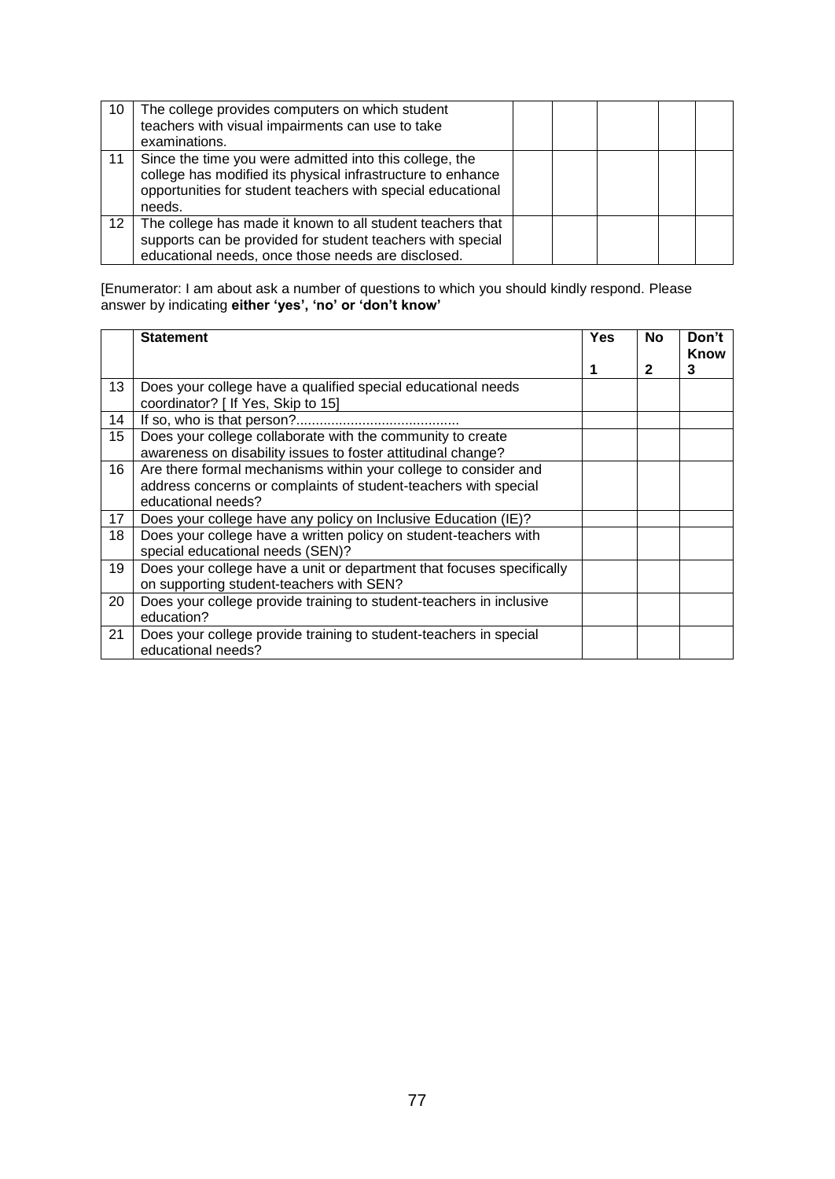| | | | | | | |
|---|---|---|---|---|---|---|
| 10 | The college provides computers on which student teachers with visual impairments can use to take examinations. | | | | | |
| 11 | Since the time you were admitted into this college, the college has modified its physical infrastructure to enhance opportunities for student teachers with special educational needs. | | | | | |
| 12 | The college has made it known to all student teachers that supports can be provided for student teachers with special educational needs, once those needs are disclosed. | | | | | |

[Enumerator: I am about ask a number of questions to which you should kindly respond. Please answer by indicating **either 'yes', 'no' or 'don't know'**

| | **Statement** | **Yes** **1** | **No** **2** | **Don't Know** **3** |
|---|---|---|---|---|
| 13 | Does your college have a qualified special educational needs coordinator? [ If Yes, Skip to 15] | | | |
| 14 | If so, who is that person?......................................... | | | |
| 15 | Does your college collaborate with the community to create awareness on disability issues to foster attitudinal change? | | | |
| 16 | Are there formal mechanisms within your college to consider and address concerns or complaints of student-teachers with special educational needs? | | | |
| 17 | Does your college have any policy on Inclusive Education (IE)? | | | |
| 18 | Does your college have a written policy on student-teachers with special educational needs (SEN)? | | | |
| 19 | Does your college have a unit or department that focuses specifically on supporting student-teachers with SEN? | | | |
| 20 | Does your college provide training to student-teachers in inclusive education? | | | |
| 21 | Does your college provide training to student-teachers in special educational needs? | | | |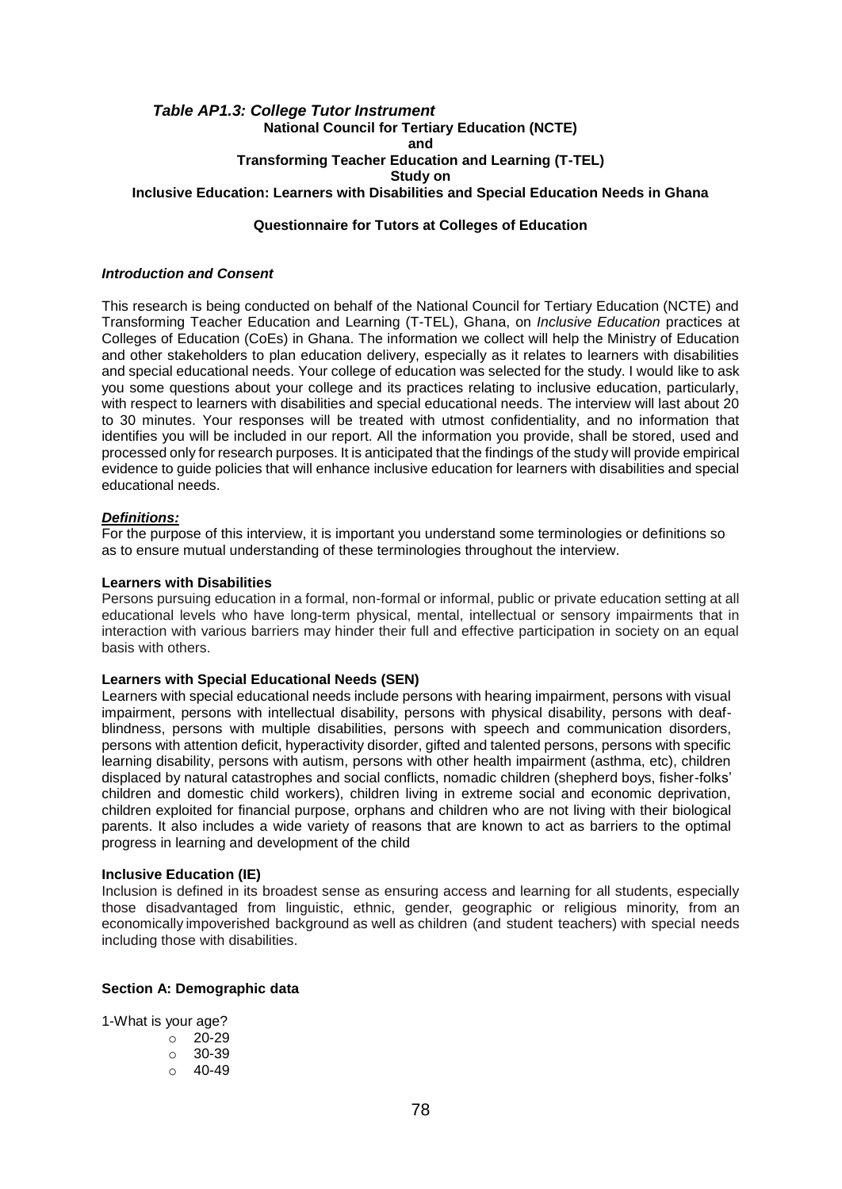### *Table AP1.3: College Tutor Instrument*

**National Council for Tertiary Education (NCTE)**
**and**
**Transforming Teacher Education and Learning (T-TEL)**
**Study on**
**Inclusive Education: Learners with Disabilities and Special Education Needs in Ghana**

**Questionnaire for Tutors at Colleges of Education**

***Introduction and Consent***

This research is being conducted on behalf of the National Council for Tertiary Education (NCTE) and Transforming Teacher Education and Learning (T-TEL), Ghana, on *Inclusive Education* practices at Colleges of Education (CoEs) in Ghana. The information we collect will help the Ministry of Education and other stakeholders to plan education delivery, especially as it relates to learners with disabilities and special educational needs. Your college of education was selected for the study. I would like to ask you some questions about your college and its practices relating to inclusive education, particularly, with respect to learners with disabilities and special educational needs. The interview will last about 20 to 30 minutes. Your responses will be treated with utmost confidentiality, and no information that identifies you will be included in our report. All the information you provide, shall be stored, used and processed only for research purposes. It is anticipated that the findings of the study will provide empirical evidence to guide policies that will enhance inclusive education for learners with disabilities and special educational needs.

***Definitions:***

For the purpose of this interview, it is important you understand some terminologies or definitions so as to ensure mutual understanding of these terminologies throughout the interview.

**Learners with Disabilities**

Persons pursuing education in a formal, non-formal or informal, public or private education setting at all educational levels who have long-term physical, mental, intellectual or sensory impairments that in interaction with various barriers may hinder their full and effective participation in society on an equal basis with others.

**Learners with Special Educational Needs (SEN)**

Learners with special educational needs include persons with hearing impairment, persons with visual impairment, persons with intellectual disability, persons with physical disability, persons with deaf-blindness, persons with multiple disabilities, persons with speech and communication disorders, persons with attention deficit, hyperactivity disorder, gifted and talented persons, persons with specific learning disability, persons with autism, persons with other health impairment (asthma, etc), children displaced by natural catastrophes and social conflicts, nomadic children (shepherd boys, fisher-folks' children and domestic child workers), children living in extreme social and economic deprivation, children exploited for financial purpose, orphans and children who are not living with their biological parents. It also includes a wide variety of reasons that are known to act as barriers to the optimal progress in learning and development of the child

**Inclusive Education (IE)**

Inclusion is defined in its broadest sense as ensuring access and learning for all students, especially those disadvantaged from linguistic, ethnic, gender, geographic or religious minority, from an economically impoverished background as well as children (and student teachers) with special needs including those with disabilities.

**Section A: Demographic data**

1-What is your age?

- 20-29
- 30-39
- 40-49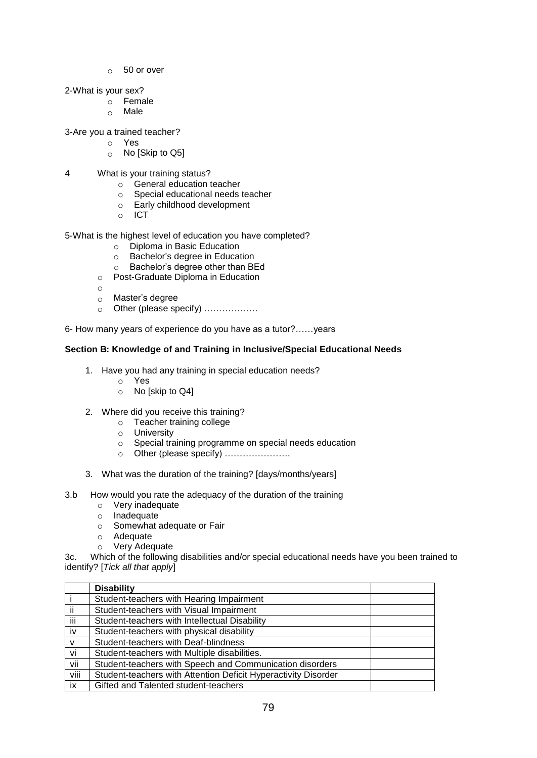- 50 or over

2-What is your sex?

- Female
- Male

3-Are you a trained teacher?

- Yes
- No [Skip to Q5]

4 What is your training status?

- General education teacher
- Special educational needs teacher
- Early childhood development
- ICT

5-What is the highest level of education you have completed?

- Diploma in Basic Education
- Bachelor's degree in Education
- Bachelor's degree other than BEd
- Post-Graduate Diploma in Education
- 
- Master's degree
- Other (please specify) ………………

6- How many years of experience do you have as a tutor?……years

**Section B: Knowledge of and Training in Inclusive/Special Educational Needs**

1. Have you had any training in special education needs?
   - Yes
   - No [skip to Q4]

2. Where did you receive this training?
   - Teacher training college
   - University
   - Special training programme on special needs education
   - Other (please specify) ………………….

3. What was the duration of the training? [days/months/years]

3.b How would you rate the adequacy of the duration of the training

- Very inadequate
- Inadequate
- Somewhat adequate or Fair
- Adequate
- Very Adequate

3c. Which of the following disabilities and/or special educational needs have you been trained to identify? [*Tick all that apply*]

| | **Disability** | |
|---|---|---|
| i | Student-teachers with Hearing Impairment | |
| ii | Student-teachers with Visual Impairment | |
| iii | Student-teachers with Intellectual Disability | |
| iv | Student-teachers with physical disability | |
| v | Student-teachers with Deaf-blindness | |
| vi | Student-teachers with Multiple disabilities. | |
| vii | Student-teachers with Speech and Communication disorders | |
| viii | Student-teachers with Attention Deficit Hyperactivity Disorder | |
| ix | Gifted and Talented student-teachers | |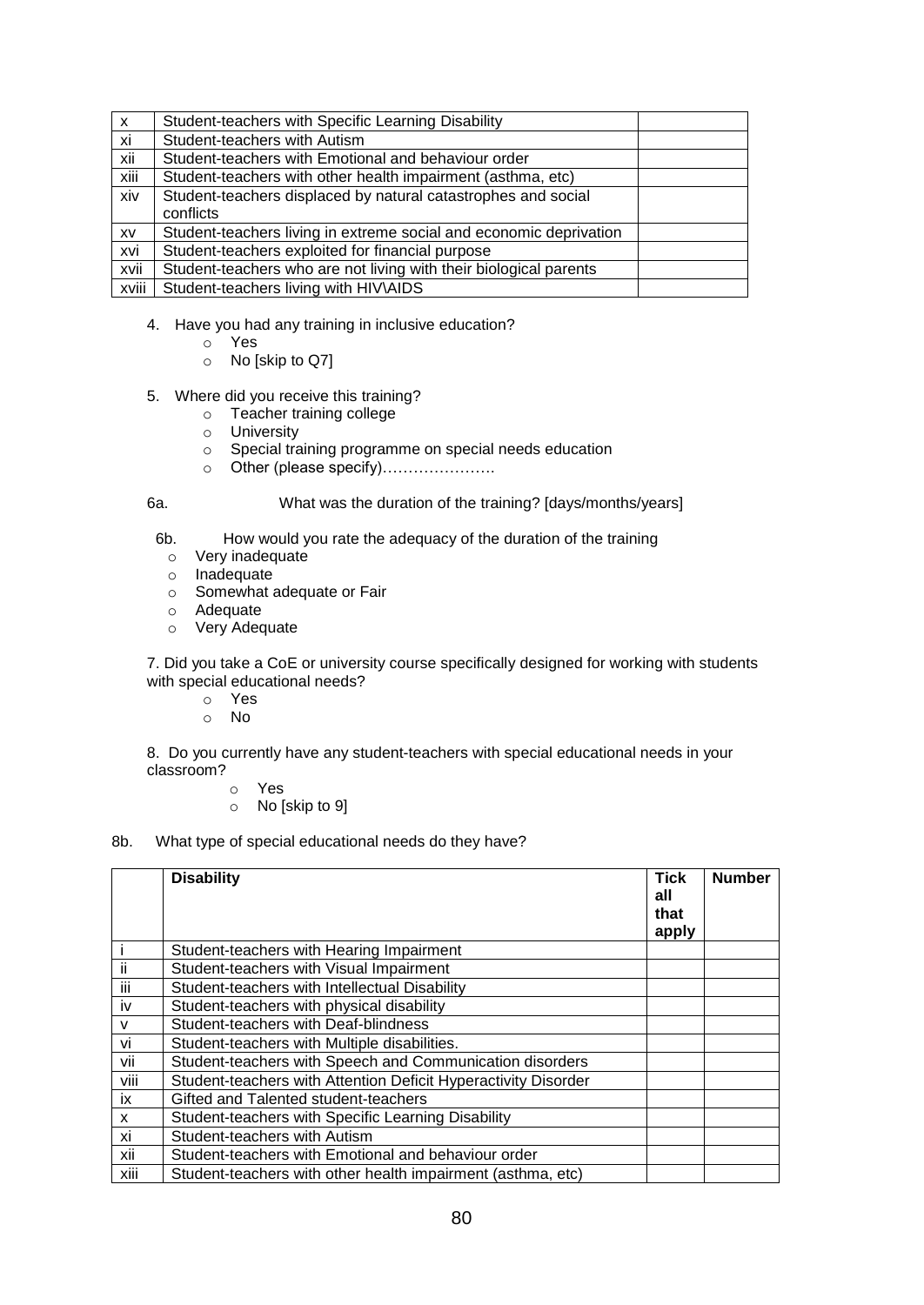| | | |
|---|---|---|
| x | Student-teachers with Specific Learning Disability | |
| xi | Student-teachers with Autism | |
| xii | Student-teachers with Emotional and behaviour order | |
| xiii | Student-teachers with other health impairment (asthma, etc) | |
| xiv | Student-teachers displaced by natural catastrophes and social conflicts | |
| xv | Student-teachers living in extreme social and economic deprivation | |
| xvi | Student-teachers exploited for financial purpose | |
| xvii | Student-teachers who are not living with their biological parents | |
| xviii | Student-teachers living with HIV\AIDS | |

4. Have you had any training in inclusive education?
   - Yes
   - No [skip to Q7]

5. Where did you receive this training?
   - Teacher training college
   - University
   - Special training programme on special needs education
   - Other (please specify)………………….

6a. What was the duration of the training? [days/months/years]

6b. How would you rate the adequacy of the duration of the training
   - Very inadequate
   - Inadequate
   - Somewhat adequate or Fair
   - Adequate
   - Very Adequate

7. Did you take a CoE or university course specifically designed for working with students with special educational needs?
   - Yes
   - No

8. Do you currently have any student-teachers with special educational needs in your classroom?
   - Yes
   - No [skip to 9]

8b. What type of special educational needs do they have?

| | Disability | Tick all that apply | Number |
|---|---|---|---|
| i | Student-teachers with Hearing Impairment | | |
| ii | Student-teachers with Visual Impairment | | |
| iii | Student-teachers with Intellectual Disability | | |
| iv | Student-teachers with physical disability | | |
| v | Student-teachers with Deaf-blindness | | |
| vi | Student-teachers with Multiple disabilities. | | |
| vii | Student-teachers with Speech and Communication disorders | | |
| viii | Student-teachers with Attention Deficit Hyperactivity Disorder | | |
| ix | Gifted and Talented student-teachers | | |
| x | Student-teachers with Specific Learning Disability | | |
| xi | Student-teachers with Autism | | |
| xii | Student-teachers with Emotional and behaviour order | | |
| xiii | Student-teachers with other health impairment (asthma, etc) | | |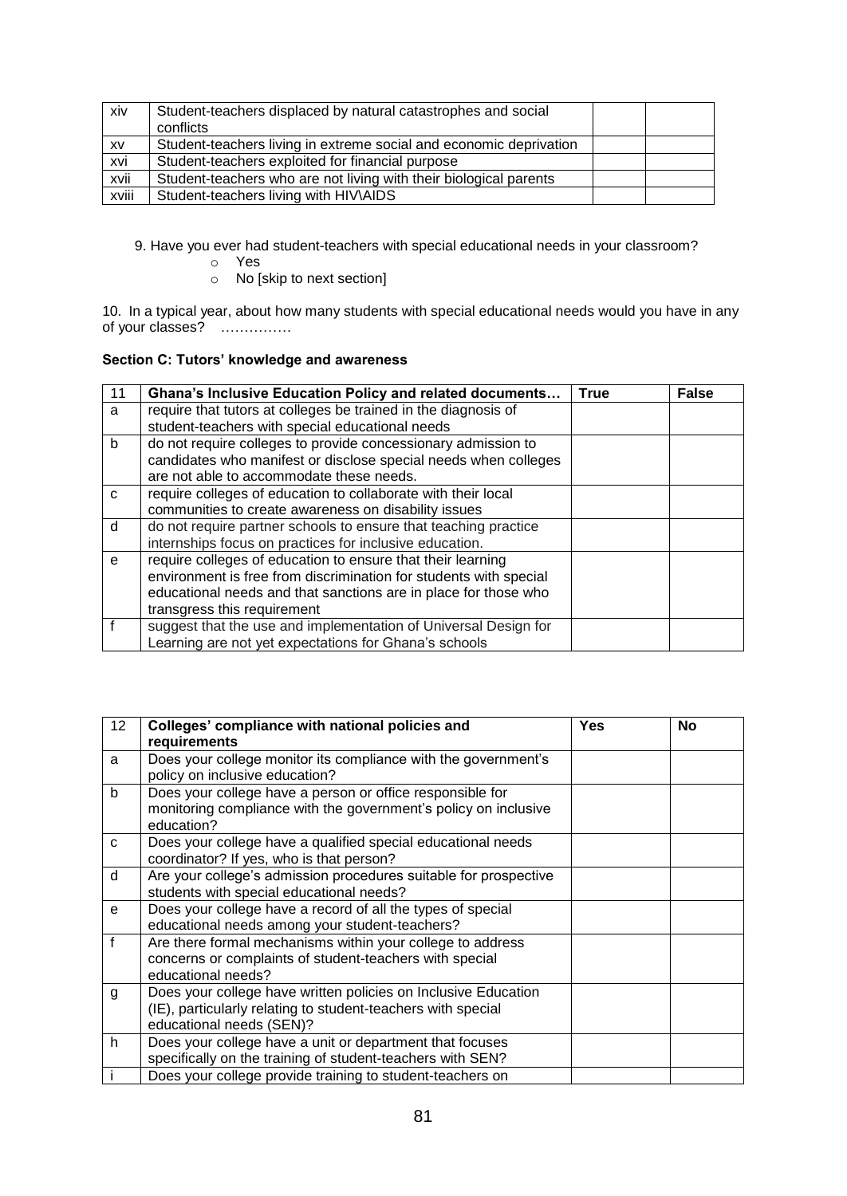| | | | |
|---|---|---|---|
| xiv | Student-teachers displaced by natural catastrophes and social conflicts | | |
| xv | Student-teachers living in extreme social and economic deprivation | | |
| xvi | Student-teachers exploited for financial purpose | | |
| xvii | Student-teachers who are not living with their biological parents | | |
| xviii | Student-teachers living with HIV\AIDS | | |

9. Have you ever had student-teachers with special educational needs in your classroom?
   - Yes
   - No [skip to next section]

10. In a typical year, about how many students with special educational needs would you have in any of your classes? ……………

**Section C: Tutors' knowledge and awareness**

| 11 | Ghana's Inclusive Education Policy and related documents… | True | False |
|---|---|---|---|
| a | require that tutors at colleges be trained in the diagnosis of student-teachers with special educational needs | | |
| b | do not require colleges to provide concessionary admission to candidates who manifest or disclose special needs when colleges are not able to accommodate these needs. | | |
| c | require colleges of education to collaborate with their local communities to create awareness on disability issues | | |
| d | do not require partner schools to ensure that teaching practice internships focus on practices for inclusive education. | | |
| e | require colleges of education to ensure that their learning environment is free from discrimination for students with special educational needs and that sanctions are in place for those who transgress this requirement | | |
| f | suggest that the use and implementation of Universal Design for Learning are not yet expectations for Ghana's schools | | |

| 12 | Colleges' compliance with national policies and requirements | Yes | No |
|---|---|---|---|
| a | Does your college monitor its compliance with the government's policy on inclusive education? | | |
| b | Does your college have a person or office responsible for monitoring compliance with the government's policy on inclusive education? | | |
| c | Does your college have a qualified special educational needs coordinator? If yes, who is that person? | | |
| d | Are your college's admission procedures suitable for prospective students with special educational needs? | | |
| e | Does your college have a record of all the types of special educational needs among your student-teachers? | | |
| f | Are there formal mechanisms within your college to address concerns or complaints of student-teachers with special educational needs? | | |
| g | Does your college have written policies on Inclusive Education (IE), particularly relating to student-teachers with special educational needs (SEN)? | | |
| h | Does your college have a unit or department that focuses specifically on the training of student-teachers with SEN? | | |
| i | Does your college provide training to student-teachers on | | |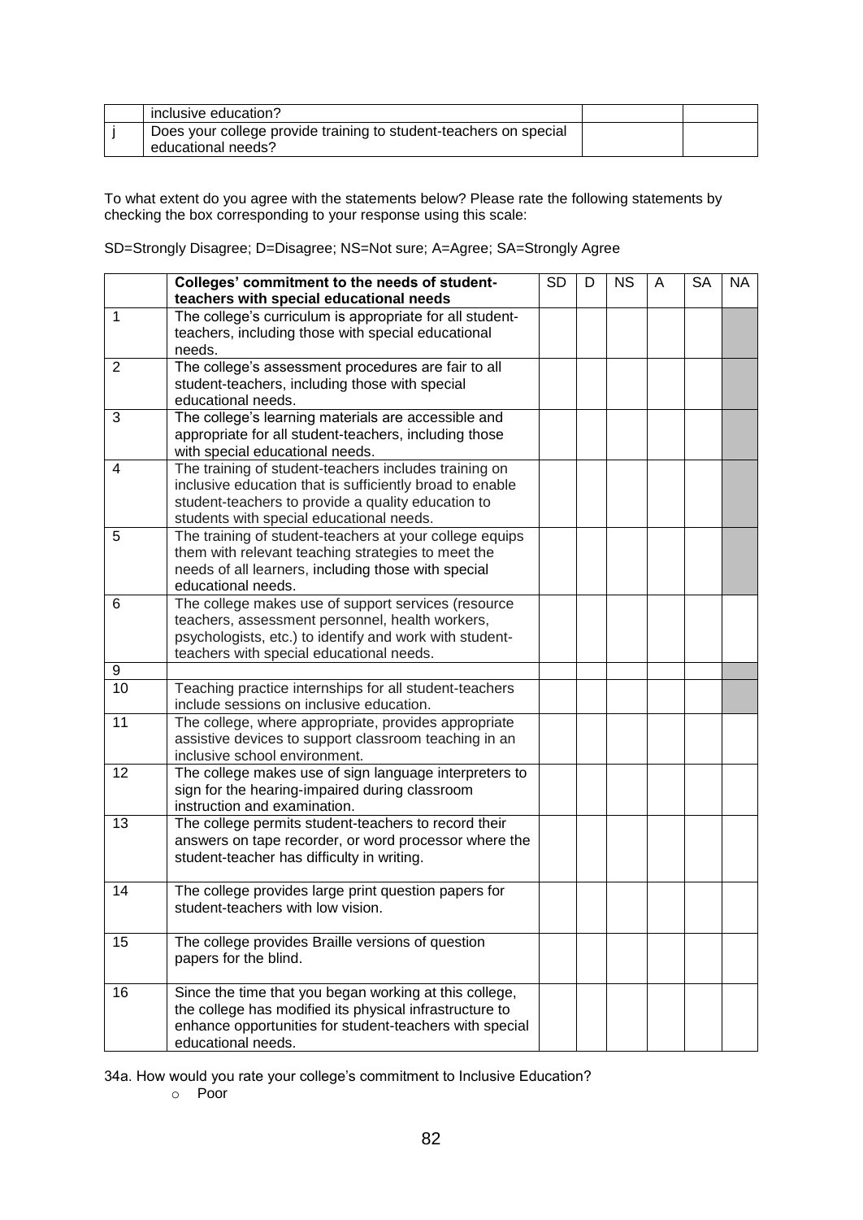| | | | |
|---|---|---|---|
| | inclusive education? | | |
| j | Does your college provide training to student-teachers on special educational needs? | | |

To what extent do you agree with the statements below? Please rate the following statements by checking the box corresponding to your response using this scale:

SD=Strongly Disagree; D=Disagree; NS=Not sure; A=Agree; SA=Strongly Agree

| | Colleges' commitment to the needs of student-teachers with special educational needs | SD | D | NS | A | SA | NA |
|---|---|---|---|---|---|---|---|
| 1 | The college's curriculum is appropriate for all student-teachers, including those with special educational needs. | | | | | | |
| 2 | The college's assessment procedures are fair to all student-teachers, including those with special educational needs. | | | | | | |
| 3 | The college's learning materials are accessible and appropriate for all student-teachers, including those with special educational needs. | | | | | | |
| 4 | The training of student-teachers includes training on inclusive education that is sufficiently broad to enable student-teachers to provide a quality education to students with special educational needs. | | | | | | |
| 5 | The training of student-teachers at your college equips them with relevant teaching strategies to meet the needs of all learners, including those with special educational needs. | | | | | | |
| 6 | The college makes use of support services (resource teachers, assessment personnel, health workers, psychologists, etc.) to identify and work with student-teachers with special educational needs. | | | | | | |
| 9 | | | | | | | |
| 10 | Teaching practice internships for all student-teachers include sessions on inclusive education. | | | | | | |
| 11 | The college, where appropriate, provides appropriate assistive devices to support classroom teaching in an inclusive school environment. | | | | | | |
| 12 | The college makes use of sign language interpreters to sign for the hearing-impaired during classroom instruction and examination. | | | | | | |
| 13 | The college permits student-teachers to record their answers on tape recorder, or word processor where the student-teacher has difficulty in writing. | | | | | | |
| 14 | The college provides large print question papers for student-teachers with low vision. | | | | | | |
| 15 | The college provides Braille versions of question papers for the blind. | | | | | | |
| 16 | Since the time that you began working at this college, the college has modified its physical infrastructure to enhance opportunities for student-teachers with special educational needs. | | | | | | |

34a. How would you rate your college's commitment to Inclusive Education?

- Poor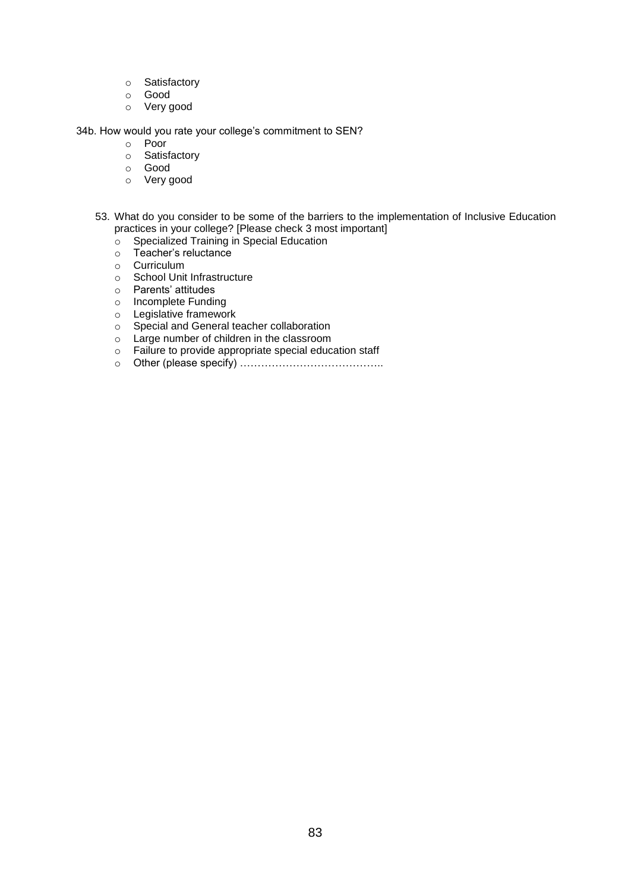- Satisfactory
- Good
- Very good

34b. How would you rate your college's commitment to SEN?

- Poor
- Satisfactory
- Good
- Very good

53. What do you consider to be some of the barriers to the implementation of Inclusive Education practices in your college? [Please check 3 most important]
    - Specialized Training in Special Education
    - Teacher's reluctance
    - Curriculum
    - School Unit Infrastructure
    - Parents' attitudes
    - Incomplete Funding
    - Legislative framework
    - Special and General teacher collaboration
    - Large number of children in the classroom
    - Failure to provide appropriate special education staff
    - Other (please specify) …………………………………..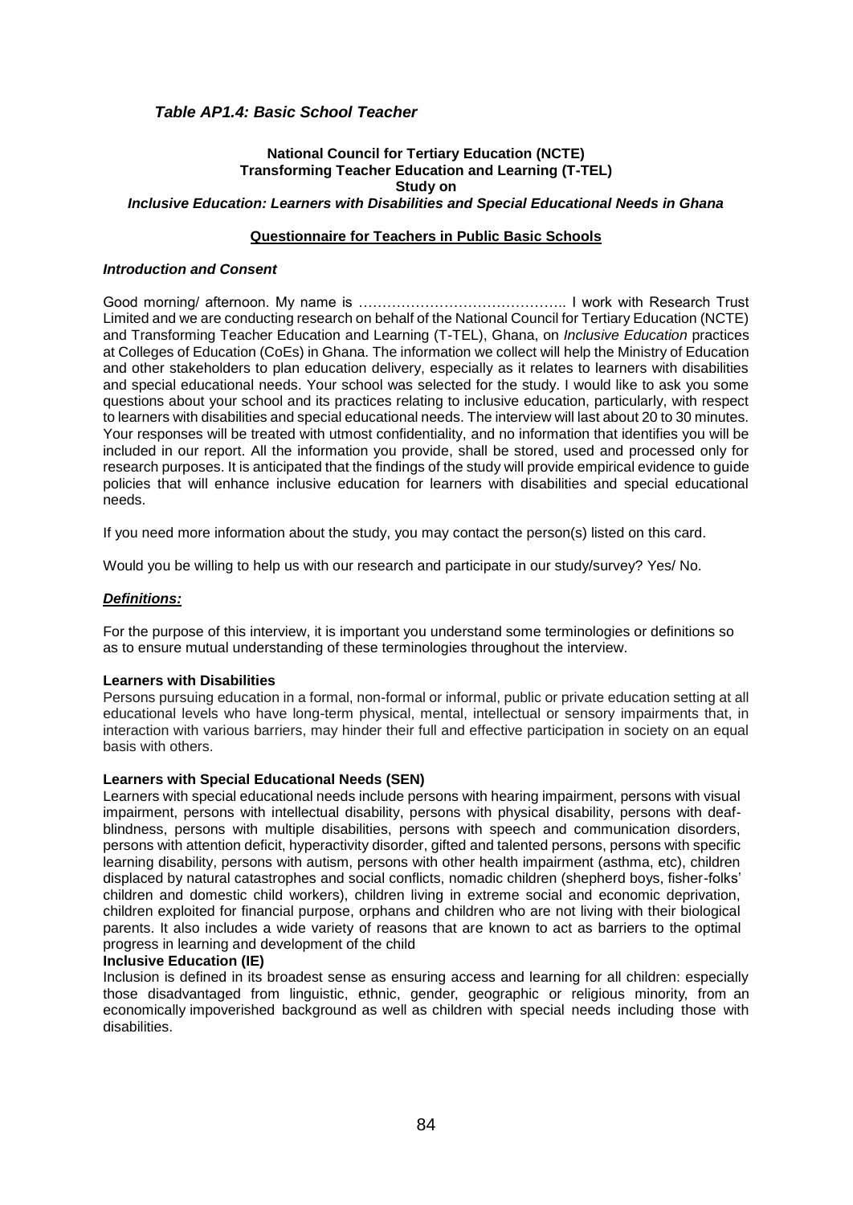### *Table AP1.4: Basic School Teacher*

**National Council for Tertiary Education (NCTE)**
**Transforming Teacher Education and Learning (T-TEL)**
**Study on**
***Inclusive Education: Learners with Disabilities and Special Educational Needs in Ghana***

**Questionnaire for Teachers in Public Basic Schools**

***Introduction and Consent***

Good morning/ afternoon. My name is …………………………………….. I work with Research Trust Limited and we are conducting research on behalf of the National Council for Tertiary Education (NCTE) and Transforming Teacher Education and Learning (T-TEL), Ghana, on *Inclusive Education* practices at Colleges of Education (CoEs) in Ghana. The information we collect will help the Ministry of Education and other stakeholders to plan education delivery, especially as it relates to learners with disabilities and special educational needs. Your school was selected for the study. I would like to ask you some questions about your school and its practices relating to inclusive education, particularly, with respect to learners with disabilities and special educational needs. The interview will last about 20 to 30 minutes. Your responses will be treated with utmost confidentiality, and no information that identifies you will be included in our report. All the information you provide, shall be stored, used and processed only for research purposes. It is anticipated that the findings of the study will provide empirical evidence to guide policies that will enhance inclusive education for learners with disabilities and special educational needs.

If you need more information about the study, you may contact the person(s) listed on this card.

Would you be willing to help us with our research and participate in our study/survey? Yes/ No.

***Definitions:***

For the purpose of this interview, it is important you understand some terminologies or definitions so as to ensure mutual understanding of these terminologies throughout the interview.

**Learners with Disabilities**
Persons pursuing education in a formal, non-formal or informal, public or private education setting at all educational levels who have long-term physical, mental, intellectual or sensory impairments that, in interaction with various barriers, may hinder their full and effective participation in society on an equal basis with others.

**Learners with Special Educational Needs (SEN)**
Learners with special educational needs include persons with hearing impairment, persons with visual impairment, persons with intellectual disability, persons with physical disability, persons with deaf-blindness, persons with multiple disabilities, persons with speech and communication disorders, persons with attention deficit, hyperactivity disorder, gifted and talented persons, persons with specific learning disability, persons with autism, persons with other health impairment (asthma, etc), children displaced by natural catastrophes and social conflicts, nomadic children (shepherd boys, fisher-folks' children and domestic child workers), children living in extreme social and economic deprivation, children exploited for financial purpose, orphans and children who are not living with their biological parents. It also includes a wide variety of reasons that are known to act as barriers to the optimal progress in learning and development of the child

**Inclusive Education (IE)**
Inclusion is defined in its broadest sense as ensuring access and learning for all children: especially those disadvantaged from linguistic, ethnic, gender, geographic or religious minority, from an economically impoverished background as well as children with special needs including those with disabilities.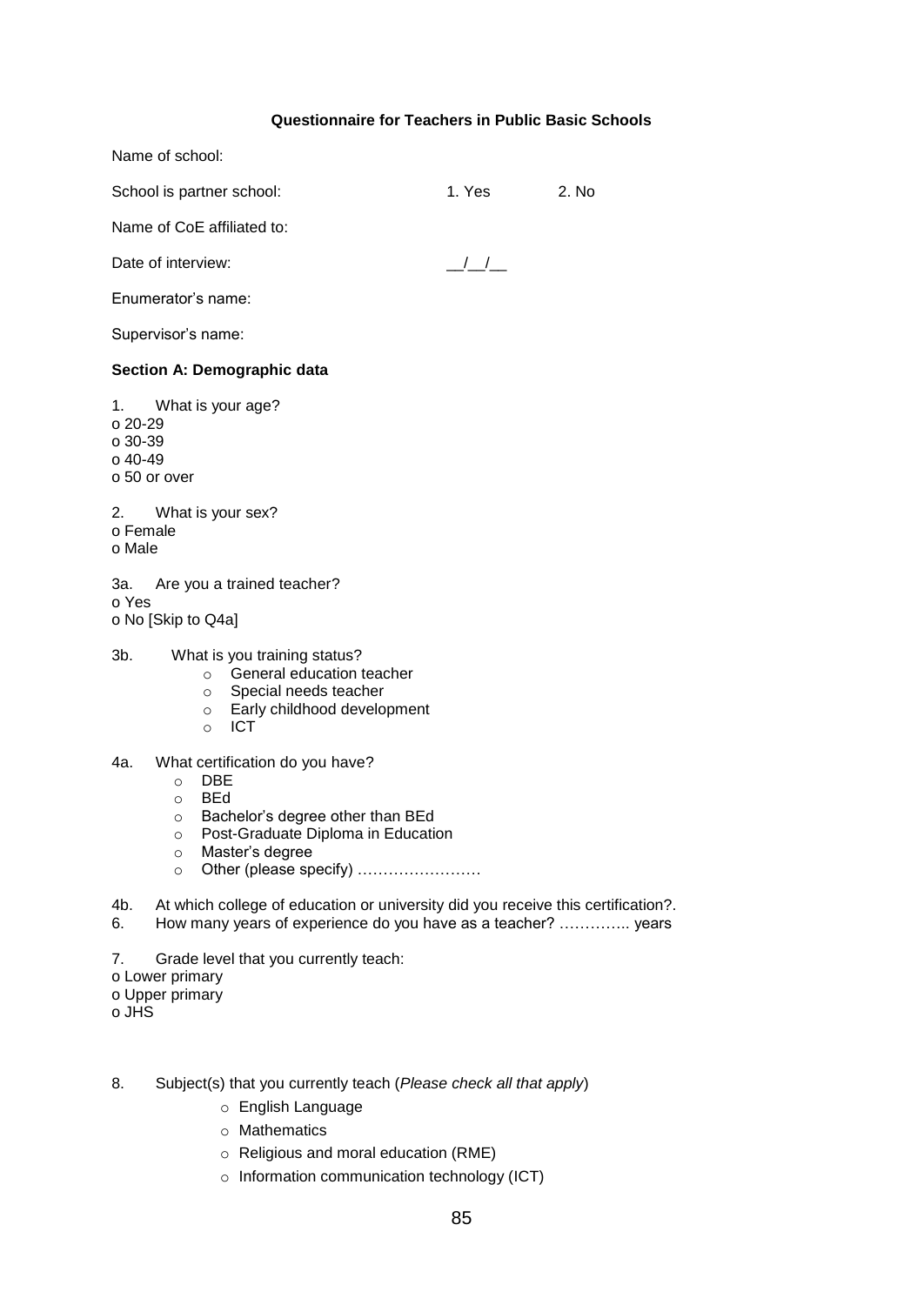**Questionnaire for Teachers in Public Basic Schools**

Name of school:

School is partner school: 1. Yes 2. No

Name of CoE affiliated to:

Date of interview: \_\_/\_\_/\_\_

Enumerator's name:

Supervisor's name:

**Section A: Demographic data**

1. What is your age?

o 20-29
o 30-39
o 40-49
o 50 or over

2. What is your sex?

o Female
o Male

3a. Are you a trained teacher?

o Yes
o No [Skip to Q4a]

3b. What is you training status?

- o General education teacher
- o Special needs teacher
- o Early childhood development
- o ICT

4a. What certification do you have?

- o DBE
- o BEd
- o Bachelor's degree other than BEd
- o Post-Graduate Diploma in Education
- o Master's degree
- o Other (please specify) ……………………

4b. At which college of education or university did you receive this certification?.

6. How many years of experience do you have as a teacher? ………….. years

7. Grade level that you currently teach:

o Lower primary
o Upper primary
o JHS

8. Subject(s) that you currently teach (*Please check all that apply*)

- o English Language
- o Mathematics
- o Religious and moral education (RME)
- o Information communication technology (ICT)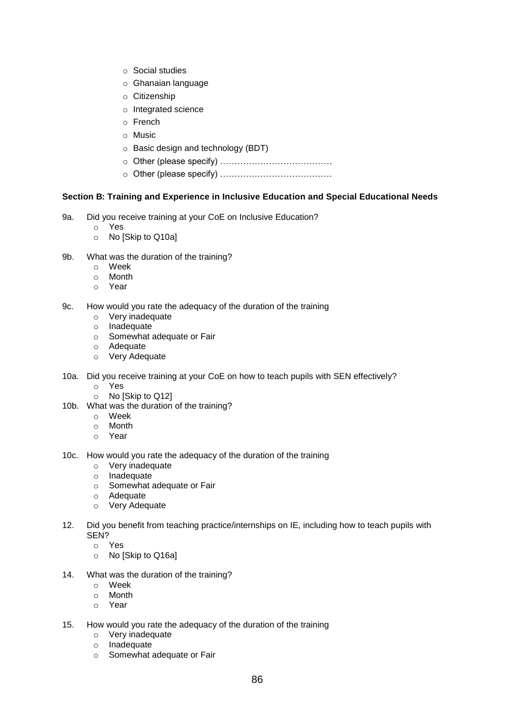- Social studies
- Ghanaian language
- Citizenship
- Integrated science
- French
- Music
- Basic design and technology (BDT)
- Other (please specify) …………………………………
- Other (please specify) …………………………………

**Section B: Training and Experience in Inclusive Education and Special Educational Needs**

9a. Did you receive training at your CoE on Inclusive Education?
- Yes
- No [Skip to Q10a]

9b. What was the duration of the training?
- Week
- Month
- Year

9c. How would you rate the adequacy of the duration of the training
- Very inadequate
- Inadequate
- Somewhat adequate or Fair
- Adequate
- Very Adequate

10a. Did you receive training at your CoE on how to teach pupils with SEN effectively?
- Yes
- No [Skip to Q12]

10b. What was the duration of the training?
- Week
- Month
- Year

10c. How would you rate the adequacy of the duration of the training
- Very inadequate
- Inadequate
- Somewhat adequate or Fair
- Adequate
- Very Adequate

12. Did you benefit from teaching practice/internships on IE, including how to teach pupils with SEN?
- Yes
- No [Skip to Q16a]

14. What was the duration of the training?
- Week
- Month
- Year

15. How would you rate the adequacy of the duration of the training
- Very inadequate
- Inadequate
- Somewhat adequate or Fair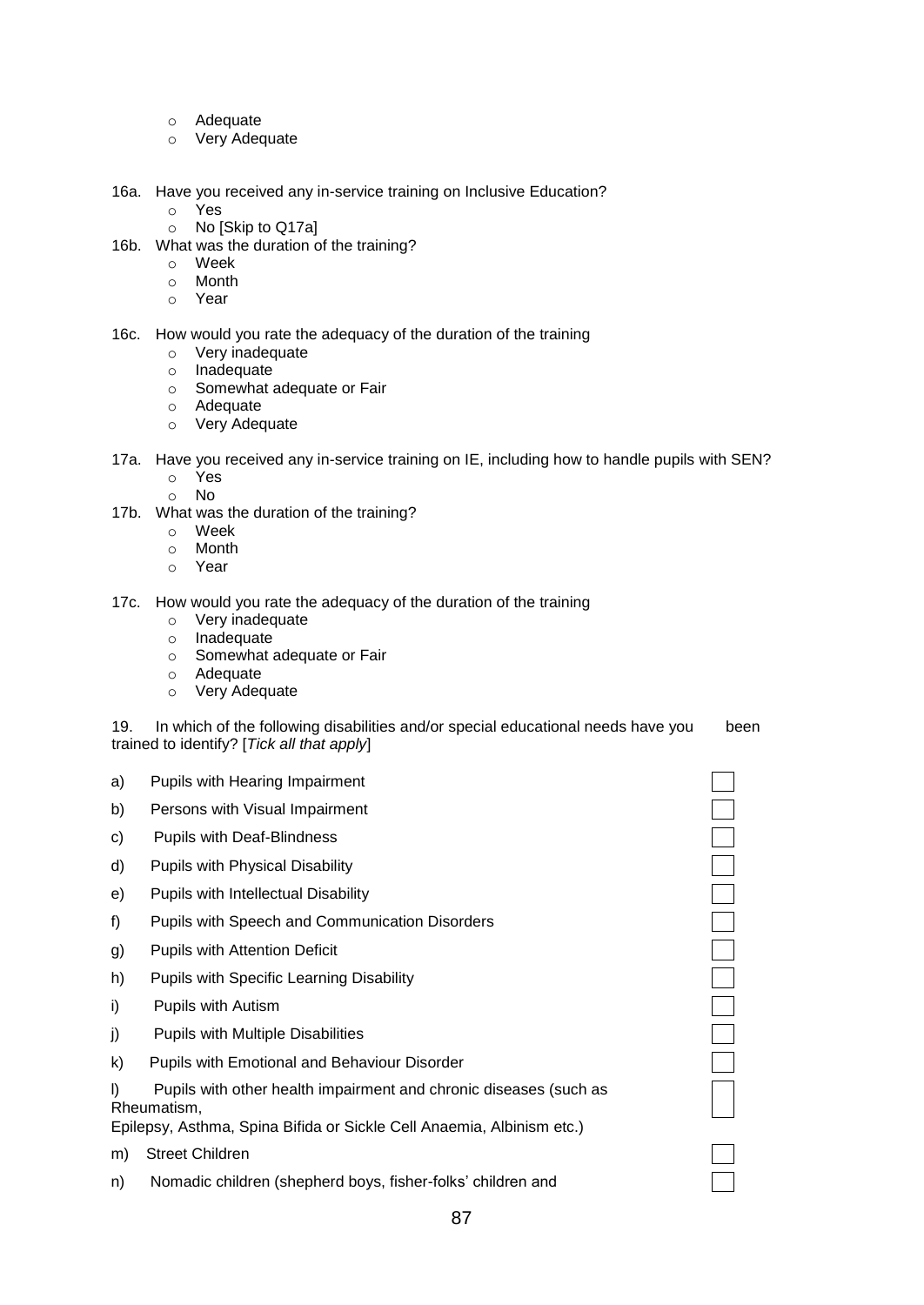- Adequate
- Very Adequate

16a. Have you received any in-service training on Inclusive Education?
- Yes
- No [Skip to Q17a]

16b. What was the duration of the training?
- Week
- Month
- Year

16c. How would you rate the adequacy of the duration of the training
- Very inadequate
- Inadequate
- Somewhat adequate or Fair
- Adequate
- Very Adequate

17a. Have you received any in-service training on IE, including how to handle pupils with SEN?
- Yes
- No

17b. What was the duration of the training?
- Week
- Month
- Year

17c. How would you rate the adequacy of the duration of the training
- Very inadequate
- Inadequate
- Somewhat adequate or Fair
- Adequate
- Very Adequate

19. In which of the following disabilities and/or special educational needs have you been trained to identify? [*Tick all that apply*]

a) Pupils with Hearing Impairment ☐

b) Persons with Visual Impairment ☐

c) Pupils with Deaf-Blindness ☐

d) Pupils with Physical Disability ☐

e) Pupils with Intellectual Disability ☐

f) Pupils with Speech and Communication Disorders ☐

g) Pupils with Attention Deficit ☐

h) Pupils with Specific Learning Disability ☐

i) Pupils with Autism ☐

j) Pupils with Multiple Disabilities ☐

k) Pupils with Emotional and Behaviour Disorder ☐

l) Pupils with other health impairment and chronic diseases (such as Rheumatism, Epilepsy, Asthma, Spina Bifida or Sickle Cell Anaemia, Albinism etc.) ☐

m) Street Children ☐

n) Nomadic children (shepherd boys, fisher-folks' children and ☐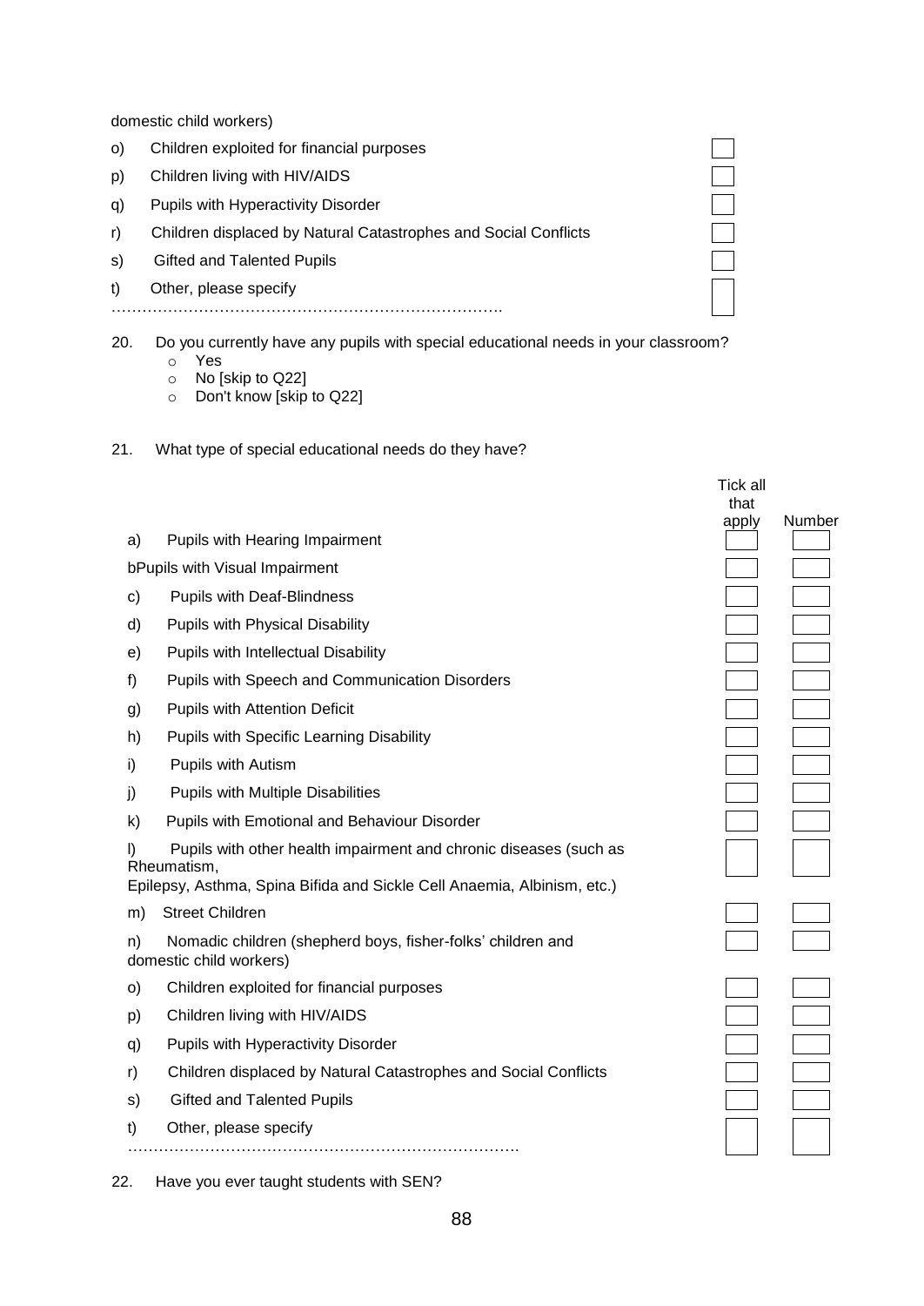domestic child workers)

o) Children exploited for financial purposes

p) Children living with HIV/AIDS

q) Pupils with Hyperactivity Disorder

r) Children displaced by Natural Catastrophes and Social Conflicts

s) Gifted and Talented Pupils

t) Other, please specify

………………………………………………………………….

20. Do you currently have any pupils with special educational needs in your classroom?
   - Yes
   - No [skip to Q22]
   - Don't know [skip to Q22]

21. What type of special educational needs do they have?

| | Tick all that apply | Number |
|---|---|---|
| a) Pupils with Hearing Impairment | | |
| bPupils with Visual Impairment | | |
| c) Pupils with Deaf-Blindness | | |
| d) Pupils with Physical Disability | | |
| e) Pupils with Intellectual Disability | | |
| f) Pupils with Speech and Communication Disorders | | |
| g) Pupils with Attention Deficit | | |
| h) Pupils with Specific Learning Disability | | |
| i) Pupils with Autism | | |
| j) Pupils with Multiple Disabilities | | |
| k) Pupils with Emotional and Behaviour Disorder | | |
| l) Pupils with other health impairment and chronic diseases (such as Rheumatism, Epilepsy, Asthma, Spina Bifida and Sickle Cell Anaemia, Albinism, etc.) | | |
| m) Street Children | | |
| n) Nomadic children (shepherd boys, fisher-folks' children and domestic child workers) | | |
| o) Children exploited for financial purposes | | |
| p) Children living with HIV/AIDS | | |
| q) Pupils with Hyperactivity Disorder | | |
| r) Children displaced by Natural Catastrophes and Social Conflicts | | |
| s) Gifted and Talented Pupils | | |
| t) Other, please specify …………………………………………………………………. | | |

22. Have you ever taught students with SEN?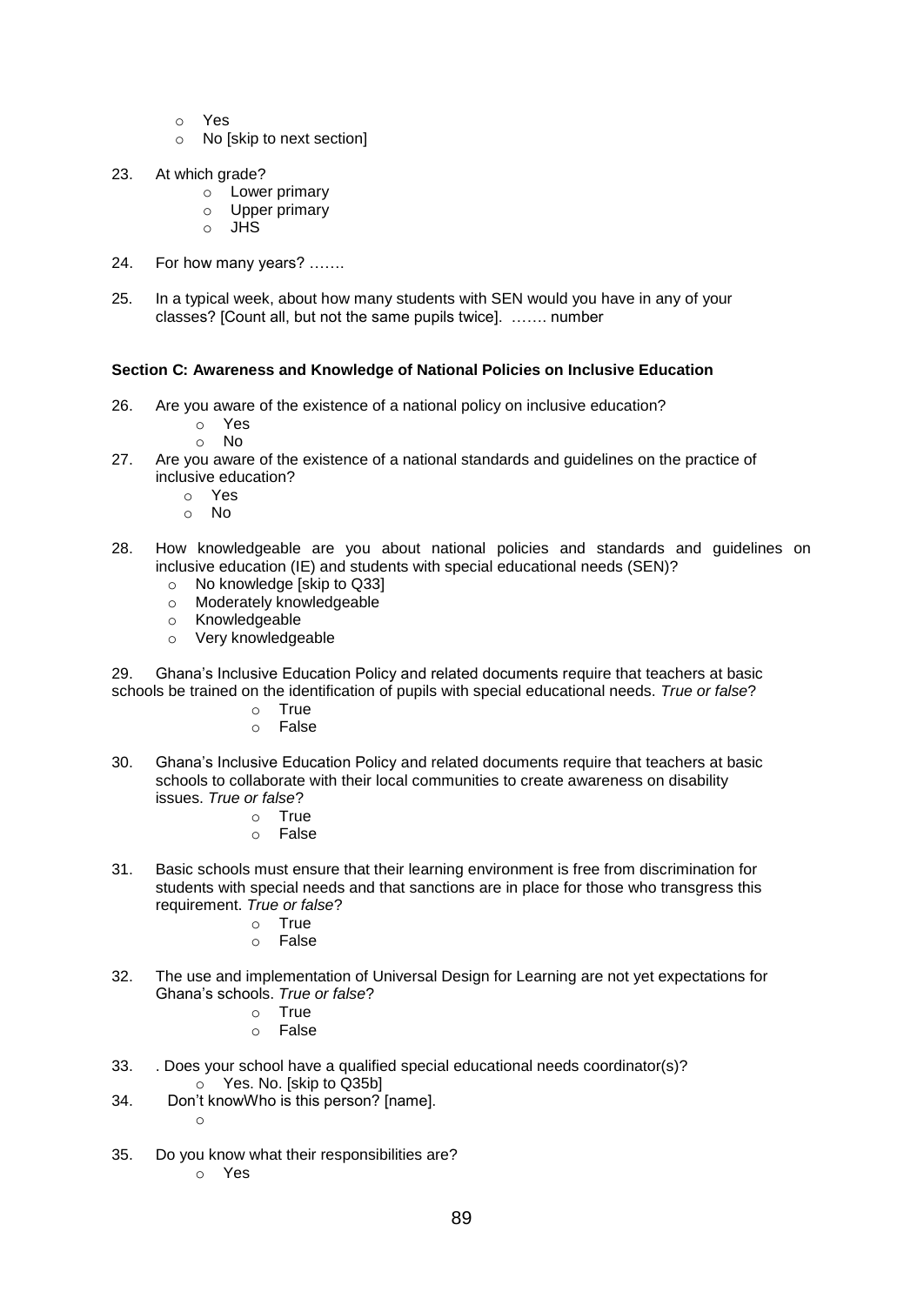- Yes
- No [skip to next section]

23. At which grade?
    - Lower primary
    - Upper primary
    - JHS

24. For how many years? …….

25. In a typical week, about how many students with SEN would you have in any of your classes? [Count all, but not the same pupils twice]. ……. number

**Section C: Awareness and Knowledge of National Policies on Inclusive Education**

26. Are you aware of the existence of a national policy on inclusive education?
    - Yes
    - No

27. Are you aware of the existence of a national standards and guidelines on the practice of inclusive education?
    - Yes
    - No

28. How knowledgeable are you about national policies and standards and guidelines on inclusive education (IE) and students with special educational needs (SEN)?
    - No knowledge [skip to Q33]
    - Moderately knowledgeable
    - Knowledgeable
    - Very knowledgeable

29. Ghana's Inclusive Education Policy and related documents require that teachers at basic schools be trained on the identification of pupils with special educational needs. *True or false*?
    - True
    - False

30. Ghana's Inclusive Education Policy and related documents require that teachers at basic schools to collaborate with their local communities to create awareness on disability issues. *True or false*?
    - True
    - False

31. Basic schools must ensure that their learning environment is free from discrimination for students with special needs and that sanctions are in place for those who transgress this requirement. *True or false*?
    - True
    - False

32. The use and implementation of Universal Design for Learning are not yet expectations for Ghana's schools. *True or false*?
    - True
    - False

33. . Does your school have a qualified special educational needs coordinator(s)?
    - Yes. No. [skip to Q35b]

34. Don't knowWho is this person? [name].
    - 

35. Do you know what their responsibilities are?
    - Yes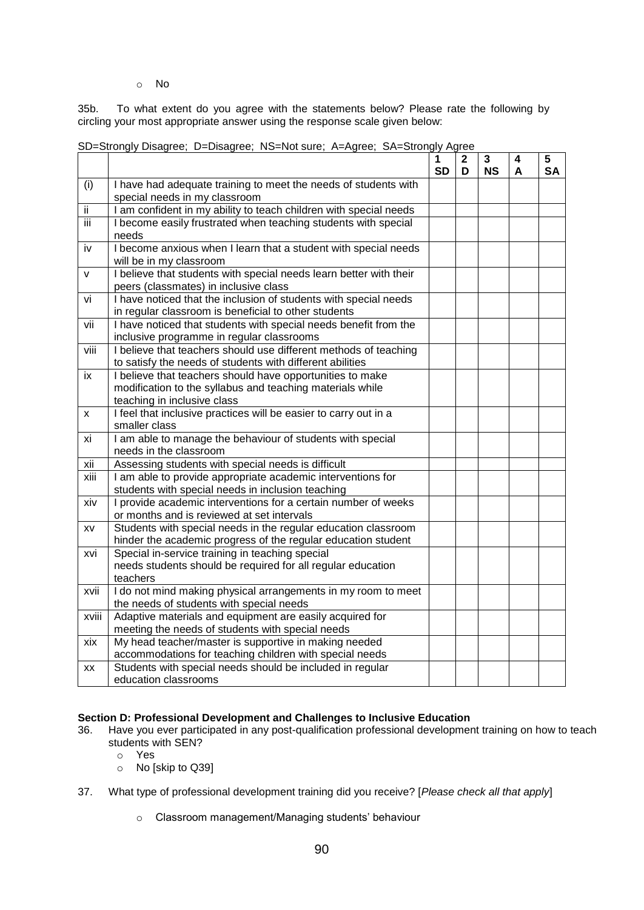- No

35b. To what extent do you agree with the statements below? Please rate the following by circling your most appropriate answer using the response scale given below:

SD=Strongly Disagree; D=Disagree; NS=Not sure; A=Agree; SA=Strongly Agree

| | | 1 SD | 2 D | 3 NS | 4 A | 5 SA |
|---|---|---|---|---|---|---|
| (i) | I have had adequate training to meet the needs of students with special needs in my classroom | | | | | |
| ii | I am confident in my ability to teach children with special needs | | | | | |
| iii | I become easily frustrated when teaching students with special needs | | | | | |
| iv | I become anxious when I learn that a student with special needs will be in my classroom | | | | | |
| v | I believe that students with special needs learn better with their peers (classmates) in inclusive class | | | | | |
| vi | I have noticed that the inclusion of students with special needs in regular classroom is beneficial to other students | | | | | |
| vii | I have noticed that students with special needs benefit from the inclusive programme in regular classrooms | | | | | |
| viii | I believe that teachers should use different methods of teaching to satisfy the needs of students with different abilities | | | | | |
| ix | I believe that teachers should have opportunities to make modification to the syllabus and teaching materials while teaching in inclusive class | | | | | |
| x | I feel that inclusive practices will be easier to carry out in a smaller class | | | | | |
| xi | I am able to manage the behaviour of students with special needs in the classroom | | | | | |
| xii | Assessing students with special needs is difficult | | | | | |
| xiii | I am able to provide appropriate academic interventions for students with special needs in inclusion teaching | | | | | |
| xiv | I provide academic interventions for a certain number of weeks or months and is reviewed at set intervals | | | | | |
| xv | Students with special needs in the regular education classroom hinder the academic progress of the regular education student | | | | | |
| xvi | Special in-service training in teaching special needs students should be required for all regular education teachers | | | | | |
| xvii | I do not mind making physical arrangements in my room to meet the needs of students with special needs | | | | | |
| xviii | Adaptive materials and equipment are easily acquired for meeting the needs of students with special needs | | | | | |
| xix | My head teacher/master is supportive in making needed accommodations for teaching children with special needs | | | | | |
| xx | Students with special needs should be included in regular education classrooms | | | | | |

**Section D: Professional Development and Challenges to Inclusive Education**

36. Have you ever participated in any post-qualification professional development training on how to teach students with SEN?
    - Yes
    - No [skip to Q39]

37. What type of professional development training did you receive? [*Please check all that apply*]
    - Classroom management/Managing students' behaviour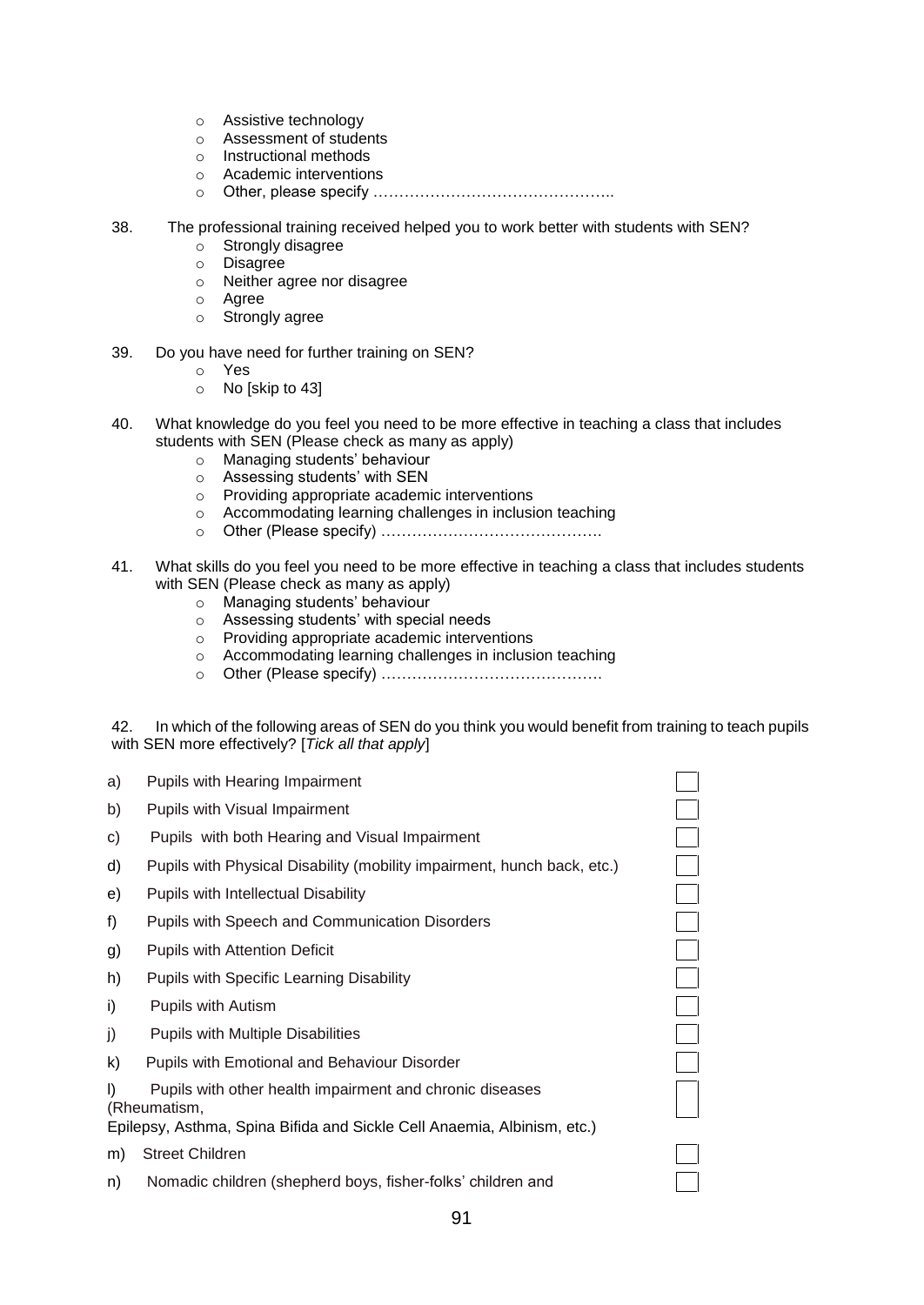- Assistive technology
- Assessment of students
- Instructional methods
- Academic interventions
- Other, please specify ………………………………………..

38. The professional training received helped you to work better with students with SEN?
    - Strongly disagree
    - Disagree
    - Neither agree nor disagree
    - Agree
    - Strongly agree

39. Do you have need for further training on SEN?
    - Yes
    - No [skip to 43]

40. What knowledge do you feel you need to be more effective in teaching a class that includes students with SEN (Please check as many as apply)
    - Managing students' behaviour
    - Assessing students' with SEN
    - Providing appropriate academic interventions
    - Accommodating learning challenges in inclusion teaching
    - Other (Please specify) …………………………………….

41. What skills do you feel you need to be more effective in teaching a class that includes students with SEN (Please check as many as apply)
    - Managing students' behaviour
    - Assessing students' with special needs
    - Providing appropriate academic interventions
    - Accommodating learning challenges in inclusion teaching
    - Other (Please specify) …………………………………….

42. In which of the following areas of SEN do you think you would benefit from training to teach pupils with SEN more effectively? [*Tick all that apply*]

a) Pupils with Hearing Impairment ☐

b) Pupils with Visual Impairment ☐

c) Pupils with both Hearing and Visual Impairment ☐

d) Pupils with Physical Disability (mobility impairment, hunch back, etc.) ☐

e) Pupils with Intellectual Disability ☐

f) Pupils with Speech and Communication Disorders ☐

g) Pupils with Attention Deficit ☐

h) Pupils with Specific Learning Disability ☐

i) Pupils with Autism ☐

j) Pupils with Multiple Disabilities ☐

k) Pupils with Emotional and Behaviour Disorder ☐

l) Pupils with other health impairment and chronic diseases (Rheumatism, Epilepsy, Asthma, Spina Bifida and Sickle Cell Anaemia, Albinism, etc.) ☐

m) Street Children ☐

n) Nomadic children (shepherd boys, fisher-folks' children and ☐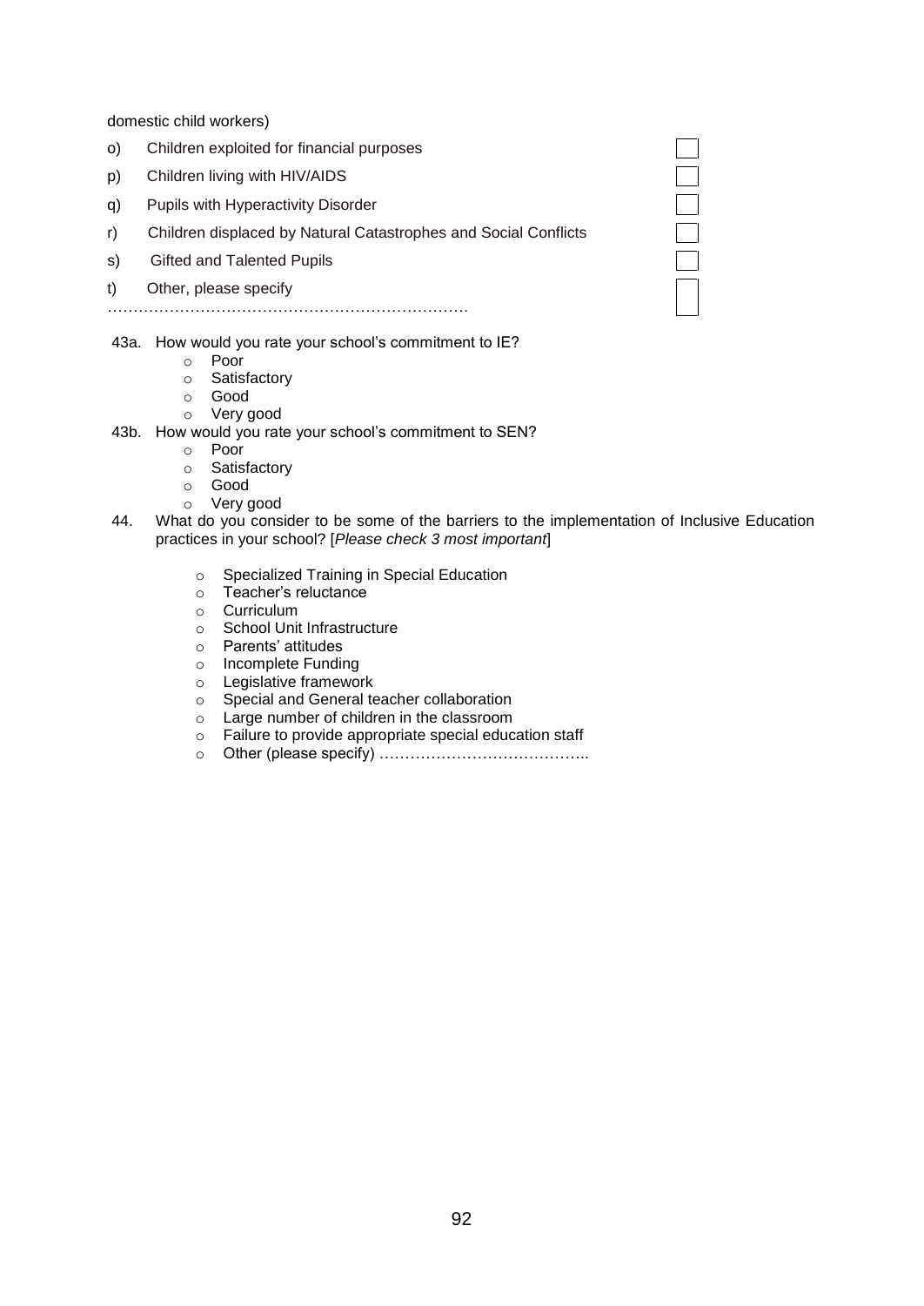domestic child workers)

- o) Children exploited for financial purposes ☐
- p) Children living with HIV/AIDS ☐
- q) Pupils with Hyperactivity Disorder ☐
- r) Children displaced by Natural Catastrophes and Social Conflicts ☐
- s) Gifted and Talented Pupils ☐
- t) Other, please specify ☐

…………………………………………………………….

43a. How would you rate your school's commitment to IE?

- Poor
- Satisfactory
- Good
- Very good

43b. How would you rate your school's commitment to SEN?

- Poor
- Satisfactory
- Good
- Very good

44. What do you consider to be some of the barriers to the implementation of Inclusive Education practices in your school? [*Please check 3 most important*]

- Specialized Training in Special Education
- Teacher's reluctance
- Curriculum
- School Unit Infrastructure
- Parents' attitudes
- Incomplete Funding
- Legislative framework
- Special and General teacher collaboration
- Large number of children in the classroom
- Failure to provide appropriate special education staff
- Other (please specify) …………………………………..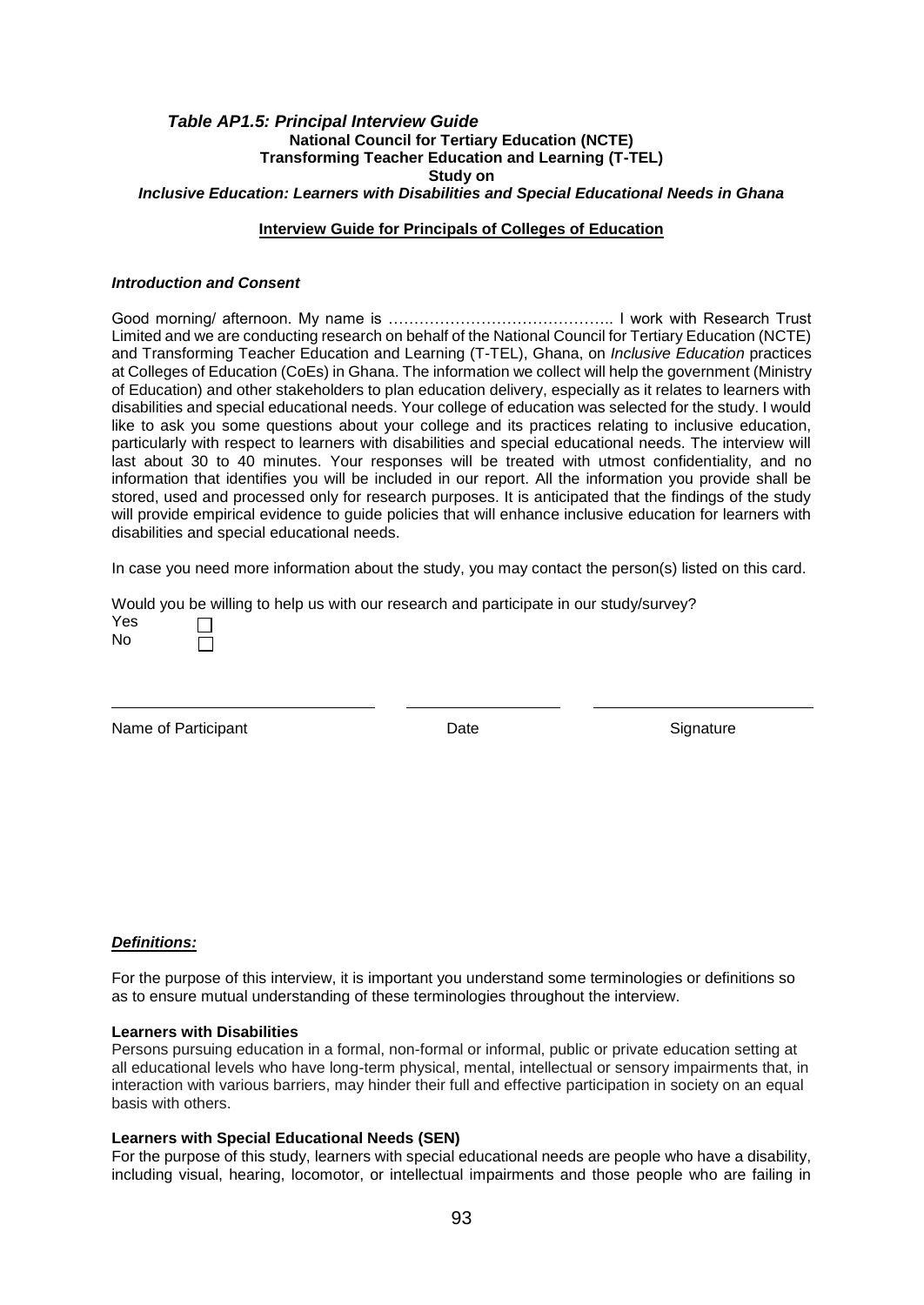***Table AP1.5: Principal Interview Guide***

**National Council for Tertiary Education (NCTE)**
**Transforming Teacher Education and Learning (T-TEL)**
**Study on**
***Inclusive Education: Learners with Disabilities and Special Educational Needs in Ghana***

**Interview Guide for Principals of Colleges of Education**

***Introduction and Consent***

Good morning/ afternoon. My name is …………………………………….. I work with Research Trust Limited and we are conducting research on behalf of the National Council for Tertiary Education (NCTE) and Transforming Teacher Education and Learning (T-TEL), Ghana, on *Inclusive Education* practices at Colleges of Education (CoEs) in Ghana. The information we collect will help the government (Ministry of Education) and other stakeholders to plan education delivery, especially as it relates to learners with disabilities and special educational needs. Your college of education was selected for the study. I would like to ask you some questions about your college and its practices relating to inclusive education, particularly with respect to learners with disabilities and special educational needs. The interview will last about 30 to 40 minutes. Your responses will be treated with utmost confidentiality, and no information that identifies you will be included in our report. All the information you provide shall be stored, used and processed only for research purposes. It is anticipated that the findings of the study will provide empirical evidence to guide policies that will enhance inclusive education for learners with disabilities and special educational needs.

In case you need more information about the study, you may contact the person(s) listed on this card.

Would you be willing to help us with our research and participate in our study/survey?

Yes ☐
No ☐

Name of Participant Date Signature

***Definitions:***

For the purpose of this interview, it is important you understand some terminologies or definitions so as to ensure mutual understanding of these terminologies throughout the interview.

**Learners with Disabilities**
Persons pursuing education in a formal, non-formal or informal, public or private education setting at all educational levels who have long-term physical, mental, intellectual or sensory impairments that, in interaction with various barriers, may hinder their full and effective participation in society on an equal basis with others.

**Learners with Special Educational Needs (SEN)**
For the purpose of this study, learners with special educational needs are people who have a disability, including visual, hearing, locomotor, or intellectual impairments and those people who are failing in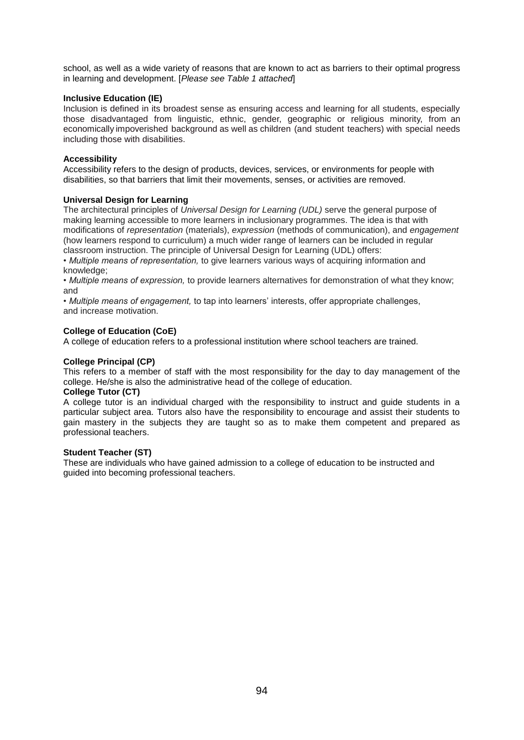school, as well as a wide variety of reasons that are known to act as barriers to their optimal progress in learning and development. [*Please see Table 1 attached*]

**Inclusive Education (IE)**

Inclusion is defined in its broadest sense as ensuring access and learning for all students, especially those disadvantaged from linguistic, ethnic, gender, geographic or religious minority, from an economically impoverished background as well as children (and student teachers) with special needs including those with disabilities.

**Accessibility**

Accessibility refers to the design of products, devices, services, or environments for people with disabilities, so that barriers that limit their movements, senses, or activities are removed.

**Universal Design for Learning**

The architectural principles of *Universal Design for Learning (UDL)* serve the general purpose of making learning accessible to more learners in inclusionary programmes. The idea is that with modifications of *representation* (materials), *expression* (methods of communication), and *engagement* (how learners respond to curriculum) a much wider range of learners can be included in regular classroom instruction. The principle of Universal Design for Learning (UDL) offers:

- *Multiple means of representation,* to give learners various ways of acquiring information and knowledge;
- *Multiple means of expression,* to provide learners alternatives for demonstration of what they know; and
- *Multiple means of engagement,* to tap into learners' interests, offer appropriate challenges, and increase motivation.

**College of Education (CoE)**

A college of education refers to a professional institution where school teachers are trained.

**College Principal (CP)**

This refers to a member of staff with the most responsibility for the day to day management of the college. He/she is also the administrative head of the college of education.

**College Tutor (CT)**

A college tutor is an individual charged with the responsibility to instruct and guide students in a particular subject area. Tutors also have the responsibility to encourage and assist their students to gain mastery in the subjects they are taught so as to make them competent and prepared as professional teachers.

**Student Teacher (ST)**

These are individuals who have gained admission to a college of education to be instructed and guided into becoming professional teachers.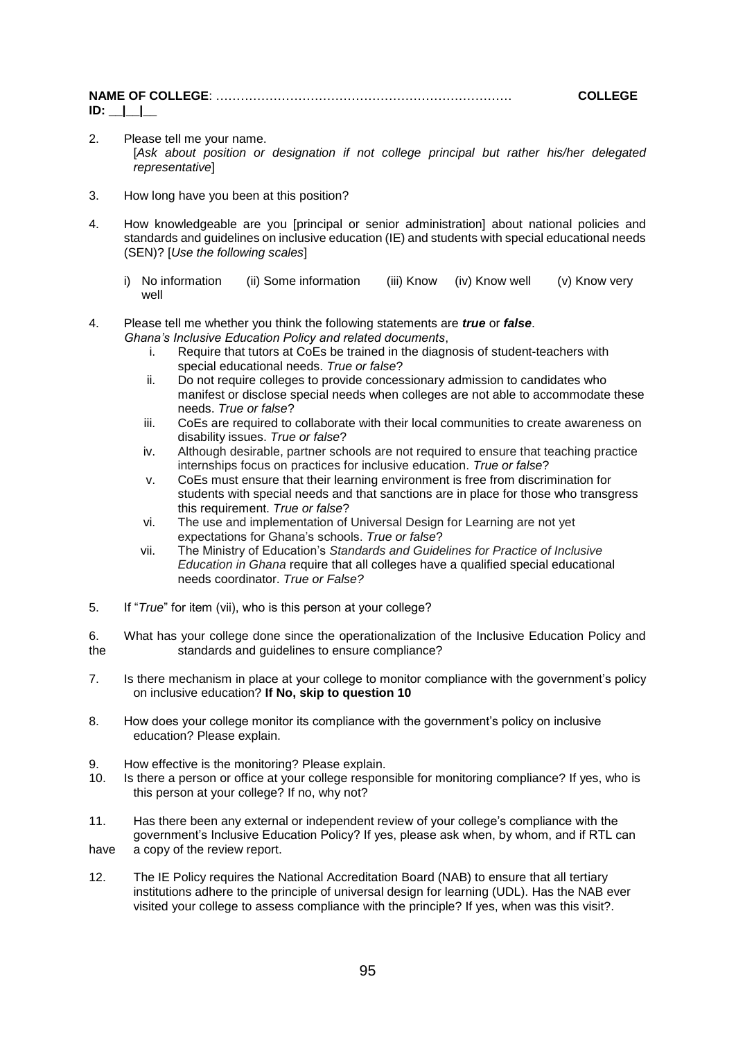**NAME OF COLLEGE**: ……………………………………………………………… **COLLEGE ID: __|__|__**

2. Please tell me your name.
   [*Ask about position or designation if not college principal but rather his/her delegated representative*]

3. How long have you been at this position?

4. How knowledgeable are you [principal or senior administration] about national policies and standards and guidelines on inclusive education (IE) and students with special educational needs (SEN)? [*Use the following scales*]

   i) No information (ii) Some information (iii) Know (iv) Know well (v) Know very well

4. Please tell me whether you think the following statements are ***true*** or ***false***.
   *Ghana's Inclusive Education Policy and related documents*,
   i. Require that tutors at CoEs be trained in the diagnosis of student-teachers with special educational needs. *True or false*?
   ii. Do not require colleges to provide concessionary admission to candidates who manifest or disclose special needs when colleges are not able to accommodate these needs. *True or false*?
   iii. CoEs are required to collaborate with their local communities to create awareness on disability issues. *True or false*?
   iv. Although desirable, partner schools are not required to ensure that teaching practice internships focus on practices for inclusive education. *True or false*?
   v. CoEs must ensure that their learning environment is free from discrimination for students with special needs and that sanctions are in place for those who transgress this requirement. *True or false*?
   vi. The use and implementation of Universal Design for Learning are not yet expectations for Ghana's schools. *True or false*?
   vii. The Ministry of Education's *Standards and Guidelines for Practice of Inclusive Education in Ghana* require that all colleges have a qualified special educational needs coordinator. *True or False?*

5. If "*True*" for item (vii), who is this person at your college?

6. What has your college done since the operationalization of the Inclusive Education Policy and the standards and guidelines to ensure compliance?

7. Is there mechanism in place at your college to monitor compliance with the government's policy on inclusive education? **If No, skip to question 10**

8. How does your college monitor its compliance with the government's policy on inclusive education? Please explain.

9. How effective is the monitoring? Please explain.

10. Is there a person or office at your college responsible for monitoring compliance? If yes, who is this person at your college? If no, why not?

11. Has there been any external or independent review of your college's compliance with the government's Inclusive Education Policy? If yes, please ask when, by whom, and if RTL can have a copy of the review report.

12. The IE Policy requires the National Accreditation Board (NAB) to ensure that all tertiary institutions adhere to the principle of universal design for learning (UDL). Has the NAB ever visited your college to assess compliance with the principle? If yes, when was this visit?.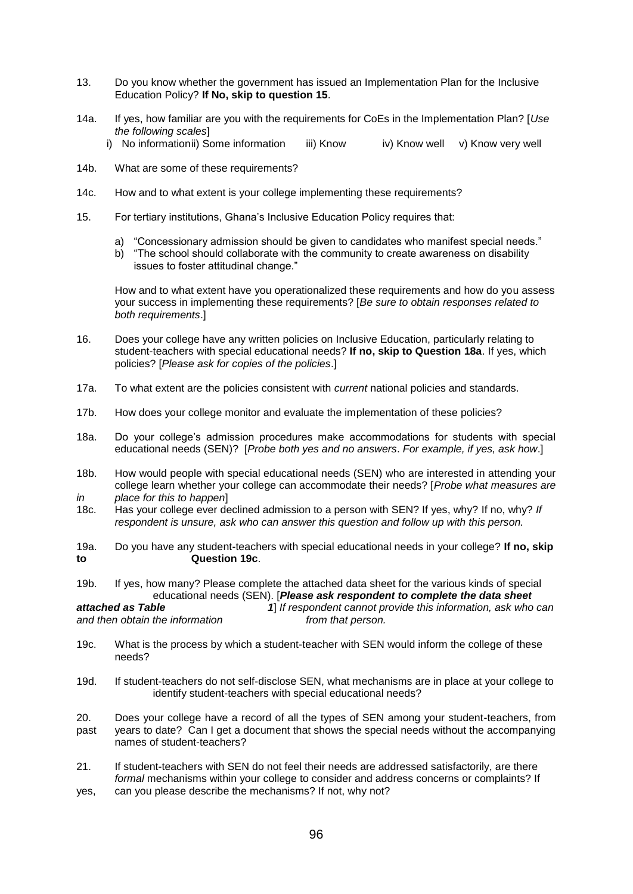13. Do you know whether the government has issued an Implementation Plan for the Inclusive Education Policy? **If No, skip to question 15**.

14a. If yes, how familiar are you with the requirements for CoEs in the Implementation Plan? [*Use the following scales*]
    i) No information ii) Some information iii) Know iv) Know well v) Know very well

14b. What are some of these requirements?

14c. How and to what extent is your college implementing these requirements?

15. For tertiary institutions, Ghana's Inclusive Education Policy requires that:

    a) "Concessionary admission should be given to candidates who manifest special needs."
    b) "The school should collaborate with the community to create awareness on disability issues to foster attitudinal change."

    How and to what extent have you operationalized these requirements and how do you assess your success in implementing these requirements? [*Be sure to obtain responses related to both requirements*.]

16. Does your college have any written policies on Inclusive Education, particularly relating to student-teachers with special educational needs? **If no, skip to Question 18a**. If yes, which policies? [*Please ask for copies of the policies*.]

17a. To what extent are the policies consistent with *current* national policies and standards.

17b. How does your college monitor and evaluate the implementation of these policies?

18a. Do your college's admission procedures make accommodations for students with special educational needs (SEN)? [*Probe both yes and no answers*. *For example, if yes, ask how*.]

18b. How would people with special educational needs (SEN) who are interested in attending your college learn whether your college can accommodate their needs? [*Probe what measures are in place for this to happen*]

18c. Has your college ever declined admission to a person with SEN? If yes, why? If no, why? *If respondent is unsure, ask who can answer this question and follow up with this person.*

19a. Do you have any student-teachers with special educational needs in your college? **If no, skip to Question 19c**.

19b. If yes, how many? Please complete the attached data sheet for the various kinds of special educational needs (SEN). [***Please ask respondent to complete the data sheet attached as Table 1***] *If respondent cannot provide this information, ask who can and then obtain the information from that person.*

19c. What is the process by which a student-teacher with SEN would inform the college of these needs?

19d. If student-teachers do not self-disclose SEN, what mechanisms are in place at your college to identify student-teachers with special educational needs?

20. Does your college have a record of all the types of SEN among your student-teachers, from past years to date? Can I get a document that shows the special needs without the accompanying names of student-teachers?

21. If student-teachers with SEN do not feel their needs are addressed satisfactorily, are there *formal* mechanisms within your college to consider and address concerns or complaints? If yes, can you please describe the mechanisms? If not, why not?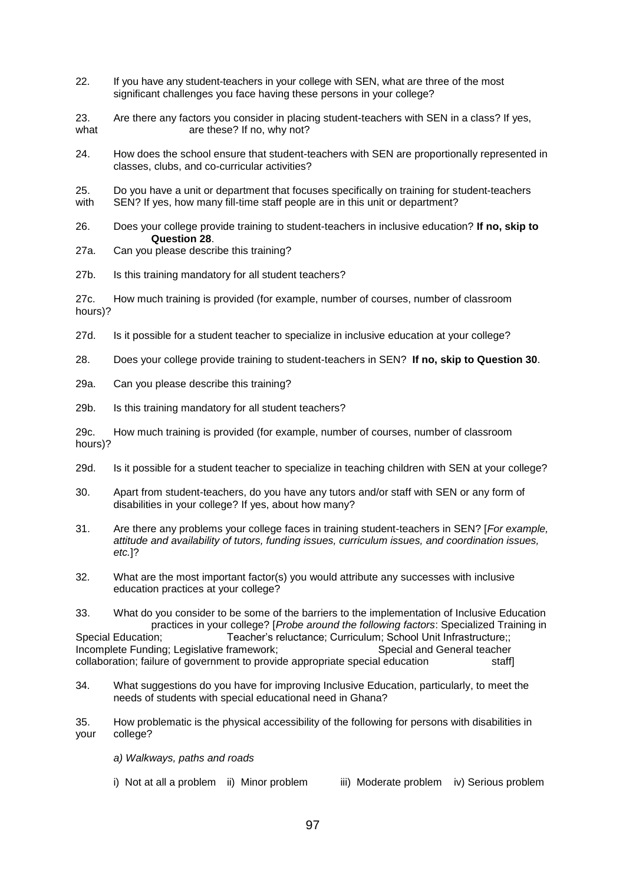22. If you have any student-teachers in your college with SEN, what are three of the most significant challenges you face having these persons in your college?

23. Are there any factors you consider in placing student-teachers with SEN in a class? If yes, what are these? If no, why not?

24. How does the school ensure that student-teachers with SEN are proportionally represented in classes, clubs, and co-curricular activities?

25. Do you have a unit or department that focuses specifically on training for student-teachers with SEN? If yes, how many fill-time staff people are in this unit or department?

26. Does your college provide training to student-teachers in inclusive education? **If no, skip to Question 28**.

27a. Can you please describe this training?

27b. Is this training mandatory for all student teachers?

27c. How much training is provided (for example, number of courses, number of classroom hours)?

27d. Is it possible for a student teacher to specialize in inclusive education at your college?

28. Does your college provide training to student-teachers in SEN? **If no, skip to Question 30**.

29a. Can you please describe this training?

29b. Is this training mandatory for all student teachers?

29c. How much training is provided (for example, number of courses, number of classroom hours)?

29d. Is it possible for a student teacher to specialize in teaching children with SEN at your college?

30. Apart from student-teachers, do you have any tutors and/or staff with SEN or any form of disabilities in your college? If yes, about how many?

31. Are there any problems your college faces in training student-teachers in SEN? [*For example, attitude and availability of tutors, funding issues, curriculum issues, and coordination issues, etc.*]?

32. What are the most important factor(s) you would attribute any successes with inclusive education practices at your college?

33. What do you consider to be some of the barriers to the implementation of Inclusive Education practices in your college? [*Probe around the following factors*: Specialized Training in Special Education; Teacher's reluctance; Curriculum; School Unit Infrastructure;; Incomplete Funding; Legislative framework; Special and General teacher collaboration; failure of government to provide appropriate special education staff]

34. What suggestions do you have for improving Inclusive Education, particularly, to meet the needs of students with special educational need in Ghana?

35. How problematic is the physical accessibility of the following for persons with disabilities in your college?

*a) Walkways, paths and roads*

i) Not at all a problem ii) Minor problem iii) Moderate problem iv) Serious problem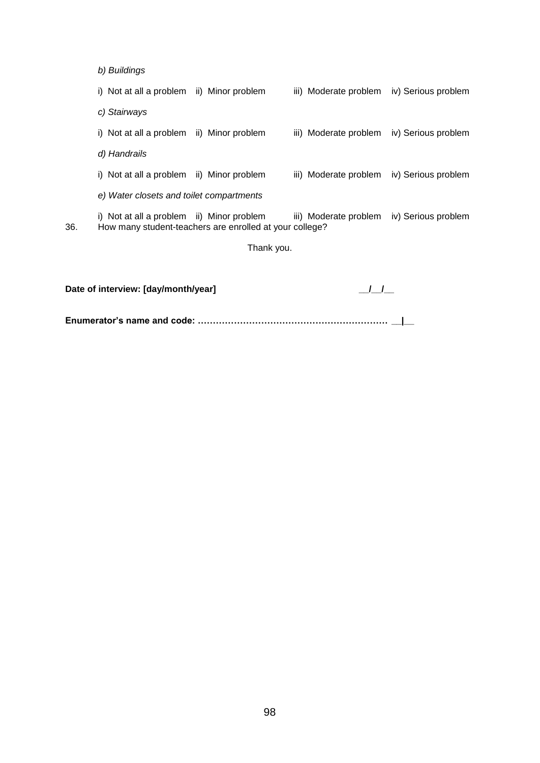*b) Buildings*

i) Not at all a problem ii) Minor problem iii) Moderate problem iv) Serious problem

*c) Stairways*

i) Not at all a problem ii) Minor problem iii) Moderate problem iv) Serious problem

*d) Handrails*

i) Not at all a problem ii) Minor problem iii) Moderate problem iv) Serious problem

*e) Water closets and toilet compartments*

i) Not at all a problem ii) Minor problem iii) Moderate problem iv) Serious problem

36. How many student-teachers are enrolled at your college?

Thank you.

**Date of interview: [day/month/year]** __/__/__

**Enumerator's name and code: ……………………………………………………… __|__**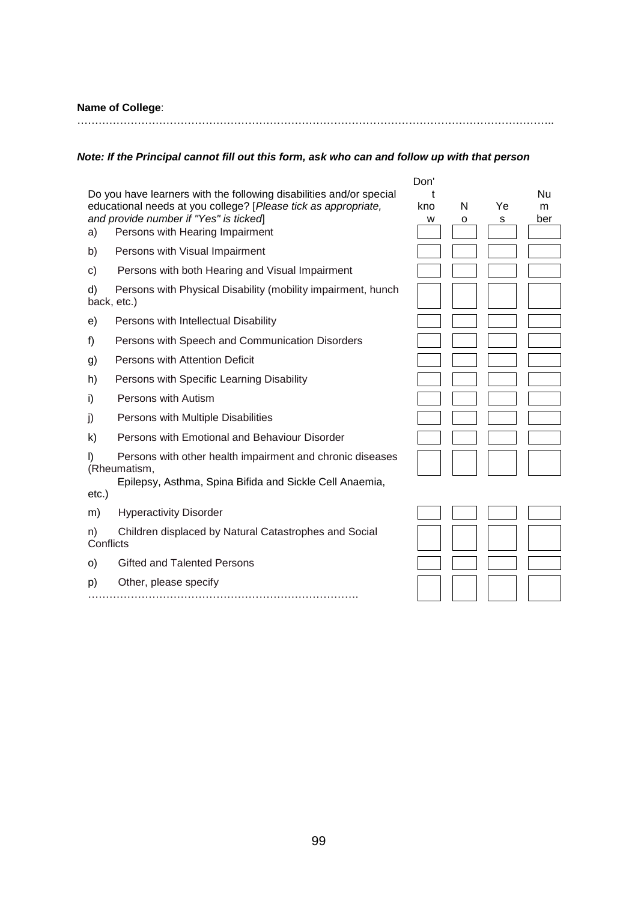**Name of College**: ……………………………………………………………………………………………………………………..

***Note: If the Principal cannot fill out this form, ask who can and follow up with that person***

| Do you have learners with the following disabilities and/or special educational needs at you college? [*Please tick as appropriate, and provide number if "Yes" is ticked*] | Don't know | No | Yes | Number |
|---|---|---|---|---|
| a) Persons with Hearing Impairment | | | | |
| b) Persons with Visual Impairment | | | | |
| c) Persons with both Hearing and Visual Impairment | | | | |
| d) Persons with Physical Disability (mobility impairment, hunch back, etc.) | | | | |
| e) Persons with Intellectual Disability | | | | |
| f) Persons with Speech and Communication Disorders | | | | |
| g) Persons with Attention Deficit | | | | |
| h) Persons with Specific Learning Disability | | | | |
| i) Persons with Autism | | | | |
| j) Persons with Multiple Disabilities | | | | |
| k) Persons with Emotional and Behaviour Disorder | | | | |
| l) Persons with other health impairment and chronic diseases (Rheumatism, Epilepsy, Asthma, Spina Bifida and Sickle Cell Anaemia, etc.) | | | | |
| m) Hyperactivity Disorder | | | | |
| n) Children displaced by Natural Catastrophes and Social Conflicts | | | | |
| o) Gifted and Talented Persons | | | | |
| p) Other, please specify ………………………………………………………………… | | | | |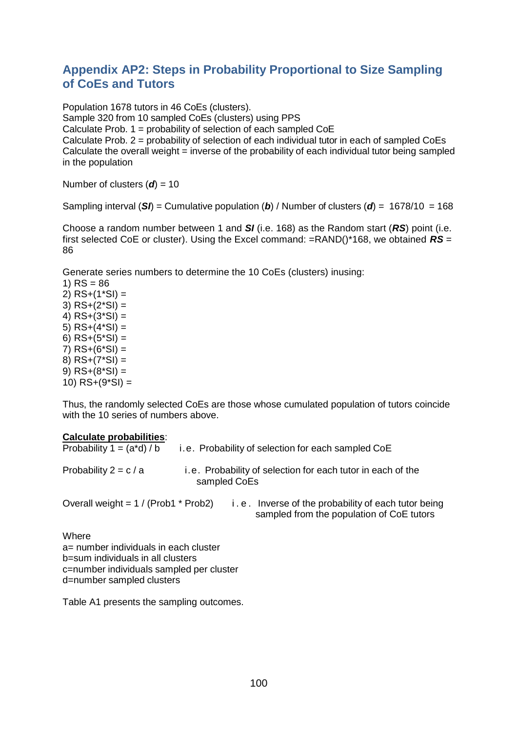## Appendix AP2: Steps in Probability Proportional to Size Sampling of CoEs and Tutors

Population 1678 tutors in 46 CoEs (clusters).
Sample 320 from 10 sampled CoEs (clusters) using PPS
Calculate Prob. 1 = probability of selection of each sampled CoE
Calculate Prob. 2 = probability of selection of each individual tutor in each of sampled CoEs
Calculate the overall weight = inverse of the probability of each individual tutor being sampled in the population

Number of clusters (***d***) = 10

Sampling interval (***SI***) = Cumulative population (***b***) / Number of clusters (***d***) = 1678/10 = 168

Choose a random number between 1 and ***SI*** (i.e. 168) as the Random start (***RS***) point (i.e. first selected CoE or cluster). Using the Excel command: =RAND()*168, we obtained ***RS*** = 86

Generate series numbers to determine the 10 CoEs (clusters) inusing:
1) RS = 86
2) RS+(1*SI) =
3) RS+(2*SI) =
4) RS+(3*SI) =
5) RS+(4*SI) =
6) RS+(5*SI) =
7) RS+(6*SI) =
8) RS+(7*SI) =
9) RS+(8*SI) =
10) RS+(9*SI) =

Thus, the randomly selected CoEs are those whose cumulated population of tutors coincide with the 10 series of numbers above.

**<u>Calculate probabilities</u>**:

Probability 1 = (a*d) / b    i.e. Probability of selection for each sampled CoE

Probability 2 = c / a    i.e. Probability of selection for each tutor in each of the sampled CoEs

Overall weight = 1 / (Prob1 * Prob2)    i.e. Inverse of the probability of each tutor being sampled from the population of CoE tutors

Where
a= number individuals in each cluster
b=sum individuals in all clusters
c=number individuals sampled per cluster
d=number sampled clusters

Table A1 presents the sampling outcomes.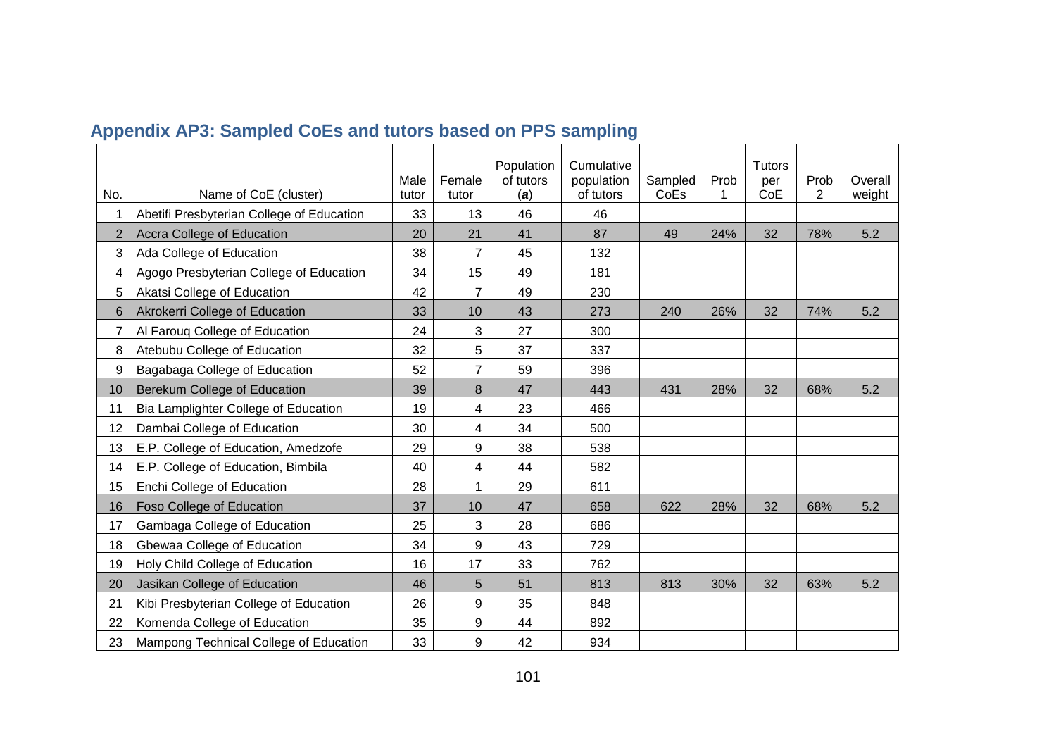## Appendix AP3: Sampled CoEs and tutors based on PPS sampling

| No. | Name of CoE (cluster) | Male tutor | Female tutor | Population of tutors (***a***) | Cumulative population of tutors | Sampled CoEs | Prob 1 | Tutors per CoE | Prob 2 | Overall weight |
|---|---|---|---|---|---|---|---|---|---|---|
| 1 | Abetifi Presbyterian College of Education | 33 | 13 | 46 | 46 | | | | | |
| 2 | Accra College of Education | 20 | 21 | 41 | 87 | 49 | 24% | 32 | 78% | 5.2 |
| 3 | Ada College of Education | 38 | 7 | 45 | 132 | | | | | |
| 4 | Agogo Presbyterian College of Education | 34 | 15 | 49 | 181 | | | | | |
| 5 | Akatsi College of Education | 42 | 7 | 49 | 230 | | | | | |
| 6 | Akrokerri College of Education | 33 | 10 | 43 | 273 | 240 | 26% | 32 | 74% | 5.2 |
| 7 | Al Farouq College of Education | 24 | 3 | 27 | 300 | | | | | |
| 8 | Atebubu College of Education | 32 | 5 | 37 | 337 | | | | | |
| 9 | Bagabaga College of Education | 52 | 7 | 59 | 396 | | | | | |
| 10 | Berekum College of Education | 39 | 8 | 47 | 443 | 431 | 28% | 32 | 68% | 5.2 |
| 11 | Bia Lamplighter College of Education | 19 | 4 | 23 | 466 | | | | | |
| 12 | Dambai College of Education | 30 | 4 | 34 | 500 | | | | | |
| 13 | E.P. College of Education, Amedzofe | 29 | 9 | 38 | 538 | | | | | |
| 14 | E.P. College of Education, Bimbila | 40 | 4 | 44 | 582 | | | | | |
| 15 | Enchi College of Education | 28 | 1 | 29 | 611 | | | | | |
| 16 | Foso College of Education | 37 | 10 | 47 | 658 | 622 | 28% | 32 | 68% | 5.2 |
| 17 | Gambaga College of Education | 25 | 3 | 28 | 686 | | | | | |
| 18 | Gbewaa College of Education | 34 | 9 | 43 | 729 | | | | | |
| 19 | Holy Child College of Education | 16 | 17 | 33 | 762 | | | | | |
| 20 | Jasikan College of Education | 46 | 5 | 51 | 813 | 813 | 30% | 32 | 63% | 5.2 |
| 21 | Kibi Presbyterian College of Education | 26 | 9 | 35 | 848 | | | | | |
| 22 | Komenda College of Education | 35 | 9 | 44 | 892 | | | | | |
| 23 | Mampong Technical College of Education | 33 | 9 | 42 | 934 | | | | | |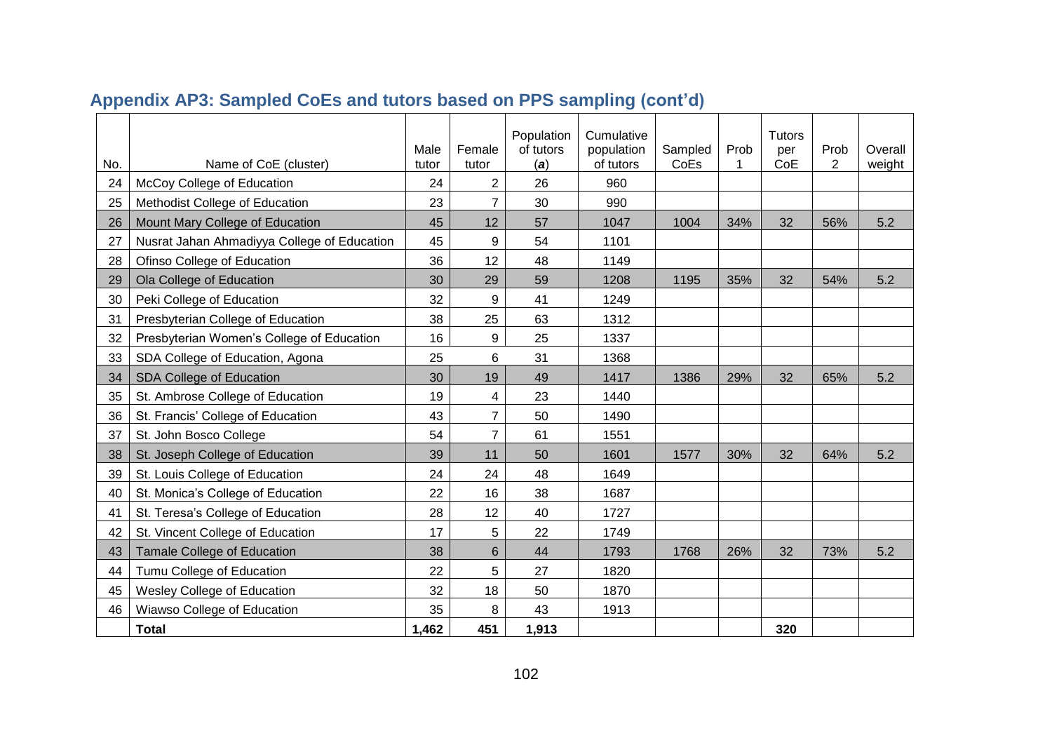## Appendix AP3: Sampled CoEs and tutors based on PPS sampling (cont'd)

| No. | Name of CoE (cluster) | Male tutor | Female tutor | Population of tutors (***a***) | Cumulative population of tutors | Sampled CoEs | Prob 1 | Tutors per CoE | Prob 2 | Overall weight |
|---|---|---|---|---|---|---|---|---|---|---|
| 24 | McCoy College of Education | 24 | 2 | 26 | 960 | | | | | |
| 25 | Methodist College of Education | 23 | 7 | 30 | 990 | | | | | |
| 26 | Mount Mary College of Education | 45 | 12 | 57 | 1047 | 1004 | 34% | 32 | 56% | 5.2 |
| 27 | Nusrat Jahan Ahmadiyya College of Education | 45 | 9 | 54 | 1101 | | | | | |
| 28 | Ofinso College of Education | 36 | 12 | 48 | 1149 | | | | | |
| 29 | Ola College of Education | 30 | 29 | 59 | 1208 | 1195 | 35% | 32 | 54% | 5.2 |
| 30 | Peki College of Education | 32 | 9 | 41 | 1249 | | | | | |
| 31 | Presbyterian College of Education | 38 | 25 | 63 | 1312 | | | | | |
| 32 | Presbyterian Women's College of Education | 16 | 9 | 25 | 1337 | | | | | |
| 33 | SDA College of Education, Agona | 25 | 6 | 31 | 1368 | | | | | |
| 34 | SDA College of Education | 30 | 19 | 49 | 1417 | 1386 | 29% | 32 | 65% | 5.2 |
| 35 | St. Ambrose College of Education | 19 | 4 | 23 | 1440 | | | | | |
| 36 | St. Francis' College of Education | 43 | 7 | 50 | 1490 | | | | | |
| 37 | St. John Bosco College | 54 | 7 | 61 | 1551 | | | | | |
| 38 | St. Joseph College of Education | 39 | 11 | 50 | 1601 | 1577 | 30% | 32 | 64% | 5.2 |
| 39 | St. Louis College of Education | 24 | 24 | 48 | 1649 | | | | | |
| 40 | St. Monica's College of Education | 22 | 16 | 38 | 1687 | | | | | |
| 41 | St. Teresa's College of Education | 28 | 12 | 40 | 1727 | | | | | |
| 42 | St. Vincent College of Education | 17 | 5 | 22 | 1749 | | | | | |
| 43 | Tamale College of Education | 38 | 6 | 44 | 1793 | 1768 | 26% | 32 | 73% | 5.2 |
| 44 | Tumu College of Education | 22 | 5 | 27 | 1820 | | | | | |
| 45 | Wesley College of Education | 32 | 18 | 50 | 1870 | | | | | |
| 46 | Wiawso College of Education | 35 | 8 | 43 | 1913 | | | | | |
| | **Total** | **1,462** | **451** | **1,913** | | | | **320** | | |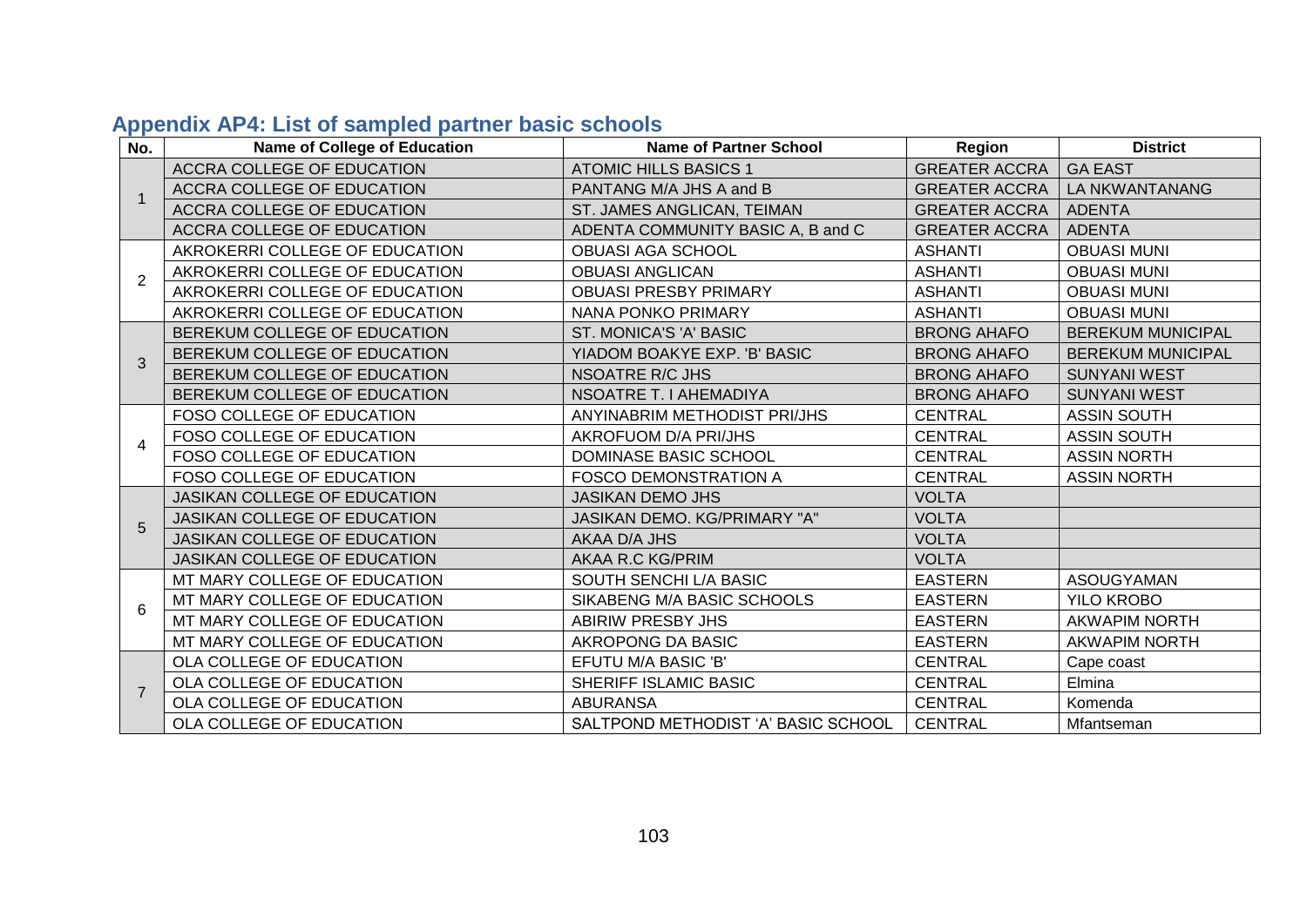## Appendix AP4: List of sampled partner basic schools

| No. | Name of College of Education | Name of Partner School | Region | District |
|---|---|---|---|---|
| 1 | ACCRA COLLEGE OF EDUCATION | ATOMIC HILLS BASICS 1 | GREATER ACCRA | GA EAST |
| | ACCRA COLLEGE OF EDUCATION | PANTANG M/A JHS A and B | GREATER ACCRA | LA NKWANTANANG |
| | ACCRA COLLEGE OF EDUCATION | ST. JAMES ANGLICAN, TEIMAN | GREATER ACCRA | ADENTA |
| | ACCRA COLLEGE OF EDUCATION | ADENTA COMMUNITY BASIC A, B and C | GREATER ACCRA | ADENTA |
| 2 | AKROKERRI COLLEGE OF EDUCATION | OBUASI AGA SCHOOL | ASHANTI | OBUASI MUNI |
| | AKROKERRI COLLEGE OF EDUCATION | OBUASI ANGLICAN | ASHANTI | OBUASI MUNI |
| | AKROKERRI COLLEGE OF EDUCATION | OBUASI PRESBY PRIMARY | ASHANTI | OBUASI MUNI |
| | AKROKERRI COLLEGE OF EDUCATION | NANA PONKO PRIMARY | ASHANTI | OBUASI MUNI |
| 3 | BEREKUM COLLEGE OF EDUCATION | ST. MONICA'S 'A' BASIC | BRONG AHAFO | BEREKUM MUNICIPAL |
| | BEREKUM COLLEGE OF EDUCATION | YIADOM BOAKYE EXP. 'B' BASIC | BRONG AHAFO | BEREKUM MUNICIPAL |
| | BEREKUM COLLEGE OF EDUCATION | NSOATRE R/C JHS | BRONG AHAFO | SUNYANI WEST |
| | BEREKUM COLLEGE OF EDUCATION | NSOATRE T. I AHEMADIYA | BRONG AHAFO | SUNYANI WEST |
| 4 | FOSO COLLEGE OF EDUCATION | ANYINABRIM METHODIST PRI/JHS | CENTRAL | ASSIN SOUTH |
| | FOSO COLLEGE OF EDUCATION | AKROFUOM D/A PRI/JHS | CENTRAL | ASSIN SOUTH |
| | FOSO COLLEGE OF EDUCATION | DOMINASE BASIC SCHOOL | CENTRAL | ASSIN NORTH |
| | FOSO COLLEGE OF EDUCATION | FOSCO DEMONSTRATION A | CENTRAL | ASSIN NORTH |
| 5 | JASIKAN COLLEGE OF EDUCATION | JASIKAN DEMO JHS | VOLTA | |
| | JASIKAN COLLEGE OF EDUCATION | JASIKAN DEMO. KG/PRIMARY "A" | VOLTA | |
| | JASIKAN COLLEGE OF EDUCATION | AKAA D/A JHS | VOLTA | |
| | JASIKAN COLLEGE OF EDUCATION | AKAA R.C KG/PRIM | VOLTA | |
| 6 | MT MARY COLLEGE OF EDUCATION | SOUTH SENCHI L/A BASIC | EASTERN | ASOUGYAMAN |
| | MT MARY COLLEGE OF EDUCATION | SIKABENG M/A BASIC SCHOOLS | EASTERN | YILO KROBO |
| | MT MARY COLLEGE OF EDUCATION | ABIRIW PRESBY JHS | EASTERN | AKWAPIM NORTH |
| | MT MARY COLLEGE OF EDUCATION | AKROPONG DA BASIC | EASTERN | AKWAPIM NORTH |
| 7 | OLA COLLEGE OF EDUCATION | EFUTU M/A BASIC 'B' | CENTRAL | Cape coast |
| | OLA COLLEGE OF EDUCATION | SHERIFF ISLAMIC BASIC | CENTRAL | Elmina |
| | OLA COLLEGE OF EDUCATION | ABURANSA | CENTRAL | Komenda |
| | OLA COLLEGE OF EDUCATION | SALTPOND METHODIST 'A' BASIC SCHOOL | CENTRAL | Mfantseman |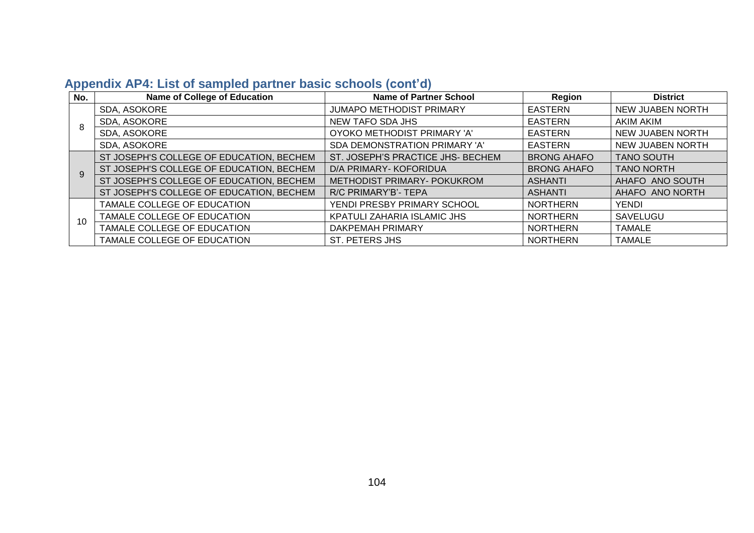## Appendix AP4: List of sampled partner basic schools (cont'd)

| No. | Name of College of Education | Name of Partner School | Region | District |
|---|---|---|---|---|
| 8 | SDA, ASOKORE | JUMAPO METHODIST PRIMARY | EASTERN | NEW JUABEN NORTH |
| | SDA, ASOKORE | NEW TAFO SDA JHS | EASTERN | AKIM AKIM |
| | SDA, ASOKORE | OYOKO METHODIST PRIMARY 'A' | EASTERN | NEW JUABEN NORTH |
| | SDA, ASOKORE | SDA DEMONSTRATION PRIMARY 'A' | EASTERN | NEW JUABEN NORTH |
| 9 | ST JOSEPH'S COLLEGE OF EDUCATION, BECHEM | ST. JOSEPH'S PRACTICE JHS- BECHEM | BRONG AHAFO | TANO SOUTH |
| | ST JOSEPH'S COLLEGE OF EDUCATION, BECHEM | D/A PRIMARY- KOFORIDUA | BRONG AHAFO | TANO NORTH |
| | ST JOSEPH'S COLLEGE OF EDUCATION, BECHEM | METHODIST PRIMARY- POKUKROM | ASHANTI | AHAFO ANO SOUTH |
| | ST JOSEPH'S COLLEGE OF EDUCATION, BECHEM | R/C PRIMARY'B'- TEPA | ASHANTI | AHAFO ANO NORTH |
| 10 | TAMALE COLLEGE OF EDUCATION | YENDI PRESBY PRIMARY SCHOOL | NORTHERN | YENDI |
| | TAMALE COLLEGE OF EDUCATION | KPATULI ZAHARIA ISLAMIC JHS | NORTHERN | SAVELUGU |
| | TAMALE COLLEGE OF EDUCATION | DAKPEMAH PRIMARY | NORTHERN | TAMALE |
| | TAMALE COLLEGE OF EDUCATION | ST. PETERS JHS | NORTHERN | TAMALE |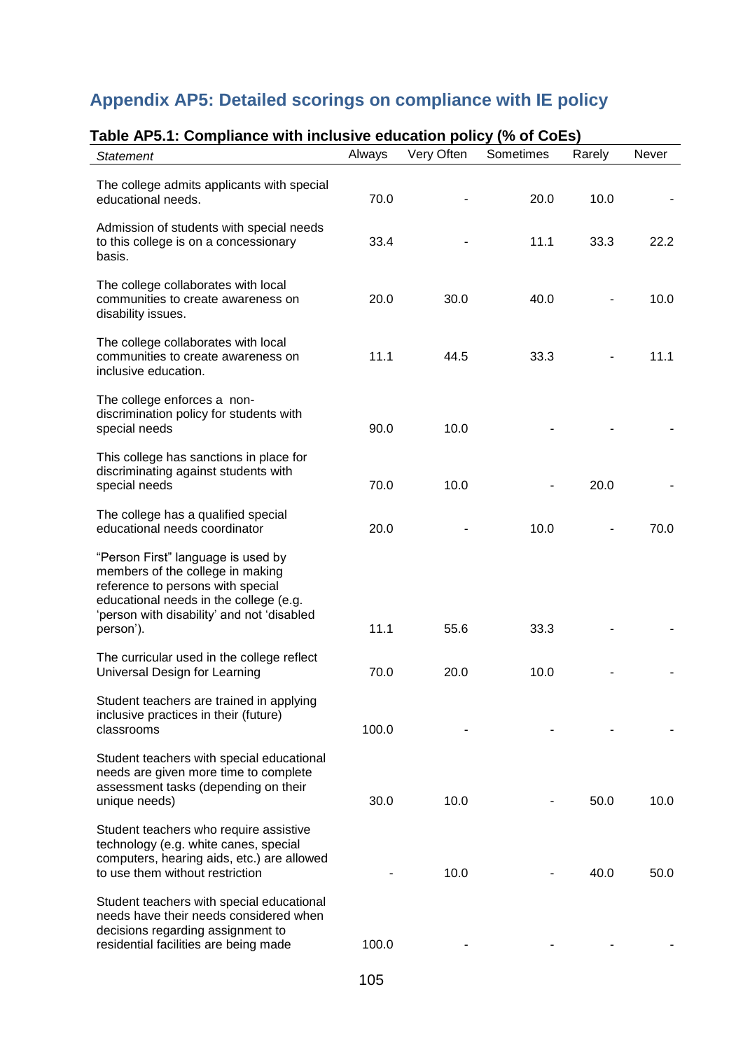## Appendix AP5: Detailed scorings on compliance with IE policy

**Table AP5.1: Compliance with inclusive education policy (% of CoEs)**

| *Statement* | Always | Very Often | Sometimes | Rarely | Never |
|---|---|---|---|---|---|
| The college admits applicants with special educational needs. | 70.0 | - | 20.0 | 10.0 | - |
| Admission of students with special needs to this college is on a concessionary basis. | 33.4 | - | 11.1 | 33.3 | 22.2 |
| The college collaborates with local communities to create awareness on disability issues. | 20.0 | 30.0 | 40.0 | - | 10.0 |
| The college collaborates with local communities to create awareness on inclusive education. | 11.1 | 44.5 | 33.3 | - | 11.1 |
| The college enforces a non-discrimination policy for students with special needs | 90.0 | 10.0 | - | - | - |
| This college has sanctions in place for discriminating against students with special needs | 70.0 | 10.0 | - | 20.0 | - |
| The college has a qualified special educational needs coordinator | 20.0 | - | 10.0 | - | 70.0 |
| "Person First" language is used by members of the college in making reference to persons with special educational needs in the college (e.g. 'person with disability' and not 'disabled person'). | 11.1 | 55.6 | 33.3 | - | - |
| The curricular used in the college reflect Universal Design for Learning | 70.0 | 20.0 | 10.0 | - | - |
| Student teachers are trained in applying inclusive practices in their (future) classrooms | 100.0 | - | - | - | - |
| Student teachers with special educational needs are given more time to complete assessment tasks (depending on their unique needs) | 30.0 | 10.0 | - | 50.0 | 10.0 |
| Student teachers who require assistive technology (e.g. white canes, special computers, hearing aids, etc.) are allowed to use them without restriction | - | 10.0 | - | 40.0 | 50.0 |
| Student teachers with special educational needs have their needs considered when decisions regarding assignment to residential facilities are being made | 100.0 | - | - | - | - |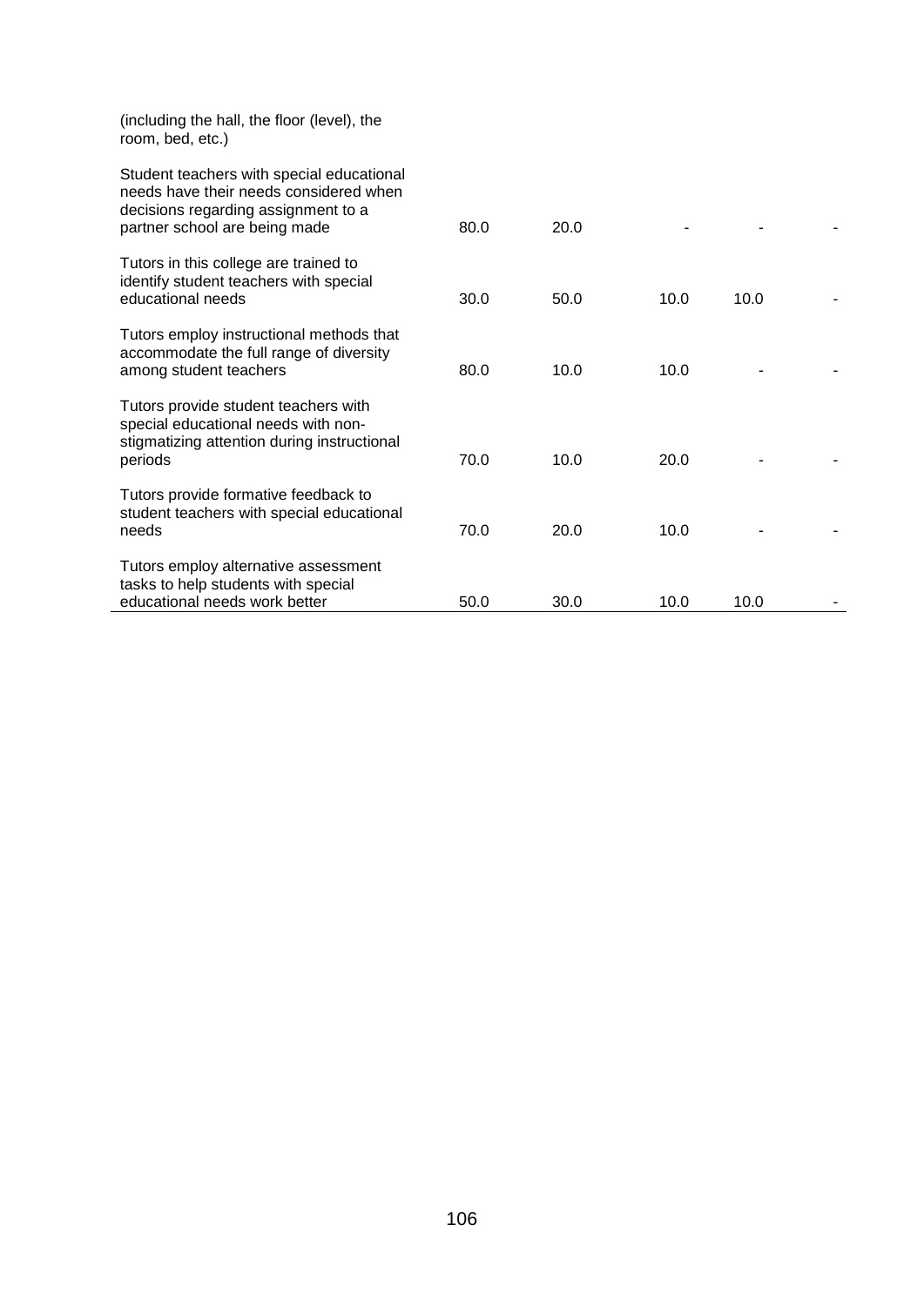| | | | | | |
|---|---|---|---|---|---|
| (including the hall, the floor (level), the room, bed, etc.) | | | | | |
| Student teachers with special educational needs have their needs considered when decisions regarding assignment to a partner school are being made | 80.0 | 20.0 | - | - | - |
| Tutors in this college are trained to identify student teachers with special educational needs | 30.0 | 50.0 | 10.0 | 10.0 | - |
| Tutors employ instructional methods that accommodate the full range of diversity among student teachers | 80.0 | 10.0 | 10.0 | - | - |
| Tutors provide student teachers with special educational needs with non-stigmatizing attention during instructional periods | 70.0 | 10.0 | 20.0 | - | - |
| Tutors provide formative feedback to student teachers with special educational needs | 70.0 | 20.0 | 10.0 | - | - |
| Tutors employ alternative assessment tasks to help students with special educational needs work better | 50.0 | 30.0 | 10.0 | 10.0 | - |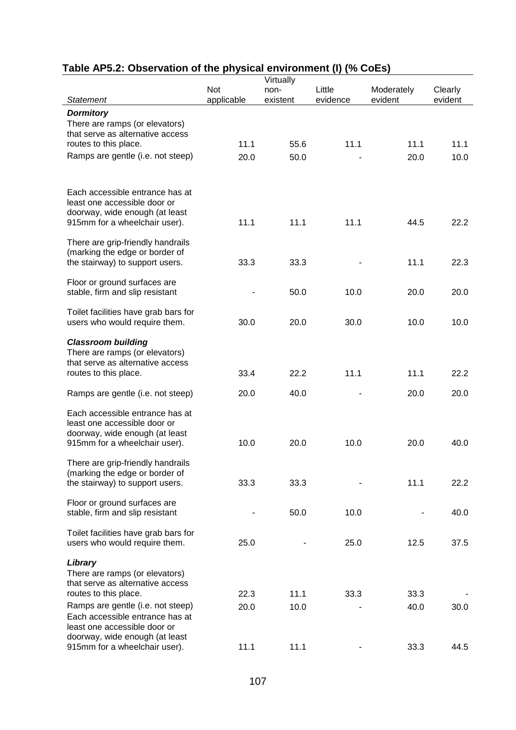## Table AP5.2: Observation of the physical environment (I) (% CoEs)

| *Statement* | Not applicable | Virtually non-existent | Little evidence | Moderately evident | Clearly evident |
|---|---|---|---|---|---|
| ***Dormitory*** | | | | | |
| There are ramps (or elevators) that serve as alternative access routes to this place. | 11.1 | 55.6 | 11.1 | 11.1 | 11.1 |
| Ramps are gentle (i.e. not steep) | 20.0 | 50.0 | - | 20.0 | 10.0 |
| Each accessible entrance has at least one accessible door or doorway, wide enough (at least 915mm for a wheelchair user). | 11.1 | 11.1 | 11.1 | 44.5 | 22.2 |
| There are grip-friendly handrails (marking the edge or border of the stairway) to support users. | 33.3 | 33.3 | - | 11.1 | 22.3 |
| Floor or ground surfaces are stable, firm and slip resistant | - | 50.0 | 10.0 | 20.0 | 20.0 |
| Toilet facilities have grab bars for users who would require them. | 30.0 | 20.0 | 30.0 | 10.0 | 10.0 |
| ***Classroom building*** | | | | | |
| There are ramps (or elevators) that serve as alternative access routes to this place. | 33.4 | 22.2 | 11.1 | 11.1 | 22.2 |
| Ramps are gentle (i.e. not steep) | 20.0 | 40.0 | - | 20.0 | 20.0 |
| Each accessible entrance has at least one accessible door or doorway, wide enough (at least 915mm for a wheelchair user). | 10.0 | 20.0 | 10.0 | 20.0 | 40.0 |
| There are grip-friendly handrails (marking the edge or border of the stairway) to support users. | 33.3 | 33.3 | - | 11.1 | 22.2 |
| Floor or ground surfaces are stable, firm and slip resistant | - | 50.0 | 10.0 | - | 40.0 |
| Toilet facilities have grab bars for users who would require them. | 25.0 | - | 25.0 | 12.5 | 37.5 |
| ***Library*** | | | | | |
| There are ramps (or elevators) that serve as alternative access routes to this place. | 22.3 | 11.1 | 33.3 | 33.3 | - |
| Ramps are gentle (i.e. not steep) | 20.0 | 10.0 | - | 40.0 | 30.0 |
| Each accessible entrance has at least one accessible door or doorway, wide enough (at least 915mm for a wheelchair user). | 11.1 | 11.1 | - | 33.3 | 44.5 |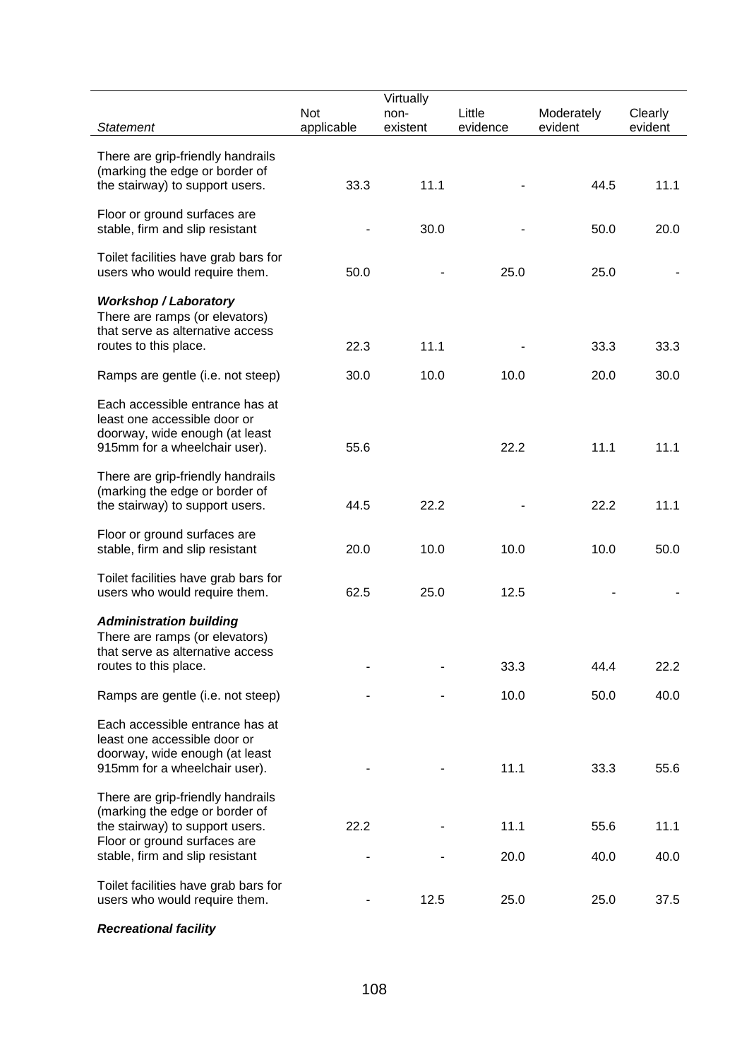| *Statement* | Not applicable | Virtually non-existent | Little evidence | Moderately evident | Clearly evident |
|---|---|---|---|---|---|
| There are grip-friendly handrails (marking the edge or border of the stairway) to support users. | 33.3 | 11.1 | - | 44.5 | 11.1 |
| Floor or ground surfaces are stable, firm and slip resistant | - | 30.0 | - | 50.0 | 20.0 |
| Toilet facilities have grab bars for users who would require them. | 50.0 | - | 25.0 | 25.0 | - |
| ***Workshop / Laboratory*** There are ramps (or elevators) that serve as alternative access routes to this place. | 22.3 | 11.1 | - | 33.3 | 33.3 |
| Ramps are gentle (i.e. not steep) | 30.0 | 10.0 | 10.0 | 20.0 | 30.0 |
| Each accessible entrance has at least one accessible door or doorway, wide enough (at least 915mm for a wheelchair user). | 55.6 | | 22.2 | 11.1 | 11.1 |
| There are grip-friendly handrails (marking the edge or border of the stairway) to support users. | 44.5 | 22.2 | - | 22.2 | 11.1 |
| Floor or ground surfaces are stable, firm and slip resistant | 20.0 | 10.0 | 10.0 | 10.0 | 50.0 |
| Toilet facilities have grab bars for users who would require them. | 62.5 | 25.0 | 12.5 | - | - |
| ***Administration building*** There are ramps (or elevators) that serve as alternative access routes to this place. | - | - | 33.3 | 44.4 | 22.2 |
| Ramps are gentle (i.e. not steep) | - | - | 10.0 | 50.0 | 40.0 |
| Each accessible entrance has at least one accessible door or doorway, wide enough (at least 915mm for a wheelchair user). | - | - | 11.1 | 33.3 | 55.6 |
| There are grip-friendly handrails (marking the edge or border of the stairway) to support users. | 22.2 | - | 11.1 | 55.6 | 11.1 |
| Floor or ground surfaces are stable, firm and slip resistant | - | - | 20.0 | 40.0 | 40.0 |
| Toilet facilities have grab bars for users who would require them. | - | 12.5 | 25.0 | 25.0 | 37.5 |
| ***Recreational facility*** | | | | | |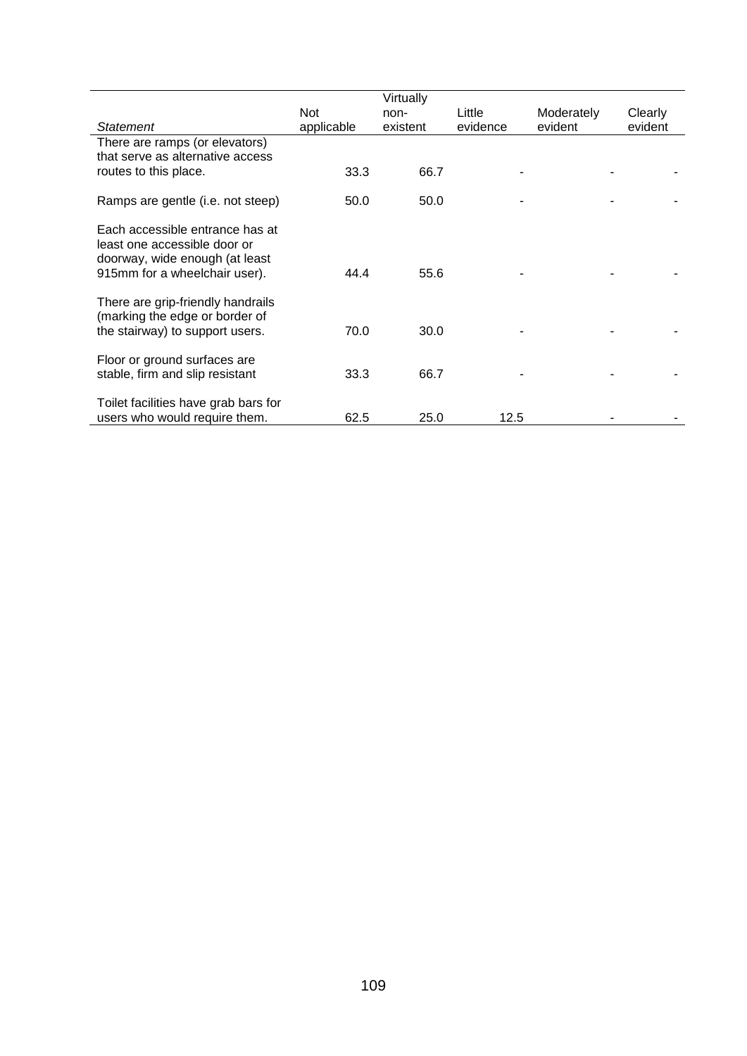| *Statement* | Not applicable | Virtually non-existent | Little evidence | Moderately evident | Clearly evident |
|---|---|---|---|---|---|
| There are ramps (or elevators) that serve as alternative access routes to this place. | 33.3 | 66.7 | - | - | - |
| Ramps are gentle (i.e. not steep) | 50.0 | 50.0 | - | - | - |
| Each accessible entrance has at least one accessible door or doorway, wide enough (at least 915mm for a wheelchair user). | 44.4 | 55.6 | - | - | - |
| There are grip-friendly handrails (marking the edge or border of the stairway) to support users. | 70.0 | 30.0 | - | - | - |
| Floor or ground surfaces are stable, firm and slip resistant | 33.3 | 66.7 | - | - | - |
| Toilet facilities have grab bars for users who would require them. | 62.5 | 25.0 | 12.5 | - | - |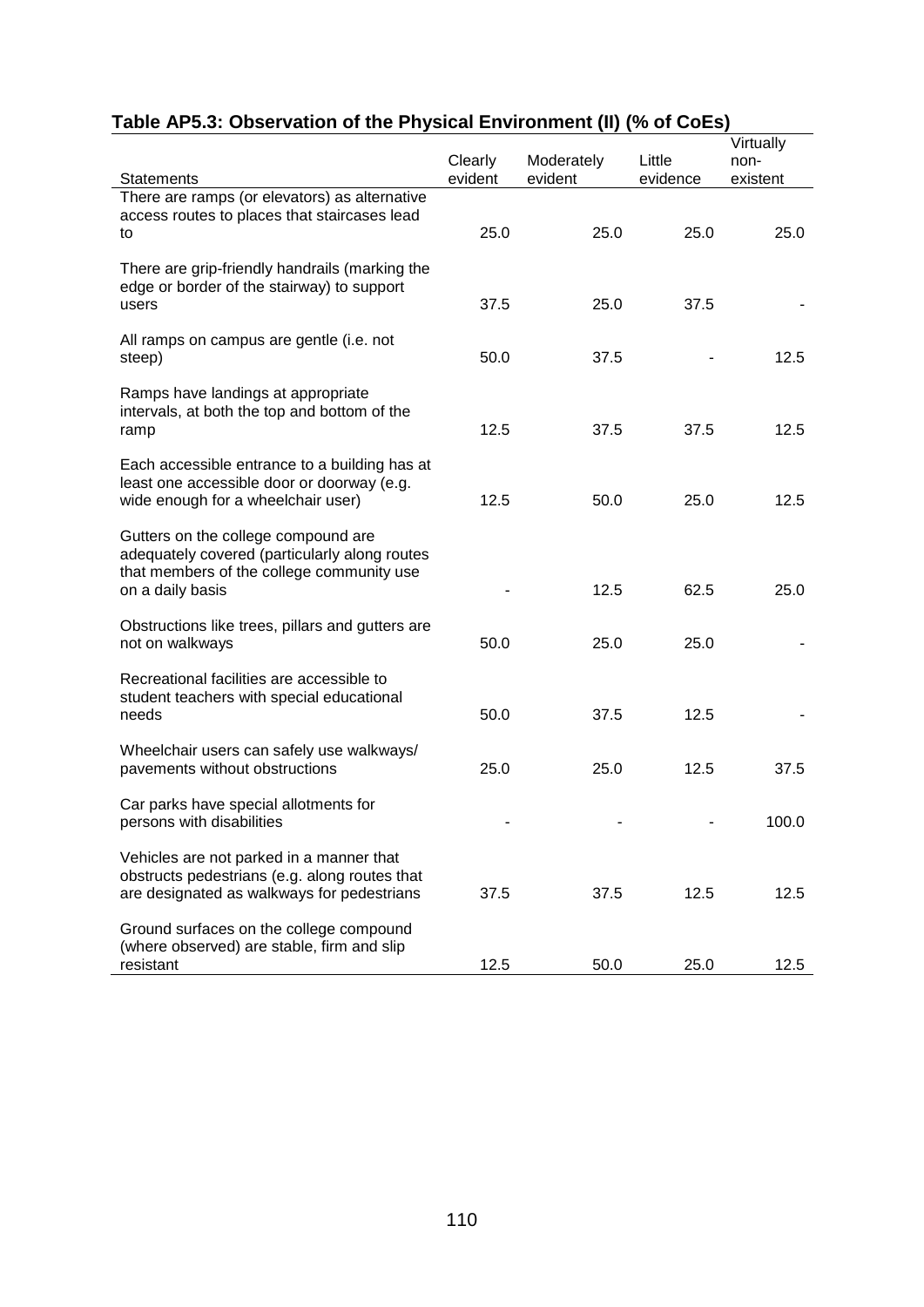## Table AP5.3: Observation of the Physical Environment (II) (% of CoEs)

| Statements | Clearly evident | Moderately evident | Little evidence | Virtually non-existent |
|---|---|---|---|---|
| There are ramps (or elevators) as alternative access routes to places that staircases lead to | 25.0 | 25.0 | 25.0 | 25.0 |
| There are grip-friendly handrails (marking the edge or border of the stairway) to support users | 37.5 | 25.0 | 37.5 | - |
| All ramps on campus are gentle (i.e. not steep) | 50.0 | 37.5 | - | 12.5 |
| Ramps have landings at appropriate intervals, at both the top and bottom of the ramp | 12.5 | 37.5 | 37.5 | 12.5 |
| Each accessible entrance to a building has at least one accessible door or doorway (e.g. wide enough for a wheelchair user) | 12.5 | 50.0 | 25.0 | 12.5 |
| Gutters on the college compound are adequately covered (particularly along routes that members of the college community use on a daily basis | - | 12.5 | 62.5 | 25.0 |
| Obstructions like trees, pillars and gutters are not on walkways | 50.0 | 25.0 | 25.0 | - |
| Recreational facilities are accessible to student teachers with special educational needs | 50.0 | 37.5 | 12.5 | - |
| Wheelchair users can safely use walkways/ pavements without obstructions | 25.0 | 25.0 | 12.5 | 37.5 |
| Car parks have special allotments for persons with disabilities | - | - | - | 100.0 |
| Vehicles are not parked in a manner that obstructs pedestrians (e.g. along routes that are designated as walkways for pedestrians | 37.5 | 37.5 | 12.5 | 12.5 |
| Ground surfaces on the college compound (where observed) are stable, firm and slip resistant | 12.5 | 50.0 | 25.0 | 12.5 |